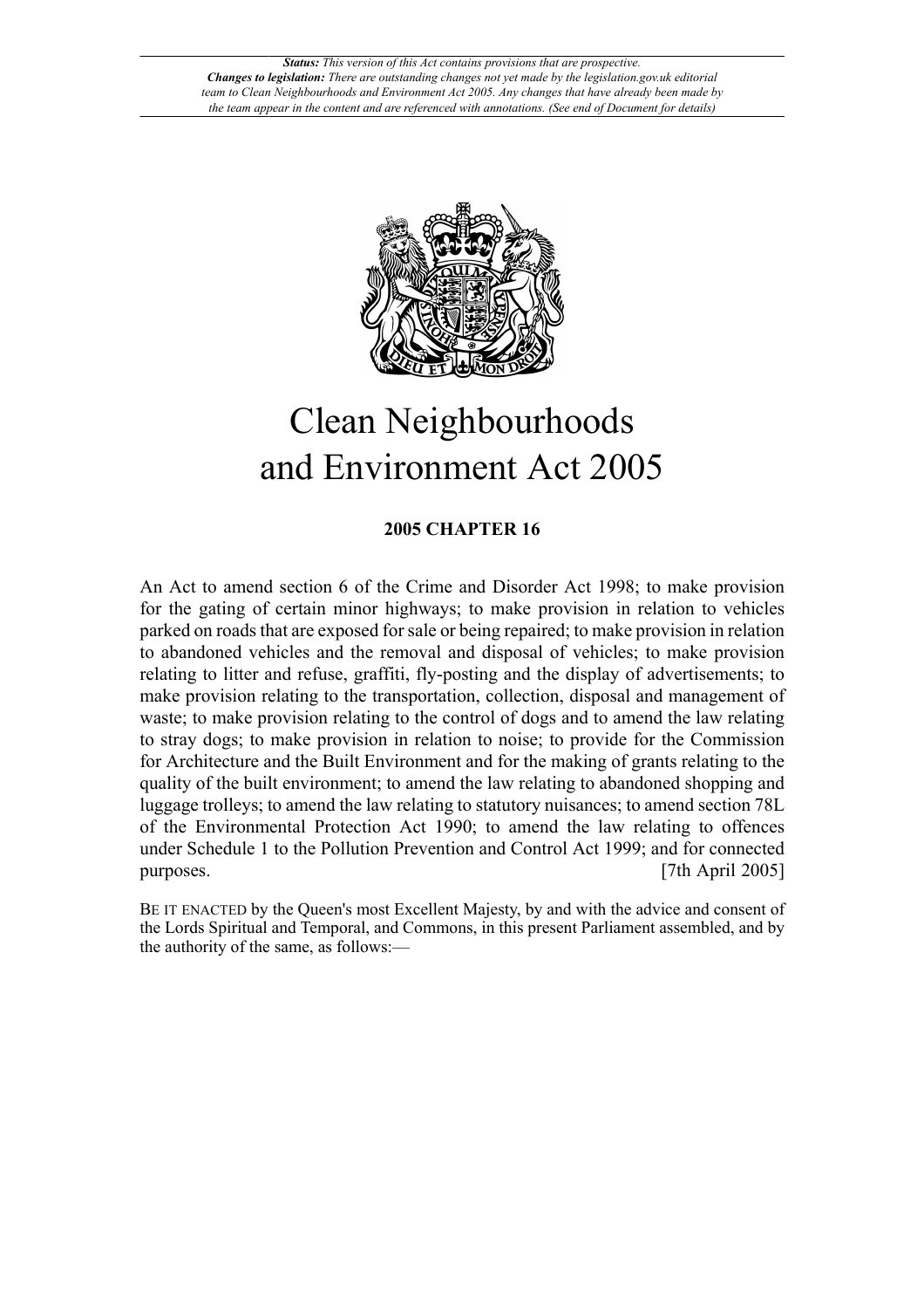*Status: This version of this Act contains provisions that are prospective.*
*Changes to legislation: There are outstanding changes not yet made by the legislation.gov.uk editorial team to Clean Neighbourhoods and Environment Act 2005. Any changes that have already been made by the team appear in the content and are referenced with annotations. (See end of Document for details)*

# Clean Neighbourhoods and Environment Act 2005

**2005 CHAPTER 16**

An Act to amend section 6 of the Crime and Disorder Act 1998; to make provision for the gating of certain minor highways; to make provision in relation to vehicles parked on roads that are exposed for sale or being repaired; to make provision in relation to abandoned vehicles and the removal and disposal of vehicles; to make provision relating to litter and refuse, graffiti, fly-posting and the display of advertisements; to make provision relating to the transportation, collection, disposal and management of waste; to make provision relating to the control of dogs and to amend the law relating to stray dogs; to make provision in relation to noise; to provide for the Commission for Architecture and the Built Environment and for the making of grants relating to the quality of the built environment; to amend the law relating to abandoned shopping and luggage trolleys; to amend the law relating to statutory nuisances; to amend section 78L of the Environmental Protection Act 1990; to amend the law relating to offences under Schedule 1 to the Pollution Prevention and Control Act 1999; and for connected purposes. [7th April 2005]

BE IT ENACTED by the Queen's most Excellent Majesty, by and with the advice and consent of the Lords Spiritual and Temporal, and Commons, in this present Parliament assembled, and by the authority of the same, as follows:—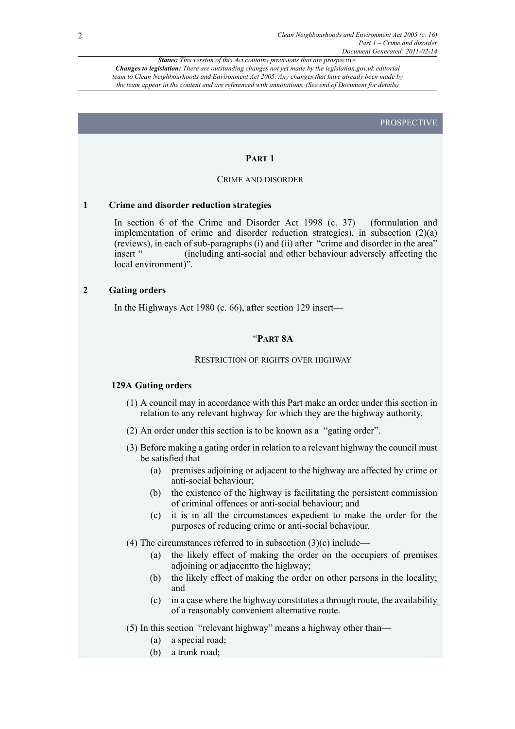*Status: This version of this Act contains provisions that are prospective.*
*Changes to legislation: There are outstanding changes not yet made by the legislation.gov.uk editorial team to Clean Neighbourhoods and Environment Act 2005. Any changes that have already been made by the team appear in the content and are referenced with annotations. (See end of Document for details)*

PROSPECTIVE

## PART 1

### CRIME AND DISORDER

**1 Crime and disorder reduction strategies**

In section 6 of the Crime and Disorder Act 1998 (c. 37) (formulation and implementation of crime and disorder reduction strategies), in subsection (2)(a) (reviews), in each of sub-paragraphs (i) and (ii) after "crime and disorder in the area" insert " (including anti-social and other behaviour adversely affecting the local environment)".

**2 Gating orders**

In the Highways Act 1980 (c. 66), after section 129 insert—

"**PART 8A**

RESTRICTION OF RIGHTS OVER HIGHWAY

**129A Gating orders**

(1) A council may in accordance with this Part make an order under this section in relation to any relevant highway for which they are the highway authority.

(2) An order under this section is to be known as a "gating order".

(3) Before making a gating order in relation to a relevant highway the council must be satisfied that—

- (a) premises adjoining or adjacent to the highway are affected by crime or anti-social behaviour;
- (b) the existence of the highway is facilitating the persistent commission of criminal offences or anti-social behaviour; and
- (c) it is in all the circumstances expedient to make the order for the purposes of reducing crime or anti-social behaviour.

(4) The circumstances referred to in subsection (3)(c) include—

- (a) the likely effect of making the order on the occupiers of premises adjoining or adjacentto the highway;
- (b) the likely effect of making the order on other persons in the locality; and
- (c) in a case where the highway constitutes a through route, the availability of a reasonably convenient alternative route.

(5) In this section "relevant highway" means a highway other than—

- (a) a special road;
- (b) a trunk road;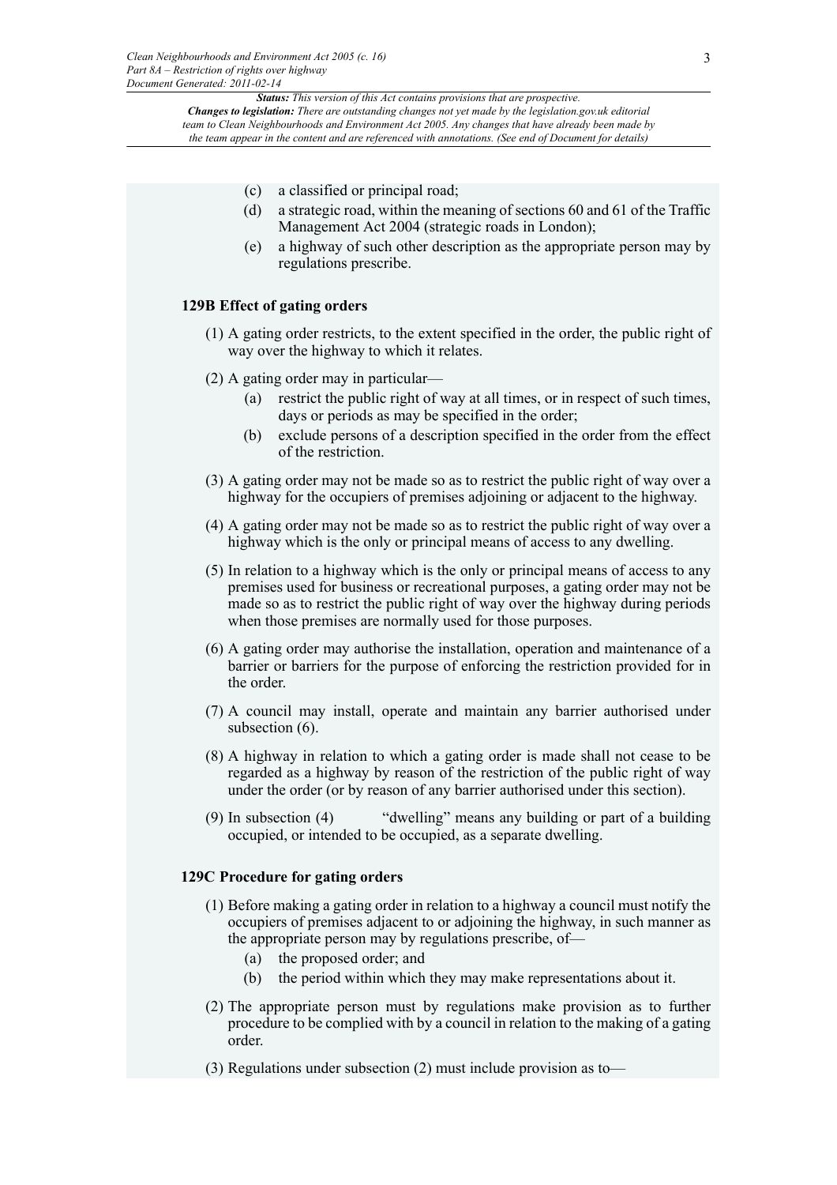(c) a classified or principal road;

(d) a strategic road, within the meaning of sections 60 and 61 of the Traffic Management Act 2004 (strategic roads in London);

(e) a highway of such other description as the appropriate person may by regulations prescribe.

**129B Effect of gating orders**

(1) A gating order restricts, to the extent specified in the order, the public right of way over the highway to which it relates.

(2) A gating order may in particular—

(a) restrict the public right of way at all times, or in respect of such times, days or periods as may be specified in the order;

(b) exclude persons of a description specified in the order from the effect of the restriction.

(3) A gating order may not be made so as to restrict the public right of way over a highway for the occupiers of premises adjoining or adjacent to the highway.

(4) A gating order may not be made so as to restrict the public right of way over a highway which is the only or principal means of access to any dwelling.

(5) In relation to a highway which is the only or principal means of access to any premises used for business or recreational purposes, a gating order may not be made so as to restrict the public right of way over the highway during periods when those premises are normally used for those purposes.

(6) A gating order may authorise the installation, operation and maintenance of a barrier or barriers for the purpose of enforcing the restriction provided for in the order.

(7) A council may install, operate and maintain any barrier authorised under subsection (6).

(8) A highway in relation to which a gating order is made shall not cease to be regarded as a highway by reason of the restriction of the public right of way under the order (or by reason of any barrier authorised under this section).

(9) In subsection (4) "dwelling" means any building or part of a building occupied, or intended to be occupied, as a separate dwelling.

**129C Procedure for gating orders**

(1) Before making a gating order in relation to a highway a council must notify the occupiers of premises adjacent to or adjoining the highway, in such manner as the appropriate person may by regulations prescribe, of—

(a) the proposed order; and

(b) the period within which they may make representations about it.

(2) The appropriate person must by regulations make provision as to further procedure to be complied with by a council in relation to the making of a gating order.

(3) Regulations under subsection (2) must include provision as to—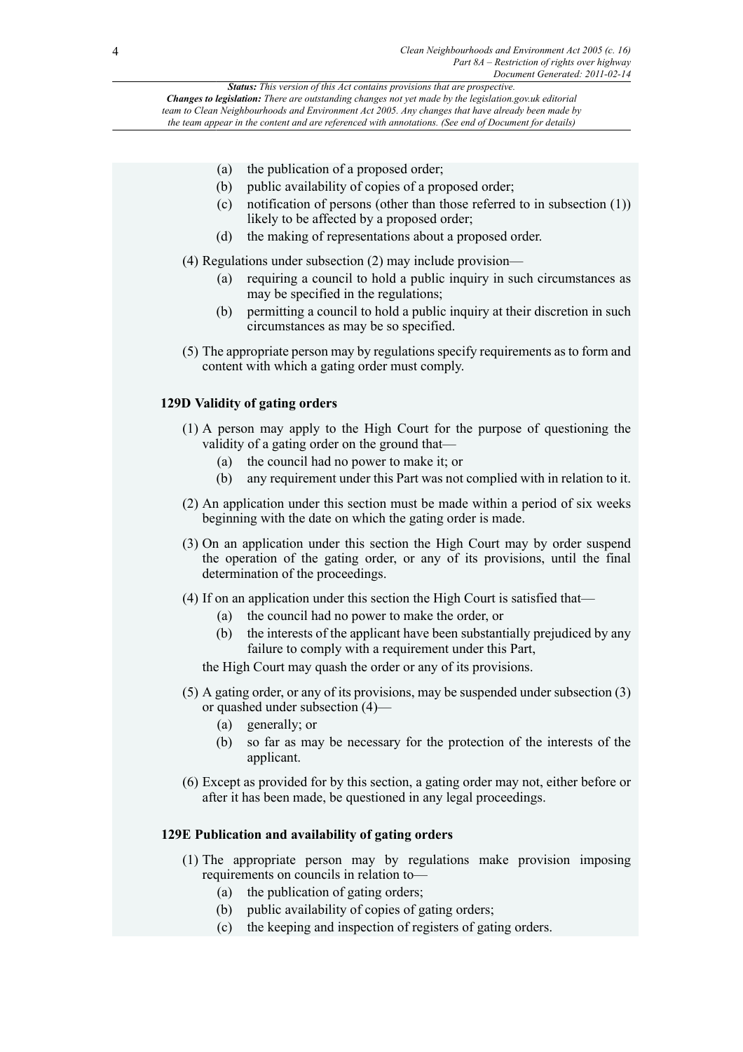(a) the publication of a proposed order;
(b) public availability of copies of a proposed order;
(c) notification of persons (other than those referred to in subsection (1)) likely to be affected by a proposed order;
(d) the making of representations about a proposed order.

(4) Regulations under subsection (2) may include provision—
(a) requiring a council to hold a public inquiry in such circumstances as may be specified in the regulations;
(b) permitting a council to hold a public inquiry at their discretion in such circumstances as may be so specified.

(5) The appropriate person may by regulations specify requirements as to form and content with which a gating order must comply.

**129D Validity of gating orders**

(1) A person may apply to the High Court for the purpose of questioning the validity of a gating order on the ground that—
(a) the council had no power to make it; or
(b) any requirement under this Part was not complied with in relation to it.

(2) An application under this section must be made within a period of six weeks beginning with the date on which the gating order is made.

(3) On an application under this section the High Court may by order suspend the operation of the gating order, or any of its provisions, until the final determination of the proceedings.

(4) If on an application under this section the High Court is satisfied that—
(a) the council had no power to make the order, or
(b) the interests of the applicant have been substantially prejudiced by any failure to comply with a requirement under this Part,

the High Court may quash the order or any of its provisions.

(5) A gating order, or any of its provisions, may be suspended under subsection (3) or quashed under subsection (4)—
(a) generally; or
(b) so far as may be necessary for the protection of the interests of the applicant.

(6) Except as provided for by this section, a gating order may not, either before or after it has been made, be questioned in any legal proceedings.

**129E Publication and availability of gating orders**

(1) The appropriate person may by regulations make provision imposing requirements on councils in relation to—
(a) the publication of gating orders;
(b) public availability of copies of gating orders;
(c) the keeping and inspection of registers of gating orders.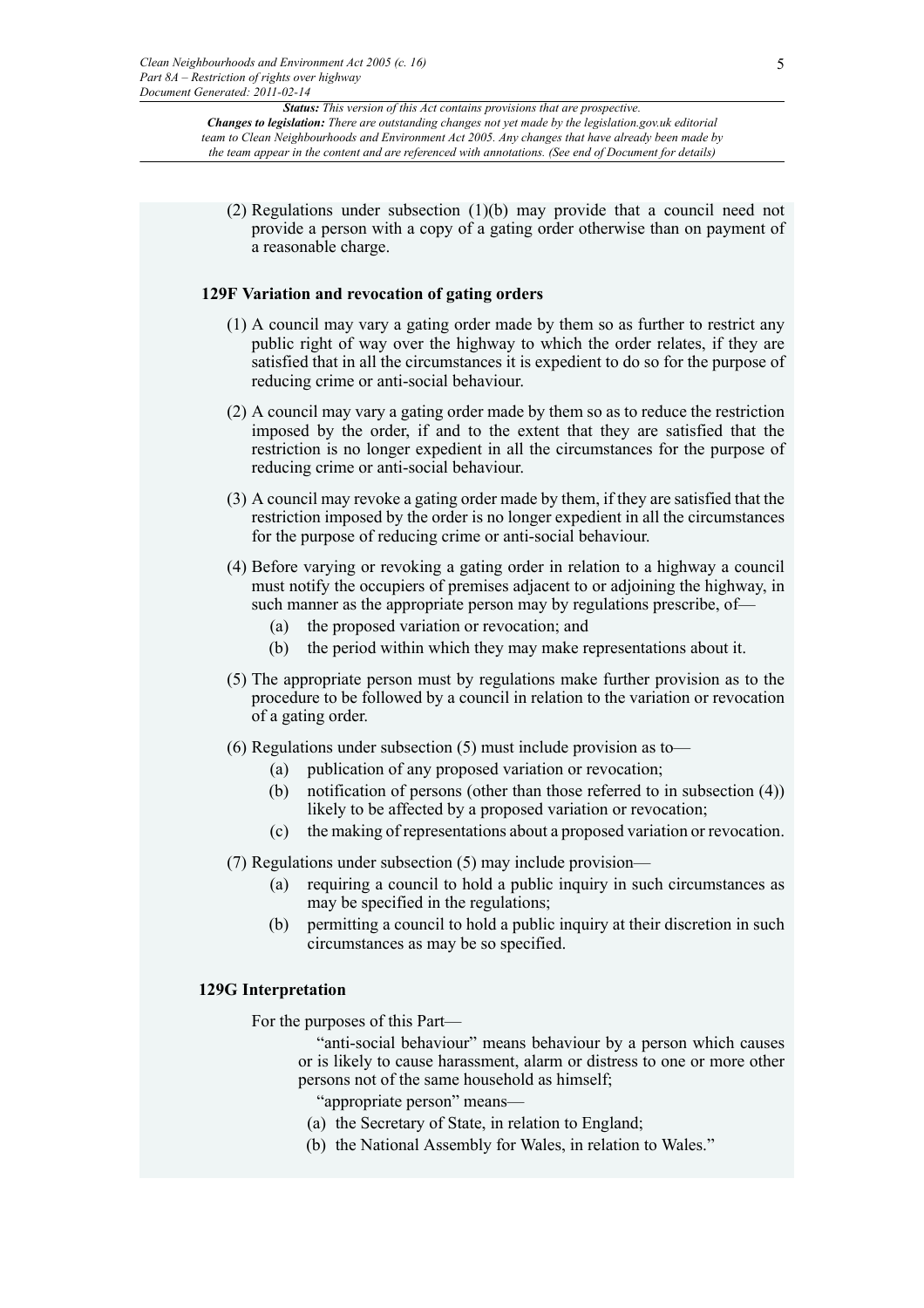(2) Regulations under subsection (1)(b) may provide that a council need not provide a person with a copy of a gating order otherwise than on payment of a reasonable charge.

### 129F Variation and revocation of gating orders

(1) A council may vary a gating order made by them so as further to restrict any public right of way over the highway to which the order relates, if they are satisfied that in all the circumstances it is expedient to do so for the purpose of reducing crime or anti-social behaviour.

(2) A council may vary a gating order made by them so as to reduce the restriction imposed by the order, if and to the extent that they are satisfied that the restriction is no longer expedient in all the circumstances for the purpose of reducing crime or anti-social behaviour.

(3) A council may revoke a gating order made by them, if they are satisfied that the restriction imposed by the order is no longer expedient in all the circumstances for the purpose of reducing crime or anti-social behaviour.

(4) Before varying or revoking a gating order in relation to a highway a council must notify the occupiers of premises adjacent to or adjoining the highway, in such manner as the appropriate person may by regulations prescribe, of—

- (a) the proposed variation or revocation; and
- (b) the period within which they may make representations about it.

(5) The appropriate person must by regulations make further provision as to the procedure to be followed by a council in relation to the variation or revocation of a gating order.

(6) Regulations under subsection (5) must include provision as to—

- (a) publication of any proposed variation or revocation;
- (b) notification of persons (other than those referred to in subsection (4)) likely to be affected by a proposed variation or revocation;
- (c) the making of representations about a proposed variation or revocation.

(7) Regulations under subsection (5) may include provision—

- (a) requiring a council to hold a public inquiry in such circumstances as may be specified in the regulations;
- (b) permitting a council to hold a public inquiry at their discretion in such circumstances as may be so specified.

### 129G Interpretation

For the purposes of this Part—

"anti-social behaviour" means behaviour by a person which causes or is likely to cause harassment, alarm or distress to one or more other persons not of the same household as himself;

"appropriate person" means—

- (a) the Secretary of State, in relation to England;
- (b) the National Assembly for Wales, in relation to Wales."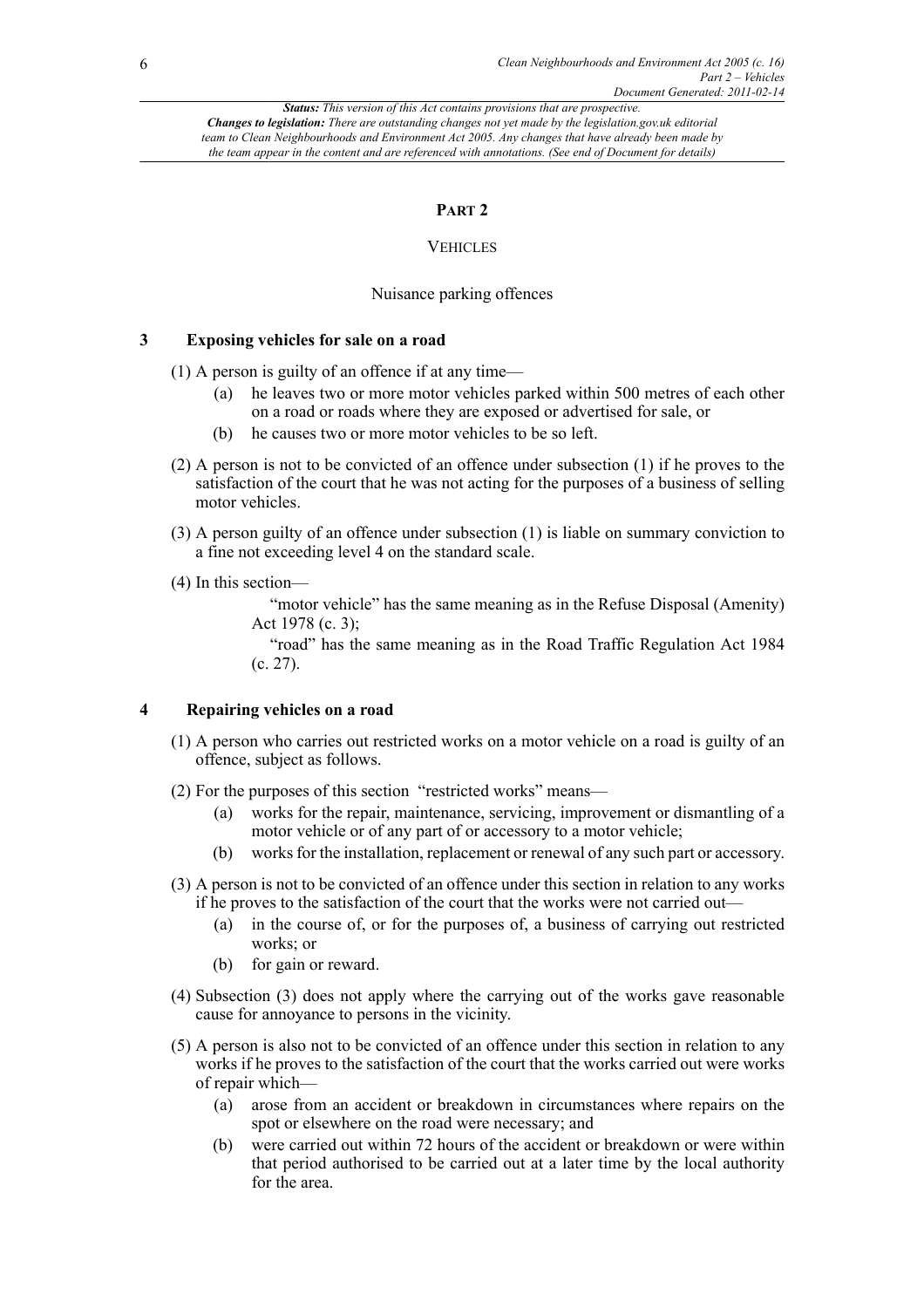## PART 2

### VEHICLES

#### Nuisance parking offences

**3 Exposing vehicles for sale on a road**

(1) A person is guilty of an offence if at any time—

(a) he leaves two or more motor vehicles parked within 500 metres of each other on a road or roads where they are exposed or advertised for sale, or

(b) he causes two or more motor vehicles to be so left.

(2) A person is not to be convicted of an offence under subsection (1) if he proves to the satisfaction of the court that he was not acting for the purposes of a business of selling motor vehicles.

(3) A person guilty of an offence under subsection (1) is liable on summary conviction to a fine not exceeding level 4 on the standard scale.

(4) In this section—

"motor vehicle" has the same meaning as in the Refuse Disposal (Amenity) Act 1978 (c. 3);

"road" has the same meaning as in the Road Traffic Regulation Act 1984 (c. 27).

**4 Repairing vehicles on a road**

(1) A person who carries out restricted works on a motor vehicle on a road is guilty of an offence, subject as follows.

(2) For the purposes of this section "restricted works" means—

(a) works for the repair, maintenance, servicing, improvement or dismantling of a motor vehicle or of any part of or accessory to a motor vehicle;

(b) works for the installation, replacement or renewal of any such part or accessory.

(3) A person is not to be convicted of an offence under this section in relation to any works if he proves to the satisfaction of the court that the works were not carried out—

(a) in the course of, or for the purposes of, a business of carrying out restricted works; or

(b) for gain or reward.

(4) Subsection (3) does not apply where the carrying out of the works gave reasonable cause for annoyance to persons in the vicinity.

(5) A person is also not to be convicted of an offence under this section in relation to any works if he proves to the satisfaction of the court that the works carried out were works of repair which—

(a) arose from an accident or breakdown in circumstances where repairs on the spot or elsewhere on the road were necessary; and

(b) were carried out within 72 hours of the accident or breakdown or were within that period authorised to be carried out at a later time by the local authority for the area.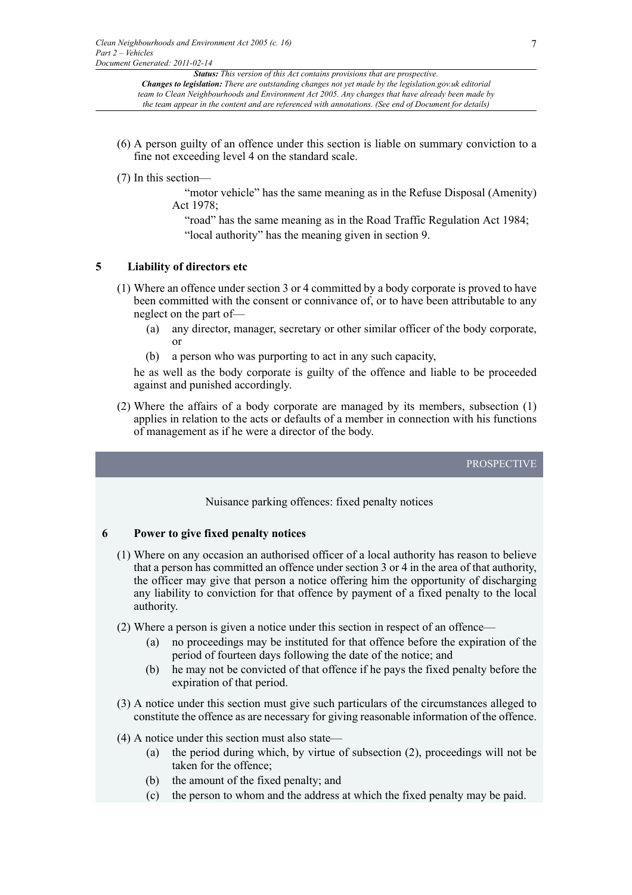(6) A person guilty of an offence under this section is liable on summary conviction to a fine not exceeding level 4 on the standard scale.

(7) In this section—

"motor vehicle" has the same meaning as in the Refuse Disposal (Amenity) Act 1978;

"road" has the same meaning as in the Road Traffic Regulation Act 1984;

"local authority" has the meaning given in section 9.

## 5 Liability of directors etc

(1) Where an offence under section 3 or 4 committed by a body corporate is proved to have been committed with the consent or connivance of, or to have been attributable to any neglect on the part of—

(a) any director, manager, secretary or other similar officer of the body corporate, or

(b) a person who was purporting to act in any such capacity,

he as well as the body corporate is guilty of the offence and liable to be proceeded against and punished accordingly.

(2) Where the affairs of a body corporate are managed by its members, subsection (1) applies in relation to the acts or defaults of a member in connection with his functions of management as if he were a director of the body.

PROSPECTIVE

Nuisance parking offences: fixed penalty notices

## 6 Power to give fixed penalty notices

(1) Where on any occasion an authorised officer of a local authority has reason to believe that a person has committed an offence under section 3 or 4 in the area of that authority, the officer may give that person a notice offering him the opportunity of discharging any liability to conviction for that offence by payment of a fixed penalty to the local authority.

(2) Where a person is given a notice under this section in respect of an offence—

(a) no proceedings may be instituted for that offence before the expiration of the period of fourteen days following the date of the notice; and

(b) he may not be convicted of that offence if he pays the fixed penalty before the expiration of that period.

(3) A notice under this section must give such particulars of the circumstances alleged to constitute the offence as are necessary for giving reasonable information of the offence.

(4) A notice under this section must also state—

(a) the period during which, by virtue of subsection (2), proceedings will not be taken for the offence;

(b) the amount of the fixed penalty; and

(c) the person to whom and the address at which the fixed penalty may be paid.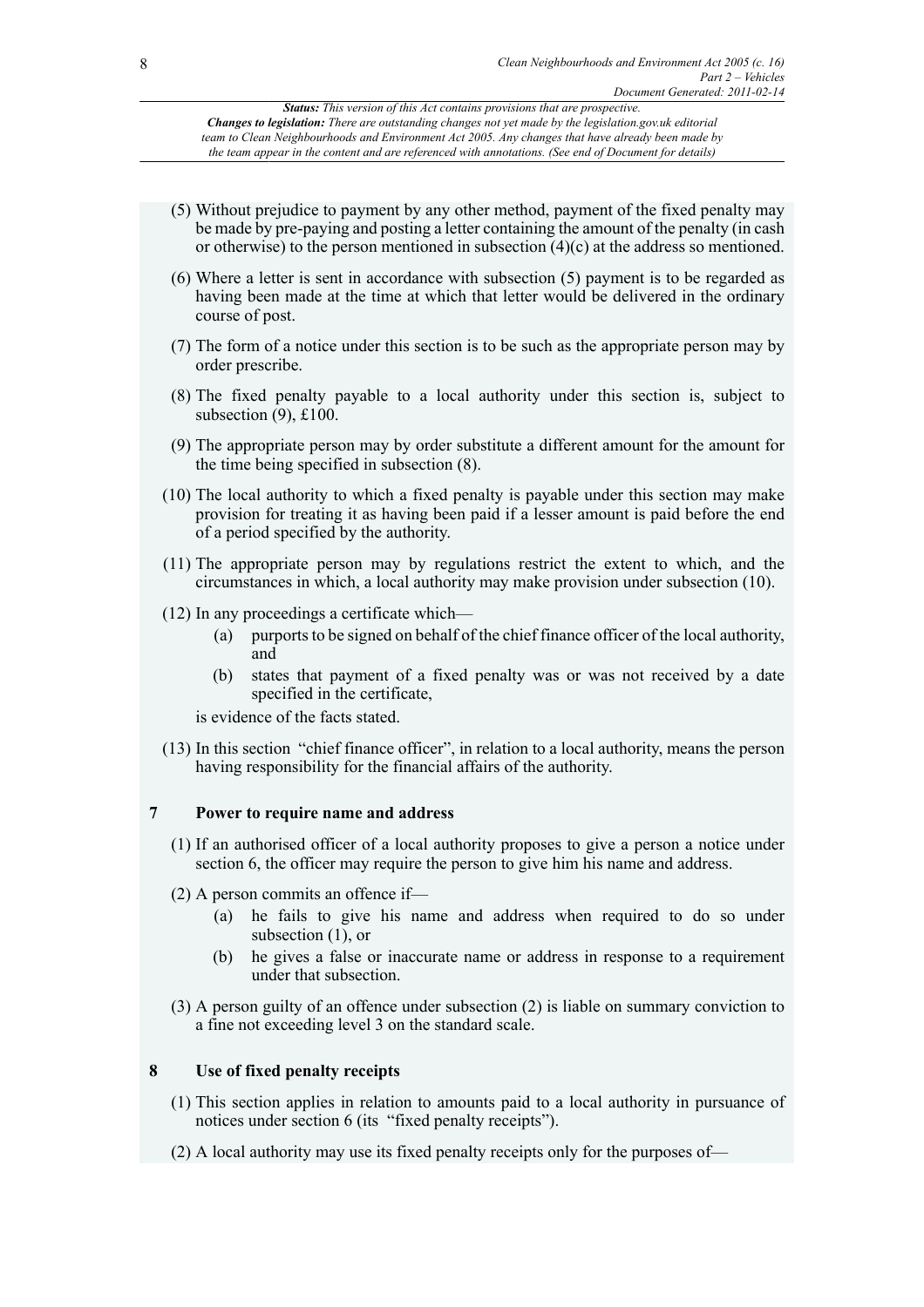(5) Without prejudice to payment by any other method, payment of the fixed penalty may be made by pre-paying and posting a letter containing the amount of the penalty (in cash or otherwise) to the person mentioned in subsection (4)(c) at the address so mentioned.

(6) Where a letter is sent in accordance with subsection (5) payment is to be regarded as having been made at the time at which that letter would be delivered in the ordinary course of post.

(7) The form of a notice under this section is to be such as the appropriate person may by order prescribe.

(8) The fixed penalty payable to a local authority under this section is, subject to subsection (9), £100.

(9) The appropriate person may by order substitute a different amount for the amount for the time being specified in subsection (8).

(10) The local authority to which a fixed penalty is payable under this section may make provision for treating it as having been paid if a lesser amount is paid before the end of a period specified by the authority.

(11) The appropriate person may by regulations restrict the extent to which, and the circumstances in which, a local authority may make provision under subsection (10).

(12) In any proceedings a certificate which—

(a) purports to be signed on behalf of the chief finance officer of the local authority, and

(b) states that payment of a fixed penalty was or was not received by a date specified in the certificate,

is evidence of the facts stated.

(13) In this section "chief finance officer", in relation to a local authority, means the person having responsibility for the financial affairs of the authority.

### 7 Power to require name and address

(1) If an authorised officer of a local authority proposes to give a person a notice under section 6, the officer may require the person to give him his name and address.

(2) A person commits an offence if—

(a) he fails to give his name and address when required to do so under subsection (1), or

(b) he gives a false or inaccurate name or address in response to a requirement under that subsection.

(3) A person guilty of an offence under subsection (2) is liable on summary conviction to a fine not exceeding level 3 on the standard scale.

### 8 Use of fixed penalty receipts

(1) This section applies in relation to amounts paid to a local authority in pursuance of notices under section 6 (its "fixed penalty receipts").

(2) A local authority may use its fixed penalty receipts only for the purposes of—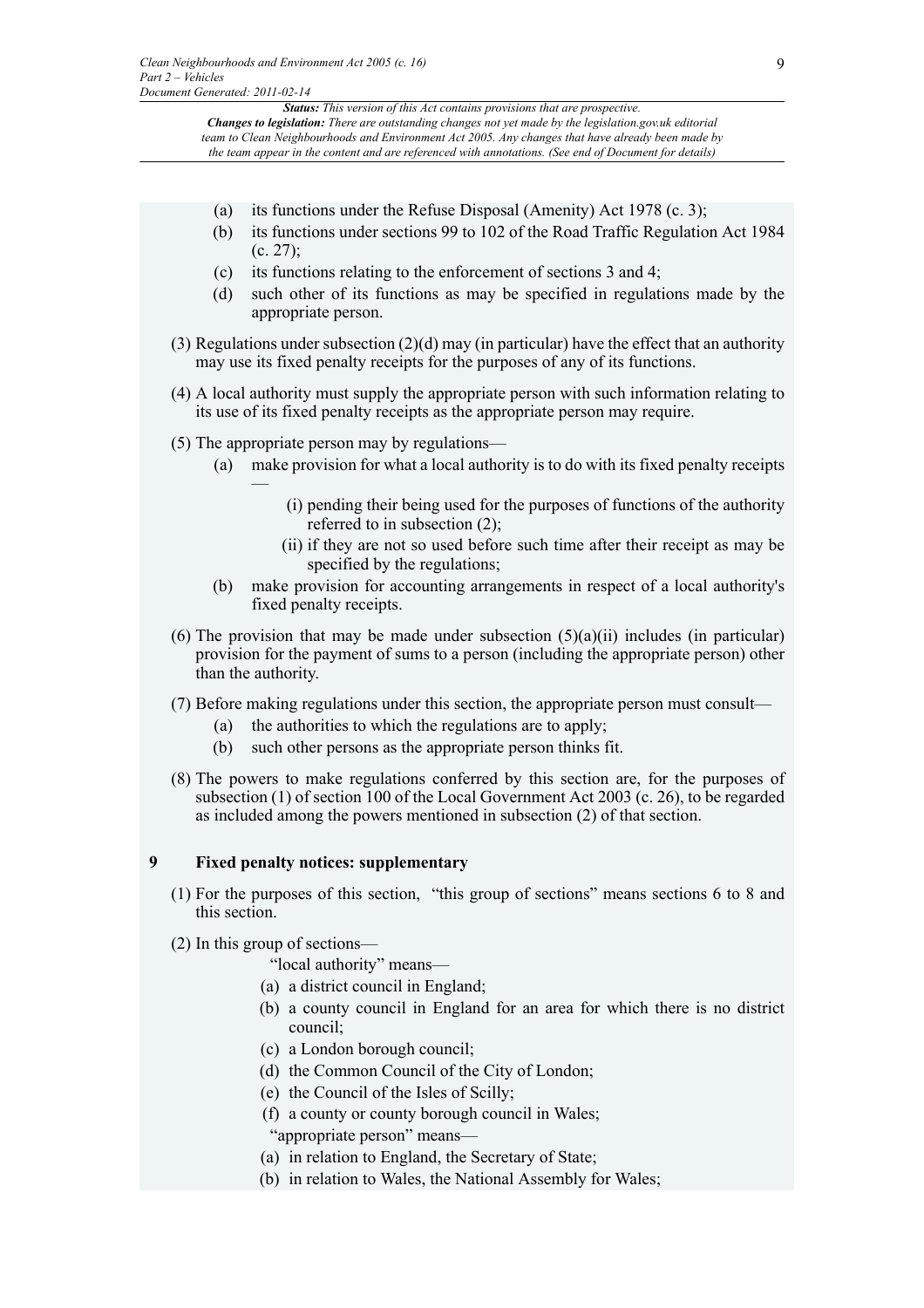(a) its functions under the Refuse Disposal (Amenity) Act 1978 (c. 3);
(b) its functions under sections 99 to 102 of the Road Traffic Regulation Act 1984 (c. 27);
(c) its functions relating to the enforcement of sections 3 and 4;
(d) such other of its functions as may be specified in regulations made by the appropriate person.

(3) Regulations under subsection (2)(d) may (in particular) have the effect that an authority may use its fixed penalty receipts for the purposes of any of its functions.

(4) A local authority must supply the appropriate person with such information relating to its use of its fixed penalty receipts as the appropriate person may require.

(5) The appropriate person may by regulations—

(a) make provision for what a local authority is to do with its fixed penalty receipts —
   (i) pending their being used for the purposes of functions of the authority referred to in subsection (2);
   (ii) if they are not so used before such time after their receipt as may be specified by the regulations;
(b) make provision for accounting arrangements in respect of a local authority's fixed penalty receipts.

(6) The provision that may be made under subsection (5)(a)(ii) includes (in particular) provision for the payment of sums to a person (including the appropriate person) other than the authority.

(7) Before making regulations under this section, the appropriate person must consult—

(a) the authorities to which the regulations are to apply;
(b) such other persons as the appropriate person thinks fit.

(8) The powers to make regulations conferred by this section are, for the purposes of subsection (1) of section 100 of the Local Government Act 2003 (c. 26), to be regarded as included among the powers mentioned in subsection (2) of that section.

### 9 Fixed penalty notices: supplementary

(1) For the purposes of this section, "this group of sections" means sections 6 to 8 and this section.

(2) In this group of sections—

"local authority" means—

(a) a district council in England;
(b) a county council in England for an area for which there is no district council;
(c) a London borough council;
(d) the Common Council of the City of London;
(e) the Council of the Isles of Scilly;
(f) a county or county borough council in Wales;

"appropriate person" means—

(a) in relation to England, the Secretary of State;
(b) in relation to Wales, the National Assembly for Wales;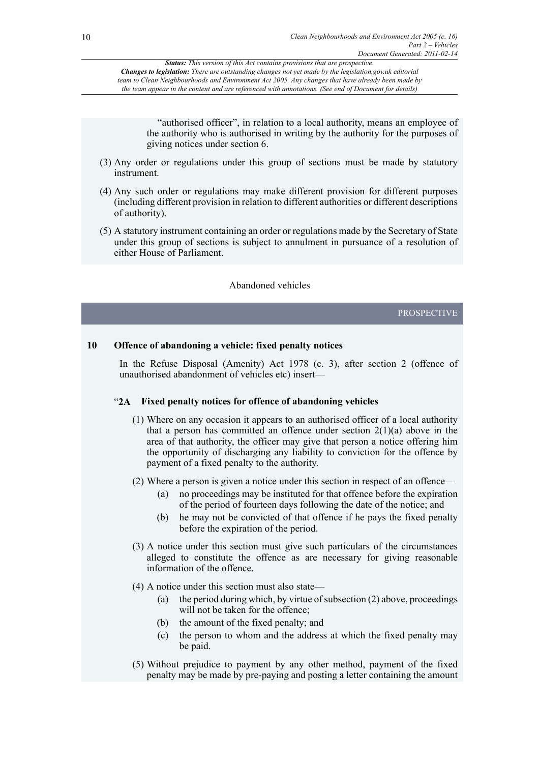"authorised officer", in relation to a local authority, means an employee of the authority who is authorised in writing by the authority for the purposes of giving notices under section 6.

(3) Any order or regulations under this group of sections must be made by statutory instrument.

(4) Any such order or regulations may make different provision for different purposes (including different provision in relation to different authorities or different descriptions of authority).

(5) A statutory instrument containing an order or regulations made by the Secretary of State under this group of sections is subject to annulment in pursuance of a resolution of either House of Parliament.

Abandoned vehicles

PROSPECTIVE

## 10 Offence of abandoning a vehicle: fixed penalty notices

In the Refuse Disposal (Amenity) Act 1978 (c. 3), after section 2 (offence of unauthorised abandonment of vehicles etc) insert—

### "2A Fixed penalty notices for offence of abandoning vehicles

(1) Where on any occasion it appears to an authorised officer of a local authority that a person has committed an offence under section 2(1)(a) above in the area of that authority, the officer may give that person a notice offering him the opportunity of discharging any liability to conviction for the offence by payment of a fixed penalty to the authority.

(2) Where a person is given a notice under this section in respect of an offence—

- (a) no proceedings may be instituted for that offence before the expiration of the period of fourteen days following the date of the notice; and
- (b) he may not be convicted of that offence if he pays the fixed penalty before the expiration of the period.

(3) A notice under this section must give such particulars of the circumstances alleged to constitute the offence as are necessary for giving reasonable information of the offence.

(4) A notice under this section must also state—

- (a) the period during which, by virtue of subsection (2) above, proceedings will not be taken for the offence;
- (b) the amount of the fixed penalty; and
- (c) the person to whom and the address at which the fixed penalty may be paid.

(5) Without prejudice to payment by any other method, payment of the fixed penalty may be made by pre-paying and posting a letter containing the amount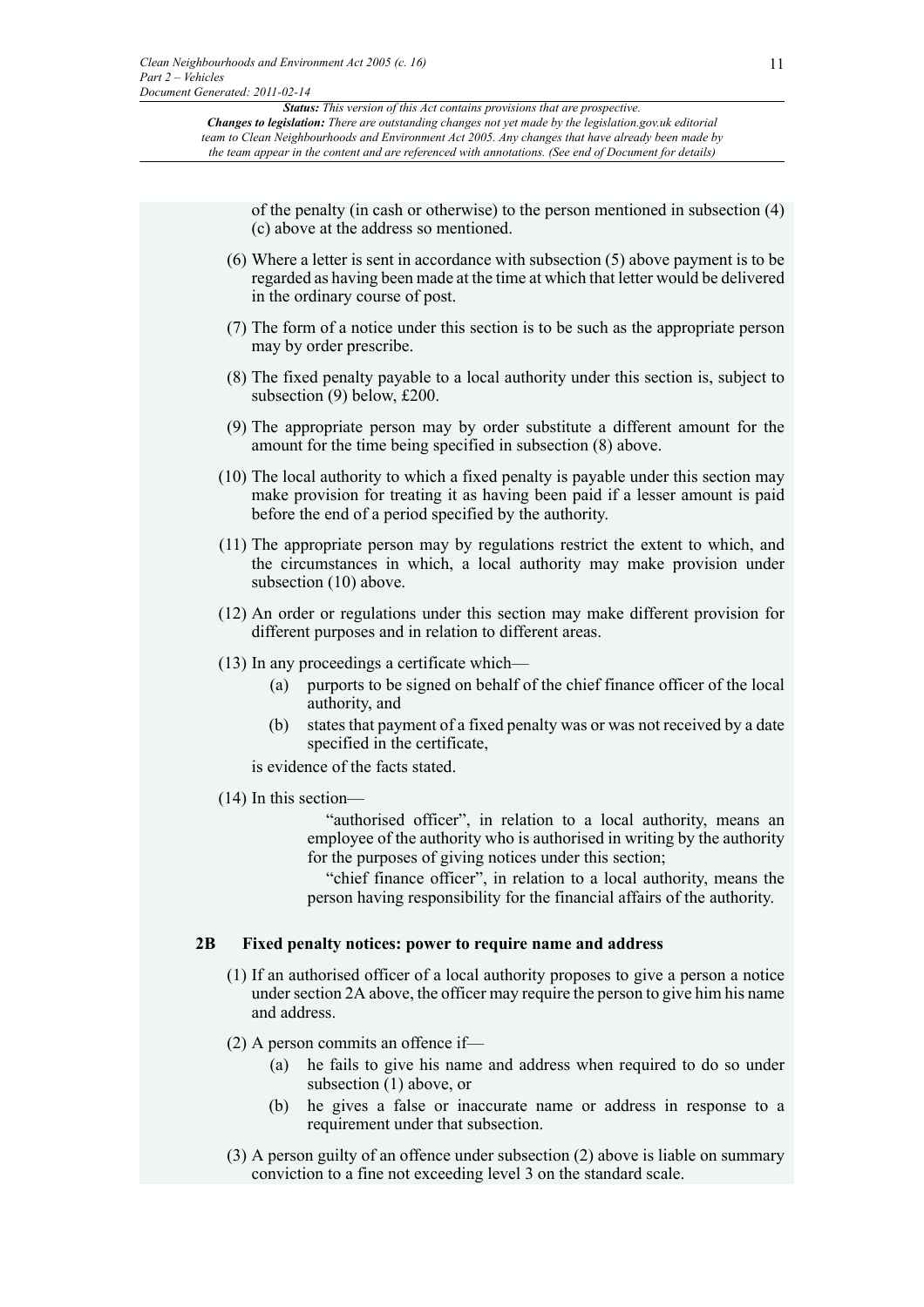of the penalty (in cash or otherwise) to the person mentioned in subsection (4)(c) above at the address so mentioned.

(6) Where a letter is sent in accordance with subsection (5) above payment is to be regarded as having been made at the time at which that letter would be delivered in the ordinary course of post.

(7) The form of a notice under this section is to be such as the appropriate person may by order prescribe.

(8) The fixed penalty payable to a local authority under this section is, subject to subsection (9) below, £200.

(9) The appropriate person may by order substitute a different amount for the amount for the time being specified in subsection (8) above.

(10) The local authority to which a fixed penalty is payable under this section may make provision for treating it as having been paid if a lesser amount is paid before the end of a period specified by the authority.

(11) The appropriate person may by regulations restrict the extent to which, and the circumstances in which, a local authority may make provision under subsection (10) above.

(12) An order or regulations under this section may make different provision for different purposes and in relation to different areas.

(13) In any proceedings a certificate which—

- (a) purports to be signed on behalf of the chief finance officer of the local authority, and
- (b) states that payment of a fixed penalty was or was not received by a date specified in the certificate,

is evidence of the facts stated.

(14) In this section—

"authorised officer", in relation to a local authority, means an employee of the authority who is authorised in writing by the authority for the purposes of giving notices under this section;

"chief finance officer", in relation to a local authority, means the person having responsibility for the financial affairs of the authority.

### 2B Fixed penalty notices: power to require name and address

(1) If an authorised officer of a local authority proposes to give a person a notice under section 2A above, the officer may require the person to give him his name and address.

(2) A person commits an offence if—

- (a) he fails to give his name and address when required to do so under subsection (1) above, or
- (b) he gives a false or inaccurate name or address in response to a requirement under that subsection.

(3) A person guilty of an offence under subsection (2) above is liable on summary conviction to a fine not exceeding level 3 on the standard scale.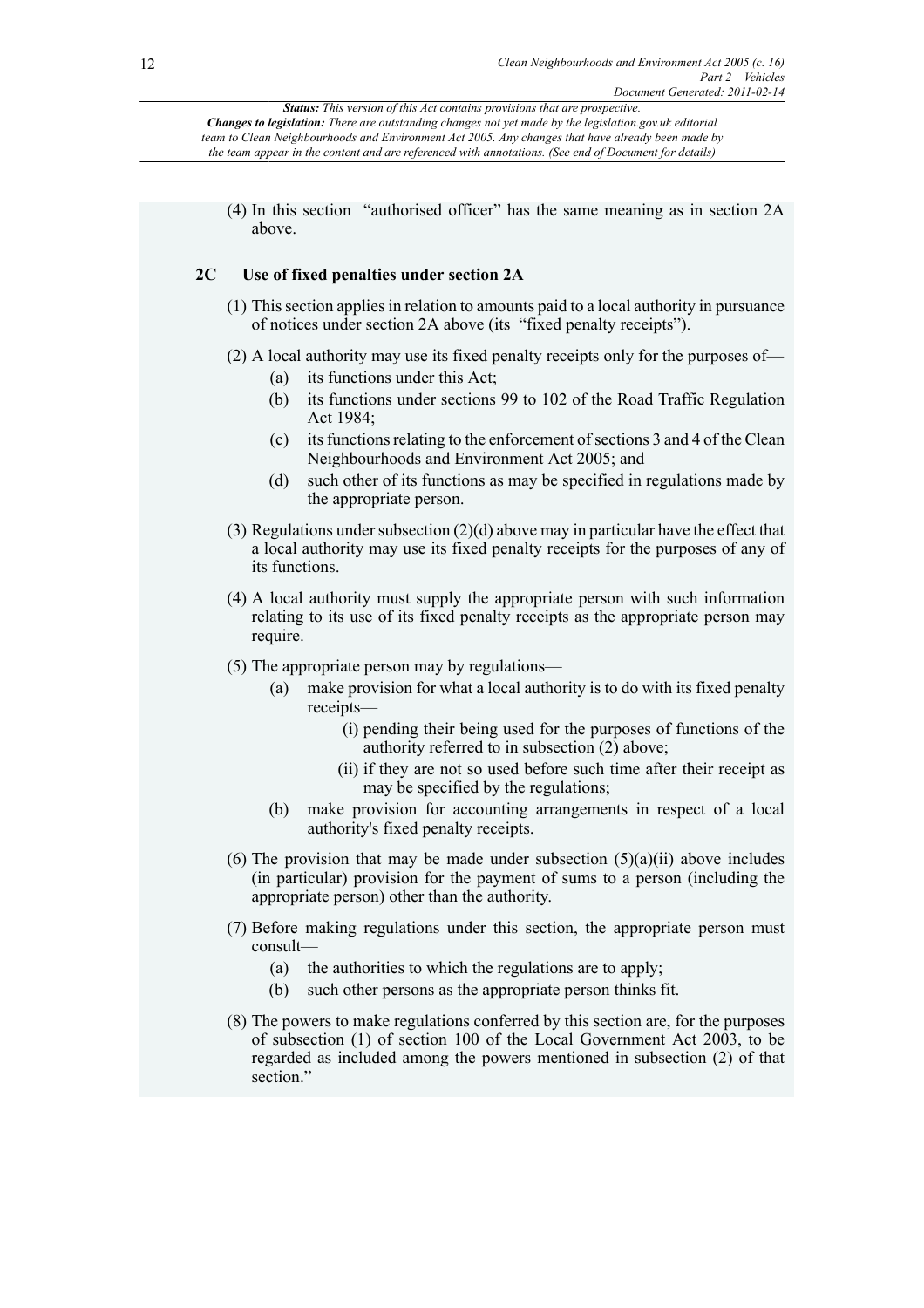(4) In this section "authorised officer" has the same meaning as in section 2A above.

### 2C Use of fixed penalties under section 2A

(1) This section applies in relation to amounts paid to a local authority in pursuance of notices under section 2A above (its "fixed penalty receipts").

(2) A local authority may use its fixed penalty receipts only for the purposes of—

- (a) its functions under this Act;
- (b) its functions under sections 99 to 102 of the Road Traffic Regulation Act 1984;
- (c) its functions relating to the enforcement of sections 3 and 4 of the Clean Neighbourhoods and Environment Act 2005; and
- (d) such other of its functions as may be specified in regulations made by the appropriate person.

(3) Regulations under subsection (2)(d) above may in particular have the effect that a local authority may use its fixed penalty receipts for the purposes of any of its functions.

(4) A local authority must supply the appropriate person with such information relating to its use of its fixed penalty receipts as the appropriate person may require.

(5) The appropriate person may by regulations—

- (a) make provision for what a local authority is to do with its fixed penalty receipts—
  - (i) pending their being used for the purposes of functions of the authority referred to in subsection (2) above;
  - (ii) if they are not so used before such time after their receipt as may be specified by the regulations;
- (b) make provision for accounting arrangements in respect of a local authority's fixed penalty receipts.

(6) The provision that may be made under subsection (5)(a)(ii) above includes (in particular) provision for the payment of sums to a person (including the appropriate person) other than the authority.

(7) Before making regulations under this section, the appropriate person must consult—

- (a) the authorities to which the regulations are to apply;
- (b) such other persons as the appropriate person thinks fit.

(8) The powers to make regulations conferred by this section are, for the purposes of subsection (1) of section 100 of the Local Government Act 2003, to be regarded as included among the powers mentioned in subsection (2) of that section."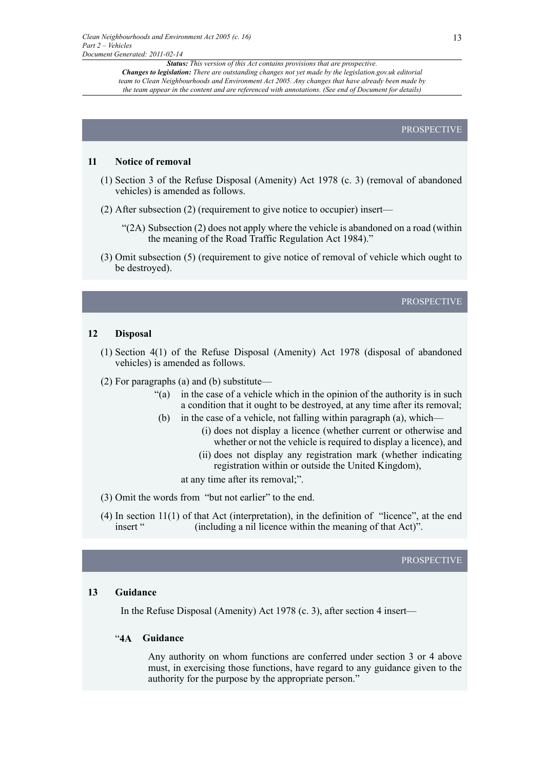PROSPECTIVE

### 11 Notice of removal

(1) Section 3 of the Refuse Disposal (Amenity) Act 1978 (c. 3) (removal of abandoned vehicles) is amended as follows.

(2) After subsection (2) (requirement to give notice to occupier) insert—

"(2A) Subsection (2) does not apply where the vehicle is abandoned on a road (within the meaning of the Road Traffic Regulation Act 1984)."

(3) Omit subsection (5) (requirement to give notice of removal of vehicle which ought to be destroyed).

PROSPECTIVE

### 12 Disposal

(1) Section 4(1) of the Refuse Disposal (Amenity) Act 1978 (disposal of abandoned vehicles) is amended as follows.

(2) For paragraphs (a) and (b) substitute—

"(a) in the case of a vehicle which in the opinion of the authority is in such a condition that it ought to be destroyed, at any time after its removal;

(b) in the case of a vehicle, not falling within paragraph (a), which—

(i) does not display a licence (whether current or otherwise and whether or not the vehicle is required to display a licence), and

(ii) does not display any registration mark (whether indicating registration within or outside the United Kingdom),

at any time after its removal;".

(3) Omit the words from "but not earlier" to the end.

(4) In section 11(1) of that Act (interpretation), in the definition of "licence", at the end insert " (including a nil licence within the meaning of that Act)".

PROSPECTIVE

### 13 Guidance

In the Refuse Disposal (Amenity) Act 1978 (c. 3), after section 4 insert—

"**4A Guidance**

Any authority on whom functions are conferred under section 3 or 4 above must, in exercising those functions, have regard to any guidance given to the authority for the purpose by the appropriate person."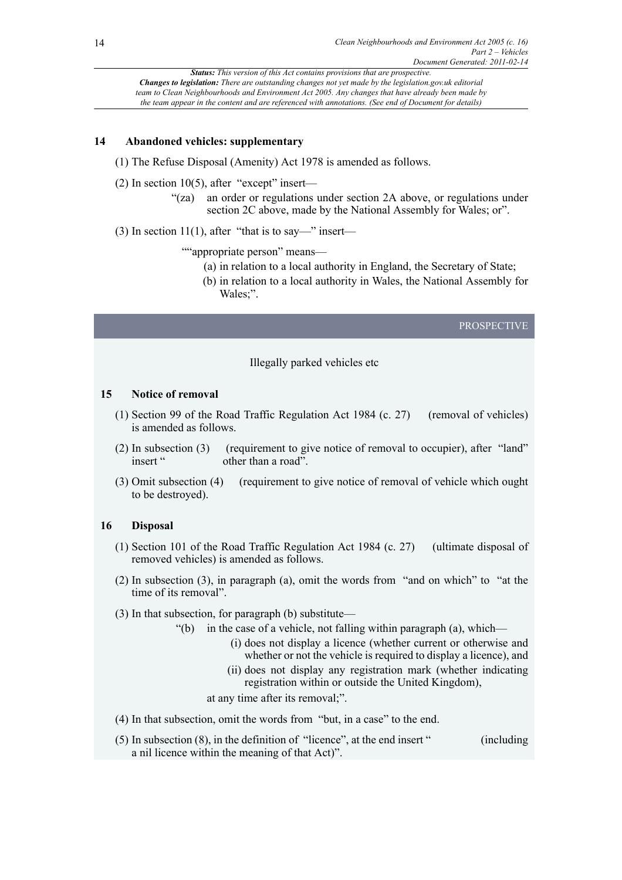*Status: This version of this Act contains provisions that are prospective.*
*Changes to legislation: There are outstanding changes not yet made by the legislation.gov.uk editorial team to Clean Neighbourhoods and Environment Act 2005. Any changes that have already been made by the team appear in the content and are referenced with annotations. (See end of Document for details)*

## 14 Abandoned vehicles: supplementary

(1) The Refuse Disposal (Amenity) Act 1978 is amended as follows.

(2) In section 10(5), after "except" insert—

"(za) an order or regulations under section 2A above, or regulations under section 2C above, made by the National Assembly for Wales; or".

(3) In section 11(1), after "that is to say—" insert—

""appropriate person" means—

(a) in relation to a local authority in England, the Secretary of State;

(b) in relation to a local authority in Wales, the National Assembly for Wales;".

PROSPECTIVE

Illegally parked vehicles etc

## 15 Notice of removal

(1) Section 99 of the Road Traffic Regulation Act 1984 (c. 27) (removal of vehicles) is amended as follows.

(2) In subsection (3) (requirement to give notice of removal to occupier), after "land" insert " other than a road".

(3) Omit subsection (4) (requirement to give notice of removal of vehicle which ought to be destroyed).

## 16 Disposal

(1) Section 101 of the Road Traffic Regulation Act 1984 (c. 27) (ultimate disposal of removed vehicles) is amended as follows.

(2) In subsection (3), in paragraph (a), omit the words from "and on which" to "at the time of its removal".

(3) In that subsection, for paragraph (b) substitute—

"(b) in the case of a vehicle, not falling within paragraph (a), which—

(i) does not display a licence (whether current or otherwise and whether or not the vehicle is required to display a licence), and

(ii) does not display any registration mark (whether indicating registration within or outside the United Kingdom),

at any time after its removal;".

(4) In that subsection, omit the words from "but, in a case" to the end.

(5) In subsection (8), in the definition of "licence", at the end insert " (including a nil licence within the meaning of that Act)".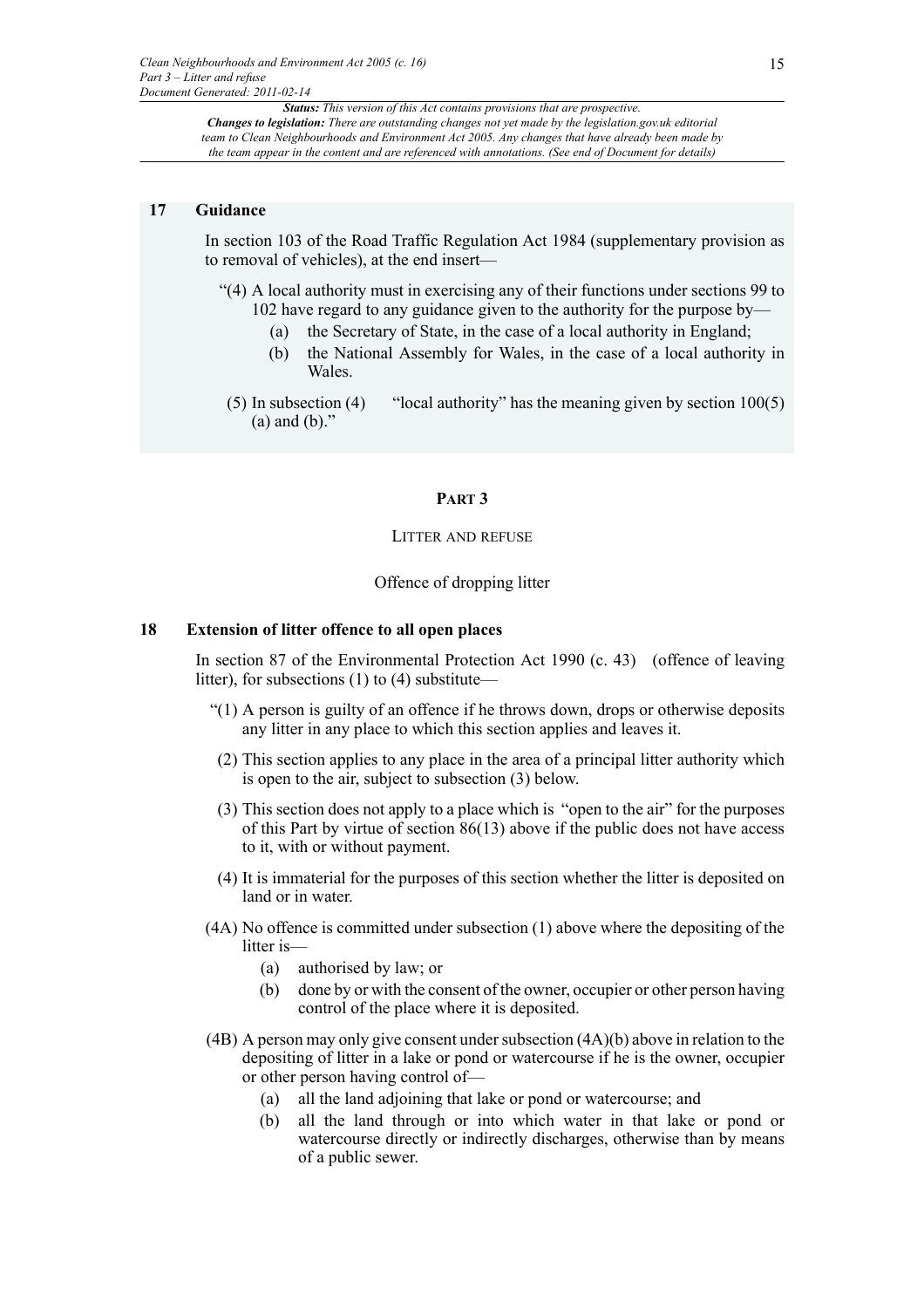### 17 Guidance

In section 103 of the Road Traffic Regulation Act 1984 (supplementary provision as to removal of vehicles), at the end insert—

"(4) A local authority must in exercising any of their functions under sections 99 to 102 have regard to any guidance given to the authority for the purpose by—

(a) the Secretary of State, in the case of a local authority in England;

(b) the National Assembly for Wales, in the case of a local authority in Wales.

(5) In subsection (4) "local authority" has the meaning given by section 100(5) (a) and (b)."

## PART 3

### LITTER AND REFUSE

#### Offence of dropping litter

### 18 Extension of litter offence to all open places

In section 87 of the Environmental Protection Act 1990 (c. 43) (offence of leaving litter), for subsections (1) to (4) substitute—

"(1) A person is guilty of an offence if he throws down, drops or otherwise deposits any litter in any place to which this section applies and leaves it.

(2) This section applies to any place in the area of a principal litter authority which is open to the air, subject to subsection (3) below.

(3) This section does not apply to a place which is "open to the air" for the purposes of this Part by virtue of section 86(13) above if the public does not have access to it, with or without payment.

(4) It is immaterial for the purposes of this section whether the litter is deposited on land or in water.

(4A) No offence is committed under subsection (1) above where the depositing of the litter is—

(a) authorised by law; or

(b) done by or with the consent of the owner, occupier or other person having control of the place where it is deposited.

(4B) A person may only give consent under subsection (4A)(b) above in relation to the depositing of litter in a lake or pond or watercourse if he is the owner, occupier or other person having control of—

(a) all the land adjoining that lake or pond or watercourse; and

(b) all the land through or into which water in that lake or pond or watercourse directly or indirectly discharges, otherwise than by means of a public sewer.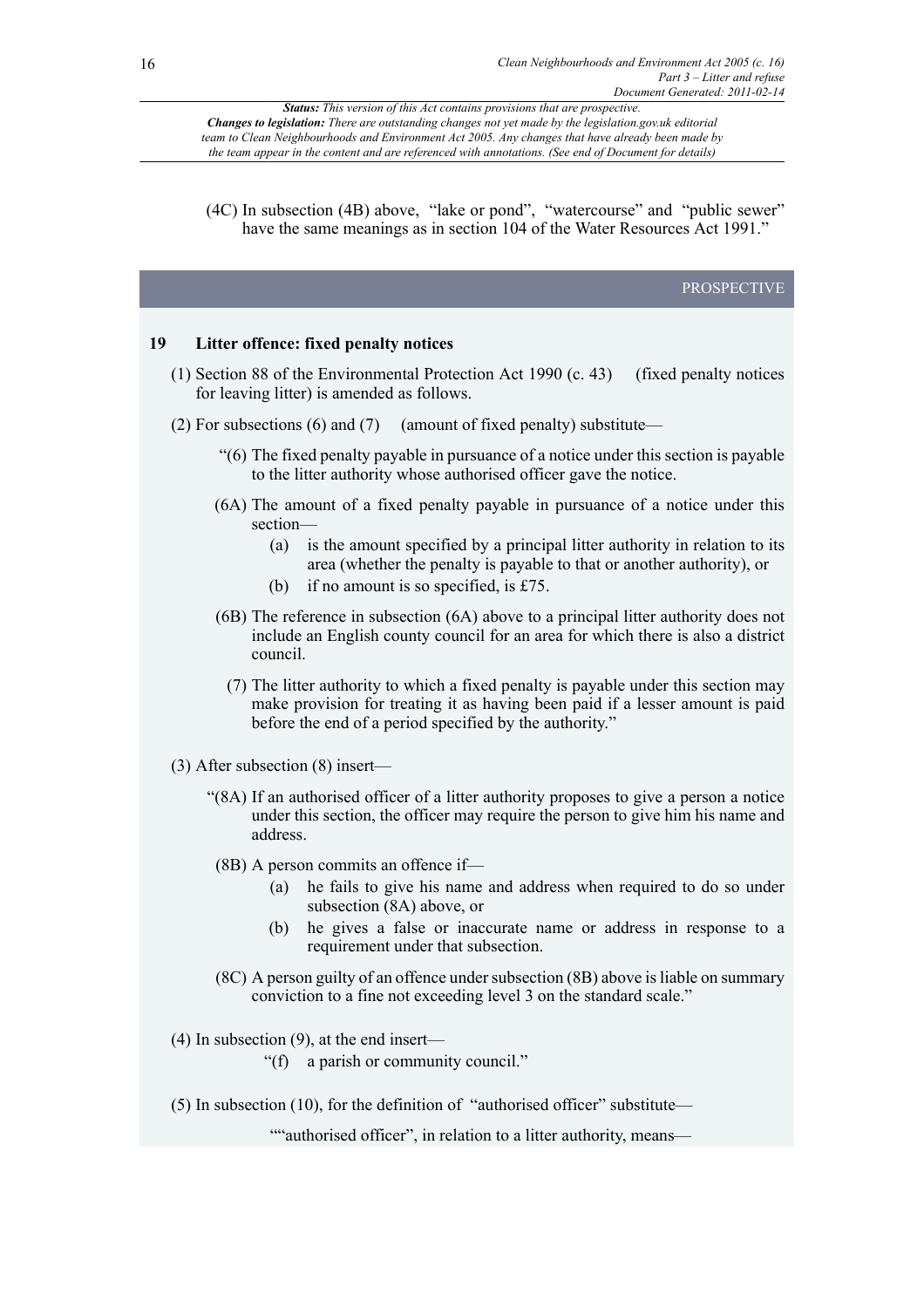(4C) In subsection (4B) above, "lake or pond", "watercourse" and "public sewer" have the same meanings as in section 104 of the Water Resources Act 1991."

PROSPECTIVE

## 19 Litter offence: fixed penalty notices

(1) Section 88 of the Environmental Protection Act 1990 (c. 43) (fixed penalty notices for leaving litter) is amended as follows.

(2) For subsections (6) and (7) (amount of fixed penalty) substitute—

"(6) The fixed penalty payable in pursuance of a notice under this section is payable to the litter authority whose authorised officer gave the notice.

(6A) The amount of a fixed penalty payable in pursuance of a notice under this section—

(a) is the amount specified by a principal litter authority in relation to its area (whether the penalty is payable to that or another authority), or

(b) if no amount is so specified, is £75.

(6B) The reference in subsection (6A) above to a principal litter authority does not include an English county council for an area for which there is also a district council.

(7) The litter authority to which a fixed penalty is payable under this section may make provision for treating it as having been paid if a lesser amount is paid before the end of a period specified by the authority."

(3) After subsection (8) insert—

"(8A) If an authorised officer of a litter authority proposes to give a person a notice under this section, the officer may require the person to give him his name and address.

(8B) A person commits an offence if—

(a) he fails to give his name and address when required to do so under subsection (8A) above, or

(b) he gives a false or inaccurate name or address in response to a requirement under that subsection.

(8C) A person guilty of an offence under subsection (8B) above is liable on summary conviction to a fine not exceeding level 3 on the standard scale."

(4) In subsection (9), at the end insert—

"(f) a parish or community council."

(5) In subsection (10), for the definition of "authorised officer" substitute—

""authorised officer", in relation to a litter authority, means—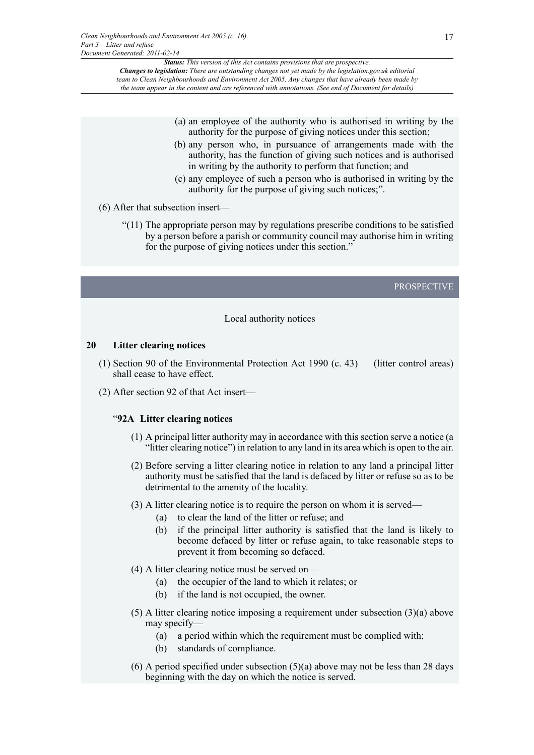(a) an employee of the authority who is authorised in writing by the authority for the purpose of giving notices under this section;

(b) any person who, in pursuance of arrangements made with the authority, has the function of giving such notices and is authorised in writing by the authority to perform that function; and

(c) any employee of such a person who is authorised in writing by the authority for the purpose of giving such notices;".

(6) After that subsection insert—

"(11) The appropriate person may by regulations prescribe conditions to be satisfied by a person before a parish or community council may authorise him in writing for the purpose of giving notices under this section."

PROSPECTIVE

Local authority notices

### 20 Litter clearing notices

(1) Section 90 of the Environmental Protection Act 1990 (c. 43) (litter control areas) shall cease to have effect.

(2) After section 92 of that Act insert—

"**92A Litter clearing notices**

(1) A principal litter authority may in accordance with this section serve a notice (a "litter clearing notice") in relation to any land in its area which is open to the air.

(2) Before serving a litter clearing notice in relation to any land a principal litter authority must be satisfied that the land is defaced by litter or refuse so as to be detrimental to the amenity of the locality.

(3) A litter clearing notice is to require the person on whom it is served—

(a) to clear the land of the litter or refuse; and

(b) if the principal litter authority is satisfied that the land is likely to become defaced by litter or refuse again, to take reasonable steps to prevent it from becoming so defaced.

(4) A litter clearing notice must be served on—

(a) the occupier of the land to which it relates; or

(b) if the land is not occupied, the owner.

(5) A litter clearing notice imposing a requirement under subsection (3)(a) above may specify—

(a) a period within which the requirement must be complied with;

(b) standards of compliance.

(6) A period specified under subsection (5)(a) above may not be less than 28 days beginning with the day on which the notice is served.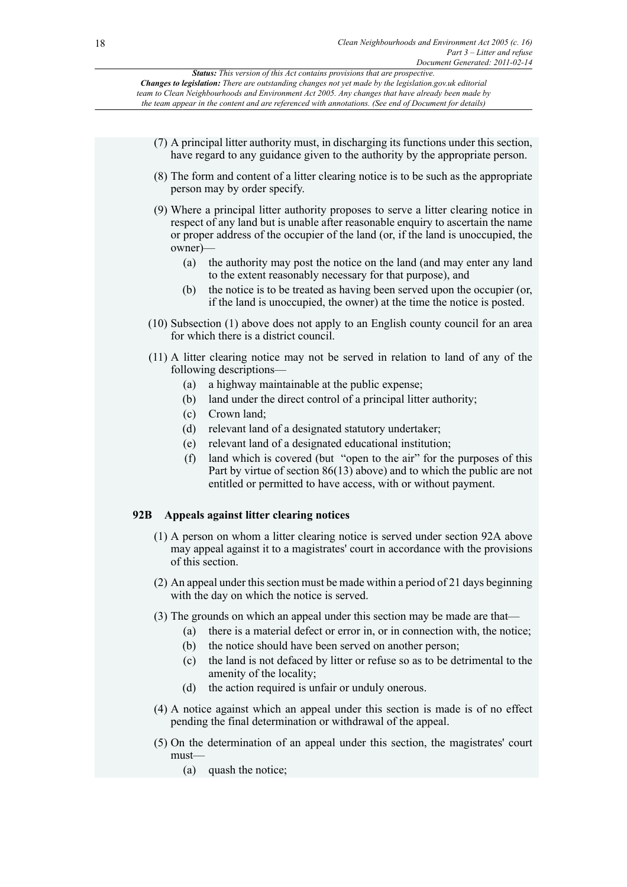(7) A principal litter authority must, in discharging its functions under this section, have regard to any guidance given to the authority by the appropriate person.

(8) The form and content of a litter clearing notice is to be such as the appropriate person may by order specify.

(9) Where a principal litter authority proposes to serve a litter clearing notice in respect of any land but is unable after reasonable enquiry to ascertain the name or proper address of the occupier of the land (or, if the land is unoccupied, the owner)—

- (a) the authority may post the notice on the land (and may enter any land to the extent reasonably necessary for that purpose), and
- (b) the notice is to be treated as having been served upon the occupier (or, if the land is unoccupied, the owner) at the time the notice is posted.

(10) Subsection (1) above does not apply to an English county council for an area for which there is a district council.

(11) A litter clearing notice may not be served in relation to land of any of the following descriptions—

- (a) a highway maintainable at the public expense;
- (b) land under the direct control of a principal litter authority;
- (c) Crown land;
- (d) relevant land of a designated statutory undertaker;
- (e) relevant land of a designated educational institution;
- (f) land which is covered (but "open to the air" for the purposes of this Part by virtue of section 86(13) above) and to which the public are not entitled or permitted to have access, with or without payment.

### 92B Appeals against litter clearing notices

(1) A person on whom a litter clearing notice is served under section 92A above may appeal against it to a magistrates' court in accordance with the provisions of this section.

(2) An appeal under this section must be made within a period of 21 days beginning with the day on which the notice is served.

(3) The grounds on which an appeal under this section may be made are that—

- (a) there is a material defect or error in, or in connection with, the notice;
- (b) the notice should have been served on another person;
- (c) the land is not defaced by litter or refuse so as to be detrimental to the amenity of the locality;
- (d) the action required is unfair or unduly onerous.

(4) A notice against which an appeal under this section is made is of no effect pending the final determination or withdrawal of the appeal.

(5) On the determination of an appeal under this section, the magistrates' court must—

- (a) quash the notice;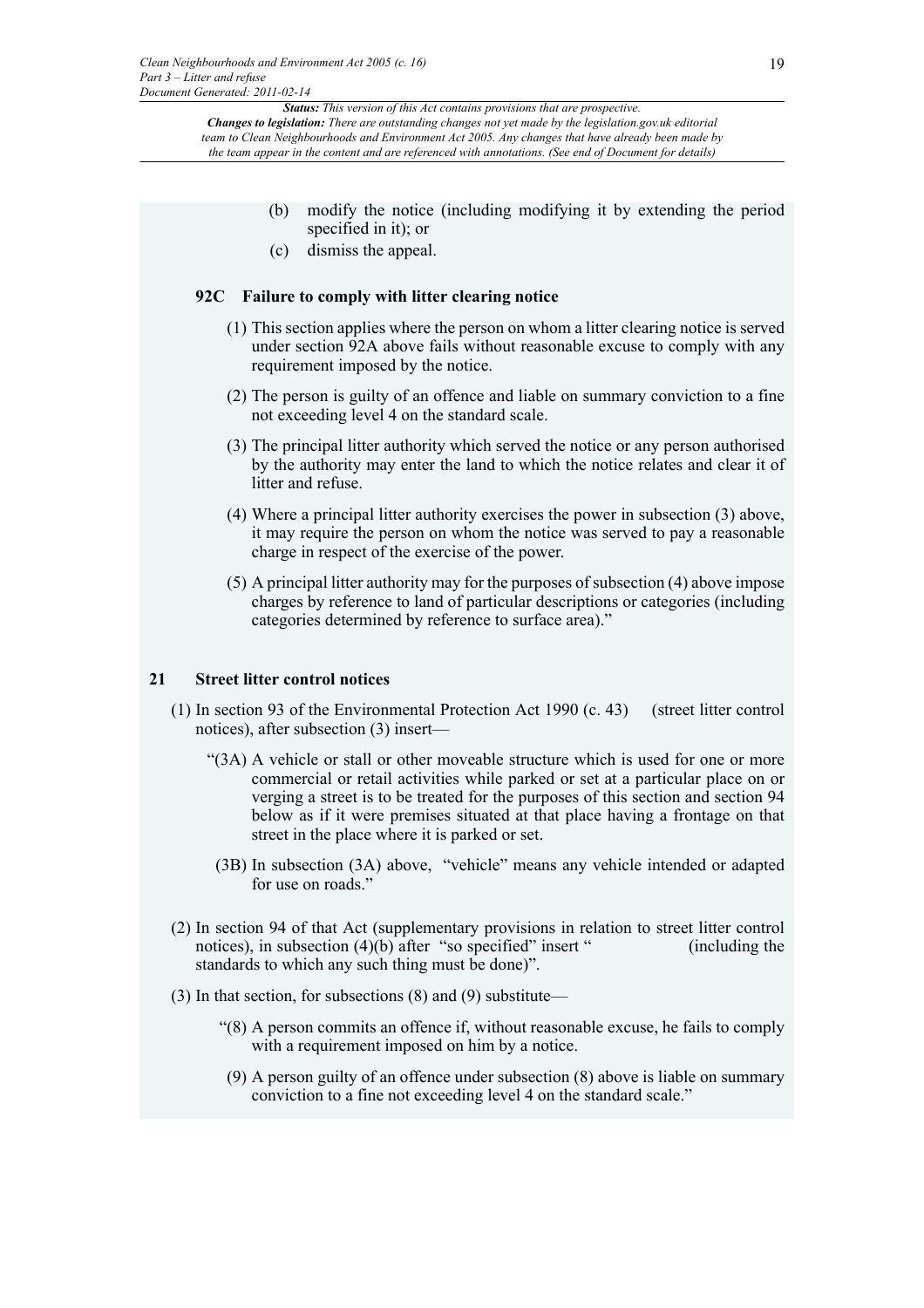(b) modify the notice (including modifying it by extending the period specified in it); or

(c) dismiss the appeal.

### 92C Failure to comply with litter clearing notice

(1) This section applies where the person on whom a litter clearing notice is served under section 92A above fails without reasonable excuse to comply with any requirement imposed by the notice.

(2) The person is guilty of an offence and liable on summary conviction to a fine not exceeding level 4 on the standard scale.

(3) The principal litter authority which served the notice or any person authorised by the authority may enter the land to which the notice relates and clear it of litter and refuse.

(4) Where a principal litter authority exercises the power in subsection (3) above, it may require the person on whom the notice was served to pay a reasonable charge in respect of the exercise of the power.

(5) A principal litter authority may for the purposes of subsection (4) above impose charges by reference to land of particular descriptions or categories (including categories determined by reference to surface area)."

## 21 Street litter control notices

(1) In section 93 of the Environmental Protection Act 1990 (c. 43) (street litter control notices), after subsection (3) insert—

"(3A) A vehicle or stall or other moveable structure which is used for one or more commercial or retail activities while parked or set at a particular place on or verging a street is to be treated for the purposes of this section and section 94 below as if it were premises situated at that place having a frontage on that street in the place where it is parked or set.

(3B) In subsection (3A) above, "vehicle" means any vehicle intended or adapted for use on roads."

(2) In section 94 of that Act (supplementary provisions in relation to street litter control notices), in subsection (4)(b) after "so specified" insert " (including the standards to which any such thing must be done)".

(3) In that section, for subsections (8) and (9) substitute—

"(8) A person commits an offence if, without reasonable excuse, he fails to comply with a requirement imposed on him by a notice.

(9) A person guilty of an offence under subsection (8) above is liable on summary conviction to a fine not exceeding level 4 on the standard scale."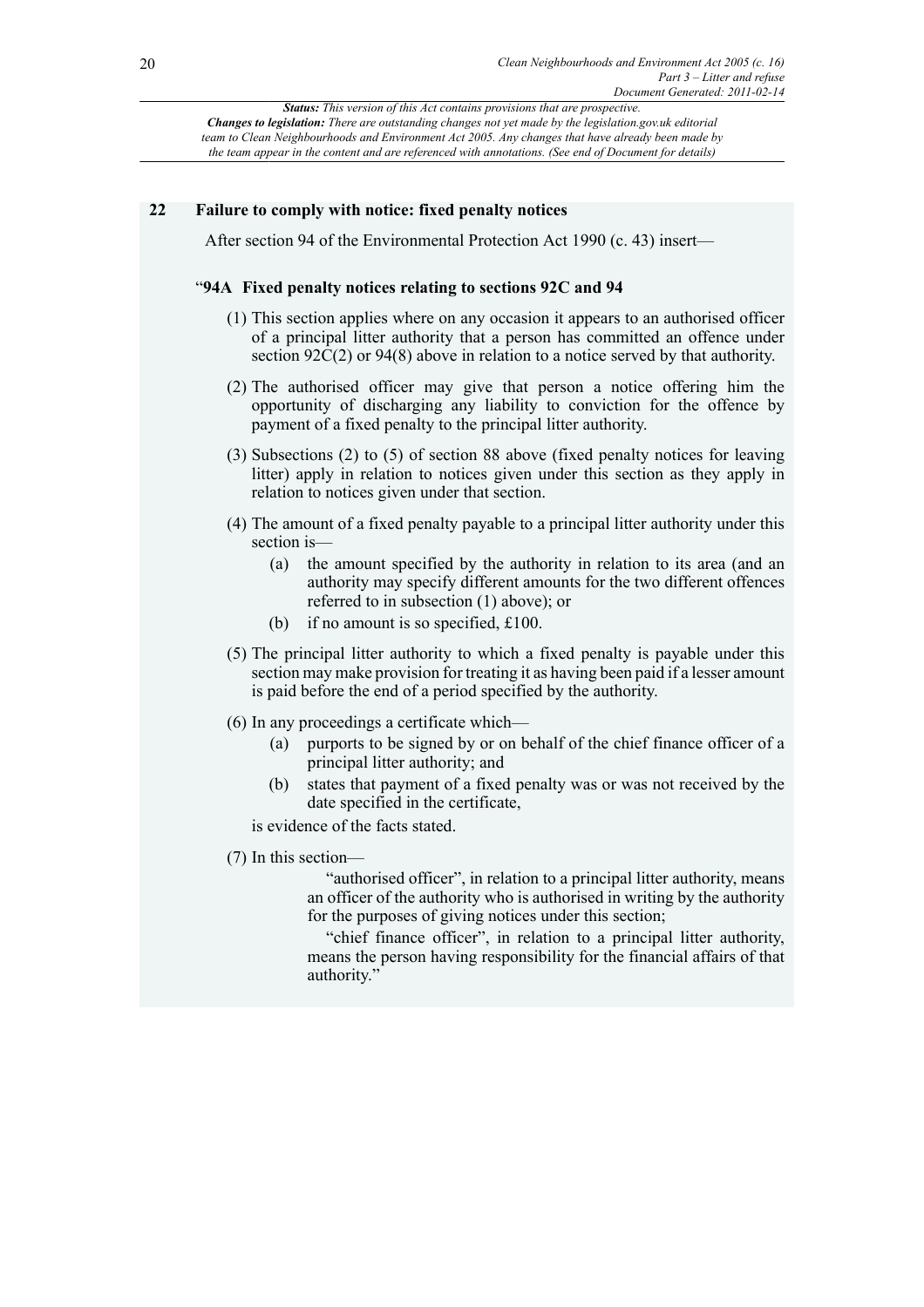## 22 Failure to comply with notice: fixed penalty notices

After section 94 of the Environmental Protection Act 1990 (c. 43) insert—

### "94A Fixed penalty notices relating to sections 92C and 94

(1) This section applies where on any occasion it appears to an authorised officer of a principal litter authority that a person has committed an offence under section 92C(2) or 94(8) above in relation to a notice served by that authority.

(2) The authorised officer may give that person a notice offering him the opportunity of discharging any liability to conviction for the offence by payment of a fixed penalty to the principal litter authority.

(3) Subsections (2) to (5) of section 88 above (fixed penalty notices for leaving litter) apply in relation to notices given under this section as they apply in relation to notices given under that section.

(4) The amount of a fixed penalty payable to a principal litter authority under this section is—

- (a) the amount specified by the authority in relation to its area (and an authority may specify different amounts for the two different offences referred to in subsection (1) above); or
- (b) if no amount is so specified, £100.

(5) The principal litter authority to which a fixed penalty is payable under this section may make provision for treating it as having been paid if a lesser amount is paid before the end of a period specified by the authority.

(6) In any proceedings a certificate which—

- (a) purports to be signed by or on behalf of the chief finance officer of a principal litter authority; and
- (b) states that payment of a fixed penalty was or was not received by the date specified in the certificate,

is evidence of the facts stated.

(7) In this section—

"authorised officer", in relation to a principal litter authority, means an officer of the authority who is authorised in writing by the authority for the purposes of giving notices under this section;

"chief finance officer", in relation to a principal litter authority, means the person having responsibility for the financial affairs of that authority."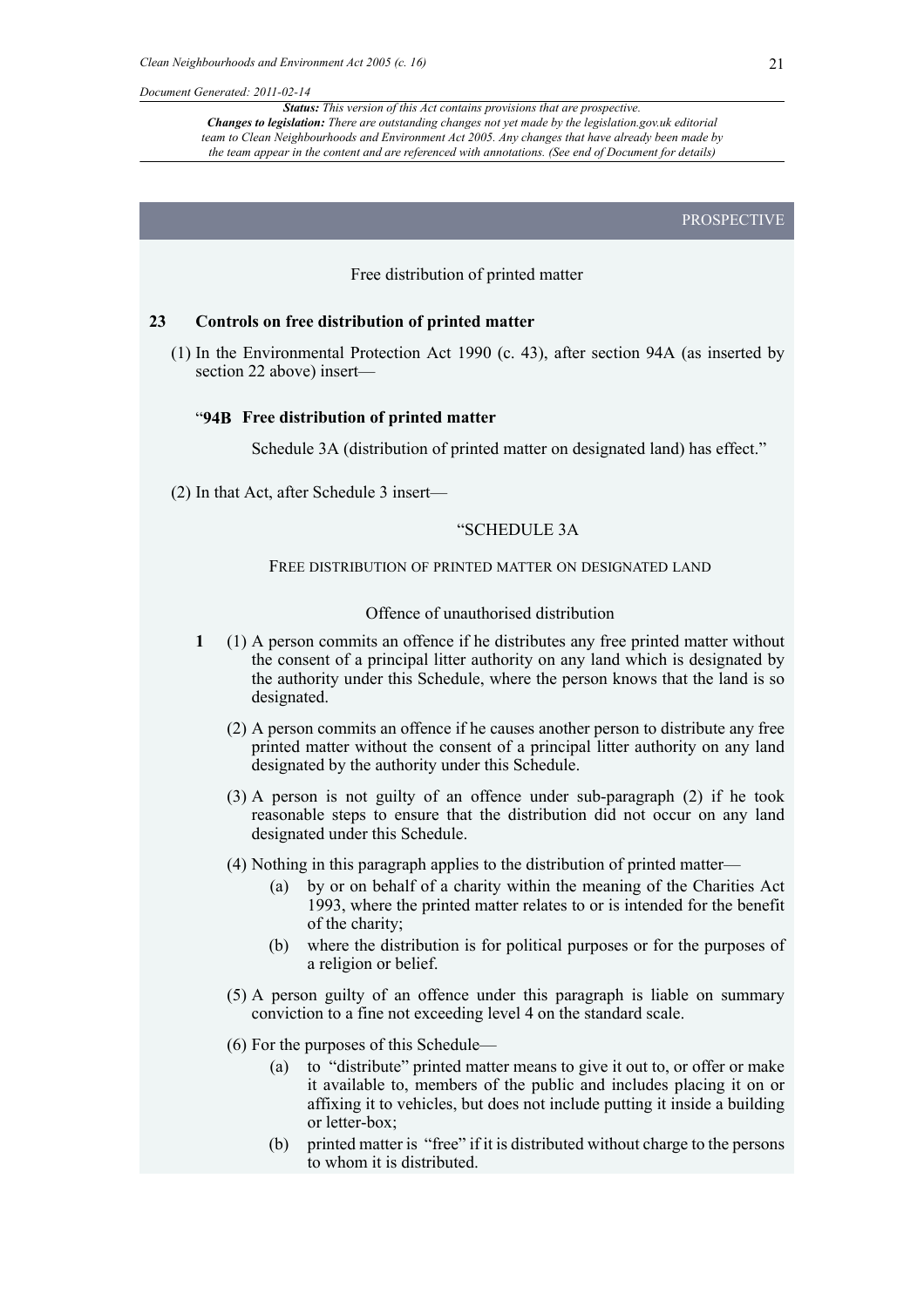PROSPECTIVE

Free distribution of printed matter

**23 Controls on free distribution of printed matter**

(1) In the Environmental Protection Act 1990 (c. 43), after section 94A (as inserted by section 22 above) insert—

"**94B Free distribution of printed matter**

Schedule 3A (distribution of printed matter on designated land) has effect."

(2) In that Act, after Schedule 3 insert—

"SCHEDULE 3A

FREE DISTRIBUTION OF PRINTED MATTER ON DESIGNATED LAND

Offence of unauthorised distribution

**1** (1) A person commits an offence if he distributes any free printed matter without the consent of a principal litter authority on any land which is designated by the authority under this Schedule, where the person knows that the land is so designated.

(2) A person commits an offence if he causes another person to distribute any free printed matter without the consent of a principal litter authority on any land designated by the authority under this Schedule.

(3) A person is not guilty of an offence under sub-paragraph (2) if he took reasonable steps to ensure that the distribution did not occur on any land designated under this Schedule.

(4) Nothing in this paragraph applies to the distribution of printed matter—

(a) by or on behalf of a charity within the meaning of the Charities Act 1993, where the printed matter relates to or is intended for the benefit of the charity;

(b) where the distribution is for political purposes or for the purposes of a religion or belief.

(5) A person guilty of an offence under this paragraph is liable on summary conviction to a fine not exceeding level 4 on the standard scale.

(6) For the purposes of this Schedule—

(a) to "distribute" printed matter means to give it out to, or offer or make it available to, members of the public and includes placing it on or affixing it to vehicles, but does not include putting it inside a building or letter-box;

(b) printed matter is "free" if it is distributed without charge to the persons to whom it is distributed.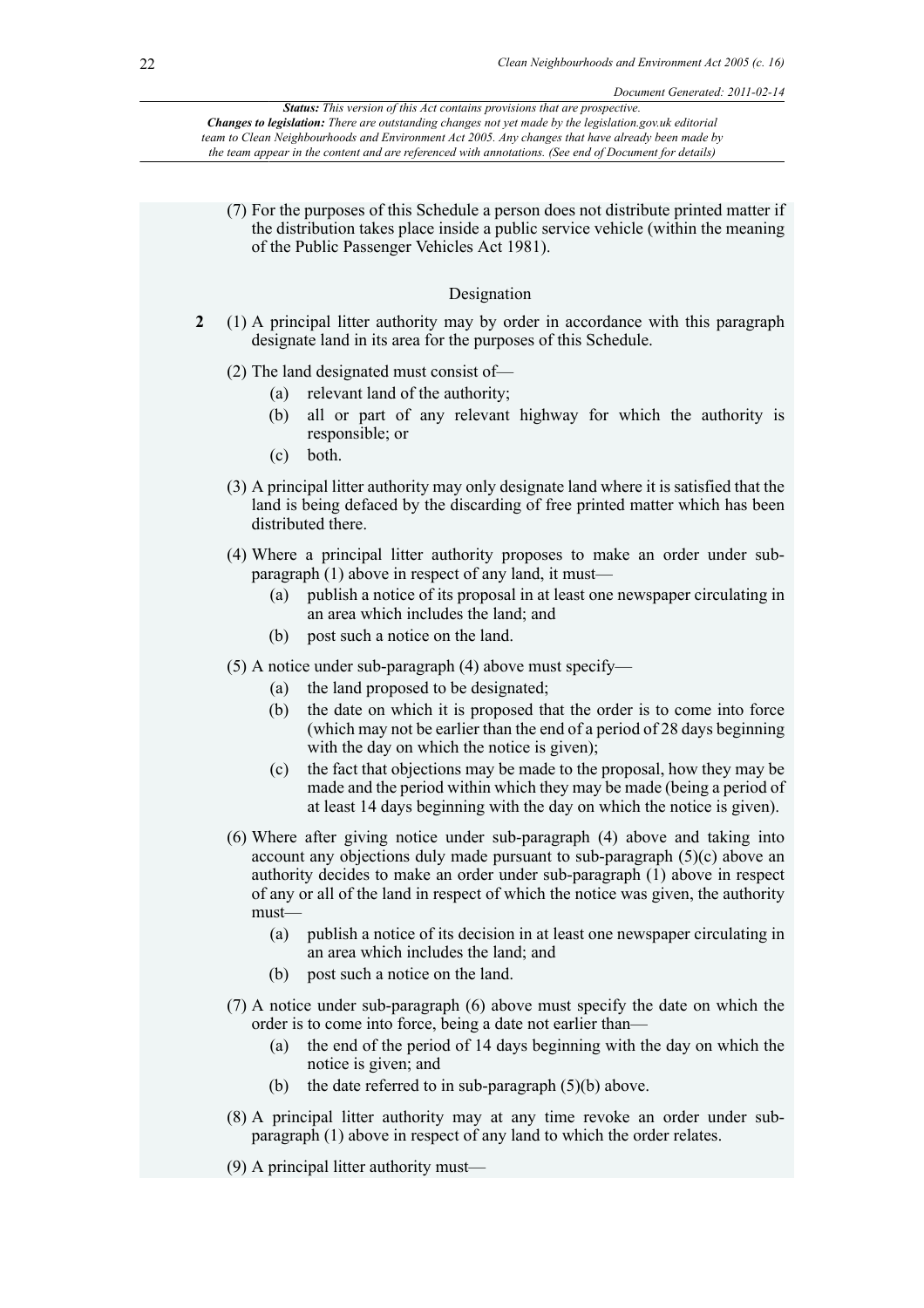(7) For the purposes of this Schedule a person does not distribute printed matter if the distribution takes place inside a public service vehicle (within the meaning of the Public Passenger Vehicles Act 1981).

### Designation

**2** (1) A principal litter authority may by order in accordance with this paragraph designate land in its area for the purposes of this Schedule.

(2) The land designated must consist of—

- (a) relevant land of the authority;
- (b) all or part of any relevant highway for which the authority is responsible; or
- (c) both.

(3) A principal litter authority may only designate land where it is satisfied that the land is being defaced by the discarding of free printed matter which has been distributed there.

(4) Where a principal litter authority proposes to make an order under sub-paragraph (1) above in respect of any land, it must—

- (a) publish a notice of its proposal in at least one newspaper circulating in an area which includes the land; and
- (b) post such a notice on the land.

(5) A notice under sub-paragraph (4) above must specify—

- (a) the land proposed to be designated;
- (b) the date on which it is proposed that the order is to come into force (which may not be earlier than the end of a period of 28 days beginning with the day on which the notice is given);
- (c) the fact that objections may be made to the proposal, how they may be made and the period within which they may be made (being a period of at least 14 days beginning with the day on which the notice is given).

(6) Where after giving notice under sub-paragraph (4) above and taking into account any objections duly made pursuant to sub-paragraph (5)(c) above an authority decides to make an order under sub-paragraph (1) above in respect of any or all of the land in respect of which the notice was given, the authority must—

- (a) publish a notice of its decision in at least one newspaper circulating in an area which includes the land; and
- (b) post such a notice on the land.

(7) A notice under sub-paragraph (6) above must specify the date on which the order is to come into force, being a date not earlier than—

- (a) the end of the period of 14 days beginning with the day on which the notice is given; and
- (b) the date referred to in sub-paragraph (5)(b) above.

(8) A principal litter authority may at any time revoke an order under sub-paragraph (1) above in respect of any land to which the order relates.

(9) A principal litter authority must—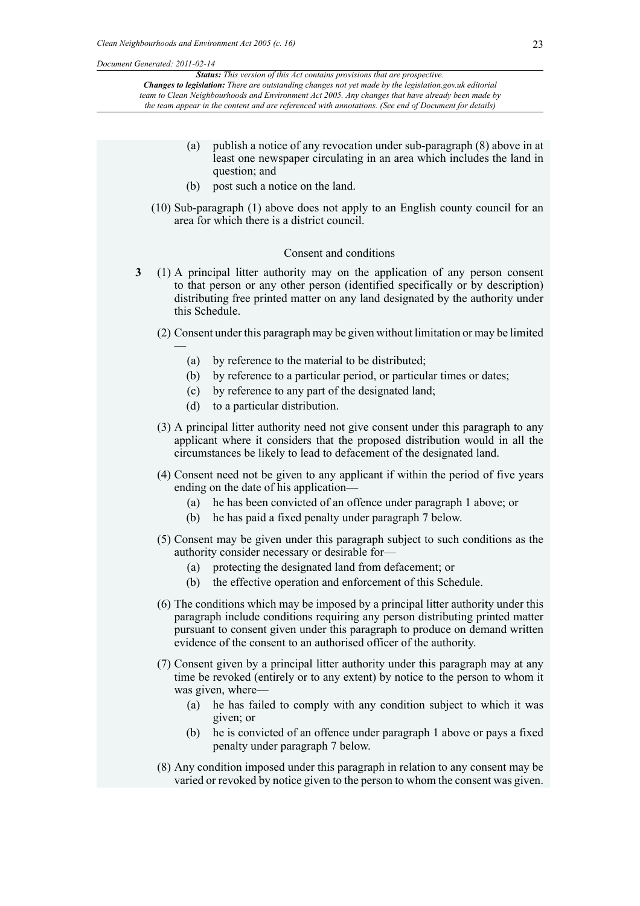(a) publish a notice of any revocation under sub-paragraph (8) above in at least one newspaper circulating in an area which includes the land in question; and

(b) post such a notice on the land.

(10) Sub-paragraph (1) above does not apply to an English county council for an area for which there is a district council.

### Consent and conditions

**3** (1) A principal litter authority may on the application of any person consent to that person or any other person (identified specifically or by description) distributing free printed matter on any land designated by the authority under this Schedule.

(2) Consent under this paragraph may be given without limitation or may be limited —

(a) by reference to the material to be distributed;

(b) by reference to a particular period, or particular times or dates;

(c) by reference to any part of the designated land;

(d) to a particular distribution.

(3) A principal litter authority need not give consent under this paragraph to any applicant where it considers that the proposed distribution would in all the circumstances be likely to lead to defacement of the designated land.

(4) Consent need not be given to any applicant if within the period of five years ending on the date of his application—

(a) he has been convicted of an offence under paragraph 1 above; or

(b) he has paid a fixed penalty under paragraph 7 below.

(5) Consent may be given under this paragraph subject to such conditions as the authority consider necessary or desirable for—

(a) protecting the designated land from defacement; or

(b) the effective operation and enforcement of this Schedule.

(6) The conditions which may be imposed by a principal litter authority under this paragraph include conditions requiring any person distributing printed matter pursuant to consent given under this paragraph to produce on demand written evidence of the consent to an authorised officer of the authority.

(7) Consent given by a principal litter authority under this paragraph may at any time be revoked (entirely or to any extent) by notice to the person to whom it was given, where—

(a) he has failed to comply with any condition subject to which it was given; or

(b) he is convicted of an offence under paragraph 1 above or pays a fixed penalty under paragraph 7 below.

(8) Any condition imposed under this paragraph in relation to any consent may be varied or revoked by notice given to the person to whom the consent was given.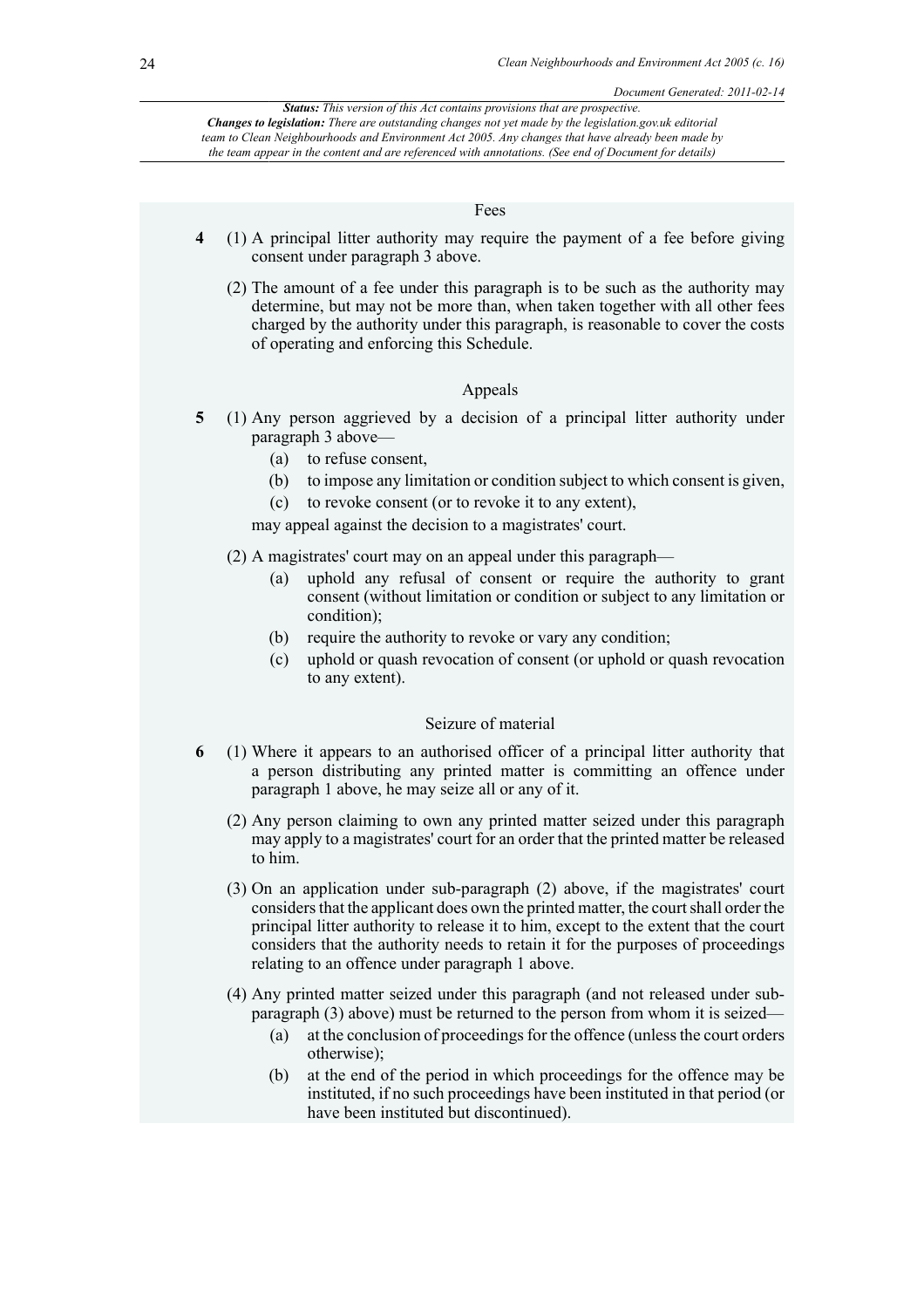### Fees

**4** (1) A principal litter authority may require the payment of a fee before giving consent under paragraph 3 above.

(2) The amount of a fee under this paragraph is to be such as the authority may determine, but may not be more than, when taken together with all other fees charged by the authority under this paragraph, is reasonable to cover the costs of operating and enforcing this Schedule.

### Appeals

**5** (1) Any person aggrieved by a decision of a principal litter authority under paragraph 3 above—

(a) to refuse consent,

(b) to impose any limitation or condition subject to which consent is given,

(c) to revoke consent (or to revoke it to any extent),

may appeal against the decision to a magistrates' court.

(2) A magistrates' court may on an appeal under this paragraph—

(a) uphold any refusal of consent or require the authority to grant consent (without limitation or condition or subject to any limitation or condition);

(b) require the authority to revoke or vary any condition;

(c) uphold or quash revocation of consent (or uphold or quash revocation to any extent).

### Seizure of material

**6** (1) Where it appears to an authorised officer of a principal litter authority that a person distributing any printed matter is committing an offence under paragraph 1 above, he may seize all or any of it.

(2) Any person claiming to own any printed matter seized under this paragraph may apply to a magistrates' court for an order that the printed matter be released to him.

(3) On an application under sub-paragraph (2) above, if the magistrates' court considers that the applicant does own the printed matter, the court shall order the principal litter authority to release it to him, except to the extent that the court considers that the authority needs to retain it for the purposes of proceedings relating to an offence under paragraph 1 above.

(4) Any printed matter seized under this paragraph (and not released under sub-paragraph (3) above) must be returned to the person from whom it is seized—

(a) at the conclusion of proceedings for the offence (unless the court orders otherwise);

(b) at the end of the period in which proceedings for the offence may be instituted, if no such proceedings have been instituted in that period (or have been instituted but discontinued).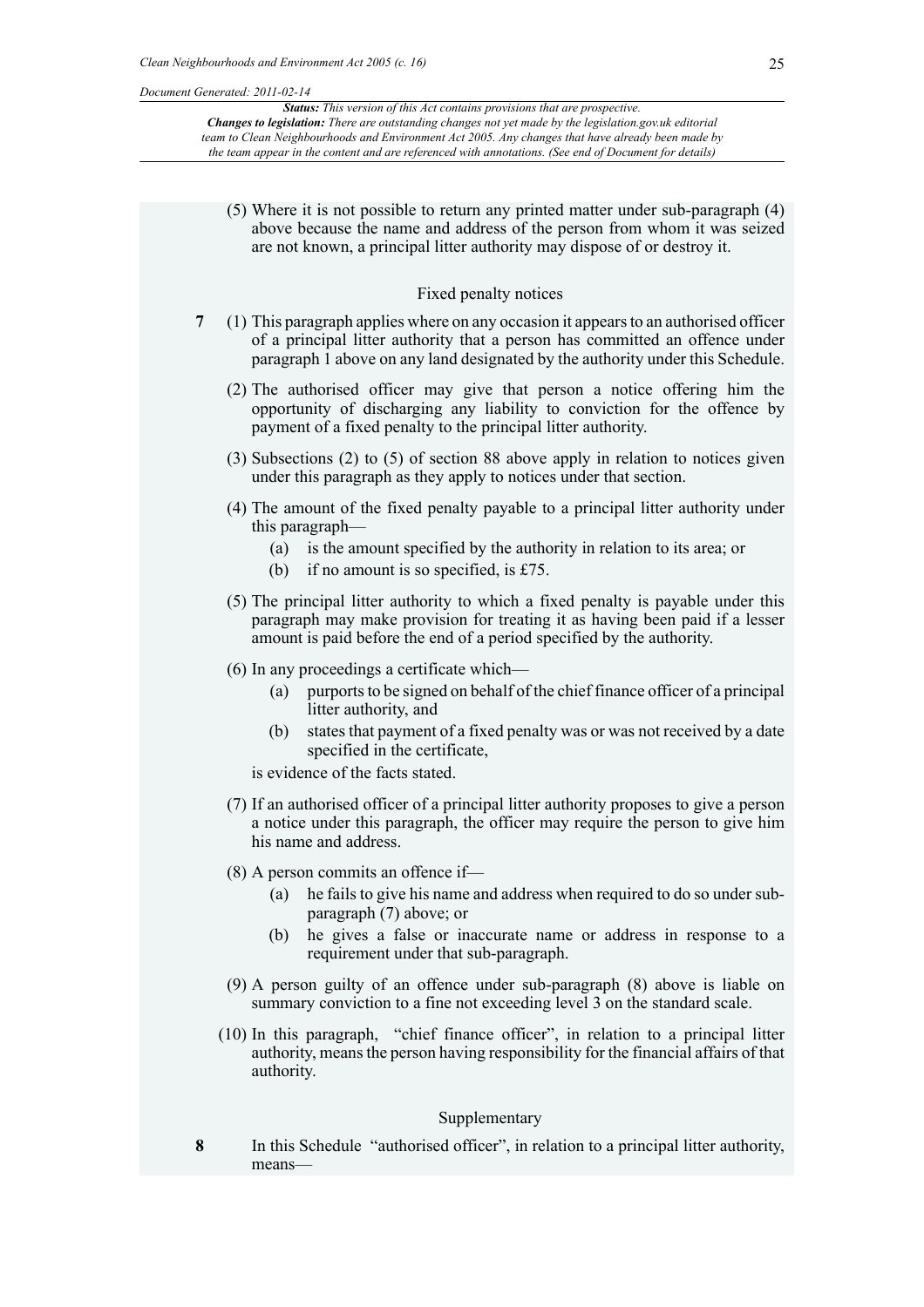(5) Where it is not possible to return any printed matter under sub-paragraph (4) above because the name and address of the person from whom it was seized are not known, a principal litter authority may dispose of or destroy it.

### Fixed penalty notices

**7** (1) This paragraph applies where on any occasion it appears to an authorised officer of a principal litter authority that a person has committed an offence under paragraph 1 above on any land designated by the authority under this Schedule.

(2) The authorised officer may give that person a notice offering him the opportunity of discharging any liability to conviction for the offence by payment of a fixed penalty to the principal litter authority.

(3) Subsections (2) to (5) of section 88 above apply in relation to notices given under this paragraph as they apply to notices under that section.

(4) The amount of the fixed penalty payable to a principal litter authority under this paragraph—

(a) is the amount specified by the authority in relation to its area; or

(b) if no amount is so specified, is £75.

(5) The principal litter authority to which a fixed penalty is payable under this paragraph may make provision for treating it as having been paid if a lesser amount is paid before the end of a period specified by the authority.

(6) In any proceedings a certificate which—

(a) purports to be signed on behalf of the chief finance officer of a principal litter authority, and

(b) states that payment of a fixed penalty was or was not received by a date specified in the certificate,

is evidence of the facts stated.

(7) If an authorised officer of a principal litter authority proposes to give a person a notice under this paragraph, the officer may require the person to give him his name and address.

(8) A person commits an offence if—

(a) he fails to give his name and address when required to do so under sub-paragraph (7) above; or

(b) he gives a false or inaccurate name or address in response to a requirement under that sub-paragraph.

(9) A person guilty of an offence under sub-paragraph (8) above is liable on summary conviction to a fine not exceeding level 3 on the standard scale.

(10) In this paragraph, "chief finance officer", in relation to a principal litter authority, means the person having responsibility for the financial affairs of that authority.

### Supplementary

**8** In this Schedule "authorised officer", in relation to a principal litter authority, means—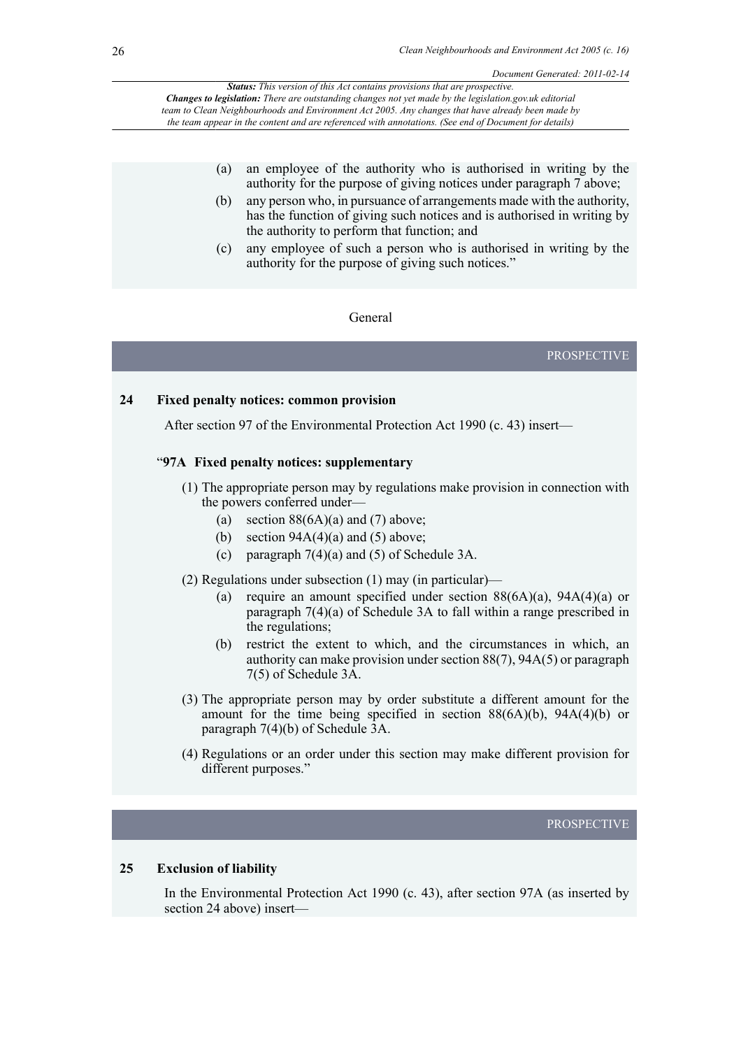*Status: This version of this Act contains provisions that are prospective.*
*Changes to legislation: There are outstanding changes not yet made by the legislation.gov.uk editorial team to Clean Neighbourhoods and Environment Act 2005. Any changes that have already been made by the team appear in the content and are referenced with annotations. (See end of Document for details)*

(a) an employee of the authority who is authorised in writing by the authority for the purpose of giving notices under paragraph 7 above;

(b) any person who, in pursuance of arrangements made with the authority, has the function of giving such notices and is authorised in writing by the authority to perform that function; and

(c) any employee of such a person who is authorised in writing by the authority for the purpose of giving such notices."

General

PROSPECTIVE

**24 Fixed penalty notices: common provision**

After section 97 of the Environmental Protection Act 1990 (c. 43) insert—

"**97A Fixed penalty notices: supplementary**

(1) The appropriate person may by regulations make provision in connection with the powers conferred under—

(a) section 88(6A)(a) and (7) above;

(b) section 94A(4)(a) and (5) above;

(c) paragraph 7(4)(a) and (5) of Schedule 3A.

(2) Regulations under subsection (1) may (in particular)—

(a) require an amount specified under section 88(6A)(a), 94A(4)(a) or paragraph 7(4)(a) of Schedule 3A to fall within a range prescribed in the regulations;

(b) restrict the extent to which, and the circumstances in which, an authority can make provision under section 88(7), 94A(5) or paragraph 7(5) of Schedule 3A.

(3) The appropriate person may by order substitute a different amount for the amount for the time being specified in section 88(6A)(b), 94A(4)(b) or paragraph 7(4)(b) of Schedule 3A.

(4) Regulations or an order under this section may make different provision for different purposes."

PROSPECTIVE

**25 Exclusion of liability**

In the Environmental Protection Act 1990 (c. 43), after section 97A (as inserted by section 24 above) insert—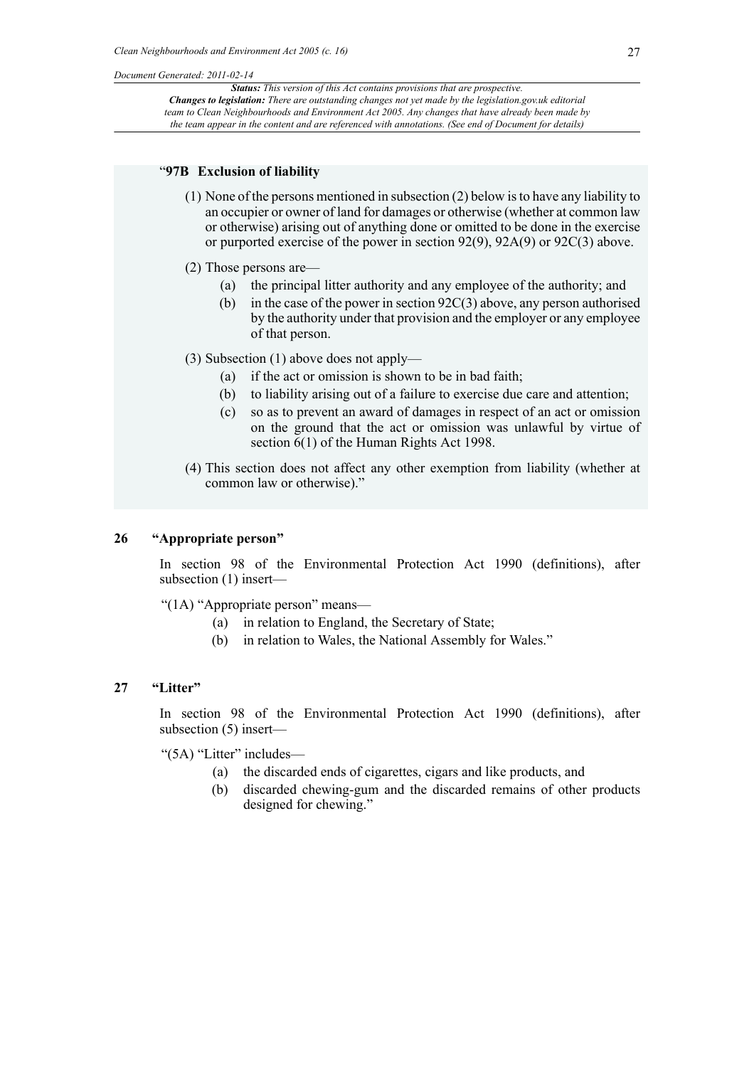"**97B Exclusion of liability**

(1) None of the persons mentioned in subsection (2) below is to have any liability to an occupier or owner of land for damages or otherwise (whether at common law or otherwise) arising out of anything done or omitted to be done in the exercise or purported exercise of the power in section 92(9), 92A(9) or 92C(3) above.

(2) Those persons are—

(a) the principal litter authority and any employee of the authority; and

(b) in the case of the power in section 92C(3) above, any person authorised by the authority under that provision and the employer or any employee of that person.

(3) Subsection (1) above does not apply—

(a) if the act or omission is shown to be in bad faith;

(b) to liability arising out of a failure to exercise due care and attention;

(c) so as to prevent an award of damages in respect of an act or omission on the ground that the act or omission was unlawful by virtue of section 6(1) of the Human Rights Act 1998.

(4) This section does not affect any other exemption from liability (whether at common law or otherwise)."

## 26 "Appropriate person"

In section 98 of the Environmental Protection Act 1990 (definitions), after subsection (1) insert—

"(1A) "Appropriate person" means—

(a) in relation to England, the Secretary of State;

(b) in relation to Wales, the National Assembly for Wales."

## 27 "Litter"

In section 98 of the Environmental Protection Act 1990 (definitions), after subsection (5) insert—

"(5A) "Litter" includes—

(a) the discarded ends of cigarettes, cigars and like products, and

(b) discarded chewing-gum and the discarded remains of other products designed for chewing."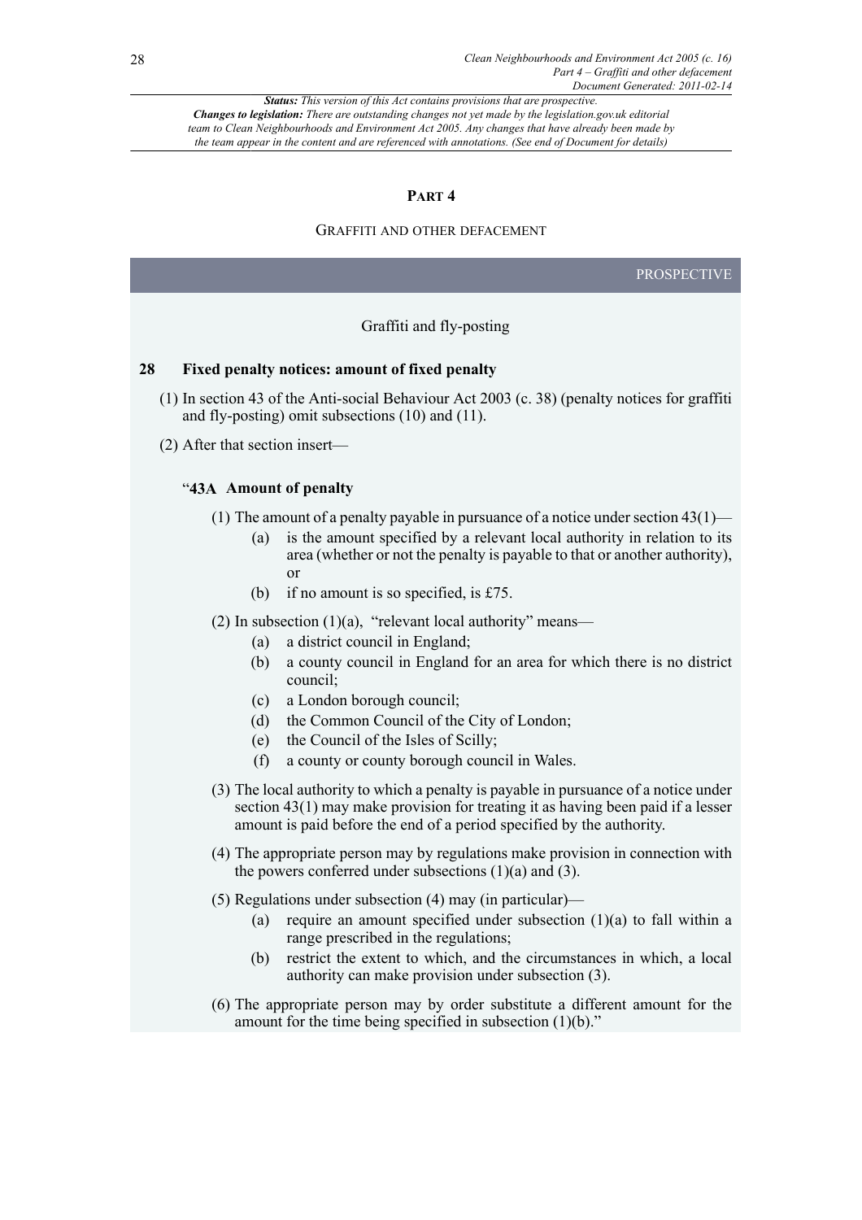*Status: This version of this Act contains provisions that are prospective.*
*Changes to legislation: There are outstanding changes not yet made by the legislation.gov.uk editorial team to Clean Neighbourhoods and Environment Act 2005. Any changes that have already been made by the team appear in the content and are referenced with annotations. (See end of Document for details)*

## PART 4

### GRAFFITI AND OTHER DEFACEMENT

PROSPECTIVE

Graffiti and fly-posting

**28 Fixed penalty notices: amount of fixed penalty**

(1) In section 43 of the Anti-social Behaviour Act 2003 (c. 38) (penalty notices for graffiti and fly-posting) omit subsections (10) and (11).

(2) After that section insert—

"**43A Amount of penalty**

(1) The amount of a penalty payable in pursuance of a notice under section 43(1)—

(a) is the amount specified by a relevant local authority in relation to its area (whether or not the penalty is payable to that or another authority), or

(b) if no amount is so specified, is £75.

(2) In subsection (1)(a), "relevant local authority" means—

(a) a district council in England;

(b) a county council in England for an area for which there is no district council;

(c) a London borough council;

(d) the Common Council of the City of London;

(e) the Council of the Isles of Scilly;

(f) a county or county borough council in Wales.

(3) The local authority to which a penalty is payable in pursuance of a notice under section 43(1) may make provision for treating it as having been paid if a lesser amount is paid before the end of a period specified by the authority.

(4) The appropriate person may by regulations make provision in connection with the powers conferred under subsections (1)(a) and (3).

(5) Regulations under subsection (4) may (in particular)—

(a) require an amount specified under subsection (1)(a) to fall within a range prescribed in the regulations;

(b) restrict the extent to which, and the circumstances in which, a local authority can make provision under subsection (3).

(6) The appropriate person may by order substitute a different amount for the amount for the time being specified in subsection (1)(b)."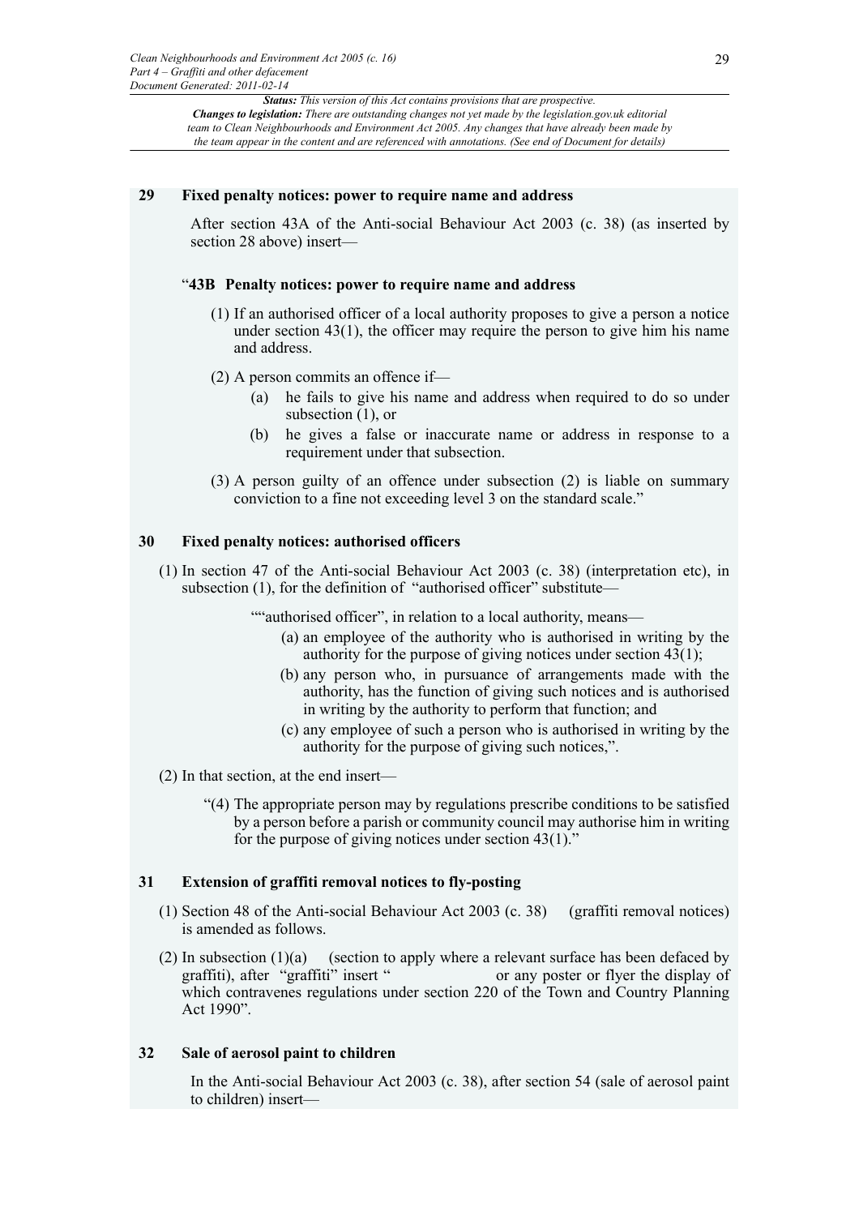*Status: This version of this Act contains provisions that are prospective.*
***Changes to legislation:** There are outstanding changes not yet made by the legislation.gov.uk editorial team to Clean Neighbourhoods and Environment Act 2005. Any changes that have already been made by the team appear in the content and are referenced with annotations. (See end of Document for details)*

### 29 Fixed penalty notices: power to require name and address

After section 43A of the Anti-social Behaviour Act 2003 (c. 38) (as inserted by section 28 above) insert—

"**43B Penalty notices: power to require name and address**

(1) If an authorised officer of a local authority proposes to give a person a notice under section 43(1), the officer may require the person to give him his name and address.

(2) A person commits an offence if—

(a) he fails to give his name and address when required to do so under subsection (1), or

(b) he gives a false or inaccurate name or address in response to a requirement under that subsection.

(3) A person guilty of an offence under subsection (2) is liable on summary conviction to a fine not exceeding level 3 on the standard scale."

### 30 Fixed penalty notices: authorised officers

(1) In section 47 of the Anti-social Behaviour Act 2003 (c. 38) (interpretation etc), in subsection (1), for the definition of "authorised officer" substitute—

""authorised officer", in relation to a local authority, means—

(a) an employee of the authority who is authorised in writing by the authority for the purpose of giving notices under section 43(1);

(b) any person who, in pursuance of arrangements made with the authority, has the function of giving such notices and is authorised in writing by the authority to perform that function; and

(c) any employee of such a person who is authorised in writing by the authority for the purpose of giving such notices,".

(2) In that section, at the end insert—

"(4) The appropriate person may by regulations prescribe conditions to be satisfied by a person before a parish or community council may authorise him in writing for the purpose of giving notices under section 43(1)."

### 31 Extension of graffiti removal notices to fly-posting

(1) Section 48 of the Anti-social Behaviour Act 2003 (c. 38) (graffiti removal notices) is amended as follows.

(2) In subsection (1)(a) (section to apply where a relevant surface has been defaced by graffiti), after "graffiti" insert " or any poster or flyer the display of which contravenes regulations under section 220 of the Town and Country Planning Act 1990".

### 32 Sale of aerosol paint to children

In the Anti-social Behaviour Act 2003 (c. 38), after section 54 (sale of aerosol paint to children) insert—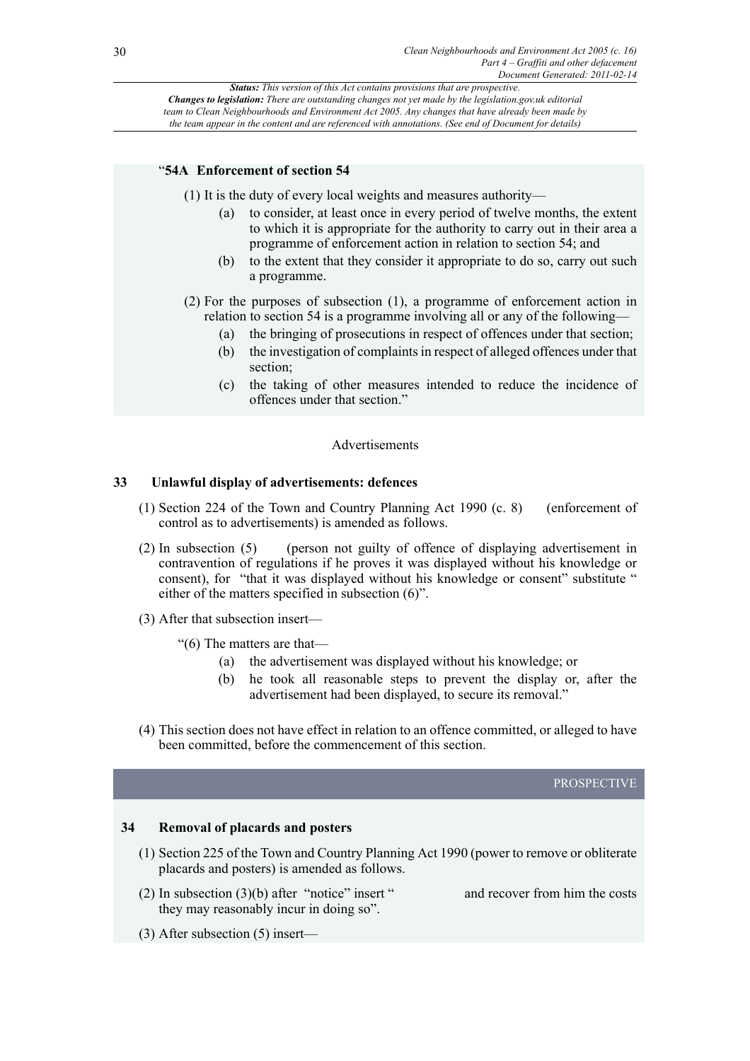*Status: This version of this Act contains provisions that are prospective.*
***Changes to legislation:** There are outstanding changes not yet made by the legislation.gov.uk editorial team to Clean Neighbourhoods and Environment Act 2005. Any changes that have already been made by the team appear in the content and are referenced with annotations. (See end of Document for details)*

"**54A Enforcement of section 54**

(1) It is the duty of every local weights and measures authority—

(a) to consider, at least once in every period of twelve months, the extent to which it is appropriate for the authority to carry out in their area a programme of enforcement action in relation to section 54; and

(b) to the extent that they consider it appropriate to do so, carry out such a programme.

(2) For the purposes of subsection (1), a programme of enforcement action in relation to section 54 is a programme involving all or any of the following—

(a) the bringing of prosecutions in respect of offences under that section;

(b) the investigation of complaints in respect of alleged offences under that section;

(c) the taking of other measures intended to reduce the incidence of offences under that section."

Advertisements

### 33 Unlawful display of advertisements: defences

(1) Section 224 of the Town and Country Planning Act 1990 (c. 8) (enforcement of control as to advertisements) is amended as follows.

(2) In subsection (5) (person not guilty of offence of displaying advertisement in contravention of regulations if he proves it was displayed without his knowledge or consent), for "that it was displayed without his knowledge or consent" substitute " either of the matters specified in subsection (6)".

(3) After that subsection insert—

"(6) The matters are that—

(a) the advertisement was displayed without his knowledge; or

(b) he took all reasonable steps to prevent the display or, after the advertisement had been displayed, to secure its removal."

(4) This section does not have effect in relation to an offence committed, or alleged to have been committed, before the commencement of this section.

PROSPECTIVE

### 34 Removal of placards and posters

(1) Section 225 of the Town and Country Planning Act 1990 (power to remove or obliterate placards and posters) is amended as follows.

(2) In subsection (3)(b) after "notice" insert " and recover from him the costs they may reasonably incur in doing so".

(3) After subsection (5) insert—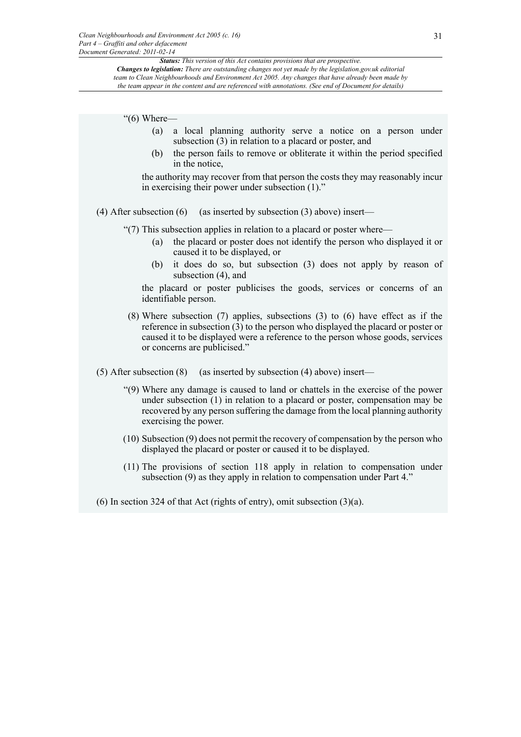"(6) Where—

(a) a local planning authority serve a notice on a person under subsection (3) in relation to a placard or poster, and

(b) the person fails to remove or obliterate it within the period specified in the notice,

the authority may recover from that person the costs they may reasonably incur in exercising their power under subsection (1)."

(4) After subsection (6) (as inserted by subsection (3) above) insert—

"(7) This subsection applies in relation to a placard or poster where—

(a) the placard or poster does not identify the person who displayed it or caused it to be displayed, or

(b) it does do so, but subsection (3) does not apply by reason of subsection (4), and

the placard or poster publicises the goods, services or concerns of an identifiable person.

(8) Where subsection (7) applies, subsections (3) to (6) have effect as if the reference in subsection (3) to the person who displayed the placard or poster or caused it to be displayed were a reference to the person whose goods, services or concerns are publicised."

(5) After subsection (8) (as inserted by subsection (4) above) insert—

"(9) Where any damage is caused to land or chattels in the exercise of the power under subsection (1) in relation to a placard or poster, compensation may be recovered by any person suffering the damage from the local planning authority exercising the power.

(10) Subsection (9) does not permit the recovery of compensation by the person who displayed the placard or poster or caused it to be displayed.

(11) The provisions of section 118 apply in relation to compensation under subsection (9) as they apply in relation to compensation under Part 4."

(6) In section 324 of that Act (rights of entry), omit subsection (3)(a).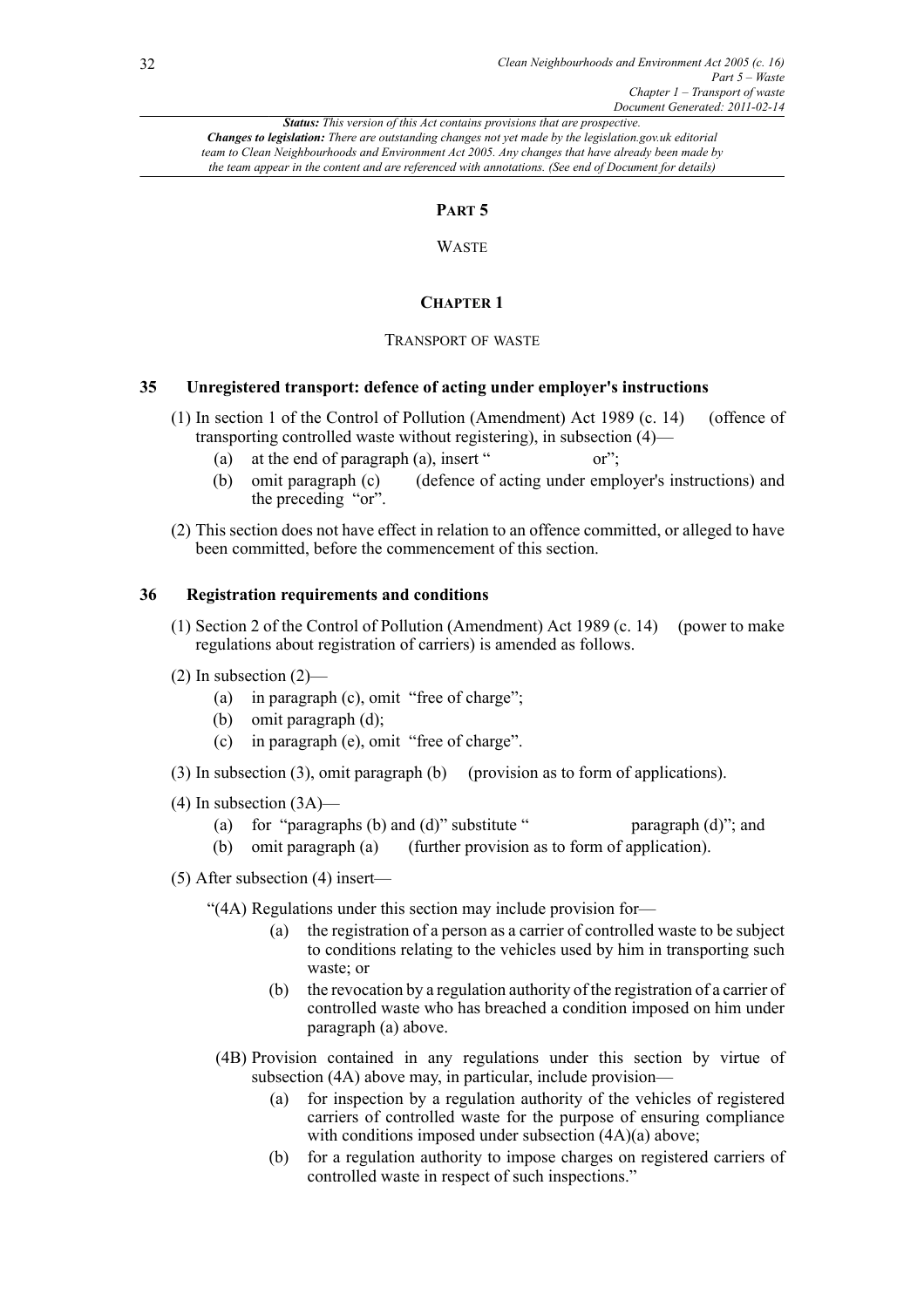*Status: This version of this Act contains provisions that are prospective.*
*Changes to legislation: There are outstanding changes not yet made by the legislation.gov.uk editorial team to Clean Neighbourhoods and Environment Act 2005. Any changes that have already been made by the team appear in the content and are referenced with annotations. (See end of Document for details)*

# PART 5

## WASTE

### CHAPTER 1

#### TRANSPORT OF WASTE

**35 Unregistered transport: defence of acting under employer's instructions**

(1) In section 1 of the Control of Pollution (Amendment) Act 1989 (c. 14) (offence of transporting controlled waste without registering), in subsection (4)—

(a) at the end of paragraph (a), insert " or";

(b) omit paragraph (c) (defence of acting under employer's instructions) and the preceding "or".

(2) This section does not have effect in relation to an offence committed, or alleged to have been committed, before the commencement of this section.

**36 Registration requirements and conditions**

(1) Section 2 of the Control of Pollution (Amendment) Act 1989 (c. 14) (power to make regulations about registration of carriers) is amended as follows.

(2) In subsection (2)—

(a) in paragraph (c), omit "free of charge";

(b) omit paragraph (d);

(c) in paragraph (e), omit "free of charge".

(3) In subsection (3), omit paragraph (b) (provision as to form of applications).

(4) In subsection (3A)—

(a) for "paragraphs (b) and (d)" substitute " paragraph (d)"; and

(b) omit paragraph (a) (further provision as to form of application).

(5) After subsection (4) insert—

"(4A) Regulations under this section may include provision for—

(a) the registration of a person as a carrier of controlled waste to be subject to conditions relating to the vehicles used by him in transporting such waste; or

(b) the revocation by a regulation authority of the registration of a carrier of controlled waste who has breached a condition imposed on him under paragraph (a) above.

(4B) Provision contained in any regulations under this section by virtue of subsection (4A) above may, in particular, include provision—

(a) for inspection by a regulation authority of the vehicles of registered carriers of controlled waste for the purpose of ensuring compliance with conditions imposed under subsection (4A)(a) above;

(b) for a regulation authority to impose charges on registered carriers of controlled waste in respect of such inspections."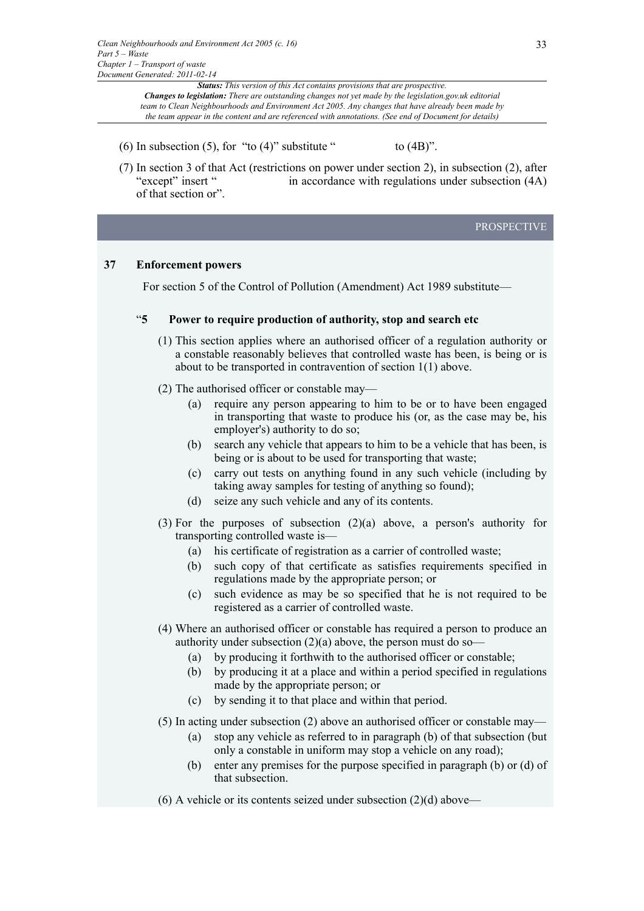(6) In subsection (5), for "to (4)" substitute " to (4B)".

(7) In section 3 of that Act (restrictions on power under section 2), in subsection (2), after "except" insert " in accordance with regulations under subsection (4A) of that section or".

PROSPECTIVE

### 37 Enforcement powers

For section 5 of the Control of Pollution (Amendment) Act 1989 substitute—

"**5 Power to require production of authority, stop and search etc**

(1) This section applies where an authorised officer of a regulation authority or a constable reasonably believes that controlled waste has been, is being or is about to be transported in contravention of section 1(1) above.

(2) The authorised officer or constable may—

(a) require any person appearing to him to be or to have been engaged in transporting that waste to produce his (or, as the case may be, his employer's) authority to do so;

(b) search any vehicle that appears to him to be a vehicle that has been, is being or is about to be used for transporting that waste;

(c) carry out tests on anything found in any such vehicle (including by taking away samples for testing of anything so found);

(d) seize any such vehicle and any of its contents.

(3) For the purposes of subsection (2)(a) above, a person's authority for transporting controlled waste is—

(a) his certificate of registration as a carrier of controlled waste;

(b) such copy of that certificate as satisfies requirements specified in regulations made by the appropriate person; or

(c) such evidence as may be so specified that he is not required to be registered as a carrier of controlled waste.

(4) Where an authorised officer or constable has required a person to produce an authority under subsection (2)(a) above, the person must do so—

(a) by producing it forthwith to the authorised officer or constable;

(b) by producing it at a place and within a period specified in regulations made by the appropriate person; or

(c) by sending it to that place and within that period.

(5) In acting under subsection (2) above an authorised officer or constable may—

(a) stop any vehicle as referred to in paragraph (b) of that subsection (but only a constable in uniform may stop a vehicle on any road);

(b) enter any premises for the purpose specified in paragraph (b) or (d) of that subsection.

(6) A vehicle or its contents seized under subsection (2)(d) above—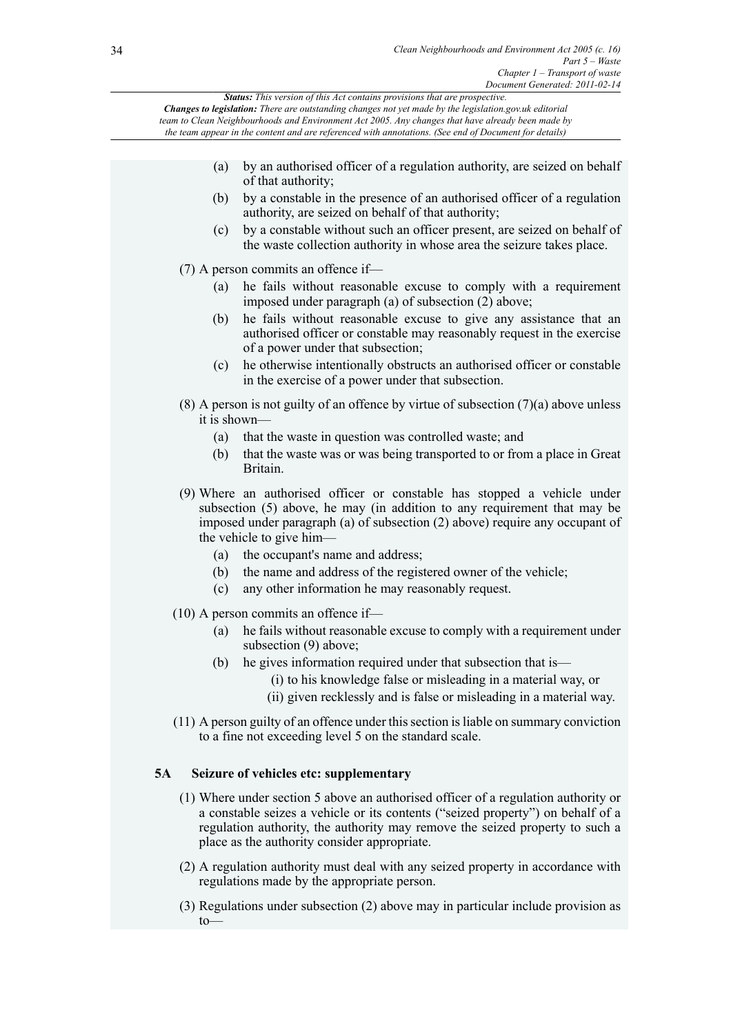(a) by an authorised officer of a regulation authority, are seized on behalf of that authority;

(b) by a constable in the presence of an authorised officer of a regulation authority, are seized on behalf of that authority;

(c) by a constable without such an officer present, are seized on behalf of the waste collection authority in whose area the seizure takes place.

(7) A person commits an offence if—

(a) he fails without reasonable excuse to comply with a requirement imposed under paragraph (a) of subsection (2) above;

(b) he fails without reasonable excuse to give any assistance that an authorised officer or constable may reasonably request in the exercise of a power under that subsection;

(c) he otherwise intentionally obstructs an authorised officer or constable in the exercise of a power under that subsection.

(8) A person is not guilty of an offence by virtue of subsection (7)(a) above unless it is shown—

(a) that the waste in question was controlled waste; and

(b) that the waste was or was being transported to or from a place in Great Britain.

(9) Where an authorised officer or constable has stopped a vehicle under subsection (5) above, he may (in addition to any requirement that may be imposed under paragraph (a) of subsection (2) above) require any occupant of the vehicle to give him—

(a) the occupant's name and address;

(b) the name and address of the registered owner of the vehicle;

(c) any other information he may reasonably request.

(10) A person commits an offence if—

(a) he fails without reasonable excuse to comply with a requirement under subsection (9) above;

(b) he gives information required under that subsection that is—

(i) to his knowledge false or misleading in a material way, or

(ii) given recklessly and is false or misleading in a material way.

(11) A person guilty of an offence under this section is liable on summary conviction to a fine not exceeding level 5 on the standard scale.

**5A Seizure of vehicles etc: supplementary**

(1) Where under section 5 above an authorised officer of a regulation authority or a constable seizes a vehicle or its contents ("seized property") on behalf of a regulation authority, the authority may remove the seized property to such a place as the authority consider appropriate.

(2) A regulation authority must deal with any seized property in accordance with regulations made by the appropriate person.

(3) Regulations under subsection (2) above may in particular include provision as to—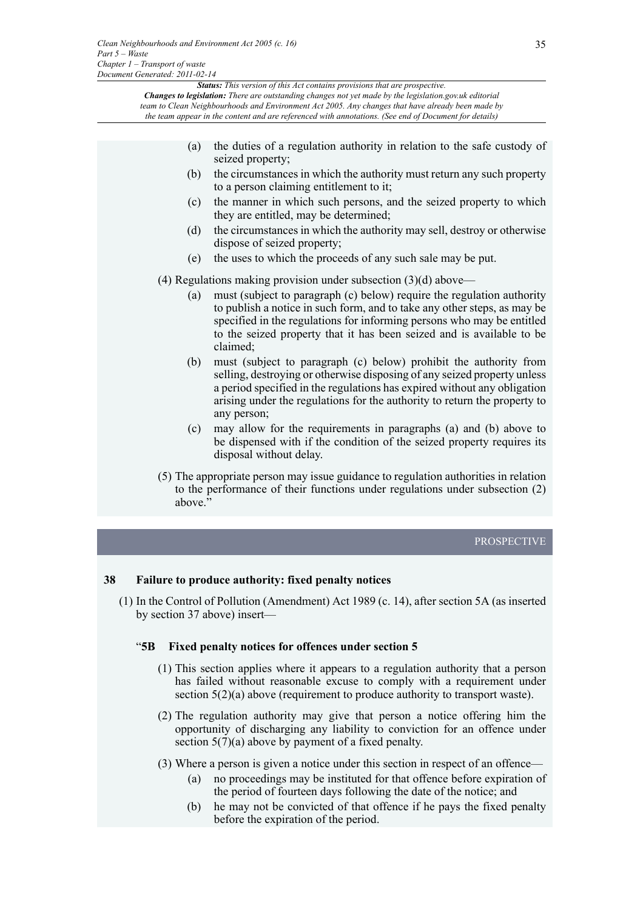(a) the duties of a regulation authority in relation to the safe custody of seized property;

(b) the circumstances in which the authority must return any such property to a person claiming entitlement to it;

(c) the manner in which such persons, and the seized property to which they are entitled, may be determined;

(d) the circumstances in which the authority may sell, destroy or otherwise dispose of seized property;

(e) the uses to which the proceeds of any such sale may be put.

(4) Regulations making provision under subsection (3)(d) above—

(a) must (subject to paragraph (c) below) require the regulation authority to publish a notice in such form, and to take any other steps, as may be specified in the regulations for informing persons who may be entitled to the seized property that it has been seized and is available to be claimed;

(b) must (subject to paragraph (c) below) prohibit the authority from selling, destroying or otherwise disposing of any seized property unless a period specified in the regulations has expired without any obligation arising under the regulations for the authority to return the property to any person;

(c) may allow for the requirements in paragraphs (a) and (b) above to be dispensed with if the condition of the seized property requires its disposal without delay.

(5) The appropriate person may issue guidance to regulation authorities in relation to the performance of their functions under regulations under subsection (2) above."

PROSPECTIVE

## 38 Failure to produce authority: fixed penalty notices

(1) In the Control of Pollution (Amendment) Act 1989 (c. 14), after section 5A (as inserted by section 37 above) insert—

### "5B Fixed penalty notices for offences under section 5

(1) This section applies where it appears to a regulation authority that a person has failed without reasonable excuse to comply with a requirement under section 5(2)(a) above (requirement to produce authority to transport waste).

(2) The regulation authority may give that person a notice offering him the opportunity of discharging any liability to conviction for an offence under section 5(7)(a) above by payment of a fixed penalty.

(3) Where a person is given a notice under this section in respect of an offence—

(a) no proceedings may be instituted for that offence before expiration of the period of fourteen days following the date of the notice; and

(b) he may not be convicted of that offence if he pays the fixed penalty before the expiration of the period.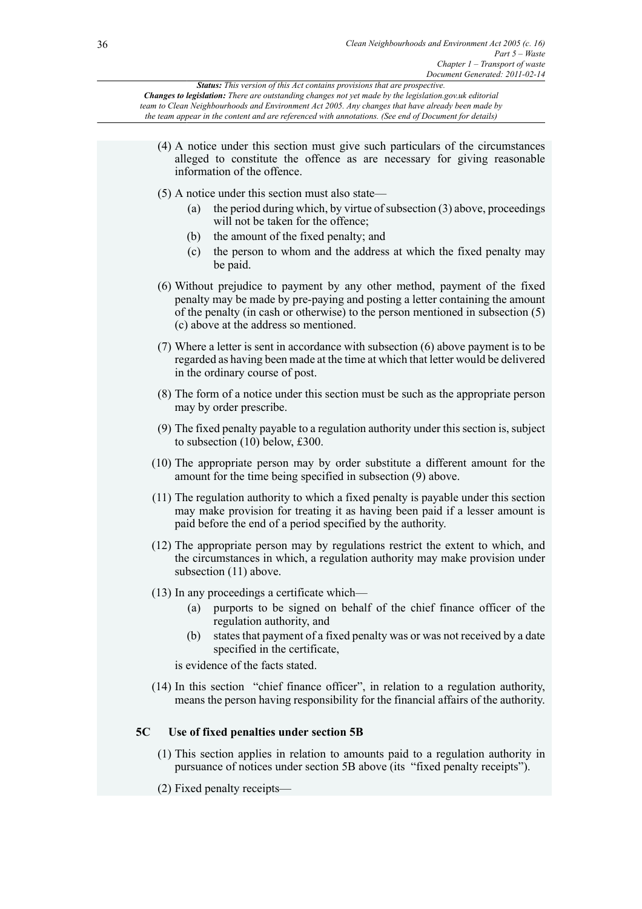(4) A notice under this section must give such particulars of the circumstances alleged to constitute the offence as are necessary for giving reasonable information of the offence.

(5) A notice under this section must also state—

(a) the period during which, by virtue of subsection (3) above, proceedings will not be taken for the offence;

(b) the amount of the fixed penalty; and

(c) the person to whom and the address at which the fixed penalty may be paid.

(6) Without prejudice to payment by any other method, payment of the fixed penalty may be made by pre-paying and posting a letter containing the amount of the penalty (in cash or otherwise) to the person mentioned in subsection (5)(c) above at the address so mentioned.

(7) Where a letter is sent in accordance with subsection (6) above payment is to be regarded as having been made at the time at which that letter would be delivered in the ordinary course of post.

(8) The form of a notice under this section must be such as the appropriate person may by order prescribe.

(9) The fixed penalty payable to a regulation authority under this section is, subject to subsection (10) below, £300.

(10) The appropriate person may by order substitute a different amount for the amount for the time being specified in subsection (9) above.

(11) The regulation authority to which a fixed penalty is payable under this section may make provision for treating it as having been paid if a lesser amount is paid before the end of a period specified by the authority.

(12) The appropriate person may by regulations restrict the extent to which, and the circumstances in which, a regulation authority may make provision under subsection (11) above.

(13) In any proceedings a certificate which—

(a) purports to be signed on behalf of the chief finance officer of the regulation authority, and

(b) states that payment of a fixed penalty was or was not received by a date specified in the certificate,

is evidence of the facts stated.

(14) In this section "chief finance officer", in relation to a regulation authority, means the person having responsibility for the financial affairs of the authority.

### 5C Use of fixed penalties under section 5B

(1) This section applies in relation to amounts paid to a regulation authority in pursuance of notices under section 5B above (its "fixed penalty receipts").

(2) Fixed penalty receipts—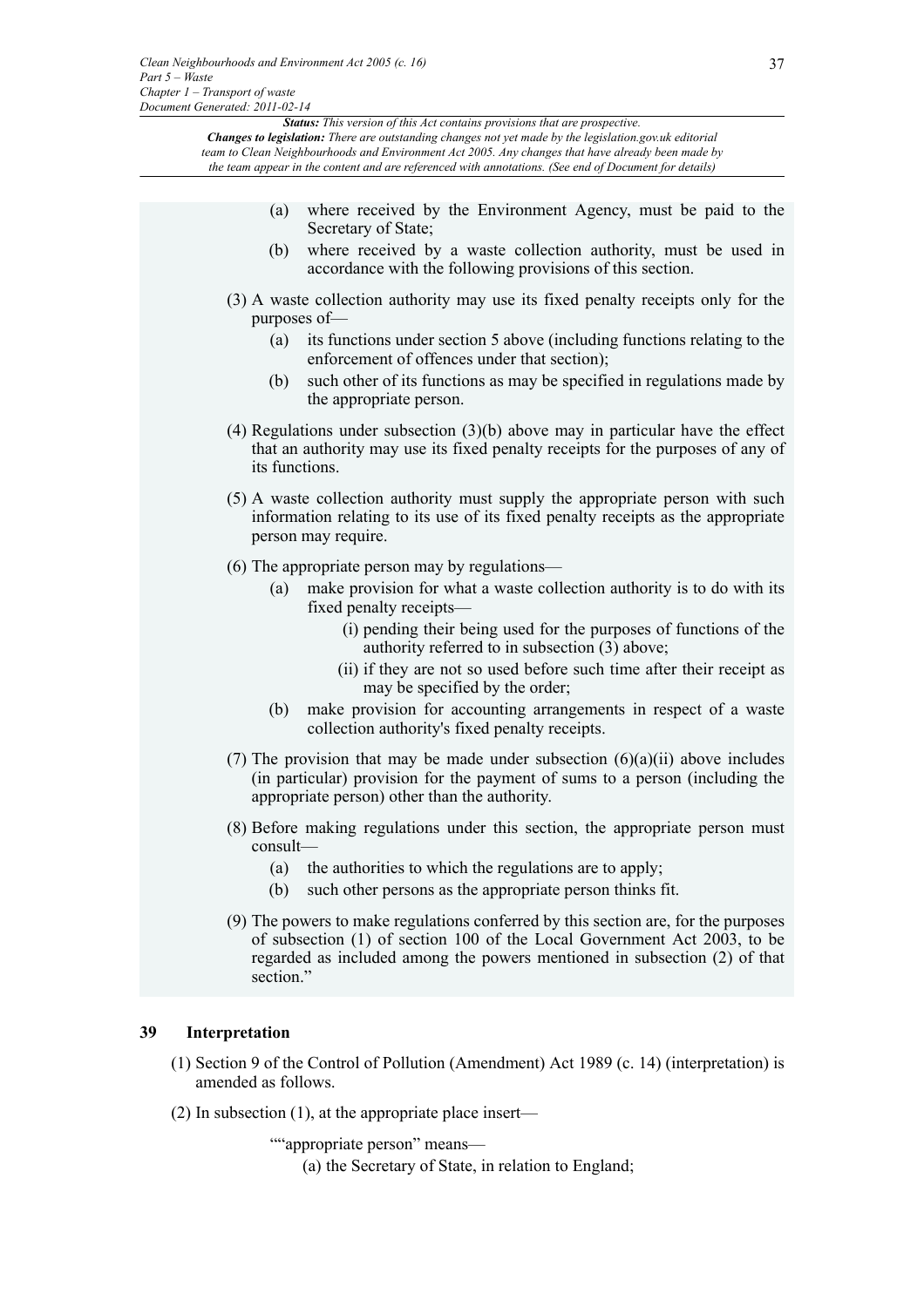(a) where received by the Environment Agency, must be paid to the Secretary of State;

(b) where received by a waste collection authority, must be used in accordance with the following provisions of this section.

(3) A waste collection authority may use its fixed penalty receipts only for the purposes of—

(a) its functions under section 5 above (including functions relating to the enforcement of offences under that section);

(b) such other of its functions as may be specified in regulations made by the appropriate person.

(4) Regulations under subsection (3)(b) above may in particular have the effect that an authority may use its fixed penalty receipts for the purposes of any of its functions.

(5) A waste collection authority must supply the appropriate person with such information relating to its use of its fixed penalty receipts as the appropriate person may require.

(6) The appropriate person may by regulations—

(a) make provision for what a waste collection authority is to do with its fixed penalty receipts—

(i) pending their being used for the purposes of functions of the authority referred to in subsection (3) above;

(ii) if they are not so used before such time after their receipt as may be specified by the order;

(b) make provision for accounting arrangements in respect of a waste collection authority's fixed penalty receipts.

(7) The provision that may be made under subsection (6)(a)(ii) above includes (in particular) provision for the payment of sums to a person (including the appropriate person) other than the authority.

(8) Before making regulations under this section, the appropriate person must consult—

(a) the authorities to which the regulations are to apply;

(b) such other persons as the appropriate person thinks fit.

(9) The powers to make regulations conferred by this section are, for the purposes of subsection (1) of section 100 of the Local Government Act 2003, to be regarded as included among the powers mentioned in subsection (2) of that section."

## 39 Interpretation

(1) Section 9 of the Control of Pollution (Amendment) Act 1989 (c. 14) (interpretation) is amended as follows.

(2) In subsection (1), at the appropriate place insert—

""appropriate person" means—

(a) the Secretary of State, in relation to England;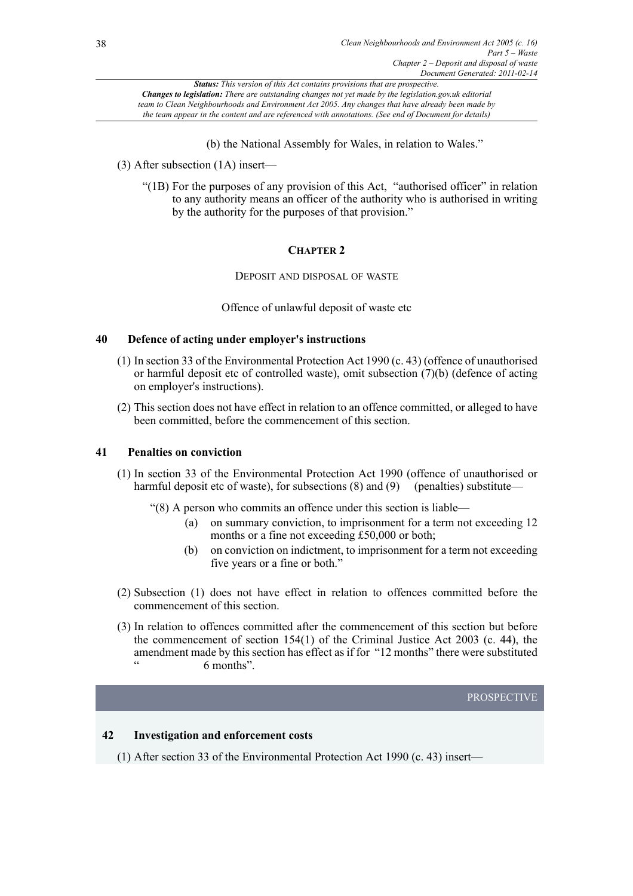(b) the National Assembly for Wales, in relation to Wales."

(3) After subsection (1A) insert—

"(1B) For the purposes of any provision of this Act, "authorised officer" in relation to any authority means an officer of the authority who is authorised in writing by the authority for the purposes of that provision."

## CHAPTER 2

### DEPOSIT AND DISPOSAL OF WASTE

Offence of unlawful deposit of waste etc

### 40 Defence of acting under employer's instructions

(1) In section 33 of the Environmental Protection Act 1990 (c. 43) (offence of unauthorised or harmful deposit etc of controlled waste), omit subsection (7)(b) (defence of acting on employer's instructions).

(2) This section does not have effect in relation to an offence committed, or alleged to have been committed, before the commencement of this section.

### 41 Penalties on conviction

(1) In section 33 of the Environmental Protection Act 1990 (offence of unauthorised or harmful deposit etc of waste), for subsections (8) and (9) (penalties) substitute—

"(8) A person who commits an offence under this section is liable—

(a) on summary conviction, to imprisonment for a term not exceeding 12 months or a fine not exceeding £50,000 or both;

(b) on conviction on indictment, to imprisonment for a term not exceeding five years or a fine or both."

(2) Subsection (1) does not have effect in relation to offences committed before the commencement of this section.

(3) In relation to offences committed after the commencement of this section but before the commencement of section 154(1) of the Criminal Justice Act 2003 (c. 44), the amendment made by this section has effect as if for "12 months" there were substituted " 6 months".

PROSPECTIVE

### 42 Investigation and enforcement costs

(1) After section 33 of the Environmental Protection Act 1990 (c. 43) insert—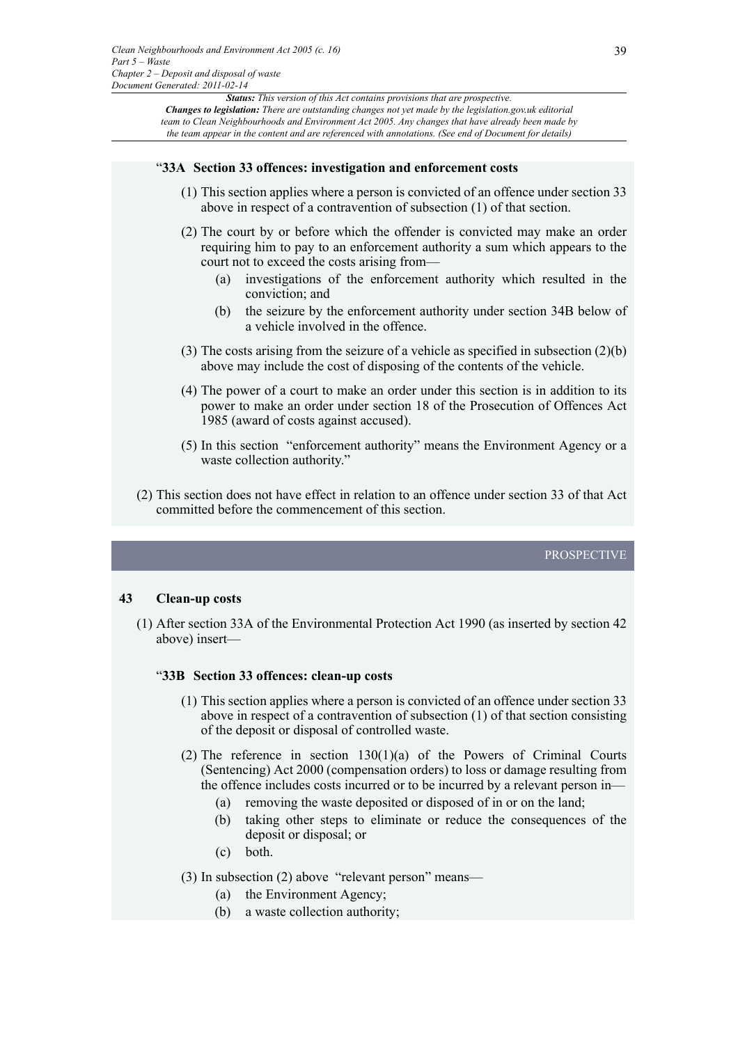"**33A Section 33 offences: investigation and enforcement costs**

(1) This section applies where a person is convicted of an offence under section 33 above in respect of a contravention of subsection (1) of that section.

(2) The court by or before which the offender is convicted may make an order requiring him to pay to an enforcement authority a sum which appears to the court not to exceed the costs arising from—

  (a) investigations of the enforcement authority which resulted in the conviction; and

  (b) the seizure by the enforcement authority under section 34B below of a vehicle involved in the offence.

(3) The costs arising from the seizure of a vehicle as specified in subsection (2)(b) above may include the cost of disposing of the contents of the vehicle.

(4) The power of a court to make an order under this section is in addition to its power to make an order under section 18 of the Prosecution of Offences Act 1985 (award of costs against accused).

(5) In this section "enforcement authority" means the Environment Agency or a waste collection authority."

(2) This section does not have effect in relation to an offence under section 33 of that Act committed before the commencement of this section.

PROSPECTIVE

## 43 Clean-up costs

(1) After section 33A of the Environmental Protection Act 1990 (as inserted by section 42 above) insert—

"**33B Section 33 offences: clean-up costs**

(1) This section applies where a person is convicted of an offence under section 33 above in respect of a contravention of subsection (1) of that section consisting of the deposit or disposal of controlled waste.

(2) The reference in section 130(1)(a) of the Powers of Criminal Courts (Sentencing) Act 2000 (compensation orders) to loss or damage resulting from the offence includes costs incurred or to be incurred by a relevant person in—

  (a) removing the waste deposited or disposed of in or on the land;

  (b) taking other steps to eliminate or reduce the consequences of the deposit or disposal; or

  (c) both.

(3) In subsection (2) above "relevant person" means—

  (a) the Environment Agency;

  (b) a waste collection authority;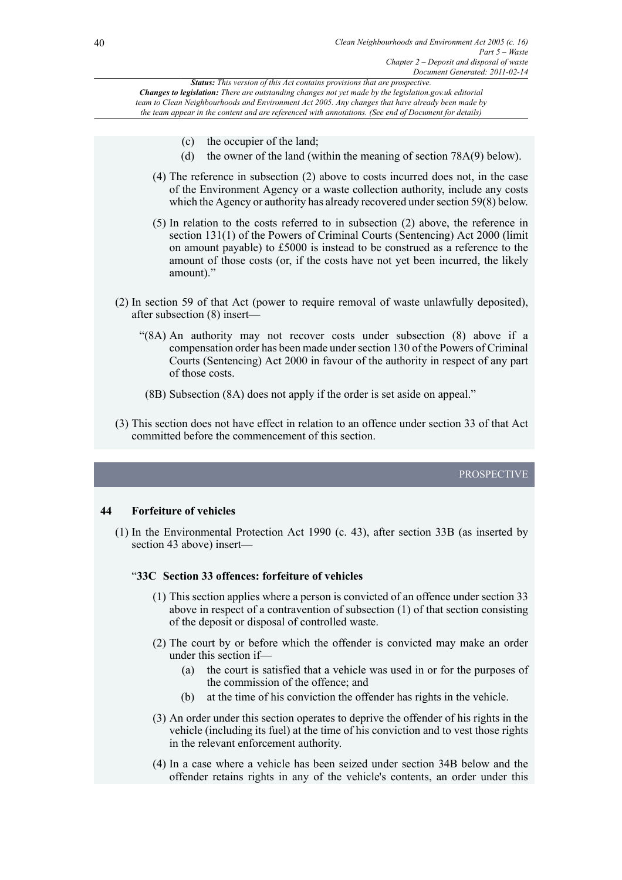(c) the occupier of the land;

(d) the owner of the land (within the meaning of section 78A(9) below).

(4) The reference in subsection (2) above to costs incurred does not, in the case of the Environment Agency or a waste collection authority, include any costs which the Agency or authority has already recovered under section 59(8) below.

(5) In relation to the costs referred to in subsection (2) above, the reference in section 131(1) of the Powers of Criminal Courts (Sentencing) Act 2000 (limit on amount payable) to £5000 is instead to be construed as a reference to the amount of those costs (or, if the costs have not yet been incurred, the likely amount)."

(2) In section 59 of that Act (power to require removal of waste unlawfully deposited), after subsection (8) insert—

"(8A) An authority may not recover costs under subsection (8) above if a compensation order has been made under section 130 of the Powers of Criminal Courts (Sentencing) Act 2000 in favour of the authority in respect of any part of those costs.

(8B) Subsection (8A) does not apply if the order is set aside on appeal."

(3) This section does not have effect in relation to an offence under section 33 of that Act committed before the commencement of this section.

PROSPECTIVE

## 44 Forfeiture of vehicles

(1) In the Environmental Protection Act 1990 (c. 43), after section 33B (as inserted by section 43 above) insert—

### "33C Section 33 offences: forfeiture of vehicles

(1) This section applies where a person is convicted of an offence under section 33 above in respect of a contravention of subsection (1) of that section consisting of the deposit or disposal of controlled waste.

(2) The court by or before which the offender is convicted may make an order under this section if—

(a) the court is satisfied that a vehicle was used in or for the purposes of the commission of the offence; and

(b) at the time of his conviction the offender has rights in the vehicle.

(3) An order under this section operates to deprive the offender of his rights in the vehicle (including its fuel) at the time of his conviction and to vest those rights in the relevant enforcement authority.

(4) In a case where a vehicle has been seized under section 34B below and the offender retains rights in any of the vehicle's contents, an order under this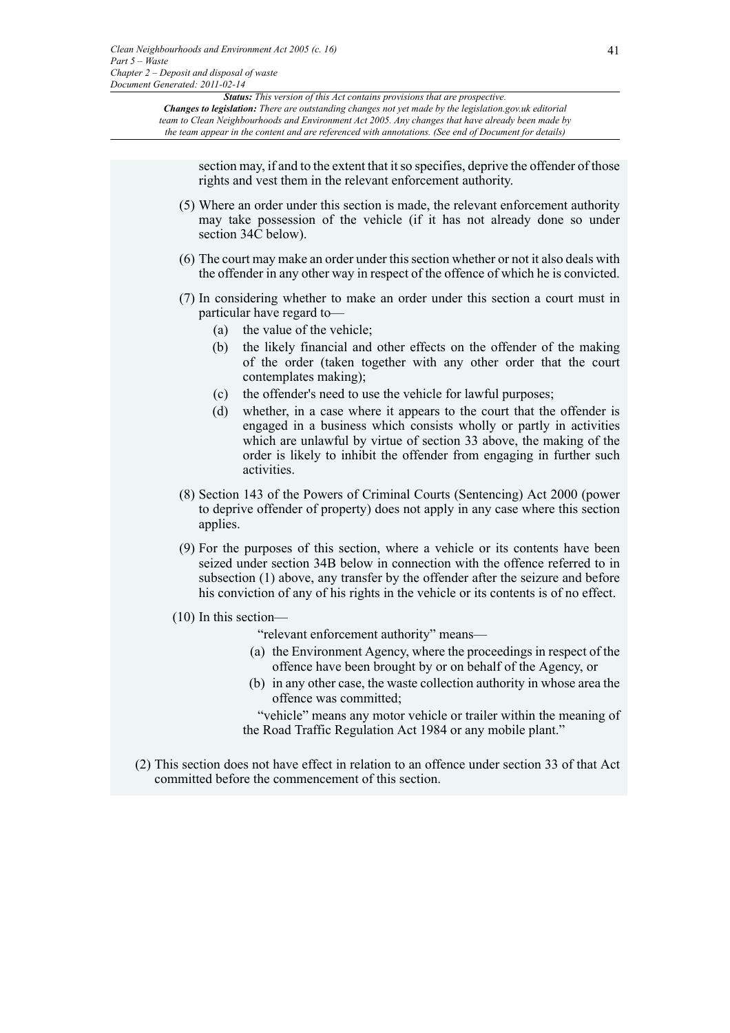section may, if and to the extent that it so specifies, deprive the offender of those rights and vest them in the relevant enforcement authority.

(5) Where an order under this section is made, the relevant enforcement authority may take possession of the vehicle (if it has not already done so under section 34C below).

(6) The court may make an order under this section whether or not it also deals with the offender in any other way in respect of the offence of which he is convicted.

(7) In considering whether to make an order under this section a court must in particular have regard to—

(a) the value of the vehicle;

(b) the likely financial and other effects on the offender of the making of the order (taken together with any other order that the court contemplates making);

(c) the offender's need to use the vehicle for lawful purposes;

(d) whether, in a case where it appears to the court that the offender is engaged in a business which consists wholly or partly in activities which are unlawful by virtue of section 33 above, the making of the order is likely to inhibit the offender from engaging in further such activities.

(8) Section 143 of the Powers of Criminal Courts (Sentencing) Act 2000 (power to deprive offender of property) does not apply in any case where this section applies.

(9) For the purposes of this section, where a vehicle or its contents have been seized under section 34B below in connection with the offence referred to in subsection (1) above, any transfer by the offender after the seizure and before his conviction of any of his rights in the vehicle or its contents is of no effect.

(10) In this section—

"relevant enforcement authority" means—

(a) the Environment Agency, where the proceedings in respect of the offence have been brought by or on behalf of the Agency, or

(b) in any other case, the waste collection authority in whose area the offence was committed;

"vehicle" means any motor vehicle or trailer within the meaning of the Road Traffic Regulation Act 1984 or any mobile plant."

(2) This section does not have effect in relation to an offence under section 33 of that Act committed before the commencement of this section.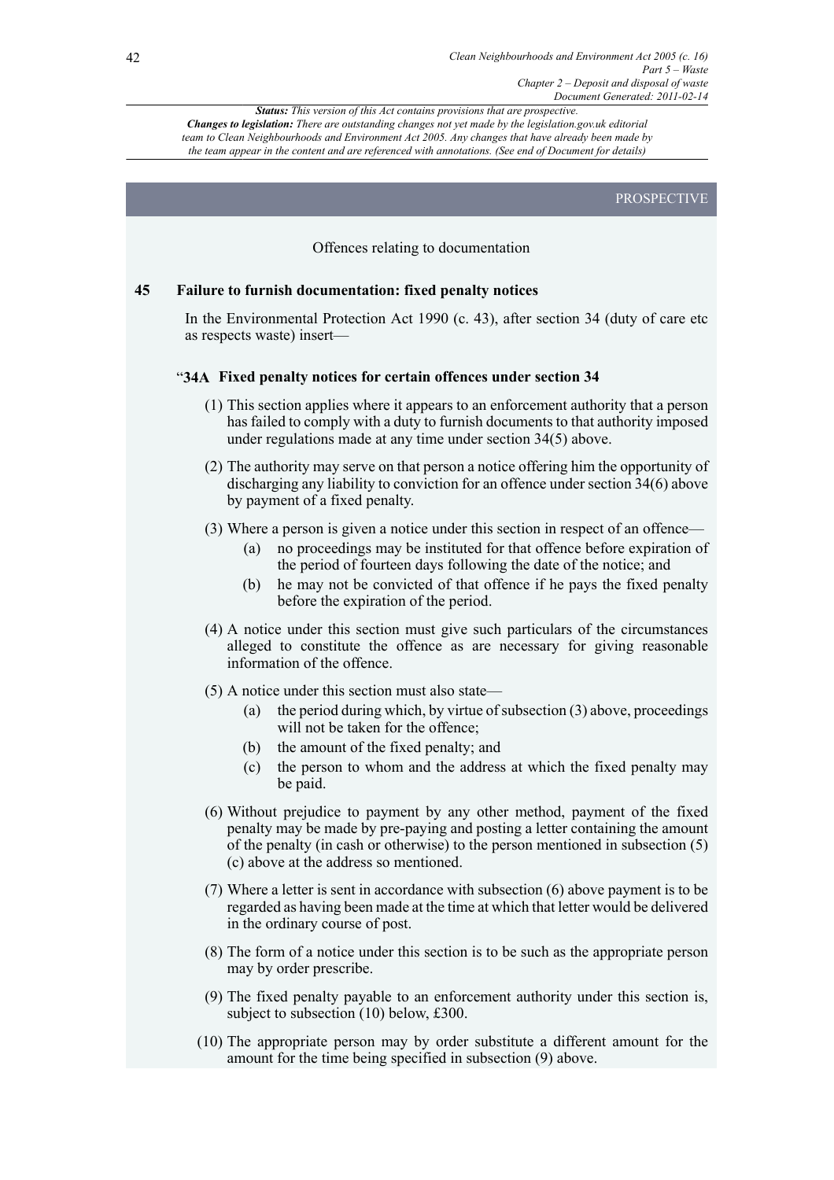*Status: This version of this Act contains provisions that are prospective.*
***Changes to legislation:** There are outstanding changes not yet made by the legislation.gov.uk editorial team to Clean Neighbourhoods and Environment Act 2005. Any changes that have already been made by the team appear in the content and are referenced with annotations. (See end of Document for details)*

PROSPECTIVE

Offences relating to documentation

## 45 Failure to furnish documentation: fixed penalty notices

In the Environmental Protection Act 1990 (c. 43), after section 34 (duty of care etc as respects waste) insert—

"**34A Fixed penalty notices for certain offences under section 34**

(1) This section applies where it appears to an enforcement authority that a person has failed to comply with a duty to furnish documents to that authority imposed under regulations made at any time under section 34(5) above.

(2) The authority may serve on that person a notice offering him the opportunity of discharging any liability to conviction for an offence under section 34(6) above by payment of a fixed penalty.

(3) Where a person is given a notice under this section in respect of an offence—

(a) no proceedings may be instituted for that offence before expiration of the period of fourteen days following the date of the notice; and

(b) he may not be convicted of that offence if he pays the fixed penalty before the expiration of the period.

(4) A notice under this section must give such particulars of the circumstances alleged to constitute the offence as are necessary for giving reasonable information of the offence.

(5) A notice under this section must also state—

(a) the period during which, by virtue of subsection (3) above, proceedings will not be taken for the offence;

(b) the amount of the fixed penalty; and

(c) the person to whom and the address at which the fixed penalty may be paid.

(6) Without prejudice to payment by any other method, payment of the fixed penalty may be made by pre-paying and posting a letter containing the amount of the penalty (in cash or otherwise) to the person mentioned in subsection (5)(c) above at the address so mentioned.

(7) Where a letter is sent in accordance with subsection (6) above payment is to be regarded as having been made at the time at which that letter would be delivered in the ordinary course of post.

(8) The form of a notice under this section is to be such as the appropriate person may by order prescribe.

(9) The fixed penalty payable to an enforcement authority under this section is, subject to subsection (10) below, £300.

(10) The appropriate person may by order substitute a different amount for the amount for the time being specified in subsection (9) above.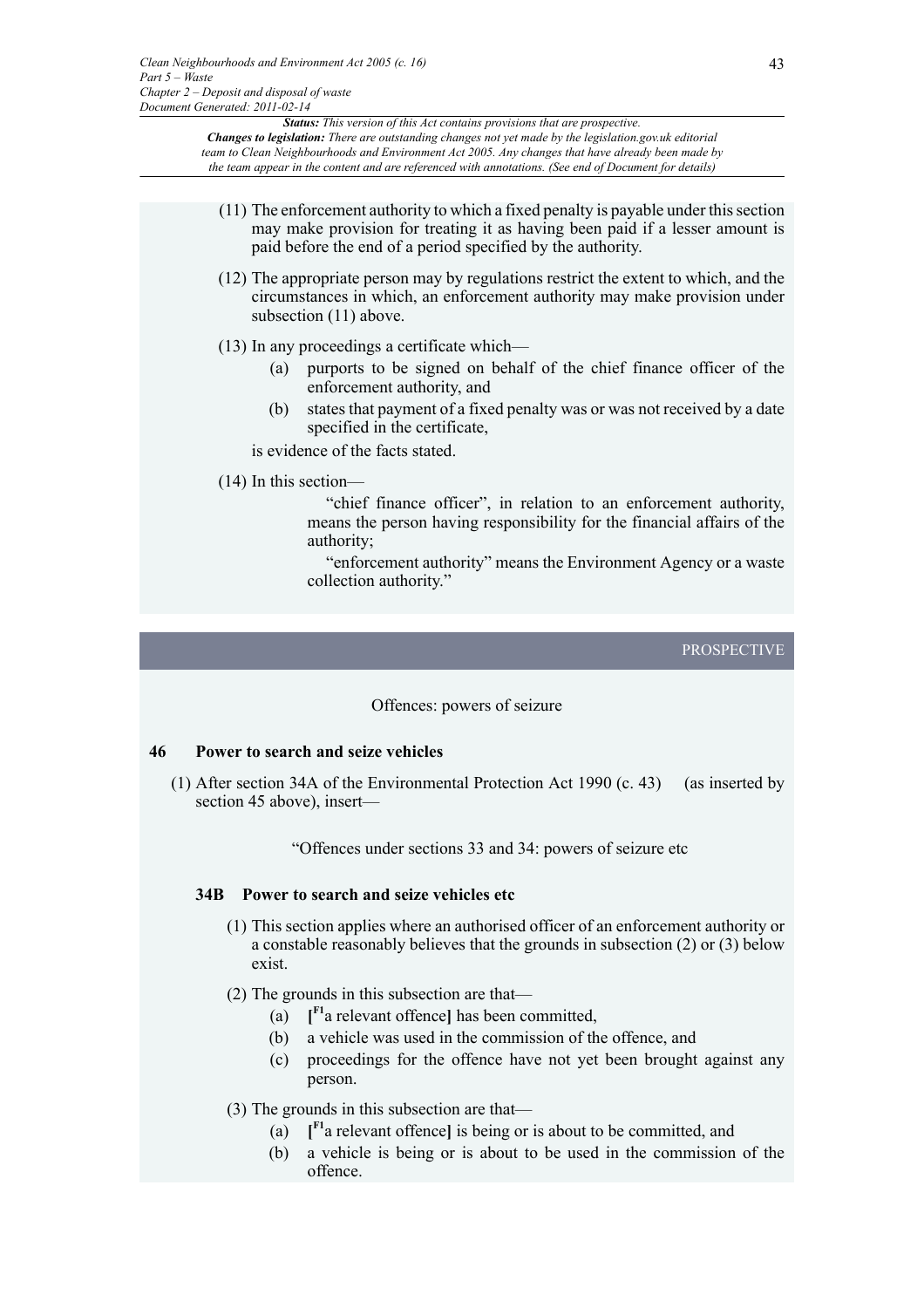(11) The enforcement authority to which a fixed penalty is payable under this section may make provision for treating it as having been paid if a lesser amount is paid before the end of a period specified by the authority.

(12) The appropriate person may by regulations restrict the extent to which, and the circumstances in which, an enforcement authority may make provision under subsection (11) above.

(13) In any proceedings a certificate which—

- (a) purports to be signed on behalf of the chief finance officer of the enforcement authority, and
- (b) states that payment of a fixed penalty was or was not received by a date specified in the certificate,

is evidence of the facts stated.

(14) In this section—

"chief finance officer", in relation to an enforcement authority, means the person having responsibility for the financial affairs of the authority;

"enforcement authority" means the Environment Agency or a waste collection authority."

PROSPECTIVE

Offences: powers of seizure

## 46 Power to search and seize vehicles

(1) After section 34A of the Environmental Protection Act 1990 (c. 43) (as inserted by section 45 above), insert—

"Offences under sections 33 and 34: powers of seizure etc

### 34B Power to search and seize vehicles etc

(1) This section applies where an authorised officer of an enforcement authority or a constable reasonably believes that the grounds in subsection (2) or (3) below exist.

(2) The grounds in this subsection are that—

- (a) [F1a relevant offence] has been committed,
- (b) a vehicle was used in the commission of the offence, and
- (c) proceedings for the offence have not yet been brought against any person.

(3) The grounds in this subsection are that—

- (a) [F1a relevant offence] is being or is about to be committed, and
- (b) a vehicle is being or is about to be used in the commission of the offence.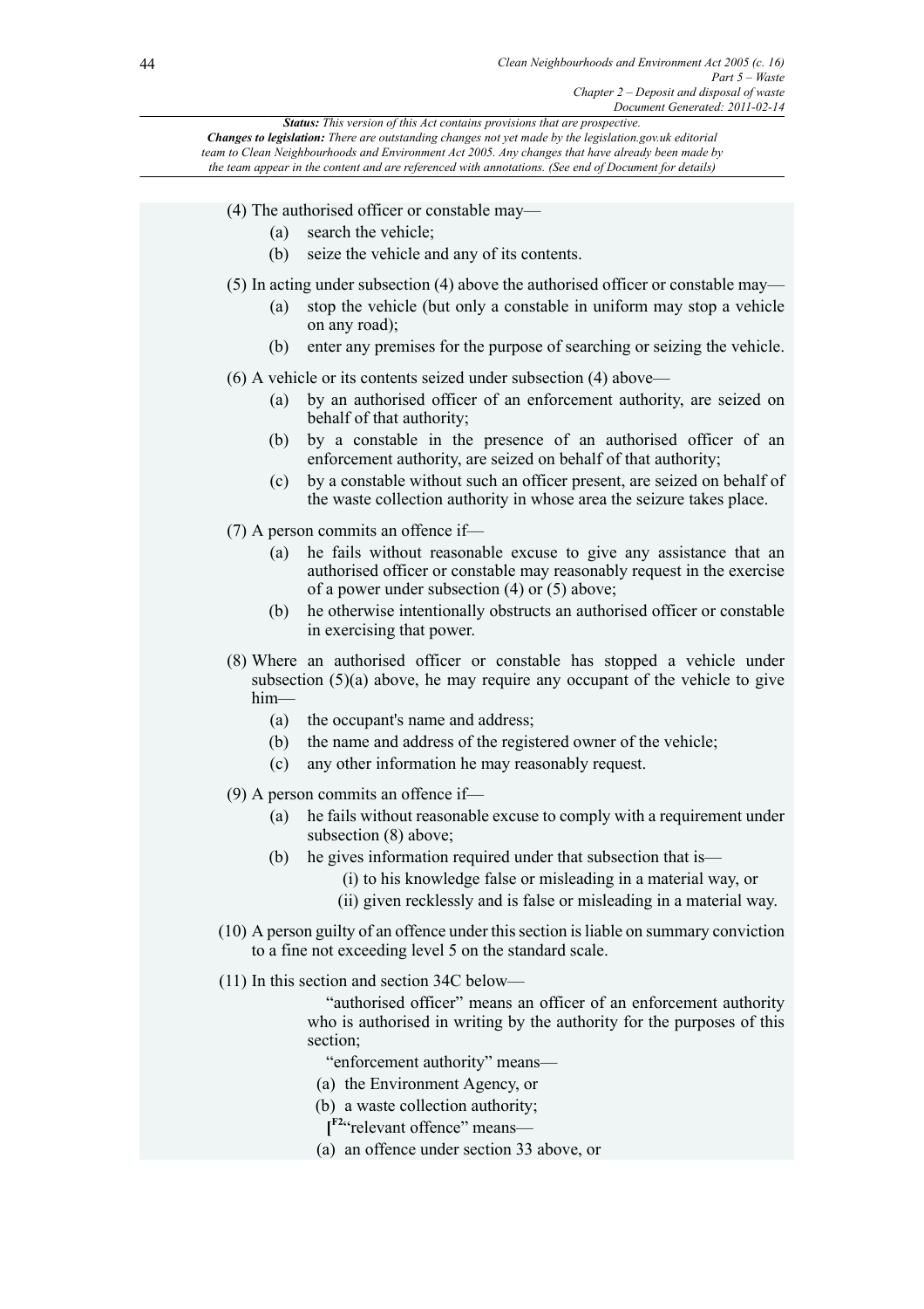*Status: This version of this Act contains provisions that are prospective.*
***Changes to legislation:** There are outstanding changes not yet made by the legislation.gov.uk editorial team to Clean Neighbourhoods and Environment Act 2005. Any changes that have already been made by the team appear in the content and are referenced with annotations. (See end of Document for details)*

(4) The authorised officer or constable may—

- (a) search the vehicle;
- (b) seize the vehicle and any of its contents.

(5) In acting under subsection (4) above the authorised officer or constable may—

- (a) stop the vehicle (but only a constable in uniform may stop a vehicle on any road);
- (b) enter any premises for the purpose of searching or seizing the vehicle.

(6) A vehicle or its contents seized under subsection (4) above—

- (a) by an authorised officer of an enforcement authority, are seized on behalf of that authority;
- (b) by a constable in the presence of an authorised officer of an enforcement authority, are seized on behalf of that authority;
- (c) by a constable without such an officer present, are seized on behalf of the waste collection authority in whose area the seizure takes place.

(7) A person commits an offence if—

- (a) he fails without reasonable excuse to give any assistance that an authorised officer or constable may reasonably request in the exercise of a power under subsection (4) or (5) above;
- (b) he otherwise intentionally obstructs an authorised officer or constable in exercising that power.

(8) Where an authorised officer or constable has stopped a vehicle under subsection (5)(a) above, he may require any occupant of the vehicle to give him—

- (a) the occupant's name and address;
- (b) the name and address of the registered owner of the vehicle;
- (c) any other information he may reasonably request.

(9) A person commits an offence if—

- (a) he fails without reasonable excuse to comply with a requirement under subsection (8) above;
- (b) he gives information required under that subsection that is—
  - (i) to his knowledge false or misleading in a material way, or
  - (ii) given recklessly and is false or misleading in a material way.

(10) A person guilty of an offence under this section is liable on summary conviction to a fine not exceeding level 5 on the standard scale.

(11) In this section and section 34C below—

"authorised officer" means an officer of an enforcement authority who is authorised in writing by the authority for the purposes of this section;

"enforcement authority" means—

(a) the Environment Agency, or

(b) a waste collection authority;

[F2"relevant offence" means—

(a) an offence under section 33 above, or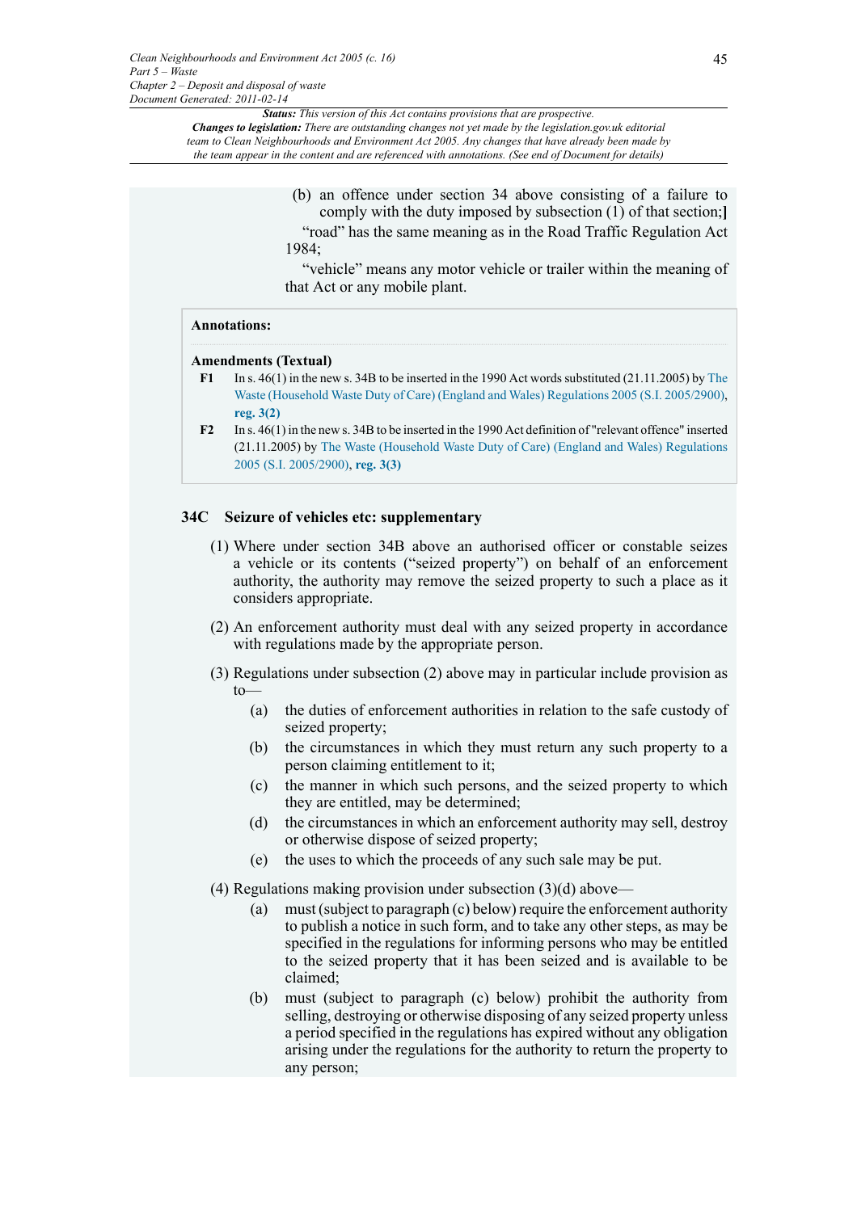(b) an offence under section 34 above consisting of a failure to comply with the duty imposed by subsection (1) of that section;]

"road" has the same meaning as in the Road Traffic Regulation Act 1984;

"vehicle" means any motor vehicle or trailer within the meaning of that Act or any mobile plant.

**Annotations:**

**Amendments (Textual)**

**F1** In s. 46(1) in the new s. 34B to be inserted in the 1990 Act words substituted (21.11.2005) by The Waste (Household Waste Duty of Care) (England and Wales) Regulations 2005 (S.I. 2005/2900), **reg. 3(2)**

**F2** In s. 46(1) in the new s. 34B to be inserted in the 1990 Act definition of "relevant offence" inserted (21.11.2005) by The Waste (Household Waste Duty of Care) (England and Wales) Regulations 2005 (S.I. 2005/2900), **reg. 3(3)**

### 34C Seizure of vehicles etc: supplementary

(1) Where under section 34B above an authorised officer or constable seizes a vehicle or its contents ("seized property") on behalf of an enforcement authority, the authority may remove the seized property to such a place as it considers appropriate.

(2) An enforcement authority must deal with any seized property in accordance with regulations made by the appropriate person.

(3) Regulations under subsection (2) above may in particular include provision as to—

(a) the duties of enforcement authorities in relation to the safe custody of seized property;

(b) the circumstances in which they must return any such property to a person claiming entitlement to it;

(c) the manner in which such persons, and the seized property to which they are entitled, may be determined;

(d) the circumstances in which an enforcement authority may sell, destroy or otherwise dispose of seized property;

(e) the uses to which the proceeds of any such sale may be put.

(4) Regulations making provision under subsection (3)(d) above—

(a) must (subject to paragraph (c) below) require the enforcement authority to publish a notice in such form, and to take any other steps, as may be specified in the regulations for informing persons who may be entitled to the seized property that it has been seized and is available to be claimed;

(b) must (subject to paragraph (c) below) prohibit the authority from selling, destroying or otherwise disposing of any seized property unless a period specified in the regulations has expired without any obligation arising under the regulations for the authority to return the property to any person;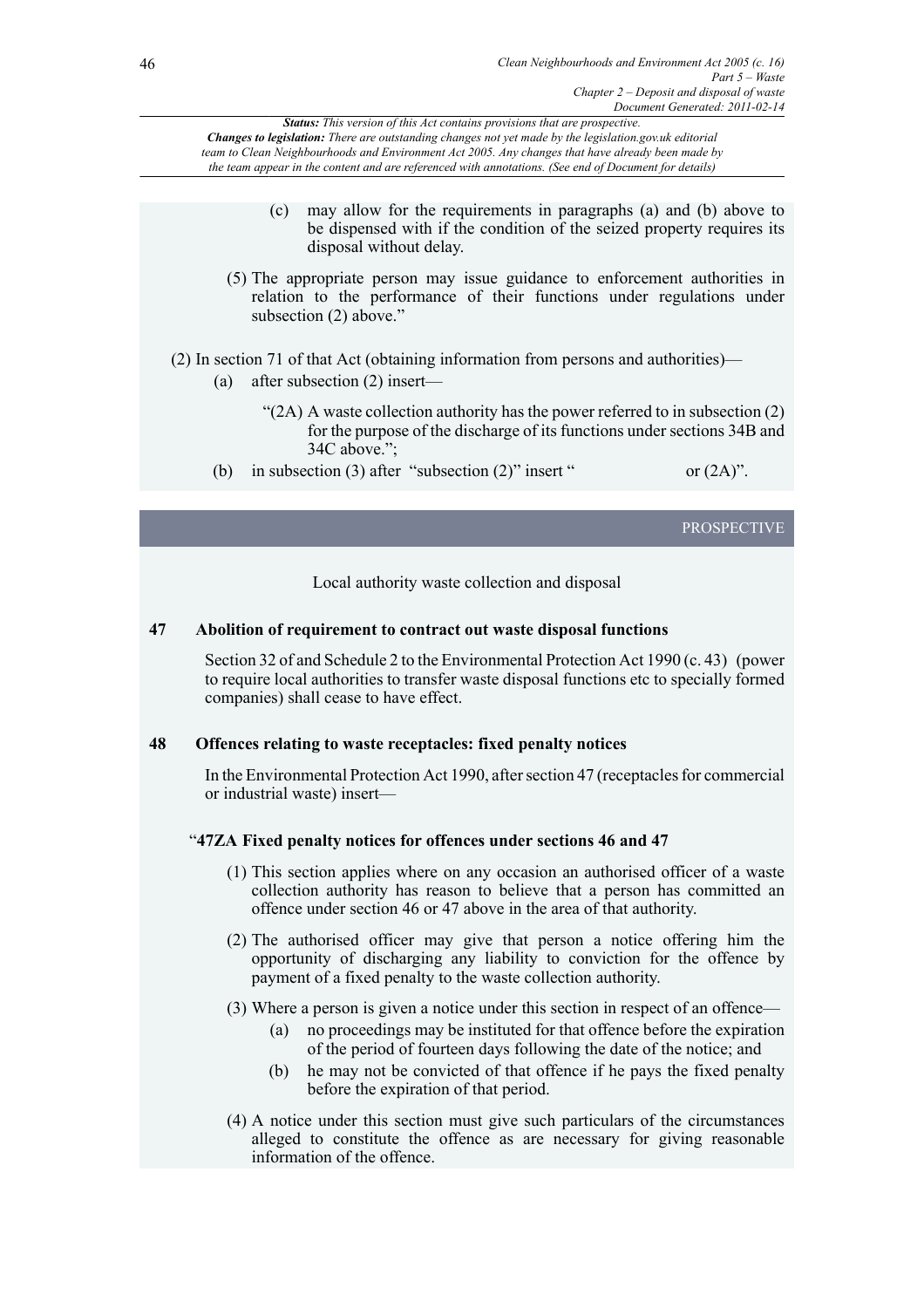*Status: This version of this Act contains provisions that are prospective.*
***Changes to legislation:** There are outstanding changes not yet made by the legislation.gov.uk editorial team to Clean Neighbourhoods and Environment Act 2005. Any changes that have already been made by the team appear in the content and are referenced with annotations. (See end of Document for details)*

(c) may allow for the requirements in paragraphs (a) and (b) above to be dispensed with if the condition of the seized property requires its disposal without delay.

(5) The appropriate person may issue guidance to enforcement authorities in relation to the performance of their functions under regulations under subsection (2) above."

(2) In section 71 of that Act (obtaining information from persons and authorities)—

(a) after subsection (2) insert—

"(2A) A waste collection authority has the power referred to in subsection (2) for the purpose of the discharge of its functions under sections 34B and 34C above.";

(b) in subsection (3) after "subsection (2)" insert " or (2A)".

PROSPECTIVE

Local authority waste collection and disposal

**47 Abolition of requirement to contract out waste disposal functions**

Section 32 of and Schedule 2 to the Environmental Protection Act 1990 (c. 43) (power to require local authorities to transfer waste disposal functions etc to specially formed companies) shall cease to have effect.

**48 Offences relating to waste receptacles: fixed penalty notices**

In the Environmental Protection Act 1990, after section 47 (receptacles for commercial or industrial waste) insert—

"**47ZA Fixed penalty notices for offences under sections 46 and 47**

(1) This section applies where on any occasion an authorised officer of a waste collection authority has reason to believe that a person has committed an offence under section 46 or 47 above in the area of that authority.

(2) The authorised officer may give that person a notice offering him the opportunity of discharging any liability to conviction for the offence by payment of a fixed penalty to the waste collection authority.

(3) Where a person is given a notice under this section in respect of an offence—

(a) no proceedings may be instituted for that offence before the expiration of the period of fourteen days following the date of the notice; and

(b) he may not be convicted of that offence if he pays the fixed penalty before the expiration of that period.

(4) A notice under this section must give such particulars of the circumstances alleged to constitute the offence as are necessary for giving reasonable information of the offence.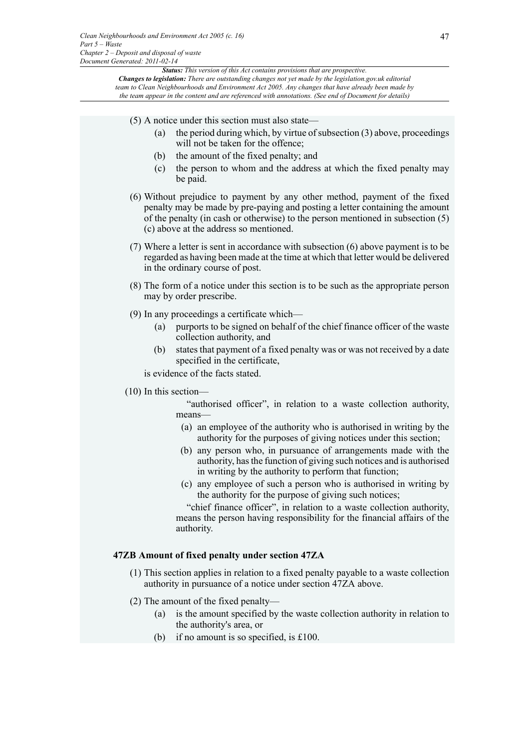(5) A notice under this section must also state—

(a) the period during which, by virtue of subsection (3) above, proceedings will not be taken for the offence;

(b) the amount of the fixed penalty; and

(c) the person to whom and the address at which the fixed penalty may be paid.

(6) Without prejudice to payment by any other method, payment of the fixed penalty may be made by pre-paying and posting a letter containing the amount of the penalty (in cash or otherwise) to the person mentioned in subsection (5)(c) above at the address so mentioned.

(7) Where a letter is sent in accordance with subsection (6) above payment is to be regarded as having been made at the time at which that letter would be delivered in the ordinary course of post.

(8) The form of a notice under this section is to be such as the appropriate person may by order prescribe.

(9) In any proceedings a certificate which—

(a) purports to be signed on behalf of the chief finance officer of the waste collection authority, and

(b) states that payment of a fixed penalty was or was not received by a date specified in the certificate,

is evidence of the facts stated.

(10) In this section—

"authorised officer", in relation to a waste collection authority, means—

(a) an employee of the authority who is authorised in writing by the authority for the purposes of giving notices under this section;

(b) any person who, in pursuance of arrangements made with the authority, has the function of giving such notices and is authorised in writing by the authority to perform that function;

(c) any employee of such a person who is authorised in writing by the authority for the purpose of giving such notices;

"chief finance officer", in relation to a waste collection authority, means the person having responsibility for the financial affairs of the authority.

**47ZB Amount of fixed penalty under section 47ZA**

(1) This section applies in relation to a fixed penalty payable to a waste collection authority in pursuance of a notice under section 47ZA above.

(2) The amount of the fixed penalty—

(a) is the amount specified by the waste collection authority in relation to the authority's area, or

(b) if no amount is so specified, is £100.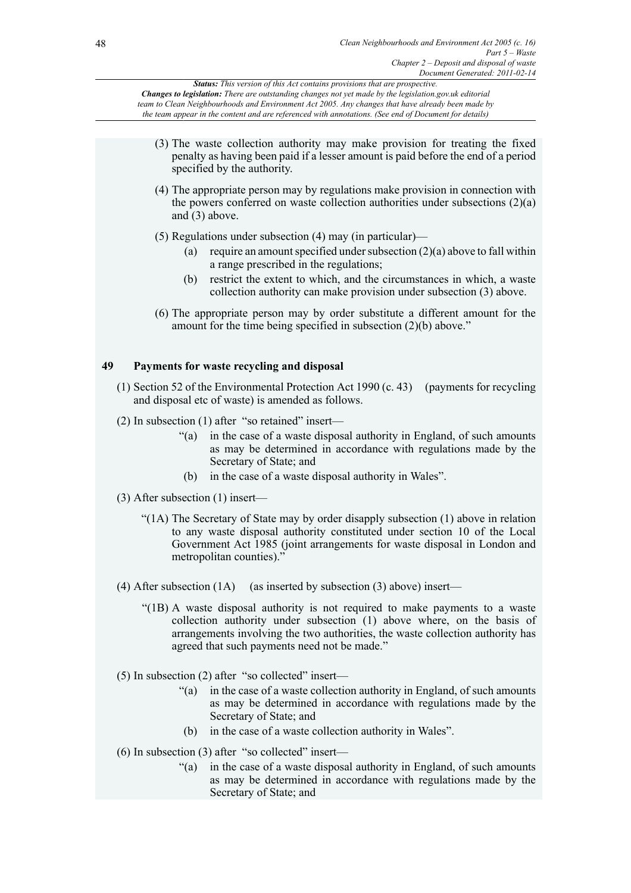(3) The waste collection authority may make provision for treating the fixed penalty as having been paid if a lesser amount is paid before the end of a period specified by the authority.

(4) The appropriate person may by regulations make provision in connection with the powers conferred on waste collection authorities under subsections (2)(a) and (3) above.

(5) Regulations under subsection (4) may (in particular)—

(a) require an amount specified under subsection (2)(a) above to fall within a range prescribed in the regulations;

(b) restrict the extent to which, and the circumstances in which, a waste collection authority can make provision under subsection (3) above.

(6) The appropriate person may by order substitute a different amount for the amount for the time being specified in subsection (2)(b) above."

## 49 Payments for waste recycling and disposal

(1) Section 52 of the Environmental Protection Act 1990 (c. 43) (payments for recycling and disposal etc of waste) is amended as follows.

(2) In subsection (1) after "so retained" insert—

"(a) in the case of a waste disposal authority in England, of such amounts as may be determined in accordance with regulations made by the Secretary of State; and

(b) in the case of a waste disposal authority in Wales".

(3) After subsection (1) insert—

"(1A) The Secretary of State may by order disapply subsection (1) above in relation to any waste disposal authority constituted under section 10 of the Local Government Act 1985 (joint arrangements for waste disposal in London and metropolitan counties)."

(4) After subsection (1A) (as inserted by subsection (3) above) insert—

"(1B) A waste disposal authority is not required to make payments to a waste collection authority under subsection (1) above where, on the basis of arrangements involving the two authorities, the waste collection authority has agreed that such payments need not be made."

(5) In subsection (2) after "so collected" insert—

"(a) in the case of a waste collection authority in England, of such amounts as may be determined in accordance with regulations made by the Secretary of State; and

(b) in the case of a waste collection authority in Wales".

(6) In subsection (3) after "so collected" insert—

"(a) in the case of a waste disposal authority in England, of such amounts as may be determined in accordance with regulations made by the Secretary of State; and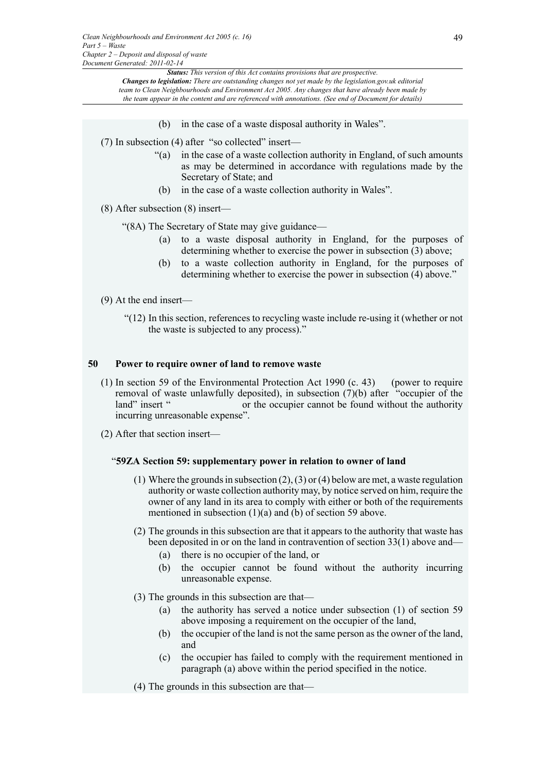(b) in the case of a waste disposal authority in Wales".

(7) In subsection (4) after "so collected" insert—

"(a) in the case of a waste collection authority in England, of such amounts as may be determined in accordance with regulations made by the Secretary of State; and

(b) in the case of a waste collection authority in Wales".

(8) After subsection (8) insert—

"(8A) The Secretary of State may give guidance—

(a) to a waste disposal authority in England, for the purposes of determining whether to exercise the power in subsection (3) above;

(b) to a waste collection authority in England, for the purposes of determining whether to exercise the power in subsection (4) above."

(9) At the end insert—

"(12) In this section, references to recycling waste include re-using it (whether or not the waste is subjected to any process)."

## 50 Power to require owner of land to remove waste

(1) In section 59 of the Environmental Protection Act 1990 (c. 43) (power to require removal of waste unlawfully deposited), in subsection (7)(b) after "occupier of the land" insert " or the occupier cannot be found without the authority incurring unreasonable expense".

(2) After that section insert—

**"59ZA Section 59: supplementary power in relation to owner of land**

(1) Where the grounds in subsection (2), (3) or (4) below are met, a waste regulation authority or waste collection authority may, by notice served on him, require the owner of any land in its area to comply with either or both of the requirements mentioned in subsection (1)(a) and (b) of section 59 above.

(2) The grounds in this subsection are that it appears to the authority that waste has been deposited in or on the land in contravention of section 33(1) above and—

(a) there is no occupier of the land, or

(b) the occupier cannot be found without the authority incurring unreasonable expense.

(3) The grounds in this subsection are that—

(a) the authority has served a notice under subsection (1) of section 59 above imposing a requirement on the occupier of the land,

(b) the occupier of the land is not the same person as the owner of the land, and

(c) the occupier has failed to comply with the requirement mentioned in paragraph (a) above within the period specified in the notice.

(4) The grounds in this subsection are that—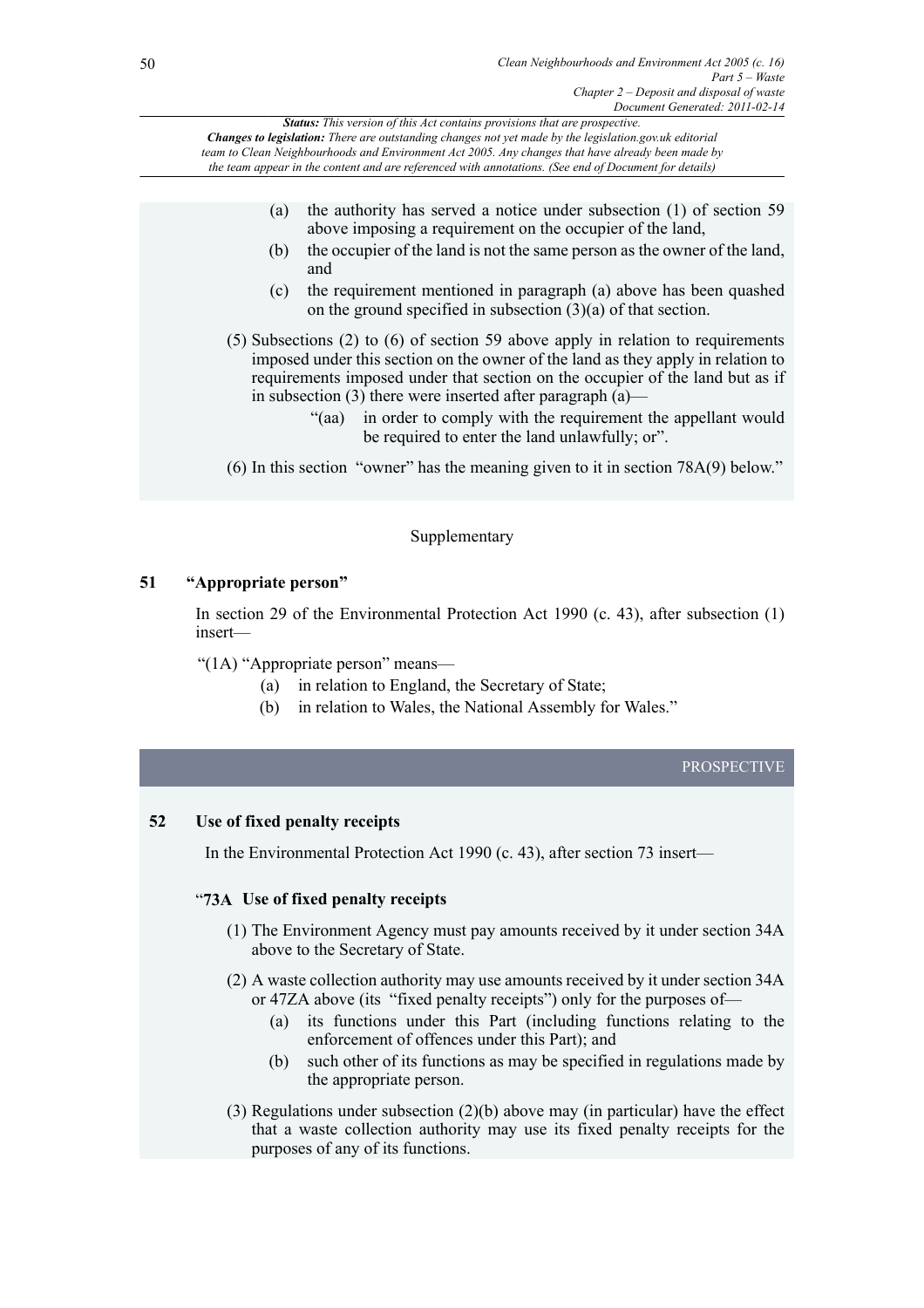(a) the authority has served a notice under subsection (1) of section 59 above imposing a requirement on the occupier of the land,

(b) the occupier of the land is not the same person as the owner of the land, and

(c) the requirement mentioned in paragraph (a) above has been quashed on the ground specified in subsection (3)(a) of that section.

(5) Subsections (2) to (6) of section 59 above apply in relation to requirements imposed under this section on the owner of the land as they apply in relation to requirements imposed under that section on the occupier of the land but as if in subsection (3) there were inserted after paragraph (a)—

"(aa) in order to comply with the requirement the appellant would be required to enter the land unlawfully; or".

(6) In this section "owner" has the meaning given to it in section 78A(9) below."

Supplementary

## 51 "Appropriate person"

In section 29 of the Environmental Protection Act 1990 (c. 43), after subsection (1) insert—

"(1A) "Appropriate person" means—

(a) in relation to England, the Secretary of State;

(b) in relation to Wales, the National Assembly for Wales."

PROSPECTIVE

## 52 Use of fixed penalty receipts

In the Environmental Protection Act 1990 (c. 43), after section 73 insert—

### "73A Use of fixed penalty receipts

(1) The Environment Agency must pay amounts received by it under section 34A above to the Secretary of State.

(2) A waste collection authority may use amounts received by it under section 34A or 47ZA above (its "fixed penalty receipts") only for the purposes of—

(a) its functions under this Part (including functions relating to the enforcement of offences under this Part); and

(b) such other of its functions as may be specified in regulations made by the appropriate person.

(3) Regulations under subsection (2)(b) above may (in particular) have the effect that a waste collection authority may use its fixed penalty receipts for the purposes of any of its functions.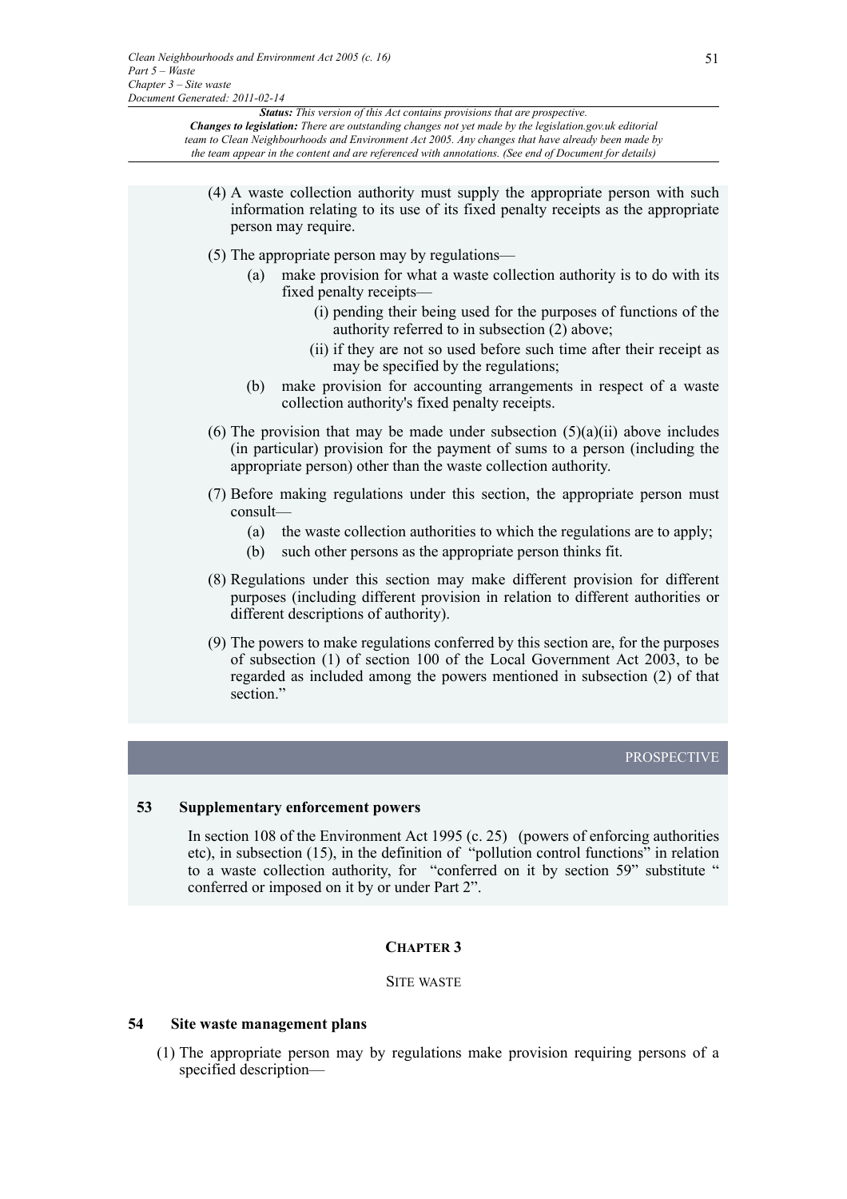(4) A waste collection authority must supply the appropriate person with such information relating to its use of its fixed penalty receipts as the appropriate person may require.

(5) The appropriate person may by regulations—

(a) make provision for what a waste collection authority is to do with its fixed penalty receipts—

(i) pending their being used for the purposes of functions of the authority referred to in subsection (2) above;

(ii) if they are not so used before such time after their receipt as may be specified by the regulations;

(b) make provision for accounting arrangements in respect of a waste collection authority's fixed penalty receipts.

(6) The provision that may be made under subsection (5)(a)(ii) above includes (in particular) provision for the payment of sums to a person (including the appropriate person) other than the waste collection authority.

(7) Before making regulations under this section, the appropriate person must consult—

(a) the waste collection authorities to which the regulations are to apply;

(b) such other persons as the appropriate person thinks fit.

(8) Regulations under this section may make different provision for different purposes (including different provision in relation to different authorities or different descriptions of authority).

(9) The powers to make regulations conferred by this section are, for the purposes of subsection (1) of section 100 of the Local Government Act 2003, to be regarded as included among the powers mentioned in subsection (2) of that section."

PROSPECTIVE

### 53 Supplementary enforcement powers

In section 108 of the Environment Act 1995 (c. 25) (powers of enforcing authorities etc), in subsection (15), in the definition of "pollution control functions" in relation to a waste collection authority, for "conferred on it by section 59" substitute " conferred or imposed on it by or under Part 2".

## CHAPTER 3

## SITE WASTE

### 54 Site waste management plans

(1) The appropriate person may by regulations make provision requiring persons of a specified description—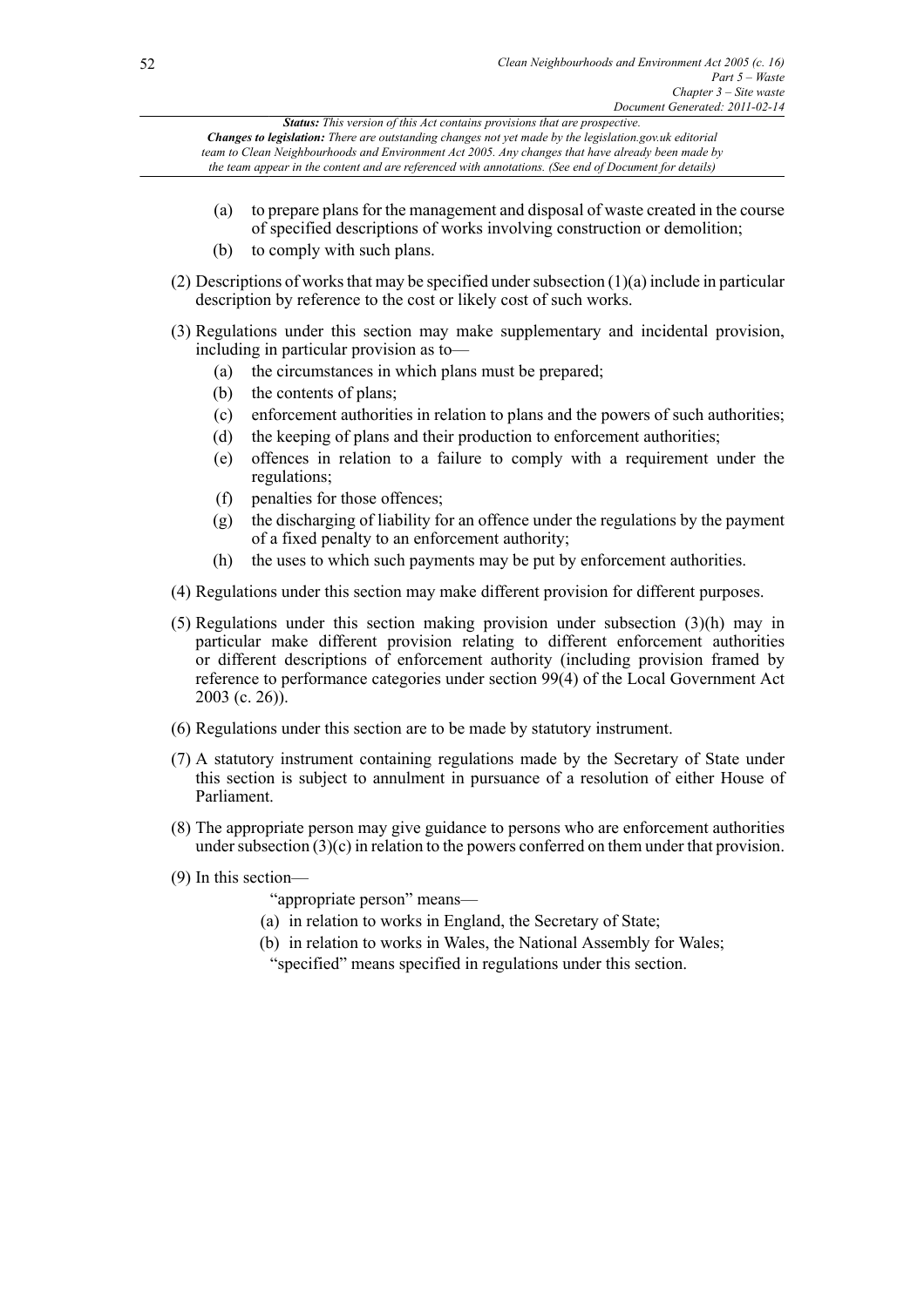(a) to prepare plans for the management and disposal of waste created in the course of specified descriptions of works involving construction or demolition;

(b) to comply with such plans.

(2) Descriptions of works that may be specified under subsection (1)(a) include in particular description by reference to the cost or likely cost of such works.

(3) Regulations under this section may make supplementary and incidental provision, including in particular provision as to—

(a) the circumstances in which plans must be prepared;

(b) the contents of plans;

(c) enforcement authorities in relation to plans and the powers of such authorities;

(d) the keeping of plans and their production to enforcement authorities;

(e) offences in relation to a failure to comply with a requirement under the regulations;

(f) penalties for those offences;

(g) the discharging of liability for an offence under the regulations by the payment of a fixed penalty to an enforcement authority;

(h) the uses to which such payments may be put by enforcement authorities.

(4) Regulations under this section may make different provision for different purposes.

(5) Regulations under this section making provision under subsection (3)(h) may in particular make different provision relating to different enforcement authorities or different descriptions of enforcement authority (including provision framed by reference to performance categories under section 99(4) of the Local Government Act 2003 (c. 26)).

(6) Regulations under this section are to be made by statutory instrument.

(7) A statutory instrument containing regulations made by the Secretary of State under this section is subject to annulment in pursuance of a resolution of either House of Parliament.

(8) The appropriate person may give guidance to persons who are enforcement authorities under subsection (3)(c) in relation to the powers conferred on them under that provision.

(9) In this section—

"appropriate person" means—

(a) in relation to works in England, the Secretary of State;

(b) in relation to works in Wales, the National Assembly for Wales;

"specified" means specified in regulations under this section.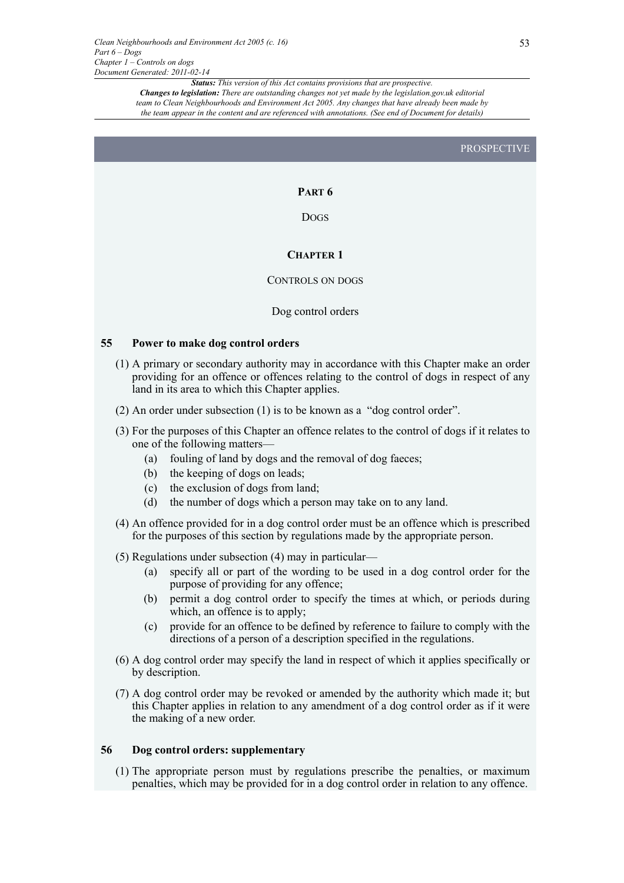*Status: This version of this Act contains provisions that are prospective.*
*Changes to legislation: There are outstanding changes not yet made by the legislation.gov.uk editorial team to Clean Neighbourhoods and Environment Act 2005. Any changes that have already been made by the team appear in the content and are referenced with annotations. (See end of Document for details)*

PROSPECTIVE

# PART 6

## DOGS

## CHAPTER 1

## CONTROLS ON DOGS

### Dog control orders

**55 Power to make dog control orders**

(1) A primary or secondary authority may in accordance with this Chapter make an order providing for an offence or offences relating to the control of dogs in respect of any land in its area to which this Chapter applies.

(2) An order under subsection (1) is to be known as a "dog control order".

(3) For the purposes of this Chapter an offence relates to the control of dogs if it relates to one of the following matters—

- (a) fouling of land by dogs and the removal of dog faeces;
- (b) the keeping of dogs on leads;
- (c) the exclusion of dogs from land;
- (d) the number of dogs which a person may take on to any land.

(4) An offence provided for in a dog control order must be an offence which is prescribed for the purposes of this section by regulations made by the appropriate person.

(5) Regulations under subsection (4) may in particular—

- (a) specify all or part of the wording to be used in a dog control order for the purpose of providing for any offence;
- (b) permit a dog control order to specify the times at which, or periods during which, an offence is to apply;
- (c) provide for an offence to be defined by reference to failure to comply with the directions of a person of a description specified in the regulations.

(6) A dog control order may specify the land in respect of which it applies specifically or by description.

(7) A dog control order may be revoked or amended by the authority which made it; but this Chapter applies in relation to any amendment of a dog control order as if it were the making of a new order.

**56 Dog control orders: supplementary**

(1) The appropriate person must by regulations prescribe the penalties, or maximum penalties, which may be provided for in a dog control order in relation to any offence.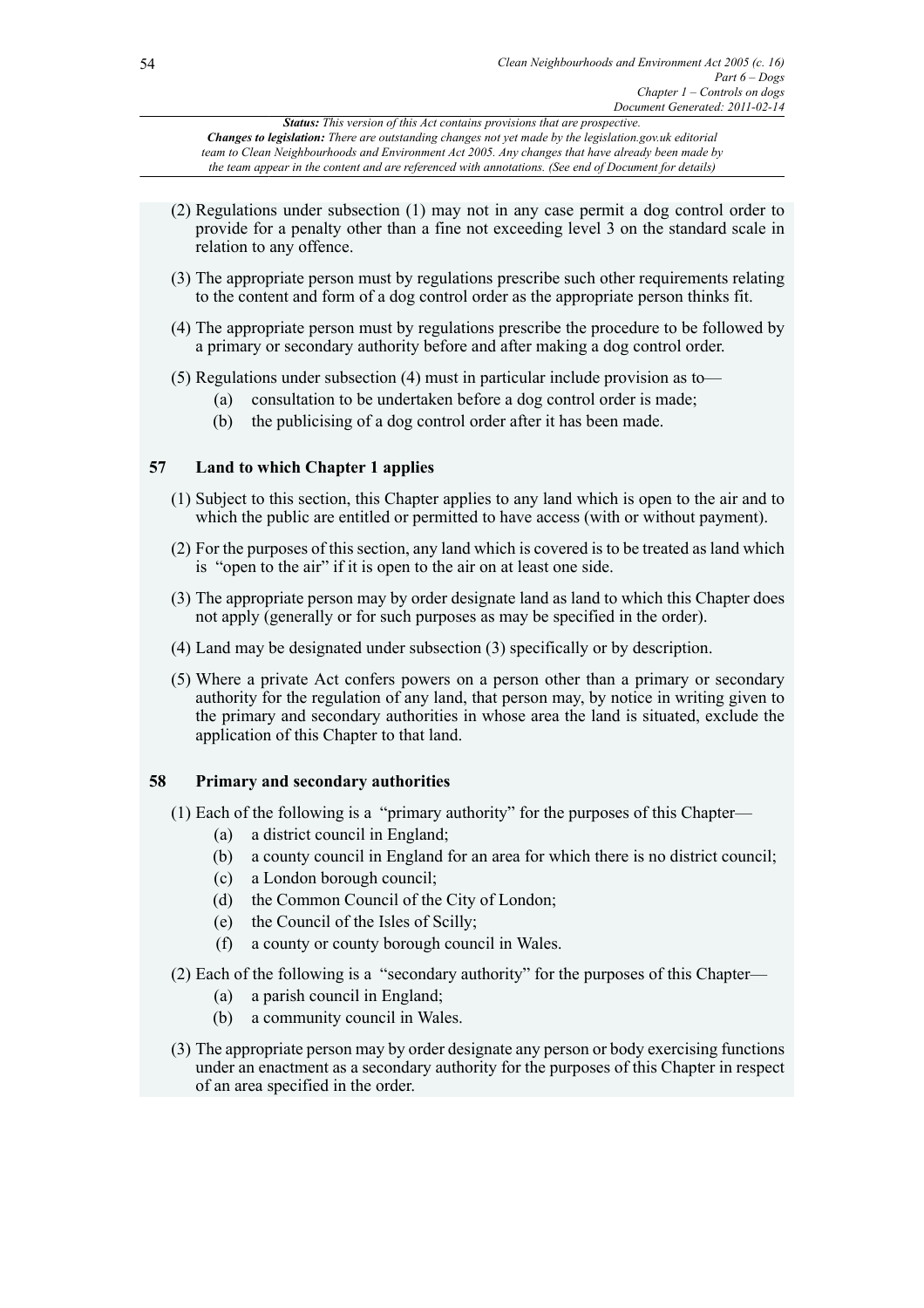(2) Regulations under subsection (1) may not in any case permit a dog control order to provide for a penalty other than a fine not exceeding level 3 on the standard scale in relation to any offence.

(3) The appropriate person must by regulations prescribe such other requirements relating to the content and form of a dog control order as the appropriate person thinks fit.

(4) The appropriate person must by regulations prescribe the procedure to be followed by a primary or secondary authority before and after making a dog control order.

(5) Regulations under subsection (4) must in particular include provision as to—

(a) consultation to be undertaken before a dog control order is made;

(b) the publicising of a dog control order after it has been made.

### 57 Land to which Chapter 1 applies

(1) Subject to this section, this Chapter applies to any land which is open to the air and to which the public are entitled or permitted to have access (with or without payment).

(2) For the purposes of this section, any land which is covered is to be treated as land which is "open to the air" if it is open to the air on at least one side.

(3) The appropriate person may by order designate land as land to which this Chapter does not apply (generally or for such purposes as may be specified in the order).

(4) Land may be designated under subsection (3) specifically or by description.

(5) Where a private Act confers powers on a person other than a primary or secondary authority for the regulation of any land, that person may, by notice in writing given to the primary and secondary authorities in whose area the land is situated, exclude the application of this Chapter to that land.

### 58 Primary and secondary authorities

(1) Each of the following is a "primary authority" for the purposes of this Chapter—

(a) a district council in England;

(b) a county council in England for an area for which there is no district council;

(c) a London borough council;

(d) the Common Council of the City of London;

(e) the Council of the Isles of Scilly;

(f) a county or county borough council in Wales.

(2) Each of the following is a "secondary authority" for the purposes of this Chapter—

(a) a parish council in England;

(b) a community council in Wales.

(3) The appropriate person may by order designate any person or body exercising functions under an enactment as a secondary authority for the purposes of this Chapter in respect of an area specified in the order.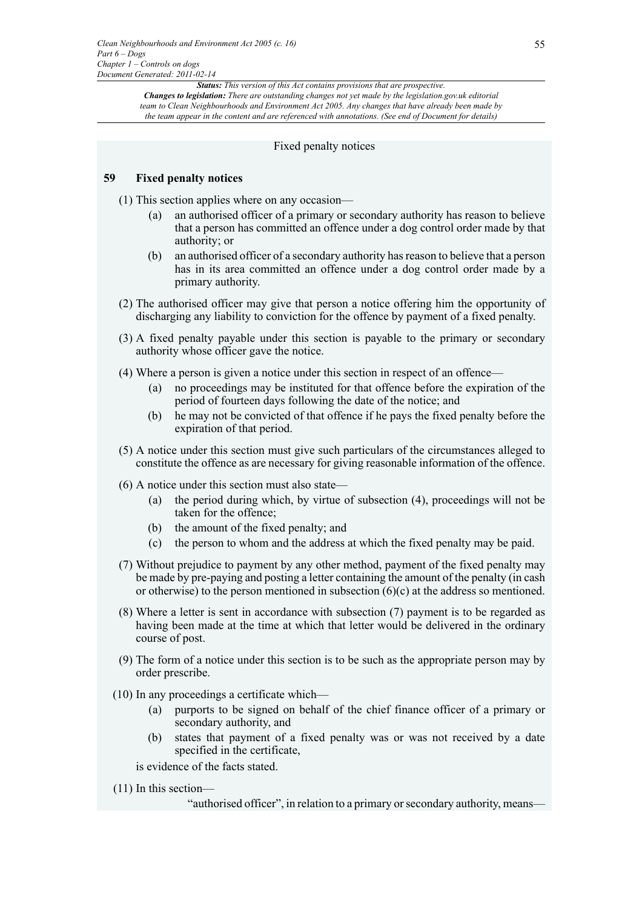Fixed penalty notices

### 59 Fixed penalty notices

(1) This section applies where on any occasion—

(a) an authorised officer of a primary or secondary authority has reason to believe that a person has committed an offence under a dog control order made by that authority; or

(b) an authorised officer of a secondary authority has reason to believe that a person has in its area committed an offence under a dog control order made by a primary authority.

(2) The authorised officer may give that person a notice offering him the opportunity of discharging any liability to conviction for the offence by payment of a fixed penalty.

(3) A fixed penalty payable under this section is payable to the primary or secondary authority whose officer gave the notice.

(4) Where a person is given a notice under this section in respect of an offence—

(a) no proceedings may be instituted for that offence before the expiration of the period of fourteen days following the date of the notice; and

(b) he may not be convicted of that offence if he pays the fixed penalty before the expiration of that period.

(5) A notice under this section must give such particulars of the circumstances alleged to constitute the offence as are necessary for giving reasonable information of the offence.

(6) A notice under this section must also state—

(a) the period during which, by virtue of subsection (4), proceedings will not be taken for the offence;

(b) the amount of the fixed penalty; and

(c) the person to whom and the address at which the fixed penalty may be paid.

(7) Without prejudice to payment by any other method, payment of the fixed penalty may be made by pre-paying and posting a letter containing the amount of the penalty (in cash or otherwise) to the person mentioned in subsection (6)(c) at the address so mentioned.

(8) Where a letter is sent in accordance with subsection (7) payment is to be regarded as having been made at the time at which that letter would be delivered in the ordinary course of post.

(9) The form of a notice under this section is to be such as the appropriate person may by order prescribe.

(10) In any proceedings a certificate which—

(a) purports to be signed on behalf of the chief finance officer of a primary or secondary authority, and

(b) states that payment of a fixed penalty was or was not received by a date specified in the certificate,

is evidence of the facts stated.

(11) In this section—

"authorised officer", in relation to a primary or secondary authority, means—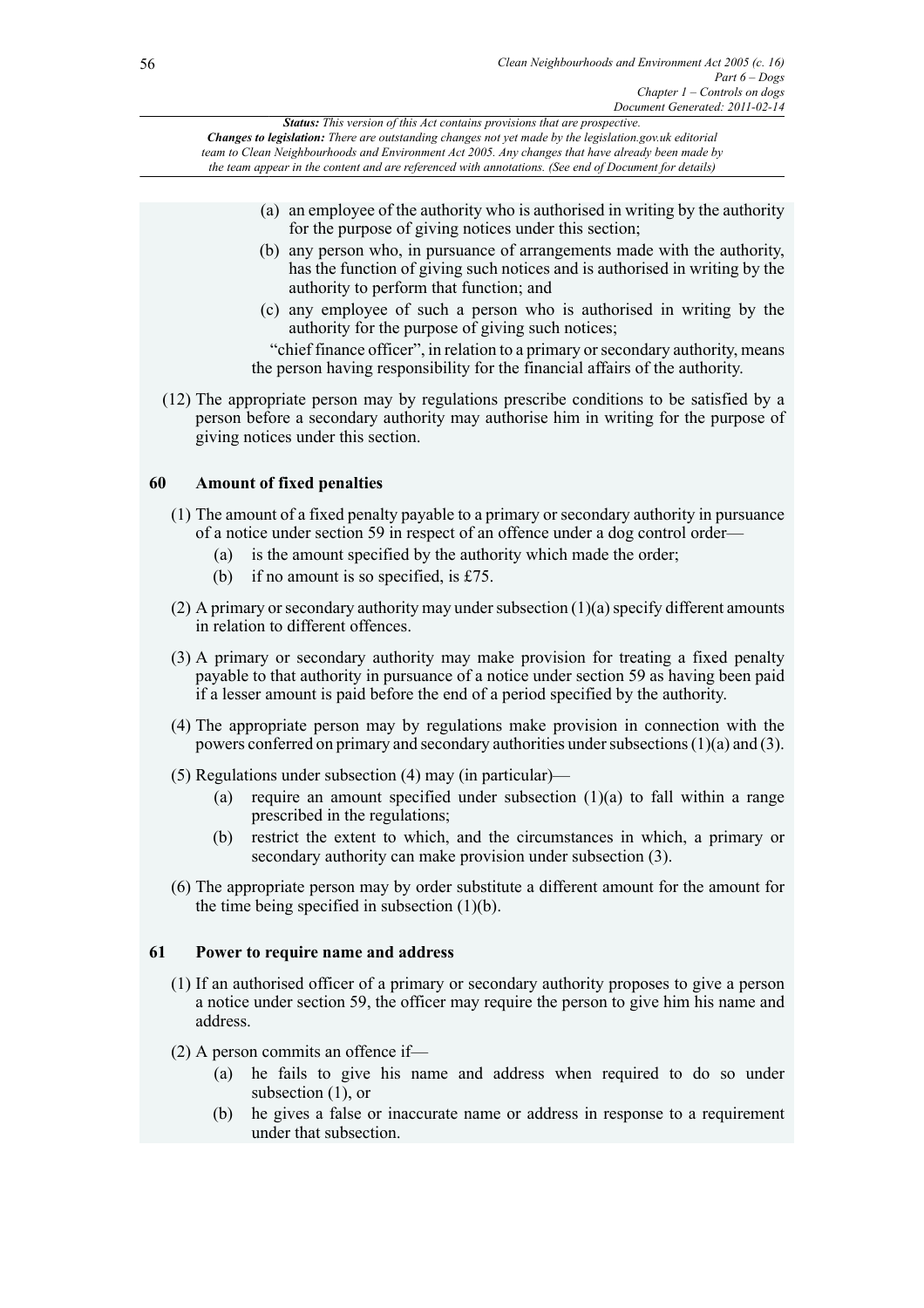(a) an employee of the authority who is authorised in writing by the authority for the purpose of giving notices under this section;

(b) any person who, in pursuance of arrangements made with the authority, has the function of giving such notices and is authorised in writing by the authority to perform that function; and

(c) any employee of such a person who is authorised in writing by the authority for the purpose of giving such notices;

"chief finance officer", in relation to a primary or secondary authority, means the person having responsibility for the financial affairs of the authority.

(12) The appropriate person may by regulations prescribe conditions to be satisfied by a person before a secondary authority may authorise him in writing for the purpose of giving notices under this section.

### 60 Amount of fixed penalties

(1) The amount of a fixed penalty payable to a primary or secondary authority in pursuance of a notice under section 59 in respect of an offence under a dog control order—

(a) is the amount specified by the authority which made the order;

(b) if no amount is so specified, is £75.

(2) A primary or secondary authority may under subsection (1)(a) specify different amounts in relation to different offences.

(3) A primary or secondary authority may make provision for treating a fixed penalty payable to that authority in pursuance of a notice under section 59 as having been paid if a lesser amount is paid before the end of a period specified by the authority.

(4) The appropriate person may by regulations make provision in connection with the powers conferred on primary and secondary authorities under subsections (1)(a) and (3).

(5) Regulations under subsection (4) may (in particular)—

(a) require an amount specified under subsection (1)(a) to fall within a range prescribed in the regulations;

(b) restrict the extent to which, and the circumstances in which, a primary or secondary authority can make provision under subsection (3).

(6) The appropriate person may by order substitute a different amount for the amount for the time being specified in subsection (1)(b).

### 61 Power to require name and address

(1) If an authorised officer of a primary or secondary authority proposes to give a person a notice under section 59, the officer may require the person to give him his name and address.

(2) A person commits an offence if—

(a) he fails to give his name and address when required to do so under subsection (1), or

(b) he gives a false or inaccurate name or address in response to a requirement under that subsection.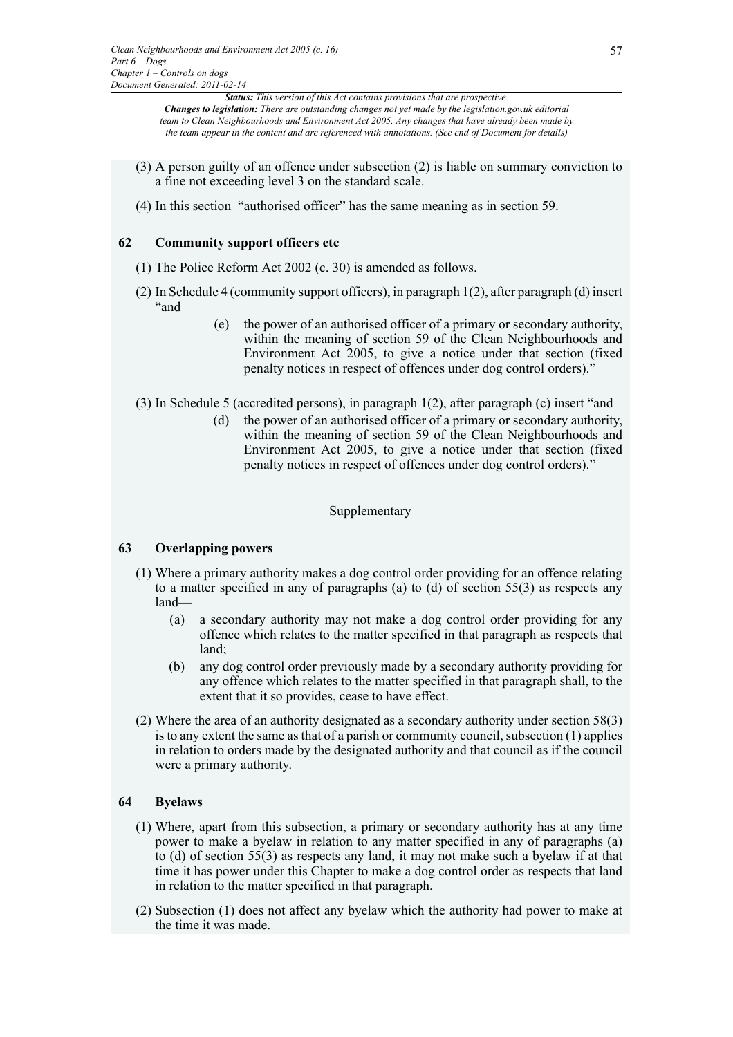(3) A person guilty of an offence under subsection (2) is liable on summary conviction to a fine not exceeding level 3 on the standard scale.

(4) In this section "authorised officer" has the same meaning as in section 59.

## 62 Community support officers etc

(1) The Police Reform Act 2002 (c. 30) is amended as follows.

(2) In Schedule 4 (community support officers), in paragraph 1(2), after paragraph (d) insert "and

> (e) the power of an authorised officer of a primary or secondary authority, within the meaning of section 59 of the Clean Neighbourhoods and Environment Act 2005, to give a notice under that section (fixed penalty notices in respect of offences under dog control orders)."

(3) In Schedule 5 (accredited persons), in paragraph 1(2), after paragraph (c) insert "and

> (d) the power of an authorised officer of a primary or secondary authority, within the meaning of section 59 of the Clean Neighbourhoods and Environment Act 2005, to give a notice under that section (fixed penalty notices in respect of offences under dog control orders)."

### Supplementary

## 63 Overlapping powers

(1) Where a primary authority makes a dog control order providing for an offence relating to a matter specified in any of paragraphs (a) to (d) of section 55(3) as respects any land—

- (a) a secondary authority may not make a dog control order providing for any offence which relates to the matter specified in that paragraph as respects that land;
- (b) any dog control order previously made by a secondary authority providing for any offence which relates to the matter specified in that paragraph shall, to the extent that it so provides, cease to have effect.

(2) Where the area of an authority designated as a secondary authority under section 58(3) is to any extent the same as that of a parish or community council, subsection (1) applies in relation to orders made by the designated authority and that council as if the council were a primary authority.

## 64 Byelaws

(1) Where, apart from this subsection, a primary or secondary authority has at any time power to make a byelaw in relation to any matter specified in any of paragraphs (a) to (d) of section 55(3) as respects any land, it may not make such a byelaw if at that time it has power under this Chapter to make a dog control order as respects that land in relation to the matter specified in that paragraph.

(2) Subsection (1) does not affect any byelaw which the authority had power to make at the time it was made.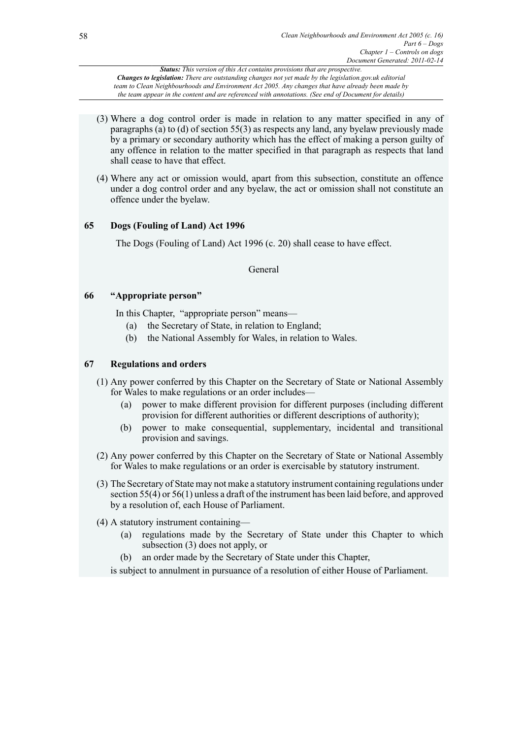(3) Where a dog control order is made in relation to any matter specified in any of paragraphs (a) to (d) of section 55(3) as respects any land, any byelaw previously made by a primary or secondary authority which has the effect of making a person guilty of any offence in relation to the matter specified in that paragraph as respects that land shall cease to have that effect.

(4) Where any act or omission would, apart from this subsection, constitute an offence under a dog control order and any byelaw, the act or omission shall not constitute an offence under the byelaw.

**65 Dogs (Fouling of Land) Act 1996**

The Dogs (Fouling of Land) Act 1996 (c. 20) shall cease to have effect.

General

**66 "Appropriate person"**

In this Chapter, "appropriate person" means—

(a) the Secretary of State, in relation to England;

(b) the National Assembly for Wales, in relation to Wales.

**67 Regulations and orders**

(1) Any power conferred by this Chapter on the Secretary of State or National Assembly for Wales to make regulations or an order includes—

(a) power to make different provision for different purposes (including different provision for different authorities or different descriptions of authority);

(b) power to make consequential, supplementary, incidental and transitional provision and savings.

(2) Any power conferred by this Chapter on the Secretary of State or National Assembly for Wales to make regulations or an order is exercisable by statutory instrument.

(3) The Secretary of State may not make a statutory instrument containing regulations under section 55(4) or 56(1) unless a draft of the instrument has been laid before, and approved by a resolution of, each House of Parliament.

(4) A statutory instrument containing—

(a) regulations made by the Secretary of State under this Chapter to which subsection (3) does not apply, or

(b) an order made by the Secretary of State under this Chapter,

is subject to annulment in pursuance of a resolution of either House of Parliament.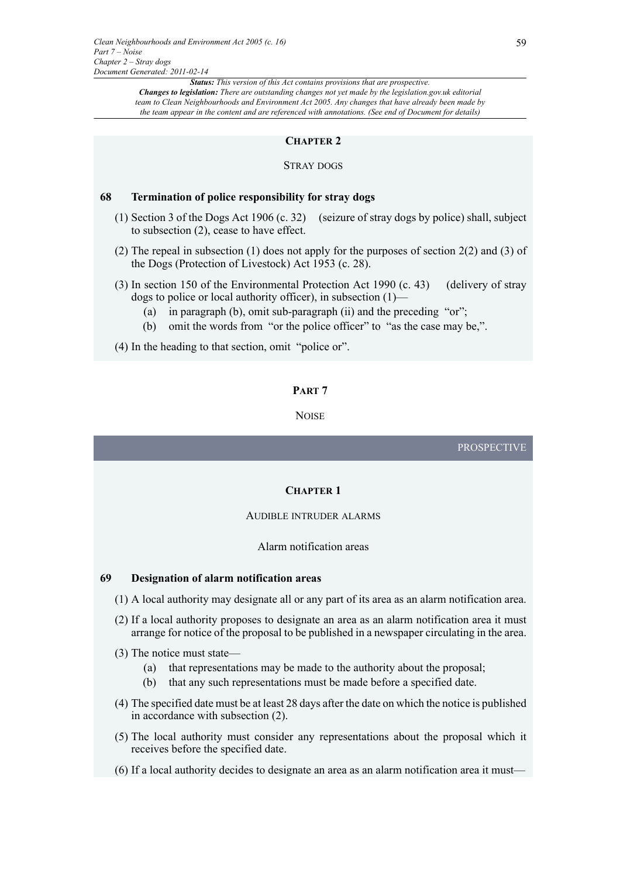## CHAPTER 2

### STRAY DOGS

**68 Termination of police responsibility for stray dogs**

(1) Section 3 of the Dogs Act 1906 (c. 32) (seizure of stray dogs by police) shall, subject to subsection (2), cease to have effect.

(2) The repeal in subsection (1) does not apply for the purposes of section 2(2) and (3) of the Dogs (Protection of Livestock) Act 1953 (c. 28).

(3) In section 150 of the Environmental Protection Act 1990 (c. 43) (delivery of stray dogs to police or local authority officer), in subsection (1)—

(a) in paragraph (b), omit sub-paragraph (ii) and the preceding "or";

(b) omit the words from "or the police officer" to "as the case may be,".

(4) In the heading to that section, omit "police or".

# PART 7

## NOISE

PROSPECTIVE

## CHAPTER 1

### AUDIBLE INTRUDER ALARMS

#### Alarm notification areas

**69 Designation of alarm notification areas**

(1) A local authority may designate all or any part of its area as an alarm notification area.

(2) If a local authority proposes to designate an area as an alarm notification area it must arrange for notice of the proposal to be published in a newspaper circulating in the area.

(3) The notice must state—

(a) that representations may be made to the authority about the proposal;

(b) that any such representations must be made before a specified date.

(4) The specified date must be at least 28 days after the date on which the notice is published in accordance with subsection (2).

(5) The local authority must consider any representations about the proposal which it receives before the specified date.

(6) If a local authority decides to designate an area as an alarm notification area it must—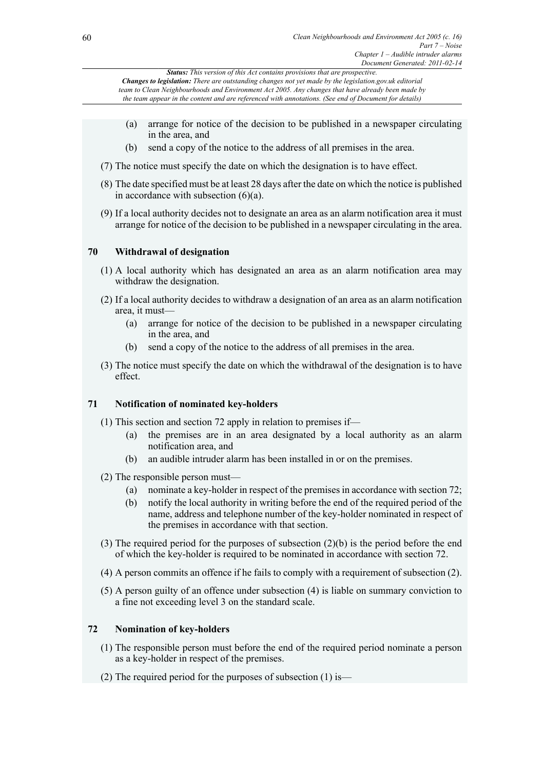(a) arrange for notice of the decision to be published in a newspaper circulating in the area, and
(b) send a copy of the notice to the address of all premises in the area.

(7) The notice must specify the date on which the designation is to have effect.

(8) The date specified must be at least 28 days after the date on which the notice is published in accordance with subsection (6)(a).

(9) If a local authority decides not to designate an area as an alarm notification area it must arrange for notice of the decision to be published in a newspaper circulating in the area.

### 70 Withdrawal of designation

(1) A local authority which has designated an area as an alarm notification area may withdraw the designation.

(2) If a local authority decides to withdraw a designation of an area as an alarm notification area, it must—
(a) arrange for notice of the decision to be published in a newspaper circulating in the area, and
(b) send a copy of the notice to the address of all premises in the area.

(3) The notice must specify the date on which the withdrawal of the designation is to have effect.

### 71 Notification of nominated key-holders

(1) This section and section 72 apply in relation to premises if—
(a) the premises are in an area designated by a local authority as an alarm notification area, and
(b) an audible intruder alarm has been installed in or on the premises.

(2) The responsible person must—
(a) nominate a key-holder in respect of the premises in accordance with section 72;
(b) notify the local authority in writing before the end of the required period of the name, address and telephone number of the key-holder nominated in respect of the premises in accordance with that section.

(3) The required period for the purposes of subsection (2)(b) is the period before the end of which the key-holder is required to be nominated in accordance with section 72.

(4) A person commits an offence if he fails to comply with a requirement of subsection (2).

(5) A person guilty of an offence under subsection (4) is liable on summary conviction to a fine not exceeding level 3 on the standard scale.

### 72 Nomination of key-holders

(1) The responsible person must before the end of the required period nominate a person as a key-holder in respect of the premises.

(2) The required period for the purposes of subsection (1) is—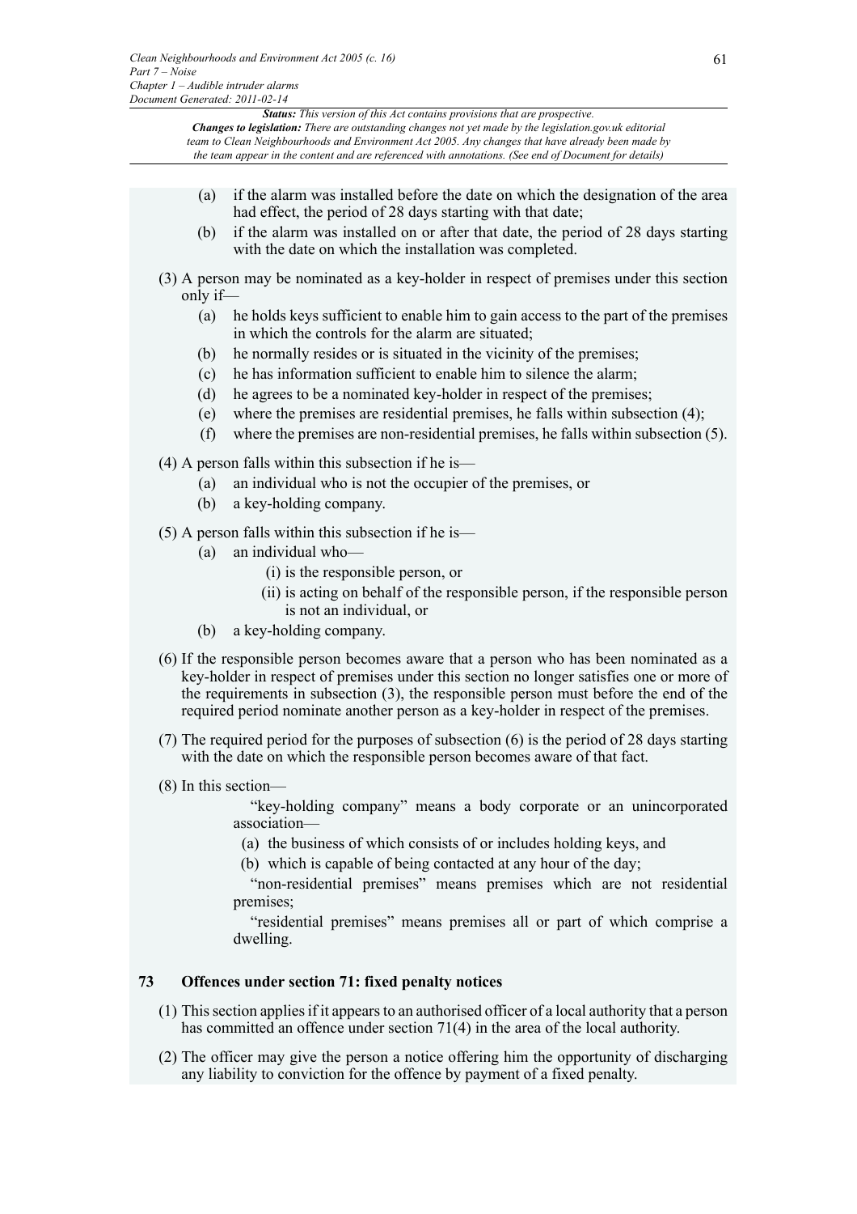(a) if the alarm was installed before the date on which the designation of the area had effect, the period of 28 days starting with that date;

(b) if the alarm was installed on or after that date, the period of 28 days starting with the date on which the installation was completed.

(3) A person may be nominated as a key-holder in respect of premises under this section only if—

(a) he holds keys sufficient to enable him to gain access to the part of the premises in which the controls for the alarm are situated;

(b) he normally resides or is situated in the vicinity of the premises;

(c) he has information sufficient to enable him to silence the alarm;

(d) he agrees to be a nominated key-holder in respect of the premises;

(e) where the premises are residential premises, he falls within subsection (4);

(f) where the premises are non-residential premises, he falls within subsection (5).

(4) A person falls within this subsection if he is—

(a) an individual who is not the occupier of the premises, or

(b) a key-holding company.

(5) A person falls within this subsection if he is—

(a) an individual who—

(i) is the responsible person, or

(ii) is acting on behalf of the responsible person, if the responsible person is not an individual, or

(b) a key-holding company.

(6) If the responsible person becomes aware that a person who has been nominated as a key-holder in respect of premises under this section no longer satisfies one or more of the requirements in subsection (3), the responsible person must before the end of the required period nominate another person as a key-holder in respect of the premises.

(7) The required period for the purposes of subsection (6) is the period of 28 days starting with the date on which the responsible person becomes aware of that fact.

(8) In this section—

"key-holding company" means a body corporate or an unincorporated association—

(a) the business of which consists of or includes holding keys, and

(b) which is capable of being contacted at any hour of the day;

"non-residential premises" means premises which are not residential premises;

"residential premises" means premises all or part of which comprise a dwelling.

### 73 Offences under section 71: fixed penalty notices

(1) This section applies if it appears to an authorised officer of a local authority that a person has committed an offence under section 71(4) in the area of the local authority.

(2) The officer may give the person a notice offering him the opportunity of discharging any liability to conviction for the offence by payment of a fixed penalty.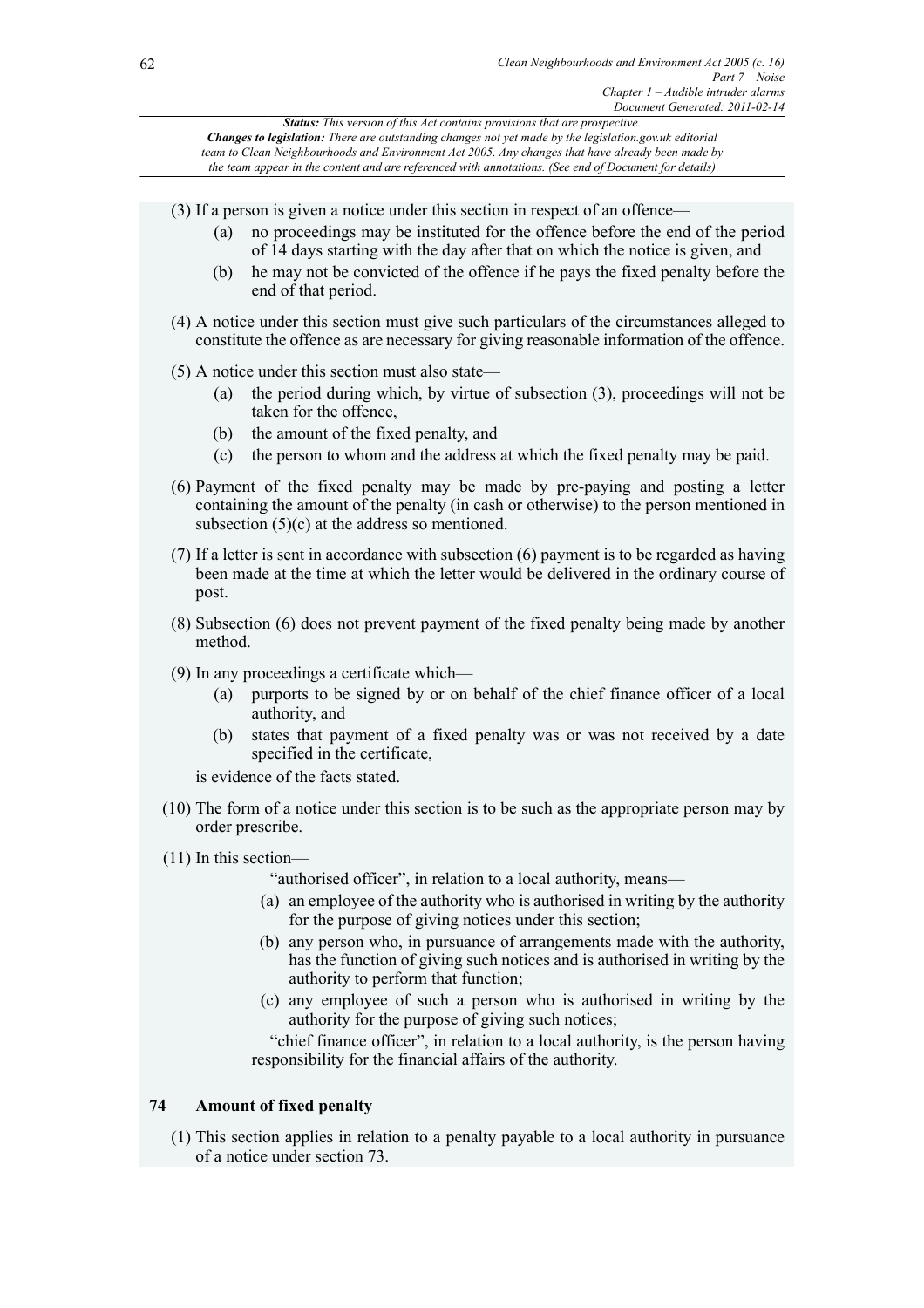(3) If a person is given a notice under this section in respect of an offence—

(a) no proceedings may be instituted for the offence before the end of the period of 14 days starting with the day after that on which the notice is given, and

(b) he may not be convicted of the offence if he pays the fixed penalty before the end of that period.

(4) A notice under this section must give such particulars of the circumstances alleged to constitute the offence as are necessary for giving reasonable information of the offence.

(5) A notice under this section must also state—

(a) the period during which, by virtue of subsection (3), proceedings will not be taken for the offence,

(b) the amount of the fixed penalty, and

(c) the person to whom and the address at which the fixed penalty may be paid.

(6) Payment of the fixed penalty may be made by pre-paying and posting a letter containing the amount of the penalty (in cash or otherwise) to the person mentioned in subsection (5)(c) at the address so mentioned.

(7) If a letter is sent in accordance with subsection (6) payment is to be regarded as having been made at the time at which the letter would be delivered in the ordinary course of post.

(8) Subsection (6) does not prevent payment of the fixed penalty being made by another method.

(9) In any proceedings a certificate which—

(a) purports to be signed by or on behalf of the chief finance officer of a local authority, and

(b) states that payment of a fixed penalty was or was not received by a date specified in the certificate,

is evidence of the facts stated.

(10) The form of a notice under this section is to be such as the appropriate person may by order prescribe.

(11) In this section—

"authorised officer", in relation to a local authority, means—

(a) an employee of the authority who is authorised in writing by the authority for the purpose of giving notices under this section;

(b) any person who, in pursuance of arrangements made with the authority, has the function of giving such notices and is authorised in writing by the authority to perform that function;

(c) any employee of such a person who is authorised in writing by the authority for the purpose of giving such notices;

"chief finance officer", in relation to a local authority, is the person having responsibility for the financial affairs of the authority.

## 74 Amount of fixed penalty

(1) This section applies in relation to a penalty payable to a local authority in pursuance of a notice under section 73.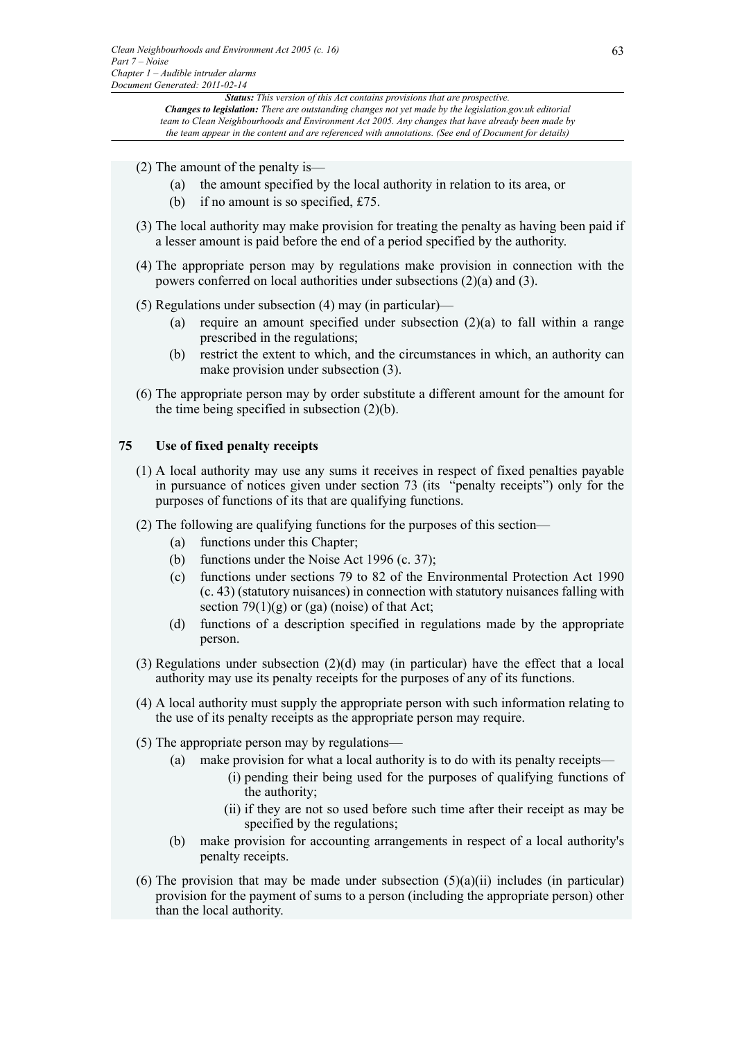(2) The amount of the penalty is—

(a) the amount specified by the local authority in relation to its area, or

(b) if no amount is so specified, £75.

(3) The local authority may make provision for treating the penalty as having been paid if a lesser amount is paid before the end of a period specified by the authority.

(4) The appropriate person may by regulations make provision in connection with the powers conferred on local authorities under subsections (2)(a) and (3).

(5) Regulations under subsection (4) may (in particular)—

(a) require an amount specified under subsection (2)(a) to fall within a range prescribed in the regulations;

(b) restrict the extent to which, and the circumstances in which, an authority can make provision under subsection (3).

(6) The appropriate person may by order substitute a different amount for the amount for the time being specified in subsection (2)(b).

### 75 Use of fixed penalty receipts

(1) A local authority may use any sums it receives in respect of fixed penalties payable in pursuance of notices given under section 73 (its "penalty receipts") only for the purposes of functions of its that are qualifying functions.

(2) The following are qualifying functions for the purposes of this section—

(a) functions under this Chapter;

(b) functions under the Noise Act 1996 (c. 37);

(c) functions under sections 79 to 82 of the Environmental Protection Act 1990 (c. 43) (statutory nuisances) in connection with statutory nuisances falling with section 79(1)(g) or (ga) (noise) of that Act;

(d) functions of a description specified in regulations made by the appropriate person.

(3) Regulations under subsection (2)(d) may (in particular) have the effect that a local authority may use its penalty receipts for the purposes of any of its functions.

(4) A local authority must supply the appropriate person with such information relating to the use of its penalty receipts as the appropriate person may require.

(5) The appropriate person may by regulations—

(a) make provision for what a local authority is to do with its penalty receipts—

(i) pending their being used for the purposes of qualifying functions of the authority;

(ii) if they are not so used before such time after their receipt as may be specified by the regulations;

(b) make provision for accounting arrangements in respect of a local authority's penalty receipts.

(6) The provision that may be made under subsection (5)(a)(ii) includes (in particular) provision for the payment of sums to a person (including the appropriate person) other than the local authority.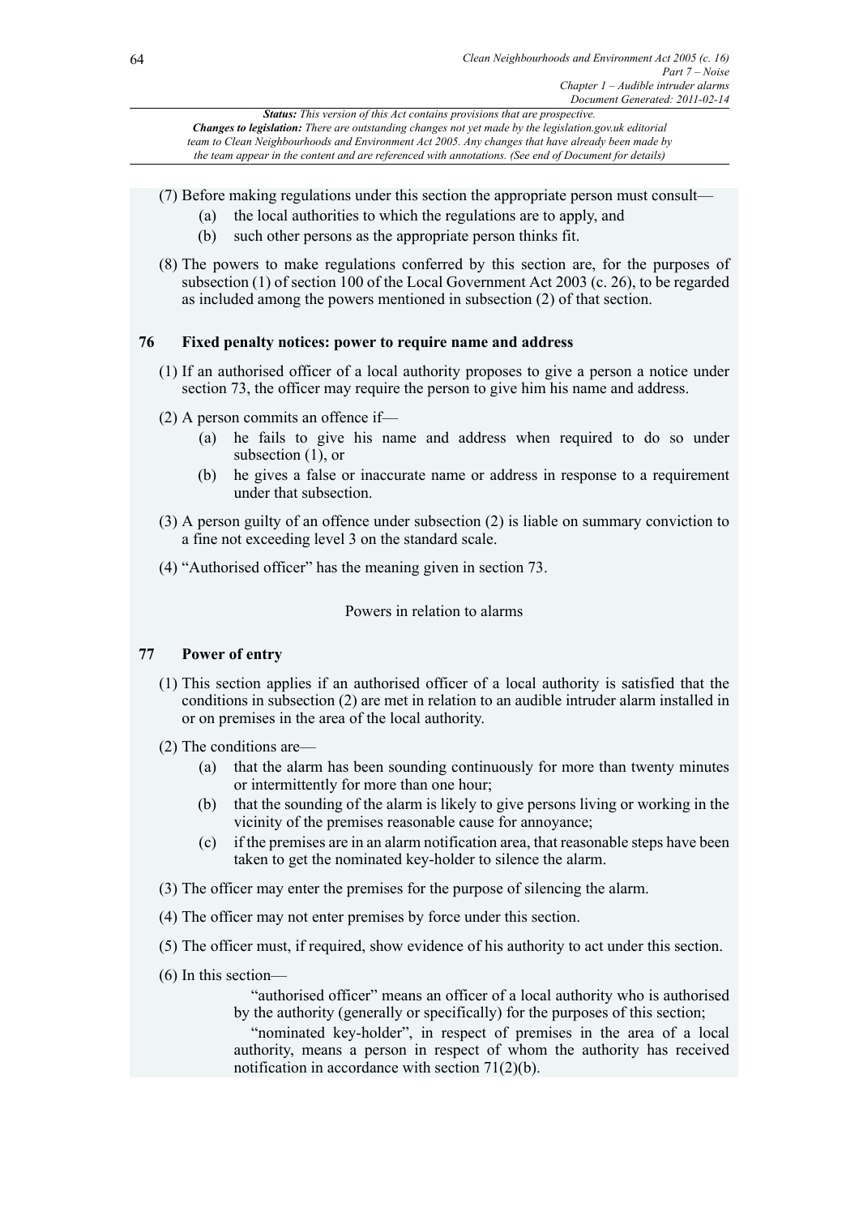*Status: This version of this Act contains provisions that are prospective.*
*Changes to legislation: There are outstanding changes not yet made by the legislation.gov.uk editorial team to Clean Neighbourhoods and Environment Act 2005. Any changes that have already been made by the team appear in the content and are referenced with annotations. (See end of Document for details)*

(7) Before making regulations under this section the appropriate person must consult—

(a) the local authorities to which the regulations are to apply, and

(b) such other persons as the appropriate person thinks fit.

(8) The powers to make regulations conferred by this section are, for the purposes of subsection (1) of section 100 of the Local Government Act 2003 (c. 26), to be regarded as included among the powers mentioned in subsection (2) of that section.

### 76 Fixed penalty notices: power to require name and address

(1) If an authorised officer of a local authority proposes to give a person a notice under section 73, the officer may require the person to give him his name and address.

(2) A person commits an offence if—

(a) he fails to give his name and address when required to do so under subsection (1), or

(b) he gives a false or inaccurate name or address in response to a requirement under that subsection.

(3) A person guilty of an offence under subsection (2) is liable on summary conviction to a fine not exceeding level 3 on the standard scale.

(4) "Authorised officer" has the meaning given in section 73.

Powers in relation to alarms

### 77 Power of entry

(1) This section applies if an authorised officer of a local authority is satisfied that the conditions in subsection (2) are met in relation to an audible intruder alarm installed in or on premises in the area of the local authority.

(2) The conditions are—

(a) that the alarm has been sounding continuously for more than twenty minutes or intermittently for more than one hour;

(b) that the sounding of the alarm is likely to give persons living or working in the vicinity of the premises reasonable cause for annoyance;

(c) if the premises are in an alarm notification area, that reasonable steps have been taken to get the nominated key-holder to silence the alarm.

(3) The officer may enter the premises for the purpose of silencing the alarm.

(4) The officer may not enter premises by force under this section.

(5) The officer must, if required, show evidence of his authority to act under this section.

(6) In this section—

"authorised officer" means an officer of a local authority who is authorised by the authority (generally or specifically) for the purposes of this section;

"nominated key-holder", in respect of premises in the area of a local authority, means a person in respect of whom the authority has received notification in accordance with section 71(2)(b).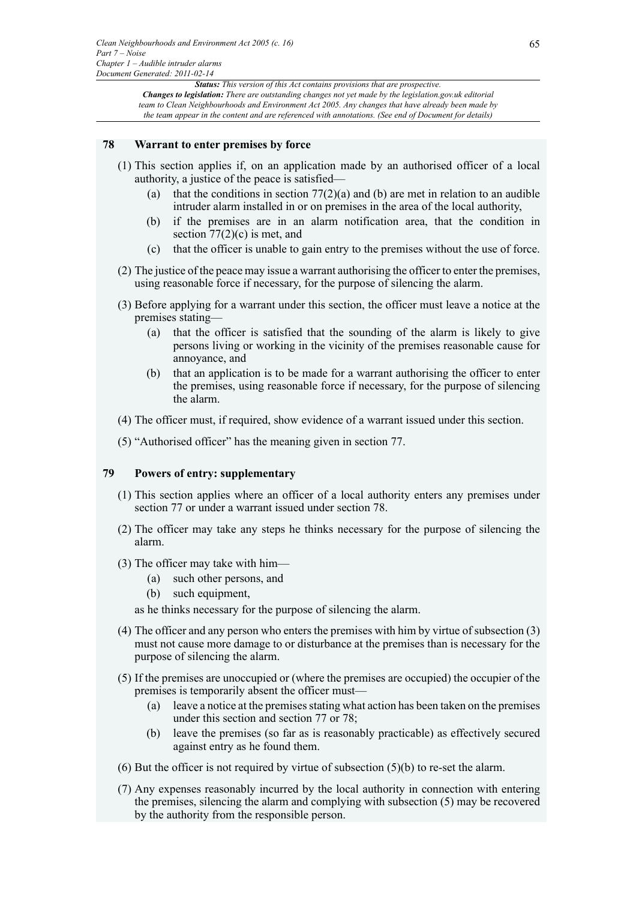## 78 Warrant to enter premises by force

(1) This section applies if, on an application made by an authorised officer of a local authority, a justice of the peace is satisfied—

- (a) that the conditions in section 77(2)(a) and (b) are met in relation to an audible intruder alarm installed in or on premises in the area of the local authority,
- (b) if the premises are in an alarm notification area, that the condition in section 77(2)(c) is met, and
- (c) that the officer is unable to gain entry to the premises without the use of force.

(2) The justice of the peace may issue a warrant authorising the officer to enter the premises, using reasonable force if necessary, for the purpose of silencing the alarm.

(3) Before applying for a warrant under this section, the officer must leave a notice at the premises stating—

- (a) that the officer is satisfied that the sounding of the alarm is likely to give persons living or working in the vicinity of the premises reasonable cause for annoyance, and
- (b) that an application is to be made for a warrant authorising the officer to enter the premises, using reasonable force if necessary, for the purpose of silencing the alarm.

(4) The officer must, if required, show evidence of a warrant issued under this section.

(5) "Authorised officer" has the meaning given in section 77.

## 79 Powers of entry: supplementary

(1) This section applies where an officer of a local authority enters any premises under section 77 or under a warrant issued under section 78.

(2) The officer may take any steps he thinks necessary for the purpose of silencing the alarm.

(3) The officer may take with him—

- (a) such other persons, and
- (b) such equipment,

as he thinks necessary for the purpose of silencing the alarm.

(4) The officer and any person who enters the premises with him by virtue of subsection (3) must not cause more damage to or disturbance at the premises than is necessary for the purpose of silencing the alarm.

(5) If the premises are unoccupied or (where the premises are occupied) the occupier of the premises is temporarily absent the officer must—

- (a) leave a notice at the premises stating what action has been taken on the premises under this section and section 77 or 78;
- (b) leave the premises (so far as is reasonably practicable) as effectively secured against entry as he found them.

(6) But the officer is not required by virtue of subsection (5)(b) to re-set the alarm.

(7) Any expenses reasonably incurred by the local authority in connection with entering the premises, silencing the alarm and complying with subsection (5) may be recovered by the authority from the responsible person.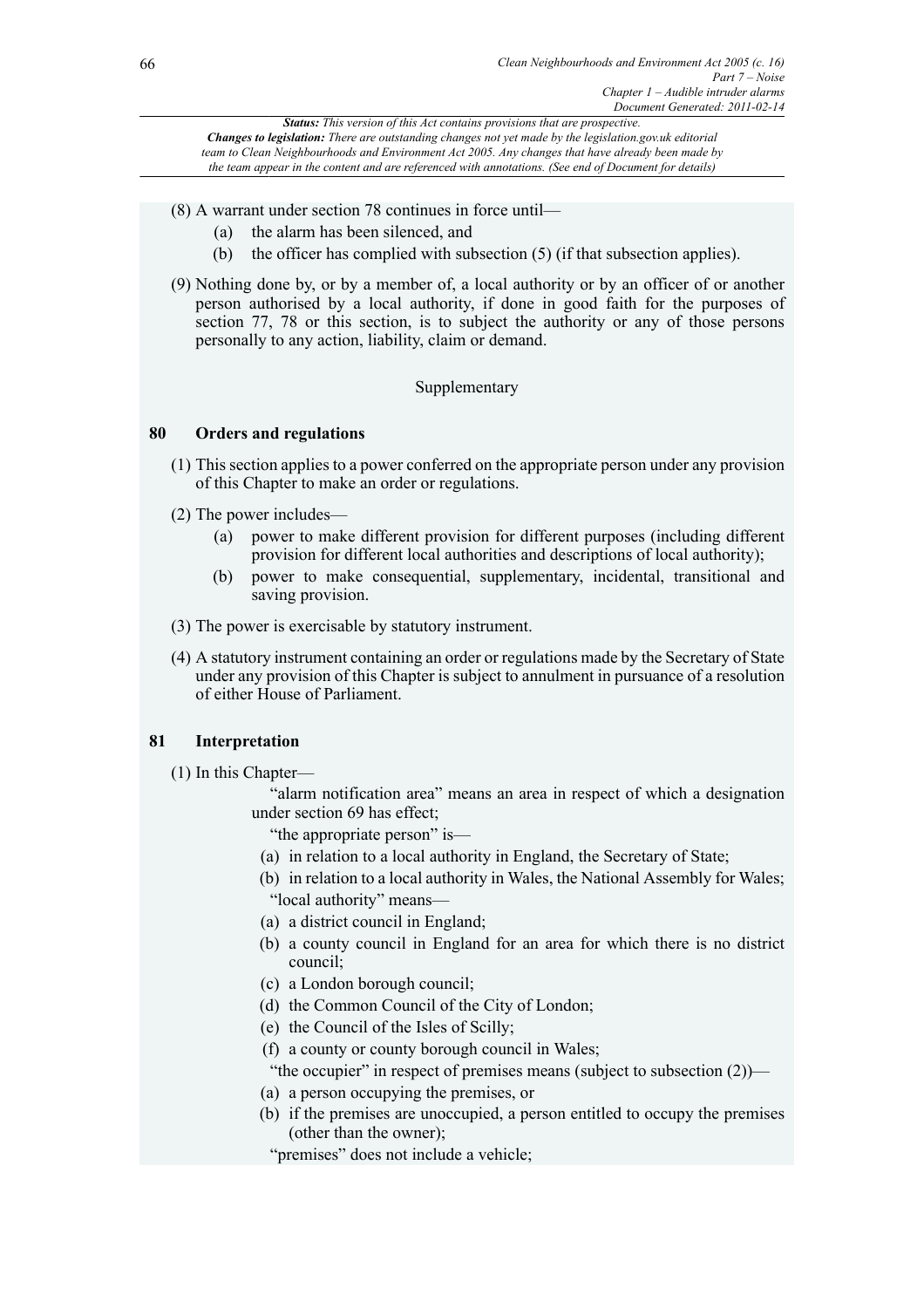(8) A warrant under section 78 continues in force until—

(a) the alarm has been silenced, and

(b) the officer has complied with subsection (5) (if that subsection applies).

(9) Nothing done by, or by a member of, a local authority or by an officer of or another person authorised by a local authority, if done in good faith for the purposes of section 77, 78 or this section, is to subject the authority or any of those persons personally to any action, liability, claim or demand.

Supplementary

## 80 Orders and regulations

(1) This section applies to a power conferred on the appropriate person under any provision of this Chapter to make an order or regulations.

(2) The power includes—

(a) power to make different provision for different purposes (including different provision for different local authorities and descriptions of local authority);

(b) power to make consequential, supplementary, incidental, transitional and saving provision.

(3) The power is exercisable by statutory instrument.

(4) A statutory instrument containing an order or regulations made by the Secretary of State under any provision of this Chapter is subject to annulment in pursuance of a resolution of either House of Parliament.

## 81 Interpretation

(1) In this Chapter—

"alarm notification area" means an area in respect of which a designation under section 69 has effect;

"the appropriate person" is—

(a) in relation to a local authority in England, the Secretary of State;

(b) in relation to a local authority in Wales, the National Assembly for Wales;

"local authority" means—

(a) a district council in England;

(b) a county council in England for an area for which there is no district council;

(c) a London borough council;

(d) the Common Council of the City of London;

(e) the Council of the Isles of Scilly;

(f) a county or county borough council in Wales;

"the occupier" in respect of premises means (subject to subsection (2))—

(a) a person occupying the premises, or

(b) if the premises are unoccupied, a person entitled to occupy the premises (other than the owner);

"premises" does not include a vehicle;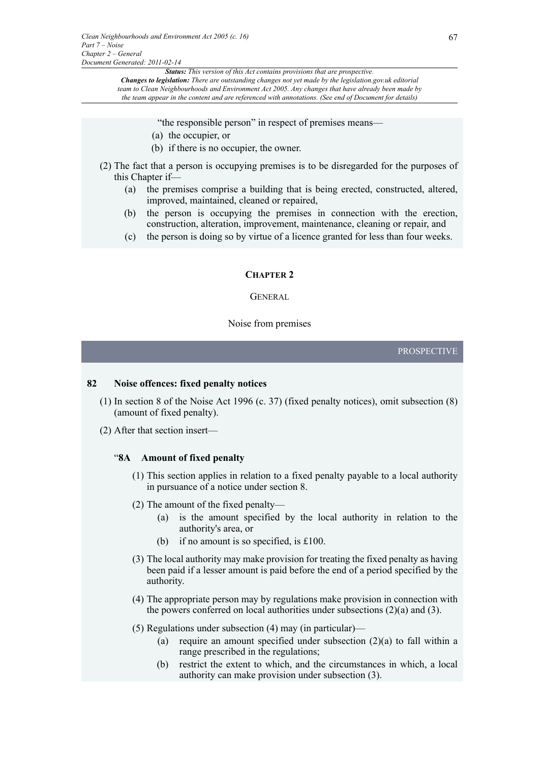"the responsible person" in respect of premises means—

(a) the occupier, or

(b) if there is no occupier, the owner.

(2) The fact that a person is occupying premises is to be disregarded for the purposes of this Chapter if—

(a) the premises comprise a building that is being erected, constructed, altered, improved, maintained, cleaned or repaired,

(b) the person is occupying the premises in connection with the erection, construction, alteration, improvement, maintenance, cleaning or repair, and

(c) the person is doing so by virtue of a licence granted for less than four weeks.

## CHAPTER 2

### GENERAL

#### Noise from premises

PROSPECTIVE

**82 Noise offences: fixed penalty notices**

(1) In section 8 of the Noise Act 1996 (c. 37) (fixed penalty notices), omit subsection (8) (amount of fixed penalty).

(2) After that section insert—

"**8A Amount of fixed penalty**

(1) This section applies in relation to a fixed penalty payable to a local authority in pursuance of a notice under section 8.

(2) The amount of the fixed penalty—

(a) is the amount specified by the local authority in relation to the authority's area, or

(b) if no amount is so specified, is £100.

(3) The local authority may make provision for treating the fixed penalty as having been paid if a lesser amount is paid before the end of a period specified by the authority.

(4) The appropriate person may by regulations make provision in connection with the powers conferred on local authorities under subsections (2)(a) and (3).

(5) Regulations under subsection (4) may (in particular)—

(a) require an amount specified under subsection (2)(a) to fall within a range prescribed in the regulations;

(b) restrict the extent to which, and the circumstances in which, a local authority can make provision under subsection (3).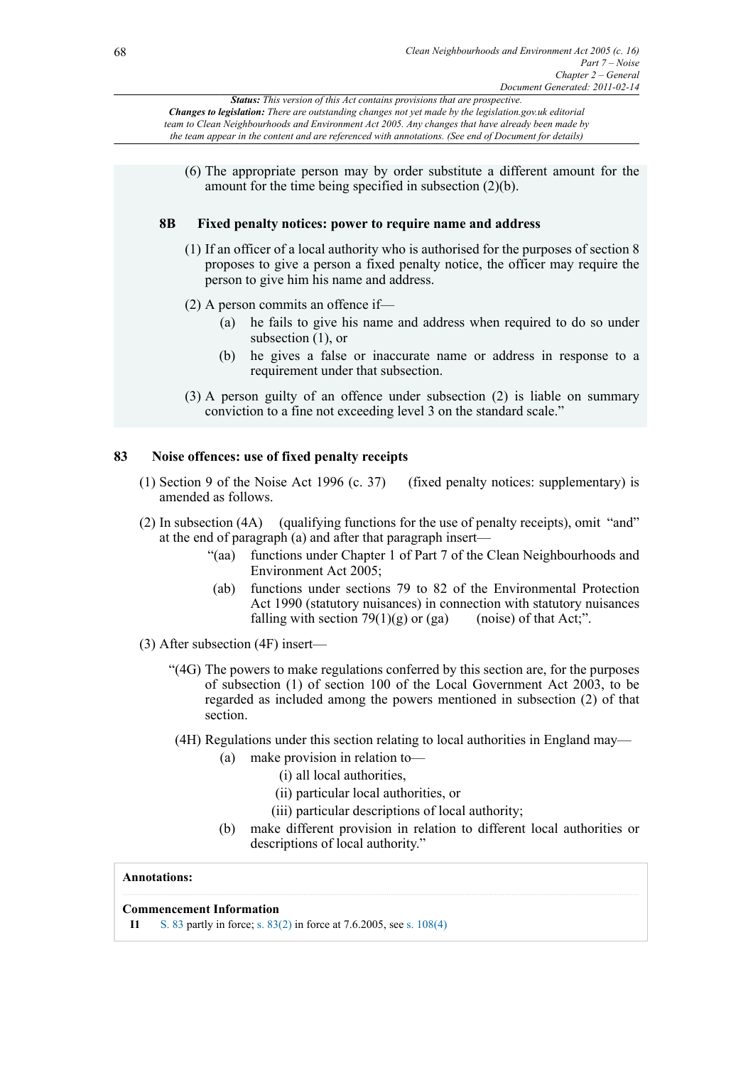*Status: This version of this Act contains provisions that are prospective.*
***Changes to legislation:** There are outstanding changes not yet made by the legislation.gov.uk editorial team to Clean Neighbourhoods and Environment Act 2005. Any changes that have already been made by the team appear in the content and are referenced with annotations. (See end of Document for details)*

(6) The appropriate person may by order substitute a different amount for the amount for the time being specified in subsection (2)(b).

**8B Fixed penalty notices: power to require name and address**

(1) If an officer of a local authority who is authorised for the purposes of section 8 proposes to give a person a fixed penalty notice, the officer may require the person to give him his name and address.

(2) A person commits an offence if—

(a) he fails to give his name and address when required to do so under subsection (1), or

(b) he gives a false or inaccurate name or address in response to a requirement under that subsection.

(3) A person guilty of an offence under subsection (2) is liable on summary conviction to a fine not exceeding level 3 on the standard scale."

## 83 Noise offences: use of fixed penalty receipts

(1) Section 9 of the Noise Act 1996 (c. 37) (fixed penalty notices: supplementary) is amended as follows.

(2) In subsection (4A) (qualifying functions for the use of penalty receipts), omit "and" at the end of paragraph (a) and after that paragraph insert—

"(aa) functions under Chapter 1 of Part 7 of the Clean Neighbourhoods and Environment Act 2005;

(ab) functions under sections 79 to 82 of the Environmental Protection Act 1990 (statutory nuisances) in connection with statutory nuisances falling with section 79(1)(g) or (ga) (noise) of that Act;".

(3) After subsection (4F) insert—

"(4G) The powers to make regulations conferred by this section are, for the purposes of subsection (1) of section 100 of the Local Government Act 2003, to be regarded as included among the powers mentioned in subsection (2) of that section.

(4H) Regulations under this section relating to local authorities in England may—

(a) make provision in relation to—

(i) all local authorities,

(ii) particular local authorities, or

(iii) particular descriptions of local authority;

(b) make different provision in relation to different local authorities or descriptions of local authority."

**Annotations:**

**Commencement Information**

**I1** S. 83 partly in force; s. 83(2) in force at 7.6.2005, see s. 108(4)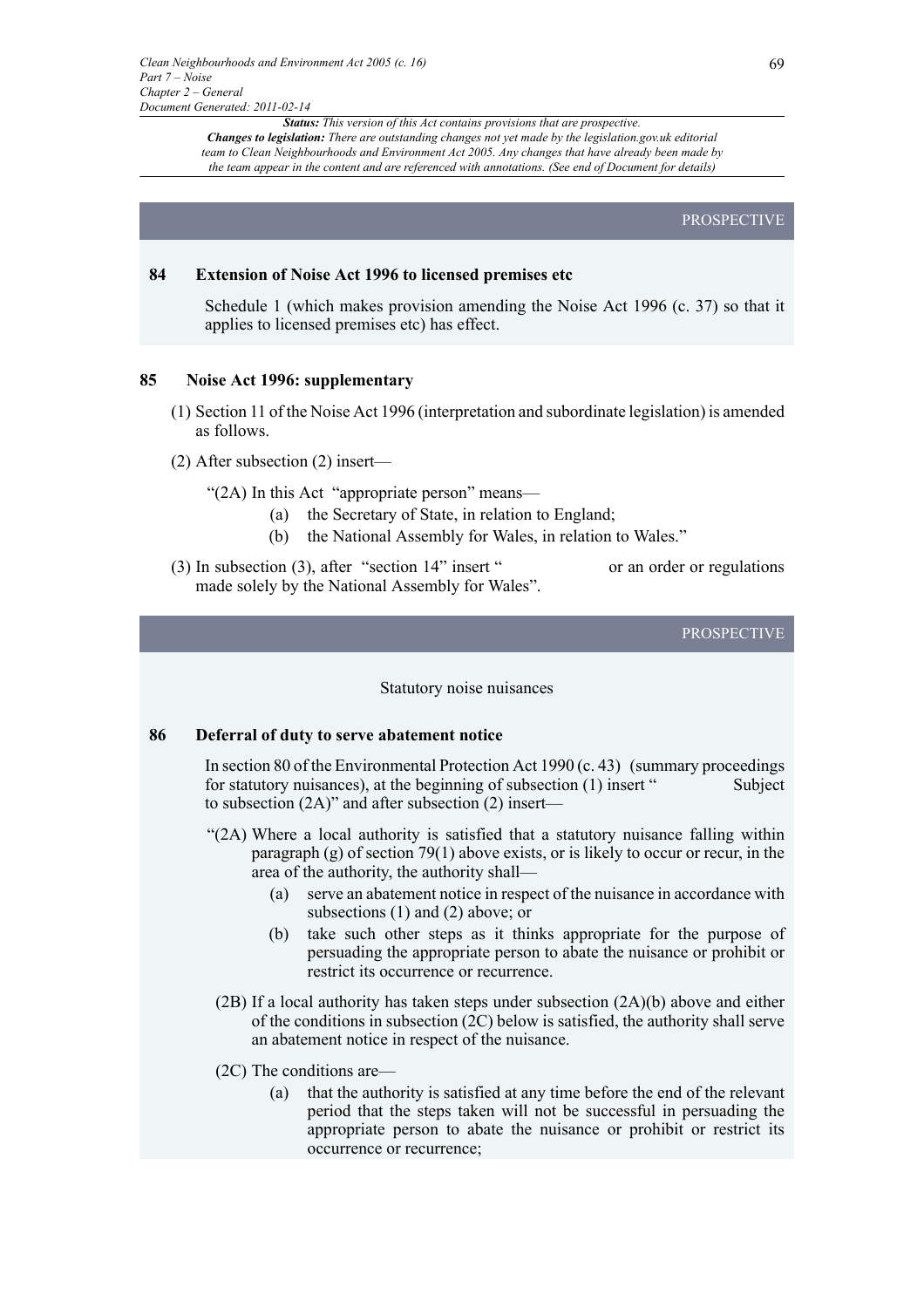PROSPECTIVE

## 84 Extension of Noise Act 1996 to licensed premises etc

Schedule 1 (which makes provision amending the Noise Act 1996 (c. 37) so that it applies to licensed premises etc) has effect.

## 85 Noise Act 1996: supplementary

(1) Section 11 of the Noise Act 1996 (interpretation and subordinate legislation) is amended as follows.

(2) After subsection (2) insert—

"(2A) In this Act "appropriate person" means—

(a) the Secretary of State, in relation to England;

(b) the National Assembly for Wales, in relation to Wales."

(3) In subsection (3), after "section 14" insert " or an order or regulations made solely by the National Assembly for Wales".

PROSPECTIVE

Statutory noise nuisances

## 86 Deferral of duty to serve abatement notice

In section 80 of the Environmental Protection Act 1990 (c. 43) (summary proceedings for statutory nuisances), at the beginning of subsection (1) insert " Subject to subsection (2A)" and after subsection (2) insert—

"(2A) Where a local authority is satisfied that a statutory nuisance falling within paragraph (g) of section 79(1) above exists, or is likely to occur or recur, in the area of the authority, the authority shall—

(a) serve an abatement notice in respect of the nuisance in accordance with subsections (1) and (2) above; or

(b) take such other steps as it thinks appropriate for the purpose of persuading the appropriate person to abate the nuisance or prohibit or restrict its occurrence or recurrence.

(2B) If a local authority has taken steps under subsection (2A)(b) above and either of the conditions in subsection (2C) below is satisfied, the authority shall serve an abatement notice in respect of the nuisance.

(2C) The conditions are—

(a) that the authority is satisfied at any time before the end of the relevant period that the steps taken will not be successful in persuading the appropriate person to abate the nuisance or prohibit or restrict its occurrence or recurrence;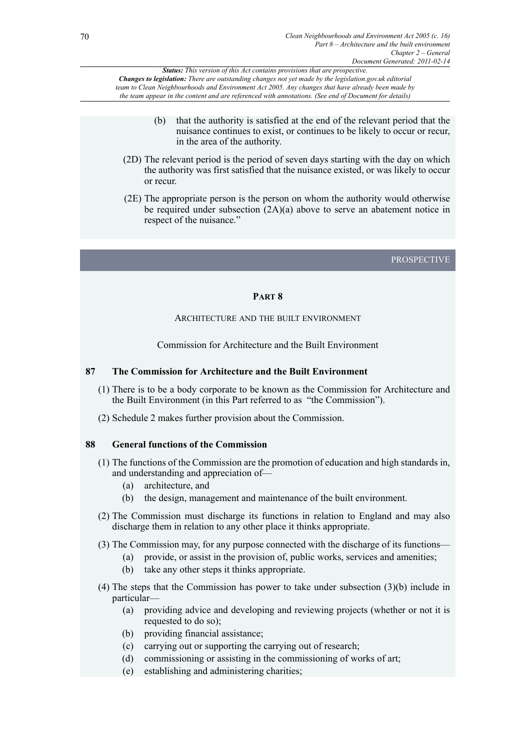(b) that the authority is satisfied at the end of the relevant period that the nuisance continues to exist, or continues to be likely to occur or recur, in the area of the authority.

(2D) The relevant period is the period of seven days starting with the day on which the authority was first satisfied that the nuisance existed, or was likely to occur or recur.

(2E) The appropriate person is the person on whom the authority would otherwise be required under subsection (2A)(a) above to serve an abatement notice in respect of the nuisance."

PROSPECTIVE

## PART 8

### ARCHITECTURE AND THE BUILT ENVIRONMENT

Commission for Architecture and the Built Environment

### 87 The Commission for Architecture and the Built Environment

(1) There is to be a body corporate to be known as the Commission for Architecture and the Built Environment (in this Part referred to as "the Commission").

(2) Schedule 2 makes further provision about the Commission.

### 88 General functions of the Commission

(1) The functions of the Commission are the promotion of education and high standards in, and understanding and appreciation of—

(a) architecture, and

(b) the design, management and maintenance of the built environment.

(2) The Commission must discharge its functions in relation to England and may also discharge them in relation to any other place it thinks appropriate.

(3) The Commission may, for any purpose connected with the discharge of its functions—

(a) provide, or assist in the provision of, public works, services and amenities;

(b) take any other steps it thinks appropriate.

(4) The steps that the Commission has power to take under subsection (3)(b) include in particular—

(a) providing advice and developing and reviewing projects (whether or not it is requested to do so);

(b) providing financial assistance;

(c) carrying out or supporting the carrying out of research;

(d) commissioning or assisting in the commissioning of works of art;

(e) establishing and administering charities;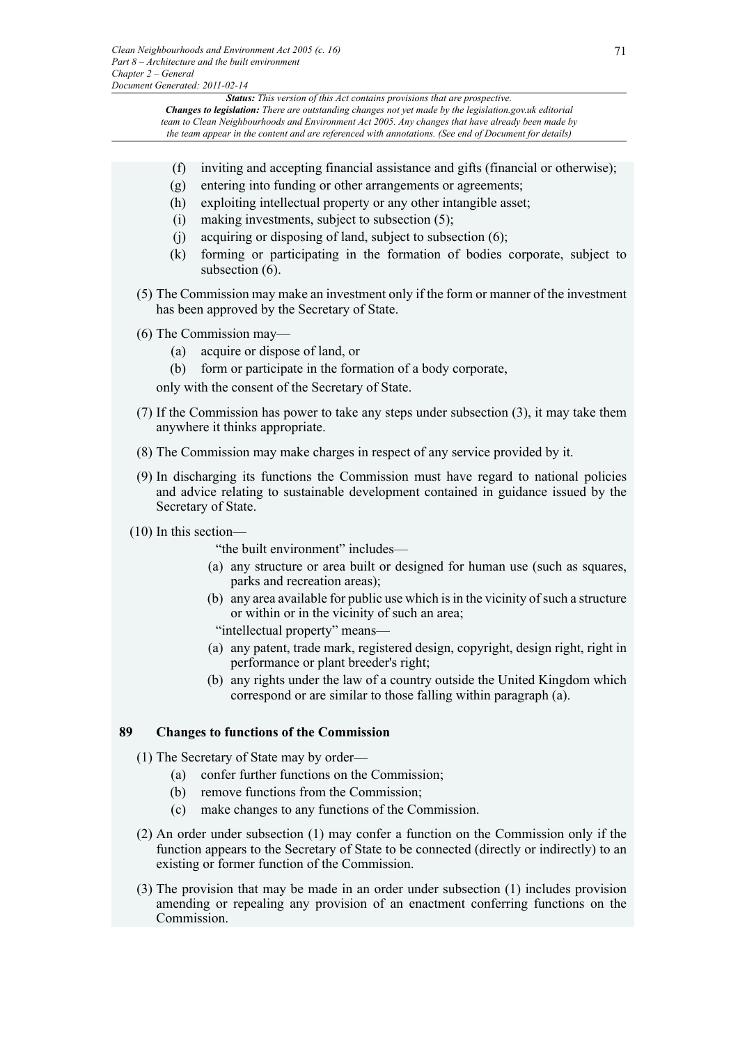(f) inviting and accepting financial assistance and gifts (financial or otherwise);

(g) entering into funding or other arrangements or agreements;

(h) exploiting intellectual property or any other intangible asset;

(i) making investments, subject to subsection (5);

(j) acquiring or disposing of land, subject to subsection (6);

(k) forming or participating in the formation of bodies corporate, subject to subsection (6).

(5) The Commission may make an investment only if the form or manner of the investment has been approved by the Secretary of State.

(6) The Commission may—

(a) acquire or dispose of land, or

(b) form or participate in the formation of a body corporate,

only with the consent of the Secretary of State.

(7) If the Commission has power to take any steps under subsection (3), it may take them anywhere it thinks appropriate.

(8) The Commission may make charges in respect of any service provided by it.

(9) In discharging its functions the Commission must have regard to national policies and advice relating to sustainable development contained in guidance issued by the Secretary of State.

(10) In this section—

"the built environment" includes—

(a) any structure or area built or designed for human use (such as squares, parks and recreation areas);

(b) any area available for public use which is in the vicinity of such a structure or within or in the vicinity of such an area;

"intellectual property" means—

(a) any patent, trade mark, registered design, copyright, design right, right in performance or plant breeder's right;

(b) any rights under the law of a country outside the United Kingdom which correspond or are similar to those falling within paragraph (a).

## 89 Changes to functions of the Commission

(1) The Secretary of State may by order—

(a) confer further functions on the Commission;

(b) remove functions from the Commission;

(c) make changes to any functions of the Commission.

(2) An order under subsection (1) may confer a function on the Commission only if the function appears to the Secretary of State to be connected (directly or indirectly) to an existing or former function of the Commission.

(3) The provision that may be made in an order under subsection (1) includes provision amending or repealing any provision of an enactment conferring functions on the Commission.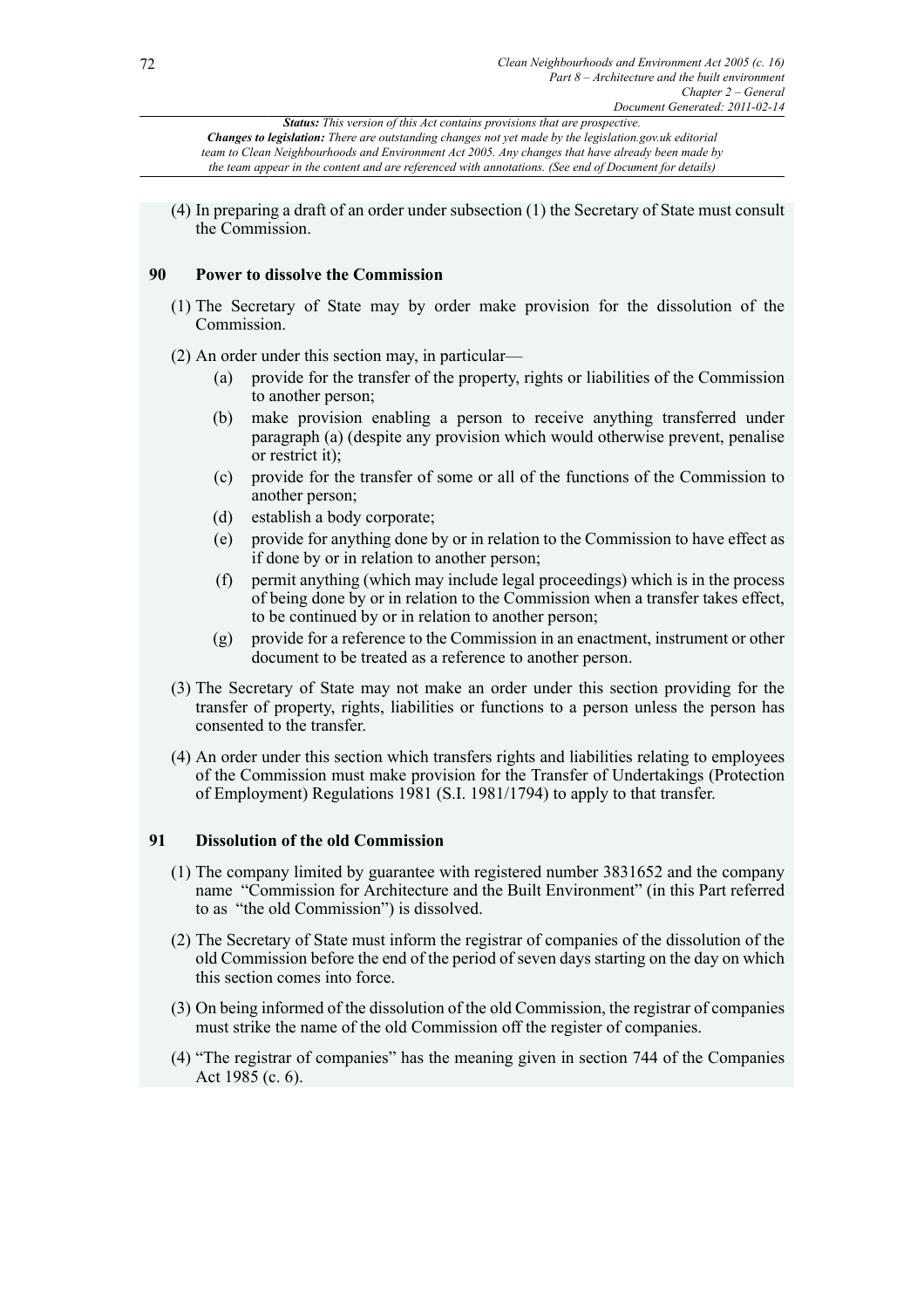(4) In preparing a draft of an order under subsection (1) the Secretary of State must consult the Commission.

### 90 Power to dissolve the Commission

(1) The Secretary of State may by order make provision for the dissolution of the Commission.

(2) An order under this section may, in particular—

(a) provide for the transfer of the property, rights or liabilities of the Commission to another person;

(b) make provision enabling a person to receive anything transferred under paragraph (a) (despite any provision which would otherwise prevent, penalise or restrict it);

(c) provide for the transfer of some or all of the functions of the Commission to another person;

(d) establish a body corporate;

(e) provide for anything done by or in relation to the Commission to have effect as if done by or in relation to another person;

(f) permit anything (which may include legal proceedings) which is in the process of being done by or in relation to the Commission when a transfer takes effect, to be continued by or in relation to another person;

(g) provide for a reference to the Commission in an enactment, instrument or other document to be treated as a reference to another person.

(3) The Secretary of State may not make an order under this section providing for the transfer of property, rights, liabilities or functions to a person unless the person has consented to the transfer.

(4) An order under this section which transfers rights and liabilities relating to employees of the Commission must make provision for the Transfer of Undertakings (Protection of Employment) Regulations 1981 (S.I. 1981/1794) to apply to that transfer.

### 91 Dissolution of the old Commission

(1) The company limited by guarantee with registered number 3831652 and the company name "Commission for Architecture and the Built Environment" (in this Part referred to as "the old Commission") is dissolved.

(2) The Secretary of State must inform the registrar of companies of the dissolution of the old Commission before the end of the period of seven days starting on the day on which this section comes into force.

(3) On being informed of the dissolution of the old Commission, the registrar of companies must strike the name of the old Commission off the register of companies.

(4) "The registrar of companies" has the meaning given in section 744 of the Companies Act 1985 (c. 6).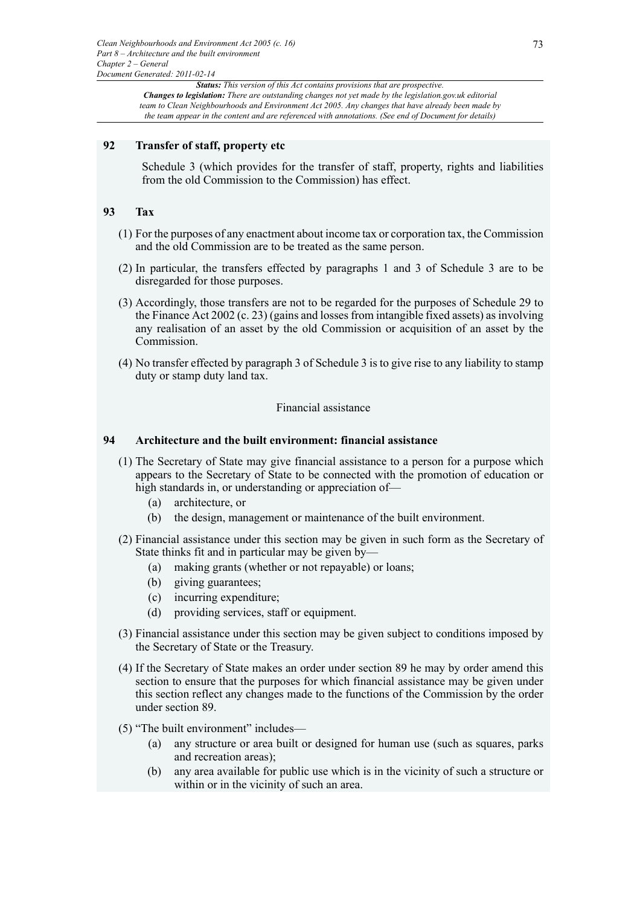## 92 Transfer of staff, property etc

Schedule 3 (which provides for the transfer of staff, property, rights and liabilities from the old Commission to the Commission) has effect.

## 93 Tax

(1) For the purposes of any enactment about income tax or corporation tax, the Commission and the old Commission are to be treated as the same person.

(2) In particular, the transfers effected by paragraphs 1 and 3 of Schedule 3 are to be disregarded for those purposes.

(3) Accordingly, those transfers are not to be regarded for the purposes of Schedule 29 to the Finance Act 2002 (c. 23) (gains and losses from intangible fixed assets) as involving any realisation of an asset by the old Commission or acquisition of an asset by the Commission.

(4) No transfer effected by paragraph 3 of Schedule 3 is to give rise to any liability to stamp duty or stamp duty land tax.

### Financial assistance

## 94 Architecture and the built environment: financial assistance

(1) The Secretary of State may give financial assistance to a person for a purpose which appears to the Secretary of State to be connected with the promotion of education or high standards in, or understanding or appreciation of—

(a) architecture, or

(b) the design, management or maintenance of the built environment.

(2) Financial assistance under this section may be given in such form as the Secretary of State thinks fit and in particular may be given by—

(a) making grants (whether or not repayable) or loans;

(b) giving guarantees;

(c) incurring expenditure;

(d) providing services, staff or equipment.

(3) Financial assistance under this section may be given subject to conditions imposed by the Secretary of State or the Treasury.

(4) If the Secretary of State makes an order under section 89 he may by order amend this section to ensure that the purposes for which financial assistance may be given under this section reflect any changes made to the functions of the Commission by the order under section 89.

(5) "The built environment" includes—

(a) any structure or area built or designed for human use (such as squares, parks and recreation areas);

(b) any area available for public use which is in the vicinity of such a structure or within or in the vicinity of such an area.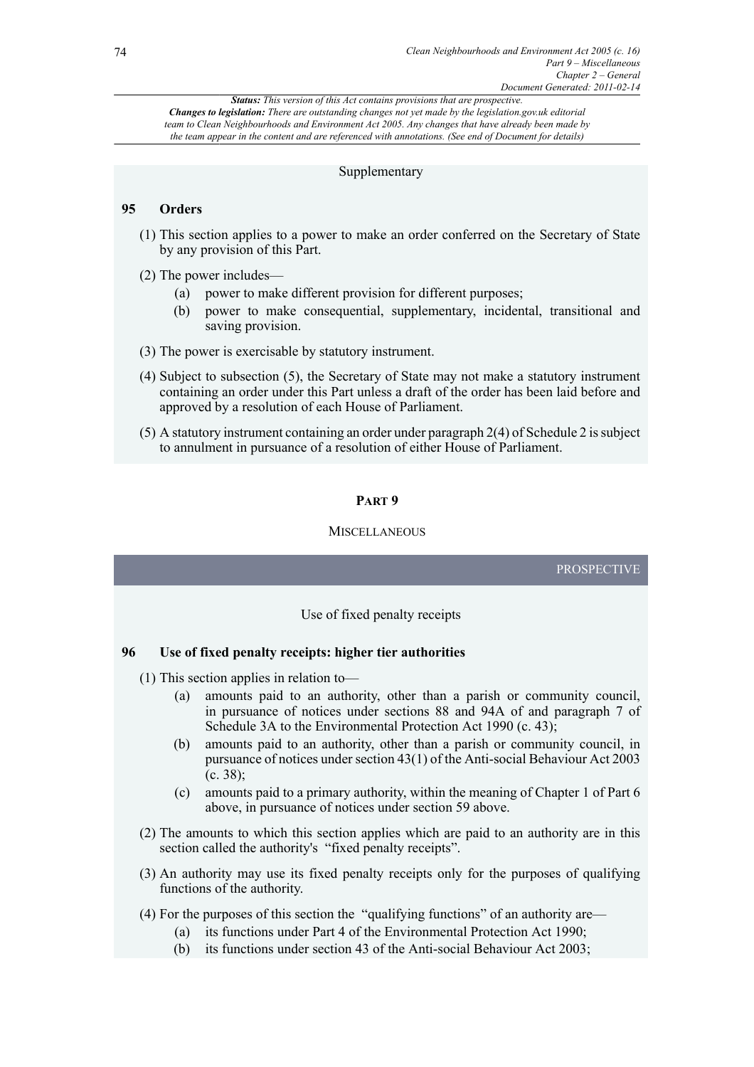*Status: This version of this Act contains provisions that are prospective.*
***Changes to legislation:** There are outstanding changes not yet made by the legislation.gov.uk editorial team to Clean Neighbourhoods and Environment Act 2005. Any changes that have already been made by the team appear in the content and are referenced with annotations. (See end of Document for details)*

Supplementary

**95 Orders**

(1) This section applies to a power to make an order conferred on the Secretary of State by any provision of this Part.

(2) The power includes—

- (a) power to make different provision for different purposes;
- (b) power to make consequential, supplementary, incidental, transitional and saving provision.

(3) The power is exercisable by statutory instrument.

(4) Subject to subsection (5), the Secretary of State may not make a statutory instrument containing an order under this Part unless a draft of the order has been laid before and approved by a resolution of each House of Parliament.

(5) A statutory instrument containing an order under paragraph 2(4) of Schedule 2 is subject to annulment in pursuance of a resolution of either House of Parliament.

## PART 9

## MISCELLANEOUS

PROSPECTIVE

Use of fixed penalty receipts

**96 Use of fixed penalty receipts: higher tier authorities**

(1) This section applies in relation to—

- (a) amounts paid to an authority, other than a parish or community council, in pursuance of notices under sections 88 and 94A of and paragraph 7 of Schedule 3A to the Environmental Protection Act 1990 (c. 43);
- (b) amounts paid to an authority, other than a parish or community council, in pursuance of notices under section 43(1) of the Anti-social Behaviour Act 2003 (c. 38);
- (c) amounts paid to a primary authority, within the meaning of Chapter 1 of Part 6 above, in pursuance of notices under section 59 above.

(2) The amounts to which this section applies which are paid to an authority are in this section called the authority's "fixed penalty receipts".

(3) An authority may use its fixed penalty receipts only for the purposes of qualifying functions of the authority.

(4) For the purposes of this section the "qualifying functions" of an authority are—

- (a) its functions under Part 4 of the Environmental Protection Act 1990;
- (b) its functions under section 43 of the Anti-social Behaviour Act 2003;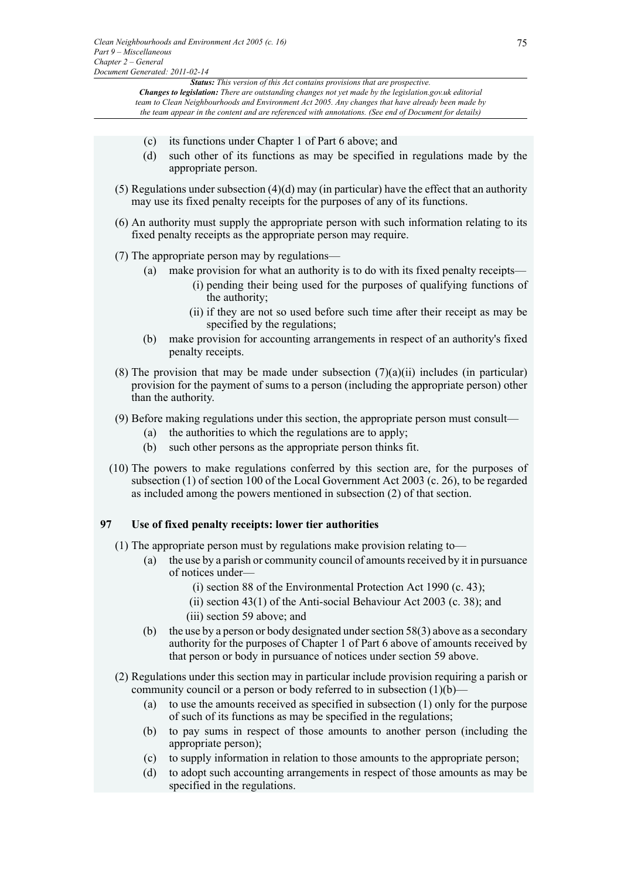(c) its functions under Chapter 1 of Part 6 above; and

(d) such other of its functions as may be specified in regulations made by the appropriate person.

(5) Regulations under subsection (4)(d) may (in particular) have the effect that an authority may use its fixed penalty receipts for the purposes of any of its functions.

(6) An authority must supply the appropriate person with such information relating to its fixed penalty receipts as the appropriate person may require.

(7) The appropriate person may by regulations—

(a) make provision for what an authority is to do with its fixed penalty receipts—

(i) pending their being used for the purposes of qualifying functions of the authority;

(ii) if they are not so used before such time after their receipt as may be specified by the regulations;

(b) make provision for accounting arrangements in respect of an authority's fixed penalty receipts.

(8) The provision that may be made under subsection (7)(a)(ii) includes (in particular) provision for the payment of sums to a person (including the appropriate person) other than the authority.

(9) Before making regulations under this section, the appropriate person must consult—

(a) the authorities to which the regulations are to apply;

(b) such other persons as the appropriate person thinks fit.

(10) The powers to make regulations conferred by this section are, for the purposes of subsection (1) of section 100 of the Local Government Act 2003 (c. 26), to be regarded as included among the powers mentioned in subsection (2) of that section.

## 97 Use of fixed penalty receipts: lower tier authorities

(1) The appropriate person must by regulations make provision relating to—

(a) the use by a parish or community council of amounts received by it in pursuance of notices under—

(i) section 88 of the Environmental Protection Act 1990 (c. 43);

(ii) section 43(1) of the Anti-social Behaviour Act 2003 (c. 38); and

(iii) section 59 above; and

(b) the use by a person or body designated under section 58(3) above as a secondary authority for the purposes of Chapter 1 of Part 6 above of amounts received by that person or body in pursuance of notices under section 59 above.

(2) Regulations under this section may in particular include provision requiring a parish or community council or a person or body referred to in subsection (1)(b)—

(a) to use the amounts received as specified in subsection (1) only for the purpose of such of its functions as may be specified in the regulations;

(b) to pay sums in respect of those amounts to another person (including the appropriate person);

(c) to supply information in relation to those amounts to the appropriate person;

(d) to adopt such accounting arrangements in respect of those amounts as may be specified in the regulations.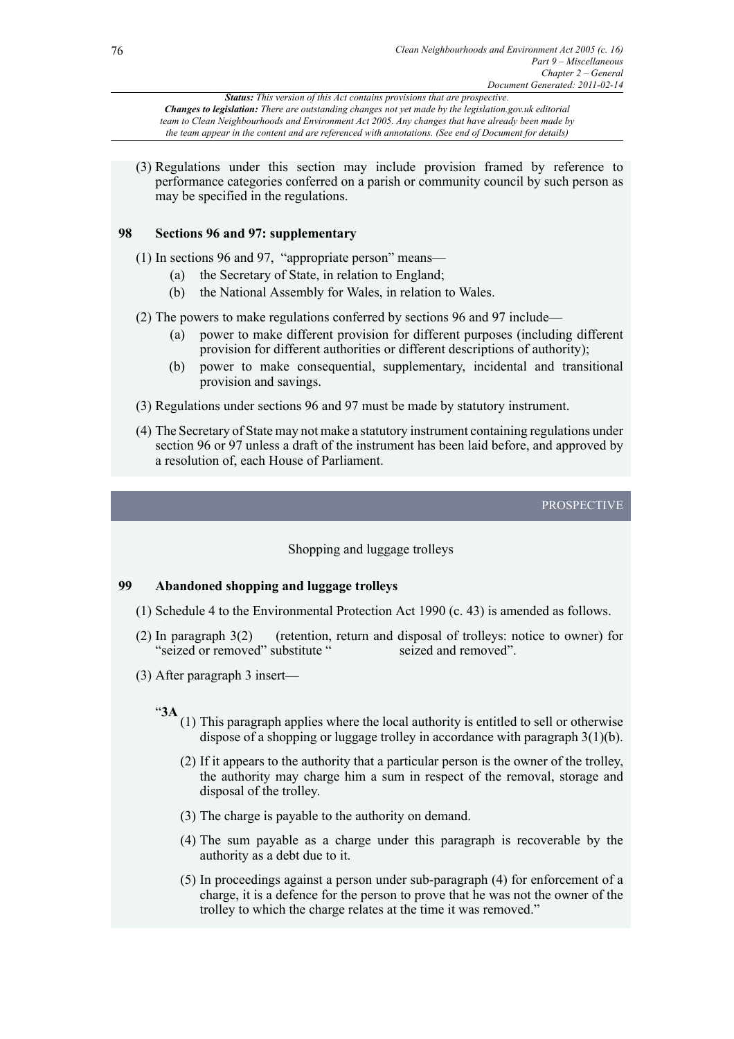*Status: This version of this Act contains provisions that are prospective.*
*Changes to legislation: There are outstanding changes not yet made by the legislation.gov.uk editorial team to Clean Neighbourhoods and Environment Act 2005. Any changes that have already been made by the team appear in the content and are referenced with annotations. (See end of Document for details)*

(3) Regulations under this section may include provision framed by reference to performance categories conferred on a parish or community council by such person as may be specified in the regulations.

### 98 Sections 96 and 97: supplementary

(1) In sections 96 and 97, "appropriate person" means—

  (a) the Secretary of State, in relation to England;

  (b) the National Assembly for Wales, in relation to Wales.

(2) The powers to make regulations conferred by sections 96 and 97 include—

  (a) power to make different provision for different purposes (including different provision for different authorities or different descriptions of authority);

  (b) power to make consequential, supplementary, incidental and transitional provision and savings.

(3) Regulations under sections 96 and 97 must be made by statutory instrument.

(4) The Secretary of State may not make a statutory instrument containing regulations under section 96 or 97 unless a draft of the instrument has been laid before, and approved by a resolution of, each House of Parliament.

PROSPECTIVE

Shopping and luggage trolleys

### 99 Abandoned shopping and luggage trolleys

(1) Schedule 4 to the Environmental Protection Act 1990 (c. 43) is amended as follows.

(2) In paragraph 3(2) (retention, return and disposal of trolleys: notice to owner) for "seized or removed" substitute " seized and removed".

(3) After paragraph 3 insert—

"**3A**

(1) This paragraph applies where the local authority is entitled to sell or otherwise dispose of a shopping or luggage trolley in accordance with paragraph 3(1)(b).

(2) If it appears to the authority that a particular person is the owner of the trolley, the authority may charge him a sum in respect of the removal, storage and disposal of the trolley.

(3) The charge is payable to the authority on demand.

(4) The sum payable as a charge under this paragraph is recoverable by the authority as a debt due to it.

(5) In proceedings against a person under sub-paragraph (4) for enforcement of a charge, it is a defence for the person to prove that he was not the owner of the trolley to which the charge relates at the time it was removed."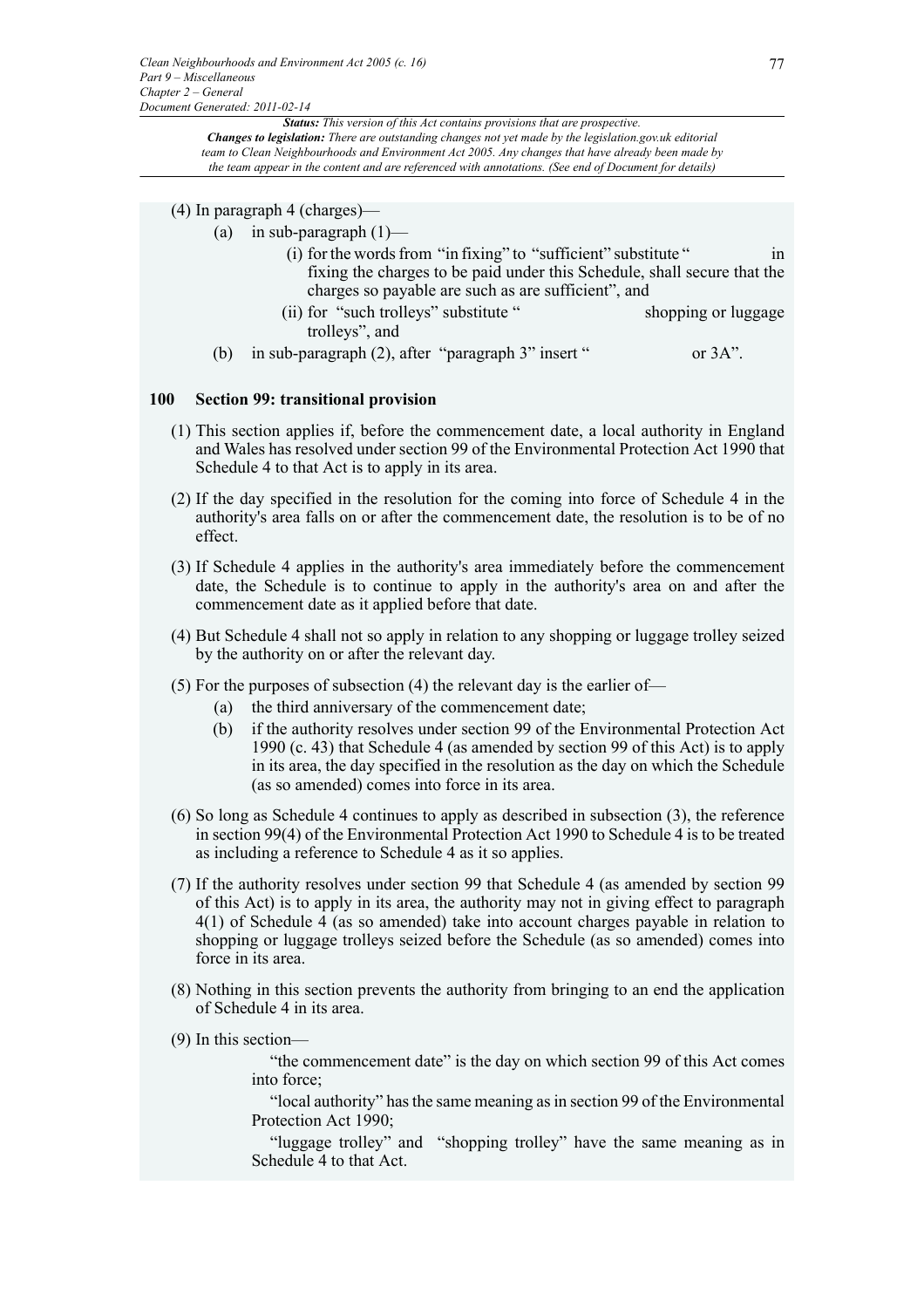(4) In paragraph 4 (charges)—

(a) in sub-paragraph (1)—

(i) for the words from "in fixing" to "sufficient" substitute " in fixing the charges to be paid under this Schedule, shall secure that the charges so payable are such as are sufficient", and

(ii) for "such trolleys" substitute " shopping or luggage trolleys", and

(b) in sub-paragraph (2), after "paragraph 3" insert " or 3A".

## 100 Section 99: transitional provision

(1) This section applies if, before the commencement date, a local authority in England and Wales has resolved under section 99 of the Environmental Protection Act 1990 that Schedule 4 to that Act is to apply in its area.

(2) If the day specified in the resolution for the coming into force of Schedule 4 in the authority's area falls on or after the commencement date, the resolution is to be of no effect.

(3) If Schedule 4 applies in the authority's area immediately before the commencement date, the Schedule is to continue to apply in the authority's area on and after the commencement date as it applied before that date.

(4) But Schedule 4 shall not so apply in relation to any shopping or luggage trolley seized by the authority on or after the relevant day.

(5) For the purposes of subsection (4) the relevant day is the earlier of—

(a) the third anniversary of the commencement date;

(b) if the authority resolves under section 99 of the Environmental Protection Act 1990 (c. 43) that Schedule 4 (as amended by section 99 of this Act) is to apply in its area, the day specified in the resolution as the day on which the Schedule (as so amended) comes into force in its area.

(6) So long as Schedule 4 continues to apply as described in subsection (3), the reference in section 99(4) of the Environmental Protection Act 1990 to Schedule 4 is to be treated as including a reference to Schedule 4 as it so applies.

(7) If the authority resolves under section 99 that Schedule 4 (as amended by section 99 of this Act) is to apply in its area, the authority may not in giving effect to paragraph 4(1) of Schedule 4 (as so amended) take into account charges payable in relation to shopping or luggage trolleys seized before the Schedule (as so amended) comes into force in its area.

(8) Nothing in this section prevents the authority from bringing to an end the application of Schedule 4 in its area.

(9) In this section—

"the commencement date" is the day on which section 99 of this Act comes into force;

"local authority" has the same meaning as in section 99 of the Environmental Protection Act 1990;

"luggage trolley" and "shopping trolley" have the same meaning as in Schedule 4 to that Act.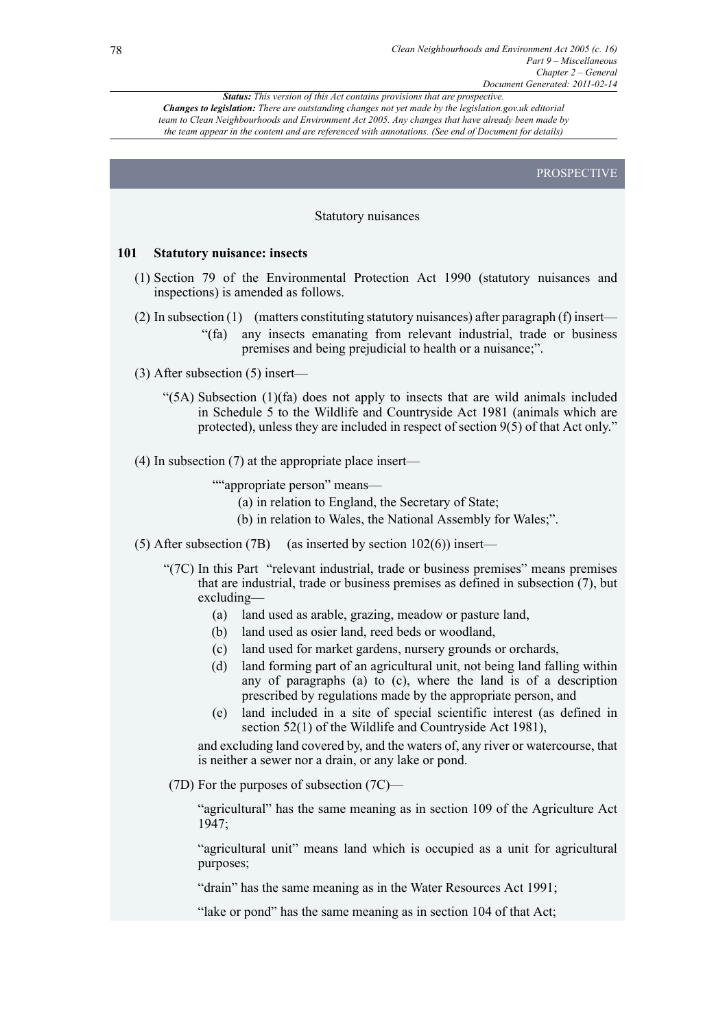*Status: This version of this Act contains provisions that are prospective.*
***Changes to legislation:** There are outstanding changes not yet made by the legislation.gov.uk editorial team to Clean Neighbourhoods and Environment Act 2005. Any changes that have already been made by the team appear in the content and are referenced with annotations. (See end of Document for details)*

PROSPECTIVE

Statutory nuisances

**101 Statutory nuisance: insects**

(1) Section 79 of the Environmental Protection Act 1990 (statutory nuisances and inspections) is amended as follows.

(2) In subsection (1) (matters constituting statutory nuisances) after paragraph (f) insert—

> "(fa) any insects emanating from relevant industrial, trade or business premises and being prejudicial to health or a nuisance;".

(3) After subsection (5) insert—

> "(5A) Subsection (1)(fa) does not apply to insects that are wild animals included in Schedule 5 to the Wildlife and Countryside Act 1981 (animals which are protected), unless they are included in respect of section 9(5) of that Act only."

(4) In subsection (7) at the appropriate place insert—

> ""appropriate person" means—
>
> (a) in relation to England, the Secretary of State;
>
> (b) in relation to Wales, the National Assembly for Wales;".

(5) After subsection (7B) (as inserted by section 102(6)) insert—

> "(7C) In this Part "relevant industrial, trade or business premises" means premises that are industrial, trade or business premises as defined in subsection (7), but excluding—
>
> (a) land used as arable, grazing, meadow or pasture land,
>
> (b) land used as osier land, reed beds or woodland,
>
> (c) land used for market gardens, nursery grounds or orchards,
>
> (d) land forming part of an agricultural unit, not being land falling within any of paragraphs (a) to (c), where the land is of a description prescribed by regulations made by the appropriate person, and
>
> (e) land included in a site of special scientific interest (as defined in section 52(1) of the Wildlife and Countryside Act 1981),
>
> and excluding land covered by, and the waters of, any river or watercourse, that is neither a sewer nor a drain, or any lake or pond.
>
> (7D) For the purposes of subsection (7C)—
>
> "agricultural" has the same meaning as in section 109 of the Agriculture Act 1947;
>
> "agricultural unit" means land which is occupied as a unit for agricultural purposes;
>
> "drain" has the same meaning as in the Water Resources Act 1991;
>
> "lake or pond" has the same meaning as in section 104 of that Act;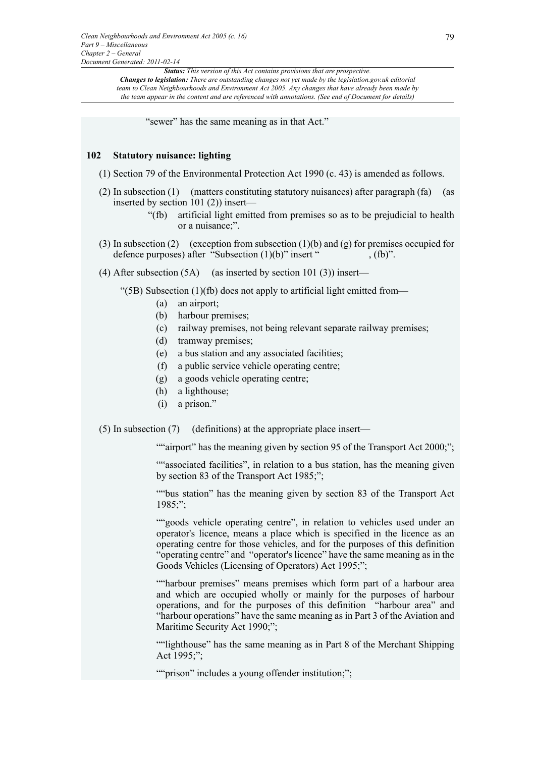"sewer" has the same meaning as in that Act."

### 102 Statutory nuisance: lighting

(1) Section 79 of the Environmental Protection Act 1990 (c. 43) is amended as follows.

(2) In subsection (1) (matters constituting statutory nuisances) after paragraph (fa) (as inserted by section 101 (2)) insert—

> "(fb) artificial light emitted from premises so as to be prejudicial to health or a nuisance;".

(3) In subsection (2) (exception from subsection (1)(b) and (g) for premises occupied for defence purposes) after "Subsection (1)(b)" insert " , (fb)".

(4) After subsection (5A) (as inserted by section 101 (3)) insert—

> "(5B) Subsection (1)(fb) does not apply to artificial light emitted from—
>
> (a) an airport;
>
> (b) harbour premises;
>
> (c) railway premises, not being relevant separate railway premises;
>
> (d) tramway premises;
>
> (e) a bus station and any associated facilities;
>
> (f) a public service vehicle operating centre;
>
> (g) a goods vehicle operating centre;
>
> (h) a lighthouse;
>
> (i) a prison."

(5) In subsection (7) (definitions) at the appropriate place insert—

> ""airport" has the meaning given by section 95 of the Transport Act 2000;";
>
> ""associated facilities", in relation to a bus station, has the meaning given by section 83 of the Transport Act 1985;";
>
> ""bus station" has the meaning given by section 83 of the Transport Act 1985;";
>
> ""goods vehicle operating centre", in relation to vehicles used under an operator's licence, means a place which is specified in the licence as an operating centre for those vehicles, and for the purposes of this definition "operating centre" and "operator's licence" have the same meaning as in the Goods Vehicles (Licensing of Operators) Act 1995;";
>
> ""harbour premises" means premises which form part of a harbour area and which are occupied wholly or mainly for the purposes of harbour operations, and for the purposes of this definition "harbour area" and "harbour operations" have the same meaning as in Part 3 of the Aviation and Maritime Security Act 1990;";
>
> ""lighthouse" has the same meaning as in Part 8 of the Merchant Shipping Act 1995;";
>
> ""prison" includes a young offender institution;";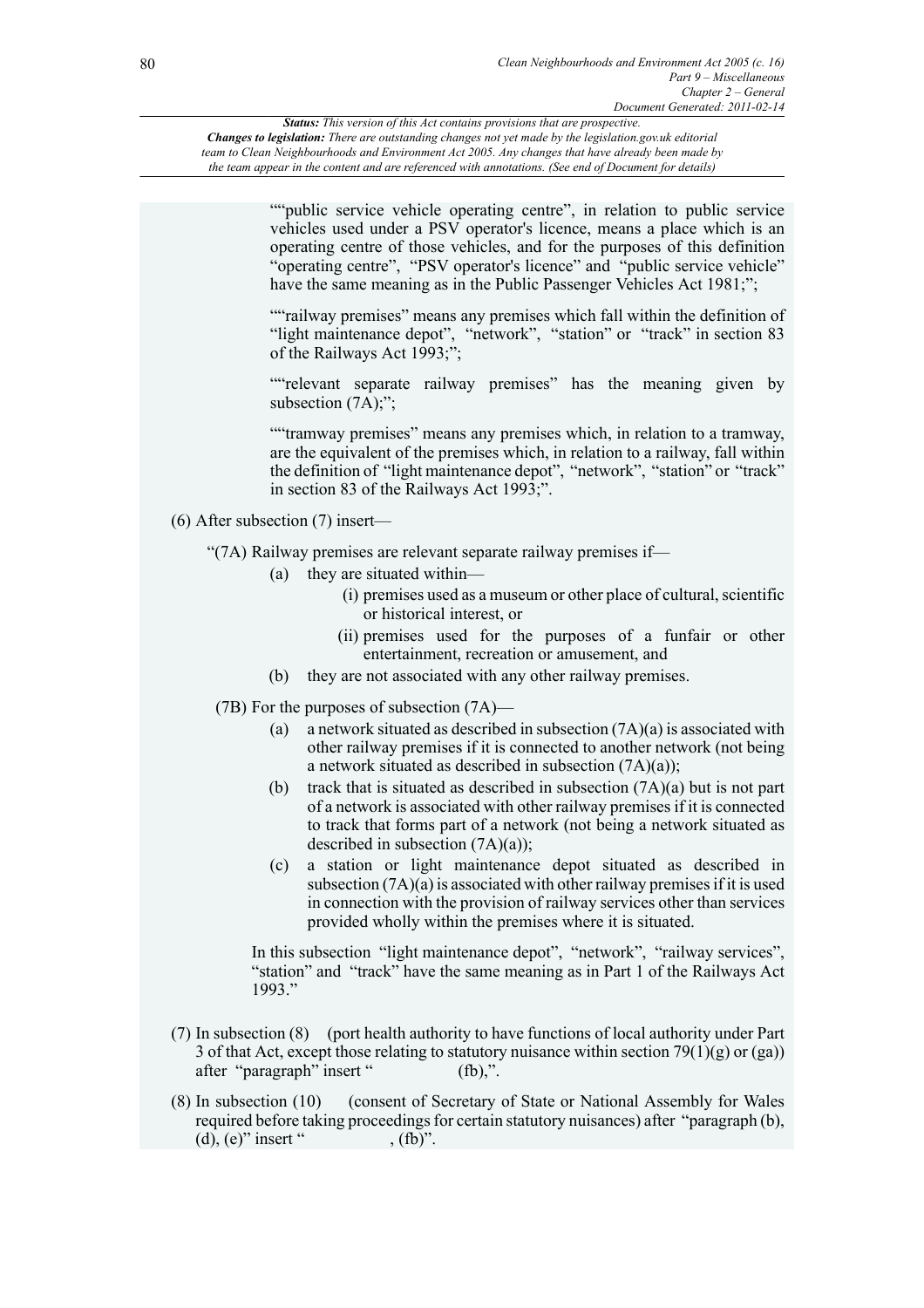""public service vehicle operating centre", in relation to public service vehicles used under a PSV operator's licence, means a place which is an operating centre of those vehicles, and for the purposes of this definition "operating centre", "PSV operator's licence" and "public service vehicle" have the same meaning as in the Public Passenger Vehicles Act 1981;";

""railway premises" means any premises which fall within the definition of "light maintenance depot", "network", "station" or "track" in section 83 of the Railways Act 1993;";

""relevant separate railway premises" has the meaning given by subsection (7A);";

""tramway premises" means any premises which, in relation to a tramway, are the equivalent of the premises which, in relation to a railway, fall within the definition of "light maintenance depot", "network", "station" or "track" in section 83 of the Railways Act 1993;".

(6) After subsection (7) insert—

"(7A) Railway premises are relevant separate railway premises if—

(a) they are situated within—

(i) premises used as a museum or other place of cultural, scientific or historical interest, or

(ii) premises used for the purposes of a funfair or other entertainment, recreation or amusement, and

(b) they are not associated with any other railway premises.

(7B) For the purposes of subsection (7A)—

(a) a network situated as described in subsection (7A)(a) is associated with other railway premises if it is connected to another network (not being a network situated as described in subsection (7A)(a));

(b) track that is situated as described in subsection (7A)(a) but is not part of a network is associated with other railway premises if it is connected to track that forms part of a network (not being a network situated as described in subsection (7A)(a));

(c) a station or light maintenance depot situated as described in subsection (7A)(a) is associated with other railway premises if it is used in connection with the provision of railway services other than services provided wholly within the premises where it is situated.

In this subsection "light maintenance depot", "network", "railway services", "station" and "track" have the same meaning as in Part 1 of the Railways Act 1993."

(7) In subsection (8) (port health authority to have functions of local authority under Part 3 of that Act, except those relating to statutory nuisance within section 79(1)(g) or (ga)) after "paragraph" insert " (fb),".

(8) In subsection (10) (consent of Secretary of State or National Assembly for Wales required before taking proceedings for certain statutory nuisances) after "paragraph (b), (d), (e)" insert " , (fb)".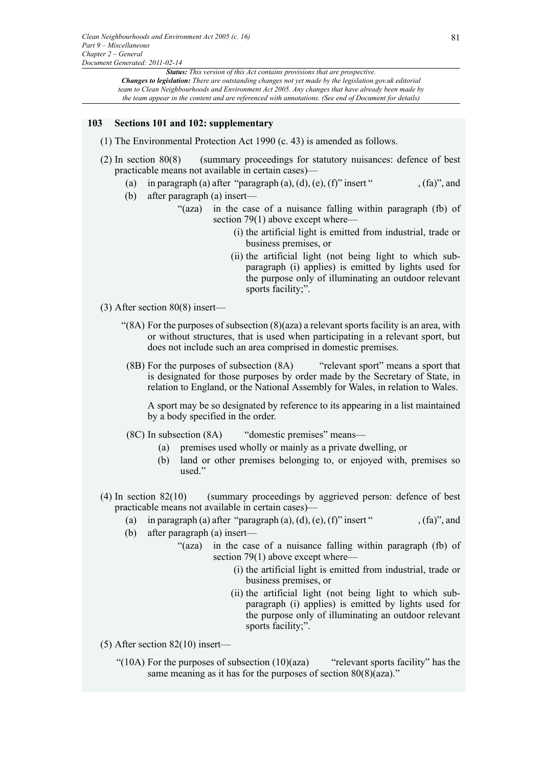*Status: This version of this Act contains provisions that are prospective.*
***Changes to legislation:** There are outstanding changes not yet made by the legislation.gov.uk editorial team to Clean Neighbourhoods and Environment Act 2005. Any changes that have already been made by the team appear in the content and are referenced with annotations. (See end of Document for details)*

## 103 Sections 101 and 102: supplementary

(1) The Environmental Protection Act 1990 (c. 43) is amended as follows.

(2) In section 80(8) (summary proceedings for statutory nuisances: defence of best practicable means not available in certain cases)—

- (a) in paragraph (a) after "paragraph (a), (d), (e), (f)" insert " , (fa)", and
- (b) after paragraph (a) insert—

"(aza) in the case of a nuisance falling within paragraph (fb) of section 79(1) above except where—

(i) the artificial light is emitted from industrial, trade or business premises, or

(ii) the artificial light (not being light to which sub-paragraph (i) applies) is emitted by lights used for the purpose only of illuminating an outdoor relevant sports facility;".

(3) After section 80(8) insert—

"(8A) For the purposes of subsection (8)(aza) a relevant sports facility is an area, with or without structures, that is used when participating in a relevant sport, but does not include such an area comprised in domestic premises.

(8B) For the purposes of subsection (8A) "relevant sport" means a sport that is designated for those purposes by order made by the Secretary of State, in relation to England, or the National Assembly for Wales, in relation to Wales.

A sport may be so designated by reference to its appearing in a list maintained by a body specified in the order.

(8C) In subsection (8A) "domestic premises" means—

- (a) premises used wholly or mainly as a private dwelling, or
- (b) land or other premises belonging to, or enjoyed with, premises so used."

(4) In section 82(10) (summary proceedings by aggrieved person: defence of best practicable means not available in certain cases)—

- (a) in paragraph (a) after "paragraph (a), (d), (e), (f)" insert " , (fa)", and
- (b) after paragraph (a) insert—

"(aza) in the case of a nuisance falling within paragraph (fb) of section 79(1) above except where—

(i) the artificial light is emitted from industrial, trade or business premises, or

(ii) the artificial light (not being light to which sub-paragraph (i) applies) is emitted by lights used for the purpose only of illuminating an outdoor relevant sports facility;".

(5) After section 82(10) insert—

"(10A) For the purposes of subsection (10)(aza) "relevant sports facility" has the same meaning as it has for the purposes of section 80(8)(aza)."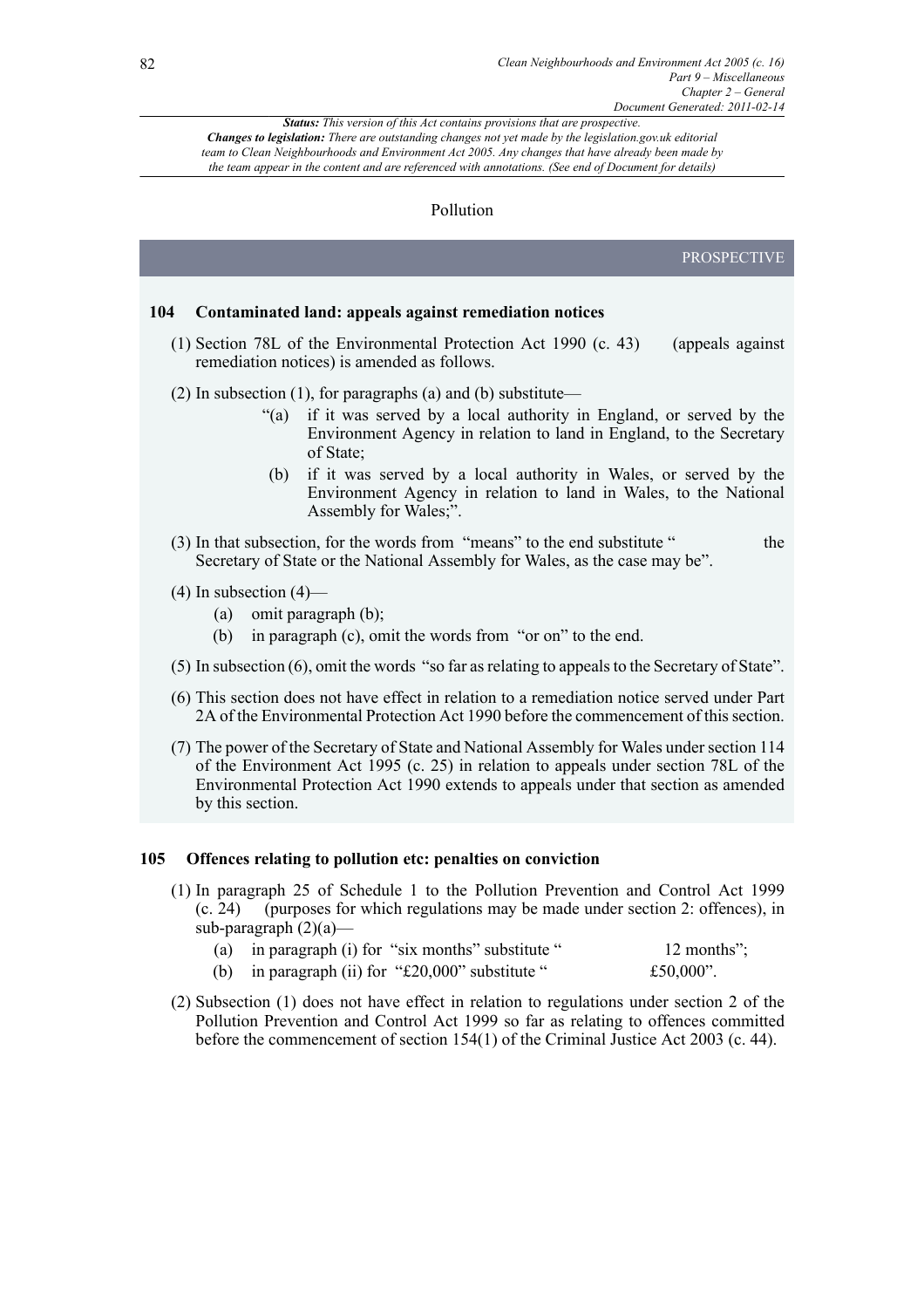*Status: This version of this Act contains provisions that are prospective.*
*Changes to legislation: There are outstanding changes not yet made by the legislation.gov.uk editorial team to Clean Neighbourhoods and Environment Act 2005. Any changes that have already been made by the team appear in the content and are referenced with annotations. (See end of Document for details)*

## Pollution

PROSPECTIVE

### 104 Contaminated land: appeals against remediation notices

(1) Section 78L of the Environmental Protection Act 1990 (c. 43) (appeals against remediation notices) is amended as follows.

(2) In subsection (1), for paragraphs (a) and (b) substitute—

> "(a) if it was served by a local authority in England, or served by the Environment Agency in relation to land in England, to the Secretary of State;
>
> (b) if it was served by a local authority in Wales, or served by the Environment Agency in relation to land in Wales, to the National Assembly for Wales;".

(3) In that subsection, for the words from "means" to the end substitute " the Secretary of State or the National Assembly for Wales, as the case may be".

(4) In subsection (4)—

- (a) omit paragraph (b);
- (b) in paragraph (c), omit the words from "or on" to the end.

(5) In subsection (6), omit the words "so far as relating to appeals to the Secretary of State".

(6) This section does not have effect in relation to a remediation notice served under Part 2A of the Environmental Protection Act 1990 before the commencement of this section.

(7) The power of the Secretary of State and National Assembly for Wales under section 114 of the Environment Act 1995 (c. 25) in relation to appeals under section 78L of the Environmental Protection Act 1990 extends to appeals under that section as amended by this section.

### 105 Offences relating to pollution etc: penalties on conviction

(1) In paragraph 25 of Schedule 1 to the Pollution Prevention and Control Act 1999 (c. 24) (purposes for which regulations may be made under section 2: offences), in sub-paragraph (2)(a)—

- (a) in paragraph (i) for "six months" substitute " 12 months";
- (b) in paragraph (ii) for "£20,000" substitute " £50,000".

(2) Subsection (1) does not have effect in relation to regulations under section 2 of the Pollution Prevention and Control Act 1999 so far as relating to offences committed before the commencement of section 154(1) of the Criminal Justice Act 2003 (c. 44).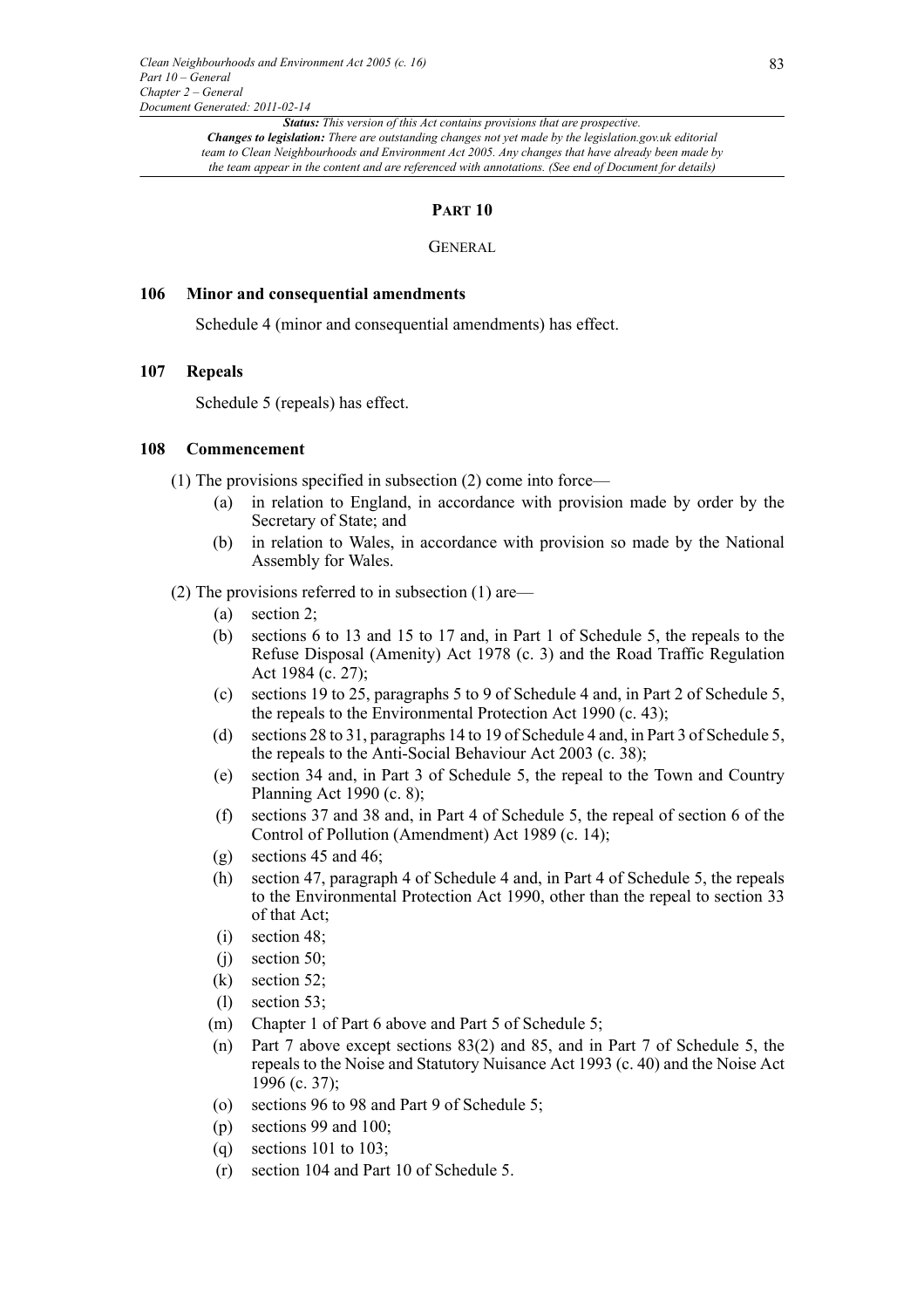## PART 10

### GENERAL

**106 Minor and consequential amendments**

Schedule 4 (minor and consequential amendments) has effect.

**107 Repeals**

Schedule 5 (repeals) has effect.

**108 Commencement**

(1) The provisions specified in subsection (2) come into force—

- (a) in relation to England, in accordance with provision made by order by the Secretary of State; and
- (b) in relation to Wales, in accordance with provision so made by the National Assembly for Wales.

(2) The provisions referred to in subsection (1) are—

- (a) section 2;
- (b) sections 6 to 13 and 15 to 17 and, in Part 1 of Schedule 5, the repeals to the Refuse Disposal (Amenity) Act 1978 (c. 3) and the Road Traffic Regulation Act 1984 (c. 27);
- (c) sections 19 to 25, paragraphs 5 to 9 of Schedule 4 and, in Part 2 of Schedule 5, the repeals to the Environmental Protection Act 1990 (c. 43);
- (d) sections 28 to 31, paragraphs 14 to 19 of Schedule 4 and, in Part 3 of Schedule 5, the repeals to the Anti-Social Behaviour Act 2003 (c. 38);
- (e) section 34 and, in Part 3 of Schedule 5, the repeal to the Town and Country Planning Act 1990 (c. 8);
- (f) sections 37 and 38 and, in Part 4 of Schedule 5, the repeal of section 6 of the Control of Pollution (Amendment) Act 1989 (c. 14);
- (g) sections 45 and 46;
- (h) section 47, paragraph 4 of Schedule 4 and, in Part 4 of Schedule 5, the repeals to the Environmental Protection Act 1990, other than the repeal to section 33 of that Act;
- (i) section 48;
- (j) section 50;
- (k) section 52;
- (l) section 53;
- (m) Chapter 1 of Part 6 above and Part 5 of Schedule 5;
- (n) Part 7 above except sections 83(2) and 85, and in Part 7 of Schedule 5, the repeals to the Noise and Statutory Nuisance Act 1993 (c. 40) and the Noise Act 1996 (c. 37);
- (o) sections 96 to 98 and Part 9 of Schedule 5;
- (p) sections 99 and 100;
- (q) sections 101 to 103;
- (r) section 104 and Part 10 of Schedule 5.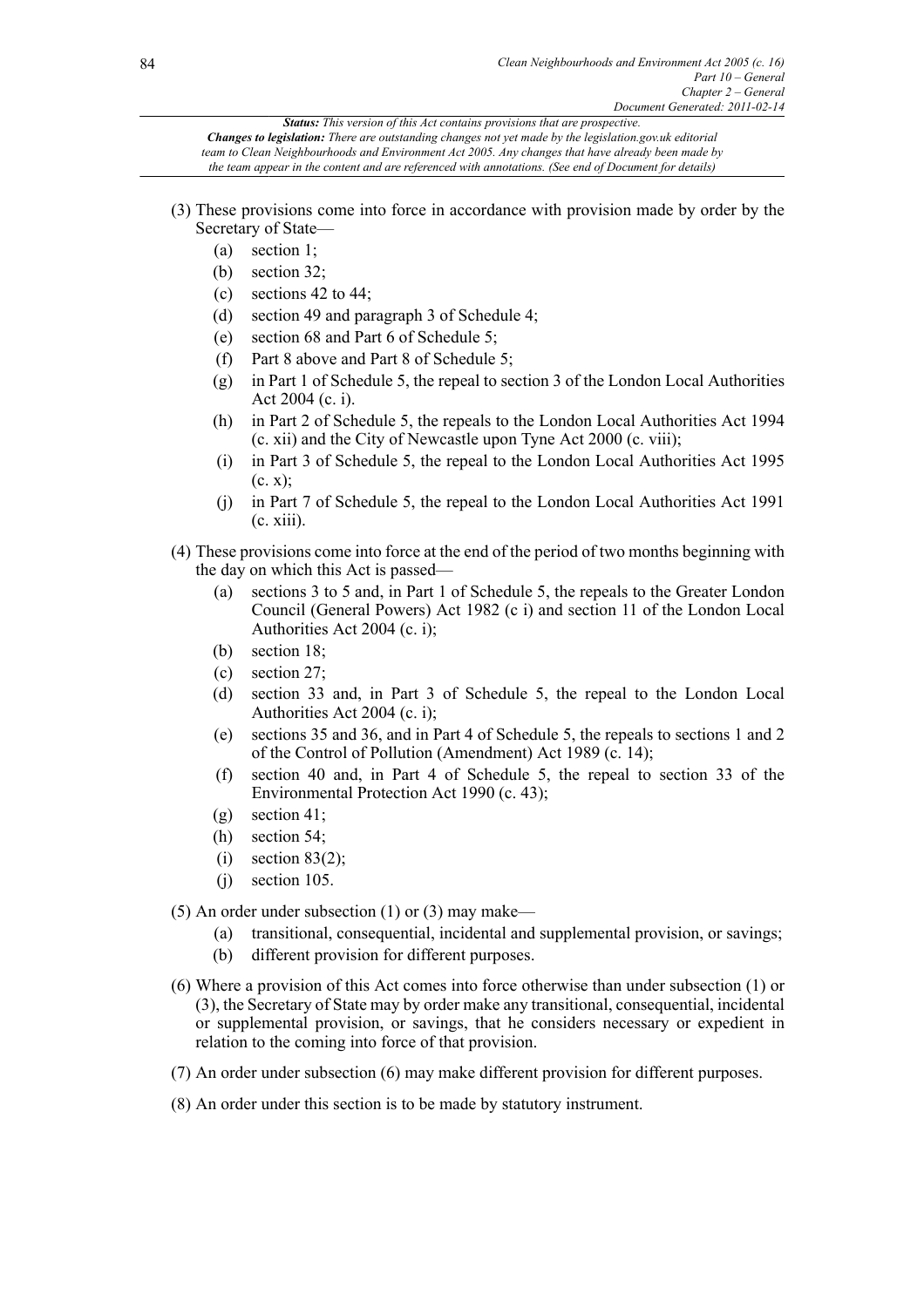(3) These provisions come into force in accordance with provision made by order by the Secretary of State—

- (a) section 1;
- (b) section 32;
- (c) sections 42 to 44;
- (d) section 49 and paragraph 3 of Schedule 4;
- (e) section 68 and Part 6 of Schedule 5;
- (f) Part 8 above and Part 8 of Schedule 5;
- (g) in Part 1 of Schedule 5, the repeal to section 3 of the London Local Authorities Act 2004 (c. i).
- (h) in Part 2 of Schedule 5, the repeals to the London Local Authorities Act 1994 (c. xii) and the City of Newcastle upon Tyne Act 2000 (c. viii);
- (i) in Part 3 of Schedule 5, the repeal to the London Local Authorities Act 1995 (c. x);
- (j) in Part 7 of Schedule 5, the repeal to the London Local Authorities Act 1991 (c. xiii).

(4) These provisions come into force at the end of the period of two months beginning with the day on which this Act is passed—

- (a) sections 3 to 5 and, in Part 1 of Schedule 5, the repeals to the Greater London Council (General Powers) Act 1982 (c i) and section 11 of the London Local Authorities Act 2004 (c. i);
- (b) section 18;
- (c) section 27;
- (d) section 33 and, in Part 3 of Schedule 5, the repeal to the London Local Authorities Act 2004 (c. i);
- (e) sections 35 and 36, and in Part 4 of Schedule 5, the repeals to sections 1 and 2 of the Control of Pollution (Amendment) Act 1989 (c. 14);
- (f) section 40 and, in Part 4 of Schedule 5, the repeal to section 33 of the Environmental Protection Act 1990 (c. 43);
- (g) section 41;
- (h) section 54;
- (i) section 83(2);
- (j) section 105.

(5) An order under subsection (1) or (3) may make—

- (a) transitional, consequential, incidental and supplemental provision, or savings;
- (b) different provision for different purposes.

(6) Where a provision of this Act comes into force otherwise than under subsection (1) or (3), the Secretary of State may by order make any transitional, consequential, incidental or supplemental provision, or savings, that he considers necessary or expedient in relation to the coming into force of that provision.

(7) An order under subsection (6) may make different provision for different purposes.

(8) An order under this section is to be made by statutory instrument.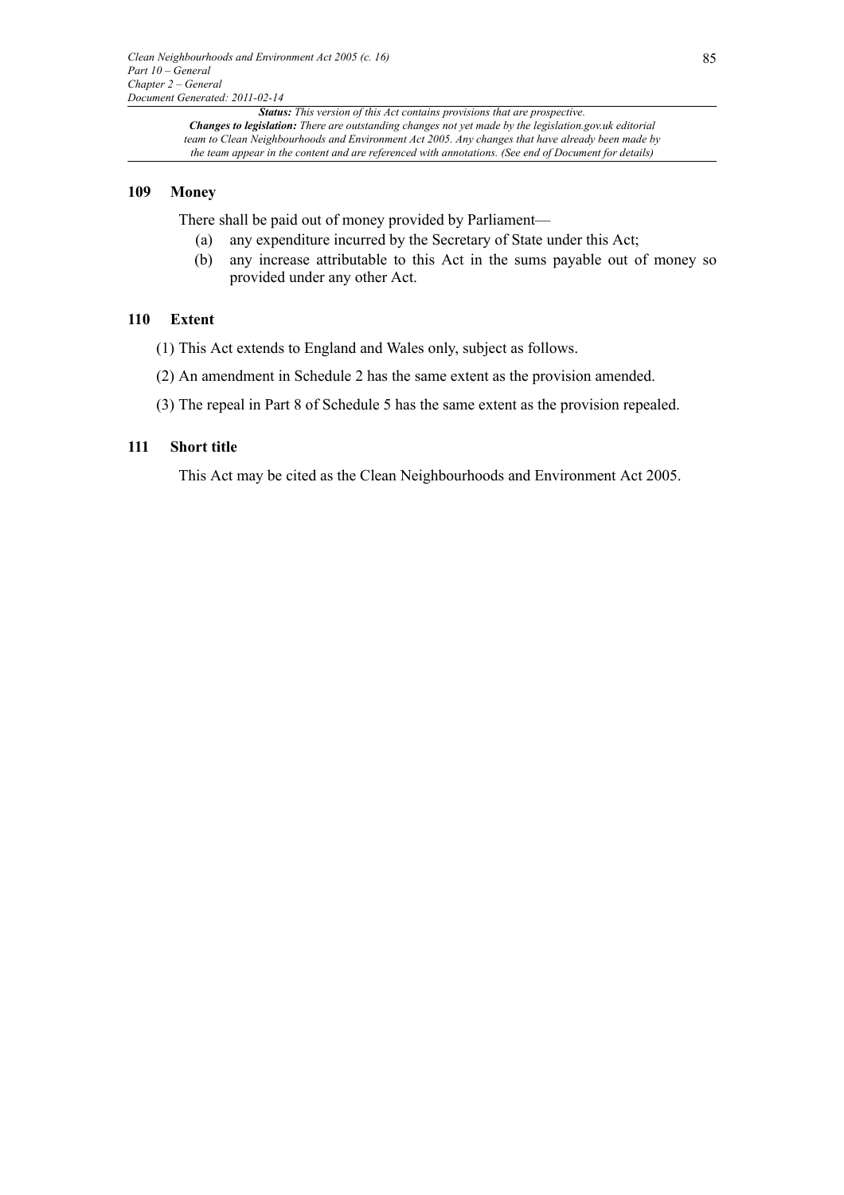## 109 Money

There shall be paid out of money provided by Parliament—

(a) any expenditure incurred by the Secretary of State under this Act;

(b) any increase attributable to this Act in the sums payable out of money so provided under any other Act.

## 110 Extent

(1) This Act extends to England and Wales only, subject as follows.

(2) An amendment in Schedule 2 has the same extent as the provision amended.

(3) The repeal in Part 8 of Schedule 5 has the same extent as the provision repealed.

## 111 Short title

This Act may be cited as the Clean Neighbourhoods and Environment Act 2005.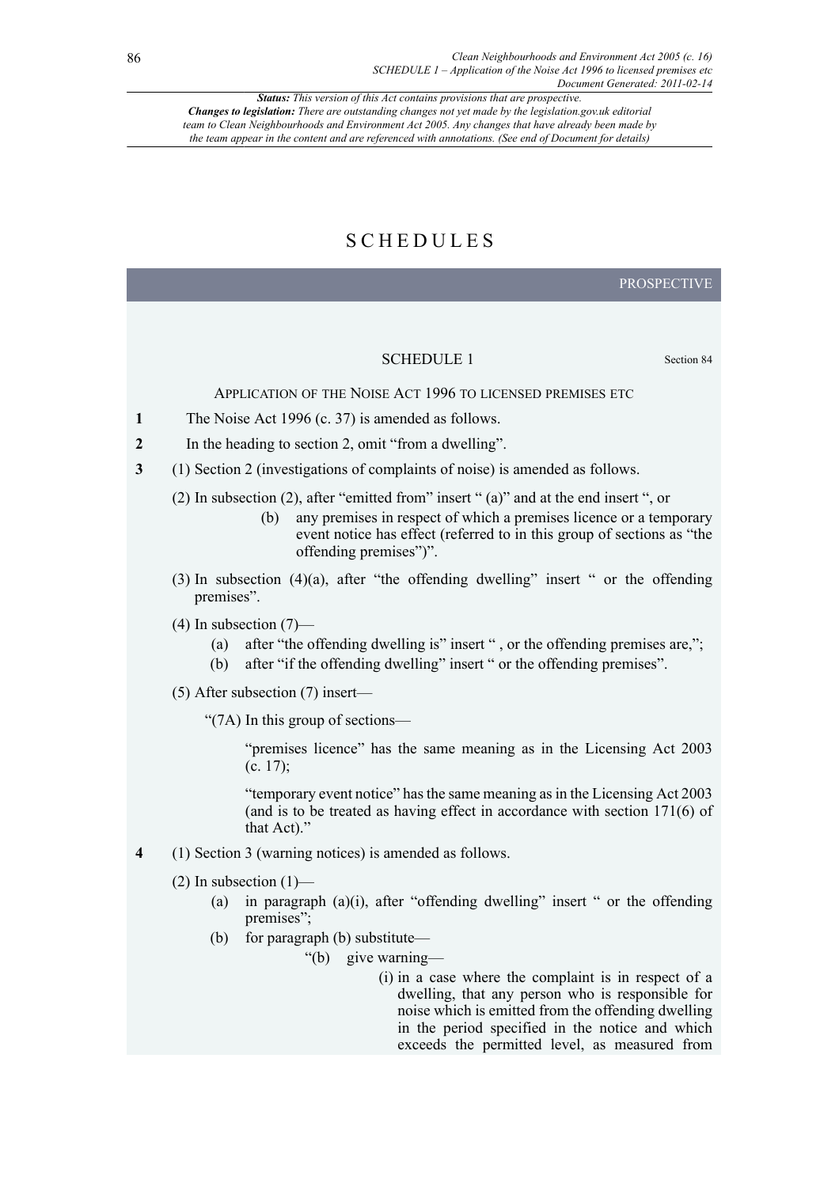# SCHEDULES

PROSPECTIVE

## SCHEDULE 1

Section 84

### Application of the Noise Act 1996 to licensed premises etc

**1** The Noise Act 1996 (c. 37) is amended as follows.

**2** In the heading to section 2, omit "from a dwelling".

**3** (1) Section 2 (investigations of complaints of noise) is amended as follows.

(2) In subsection (2), after "emitted from" insert " (a)" and at the end insert ", or

> (b) any premises in respect of which a premises licence or a temporary event notice has effect (referred to in this group of sections as "the offending premises")".

(3) In subsection (4)(a), after "the offending dwelling" insert " or the offending premises".

(4) In subsection (7)—

> (a) after "the offending dwelling is" insert " , or the offending premises are,";
>
> (b) after "if the offending dwelling" insert " or the offending premises".

(5) After subsection (7) insert—

> "(7A) In this group of sections—
>
> "premises licence" has the same meaning as in the Licensing Act 2003 (c. 17);
>
> "temporary event notice" has the same meaning as in the Licensing Act 2003 (and is to be treated as having effect in accordance with section 171(6) of that Act)."

**4** (1) Section 3 (warning notices) is amended as follows.

(2) In subsection (1)—

> (a) in paragraph (a)(i), after "offending dwelling" insert " or the offending premises";
>
> (b) for paragraph (b) substitute—
>
> > "(b) give warning—
> >
> > (i) in a case where the complaint is in respect of a dwelling, that any person who is responsible for noise which is emitted from the offending dwelling in the period specified in the notice and which exceeds the permitted level, as measured from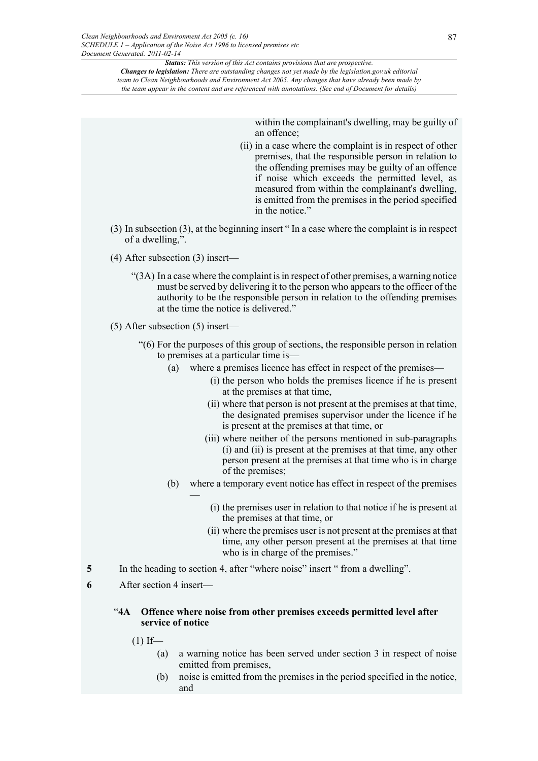within the complainant's dwelling, may be guilty of an offence;

(ii) in a case where the complaint is in respect of other premises, that the responsible person in relation to the offending premises may be guilty of an offence if noise which exceeds the permitted level, as measured from within the complainant's dwelling, is emitted from the premises in the period specified in the notice."

(3) In subsection (3), at the beginning insert " In a case where the complaint is in respect of a dwelling,".

(4) After subsection (3) insert—

"(3A) In a case where the complaint is in respect of other premises, a warning notice must be served by delivering it to the person who appears to the officer of the authority to be the responsible person in relation to the offending premises at the time the notice is delivered."

(5) After subsection (5) insert—

"(6) For the purposes of this group of sections, the responsible person in relation to premises at a particular time is—

(a) where a premises licence has effect in respect of the premises—

(i) the person who holds the premises licence if he is present at the premises at that time,

(ii) where that person is not present at the premises at that time, the designated premises supervisor under the licence if he is present at the premises at that time, or

(iii) where neither of the persons mentioned in sub-paragraphs (i) and (ii) is present at the premises at that time, any other person present at the premises at that time who is in charge of the premises;

(b) where a temporary event notice has effect in respect of the premises —

(i) the premises user in relation to that notice if he is present at the premises at that time, or

(ii) where the premises user is not present at the premises at that time, any other person present at the premises at that time who is in charge of the premises."

**5** In the heading to section 4, after "where noise" insert " from a dwelling".

**6** After section 4 insert—

"**4A Offence where noise from other premises exceeds permitted level after service of notice**

(1) If—

(a) a warning notice has been served under section 3 in respect of noise emitted from premises,

(b) noise is emitted from the premises in the period specified in the notice, and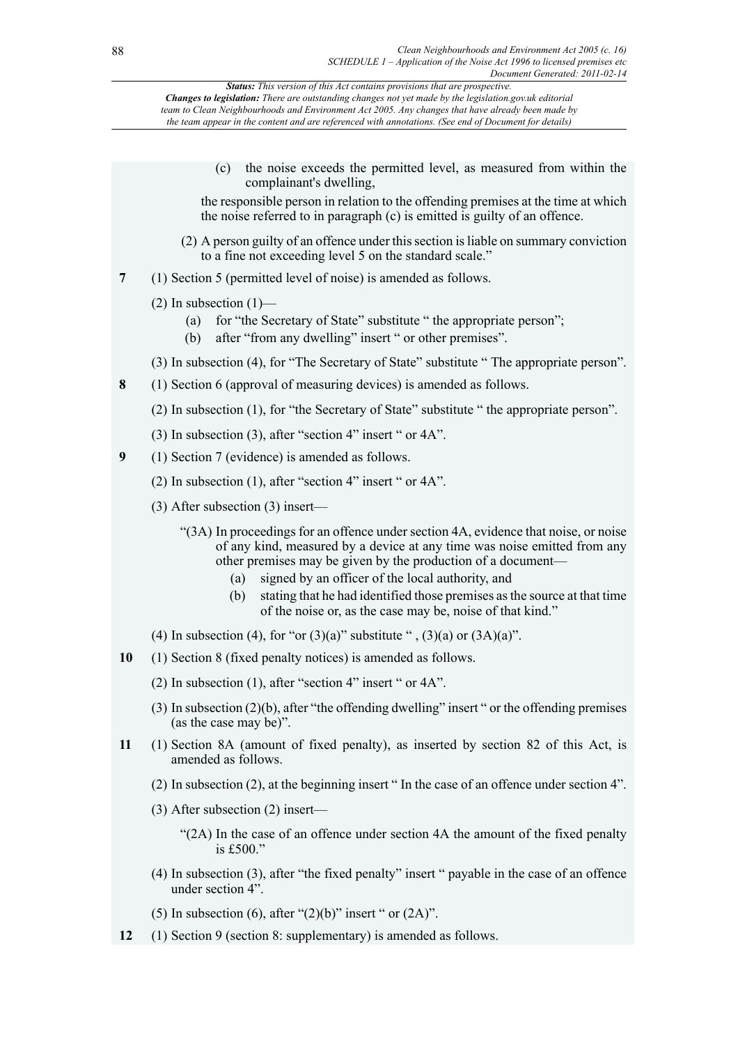(c) the noise exceeds the permitted level, as measured from within the complainant's dwelling,

the responsible person in relation to the offending premises at the time at which the noise referred to in paragraph (c) is emitted is guilty of an offence.

(2) A person guilty of an offence under this section is liable on summary conviction to a fine not exceeding level 5 on the standard scale."

**7** (1) Section 5 (permitted level of noise) is amended as follows.

(2) In subsection (1)—

(a) for "the Secretary of State" substitute " the appropriate person";

(b) after "from any dwelling" insert " or other premises".

(3) In subsection (4), for "The Secretary of State" substitute " The appropriate person".

**8** (1) Section 6 (approval of measuring devices) is amended as follows.

(2) In subsection (1), for "the Secretary of State" substitute " the appropriate person".

(3) In subsection (3), after "section 4" insert " or 4A".

**9** (1) Section 7 (evidence) is amended as follows.

(2) In subsection (1), after "section 4" insert " or 4A".

(3) After subsection (3) insert—

"(3A) In proceedings for an offence under section 4A, evidence that noise, or noise of any kind, measured by a device at any time was noise emitted from any other premises may be given by the production of a document—

(a) signed by an officer of the local authority, and

(b) stating that he had identified those premises as the source at that time of the noise or, as the case may be, noise of that kind."

(4) In subsection (4), for "or (3)(a)" substitute " , (3)(a) or (3A)(a)".

**10** (1) Section 8 (fixed penalty notices) is amended as follows.

(2) In subsection (1), after "section 4" insert " or 4A".

(3) In subsection (2)(b), after "the offending dwelling" insert " or the offending premises (as the case may be)".

**11** (1) Section 8A (amount of fixed penalty), as inserted by section 82 of this Act, is amended as follows.

(2) In subsection (2), at the beginning insert " In the case of an offence under section 4".

(3) After subsection (2) insert—

"(2A) In the case of an offence under section 4A the amount of the fixed penalty is £500."

(4) In subsection (3), after "the fixed penalty" insert " payable in the case of an offence under section 4".

(5) In subsection (6), after "(2)(b)" insert " or (2A)".

**12** (1) Section 9 (section 8: supplementary) is amended as follows.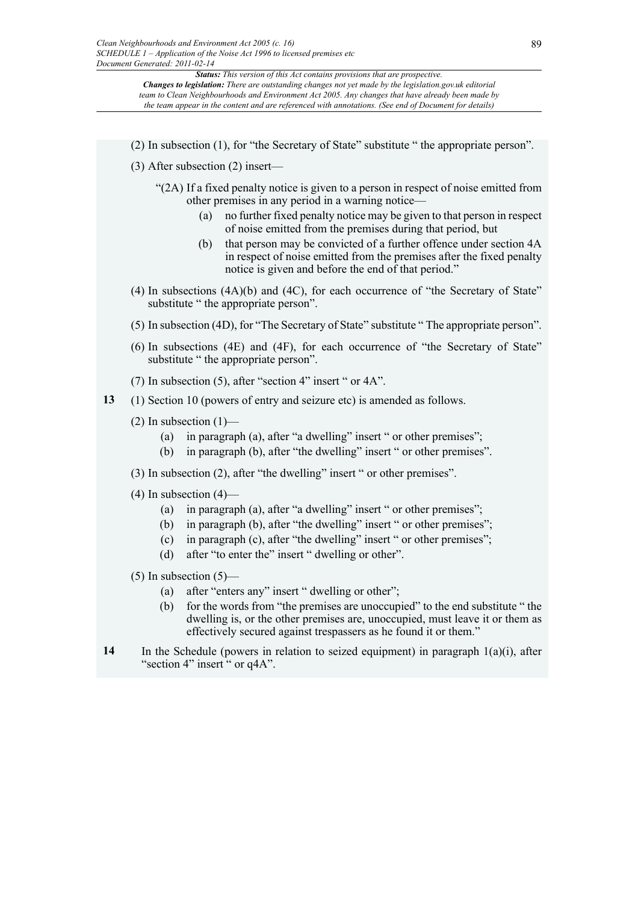(2) In subsection (1), for "the Secretary of State" substitute " the appropriate person".

(3) After subsection (2) insert—

"(2A) If a fixed penalty notice is given to a person in respect of noise emitted from other premises in any period in a warning notice—

(a) no further fixed penalty notice may be given to that person in respect of noise emitted from the premises during that period, but

(b) that person may be convicted of a further offence under section 4A in respect of noise emitted from the premises after the fixed penalty notice is given and before the end of that period."

(4) In subsections (4A)(b) and (4C), for each occurrence of "the Secretary of State" substitute " the appropriate person".

(5) In subsection (4D), for "The Secretary of State" substitute " The appropriate person".

(6) In subsections (4E) and (4F), for each occurrence of "the Secretary of State" substitute " the appropriate person".

(7) In subsection (5), after "section 4" insert " or 4A".

**13** (1) Section 10 (powers of entry and seizure etc) is amended as follows.

(2) In subsection (1)—

(a) in paragraph (a), after "a dwelling" insert " or other premises";

(b) in paragraph (b), after "the dwelling" insert " or other premises".

(3) In subsection (2), after "the dwelling" insert " or other premises".

(4) In subsection (4)—

(a) in paragraph (a), after "a dwelling" insert " or other premises";

(b) in paragraph (b), after "the dwelling" insert " or other premises";

(c) in paragraph (c), after "the dwelling" insert " or other premises";

(d) after "to enter the" insert " dwelling or other".

(5) In subsection (5)—

(a) after "enters any" insert " dwelling or other";

(b) for the words from "the premises are unoccupied" to the end substitute " the dwelling is, or the other premises are, unoccupied, must leave it or them as effectively secured against trespassers as he found it or them."

**14** In the Schedule (powers in relation to seized equipment) in paragraph 1(a)(i), after "section 4" insert " or q4A".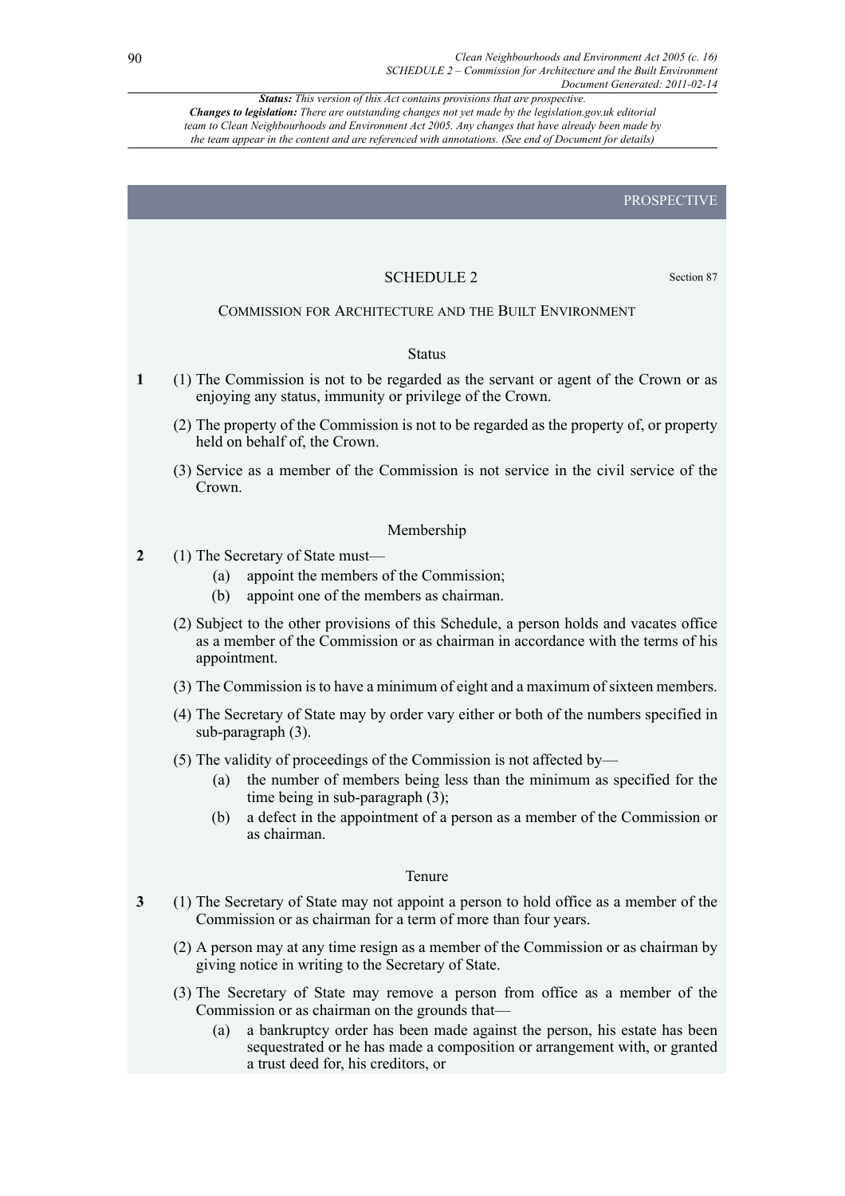*Status: This version of this Act contains provisions that are prospective.*
*Changes to legislation: There are outstanding changes not yet made by the legislation.gov.uk editorial team to Clean Neighbourhoods and Environment Act 2005. Any changes that have already been made by the team appear in the content and are referenced with annotations. (See end of Document for details)*

PROSPECTIVE

## SCHEDULE 2

Section 87

### COMMISSION FOR ARCHITECTURE AND THE BUILT ENVIRONMENT

#### Status

**1** (1) The Commission is not to be regarded as the servant or agent of the Crown or as enjoying any status, immunity or privilege of the Crown.

(2) The property of the Commission is not to be regarded as the property of, or property held on behalf of, the Crown.

(3) Service as a member of the Commission is not service in the civil service of the Crown.

#### Membership

**2** (1) The Secretary of State must—

(a) appoint the members of the Commission;

(b) appoint one of the members as chairman.

(2) Subject to the other provisions of this Schedule, a person holds and vacates office as a member of the Commission or as chairman in accordance with the terms of his appointment.

(3) The Commission is to have a minimum of eight and a maximum of sixteen members.

(4) The Secretary of State may by order vary either or both of the numbers specified in sub-paragraph (3).

(5) The validity of proceedings of the Commission is not affected by—

(a) the number of members being less than the minimum as specified for the time being in sub-paragraph (3);

(b) a defect in the appointment of a person as a member of the Commission or as chairman.

#### Tenure

**3** (1) The Secretary of State may not appoint a person to hold office as a member of the Commission or as chairman for a term of more than four years.

(2) A person may at any time resign as a member of the Commission or as chairman by giving notice in writing to the Secretary of State.

(3) The Secretary of State may remove a person from office as a member of the Commission or as chairman on the grounds that—

(a) a bankruptcy order has been made against the person, his estate has been sequestrated or he has made a composition or arrangement with, or granted a trust deed for, his creditors, or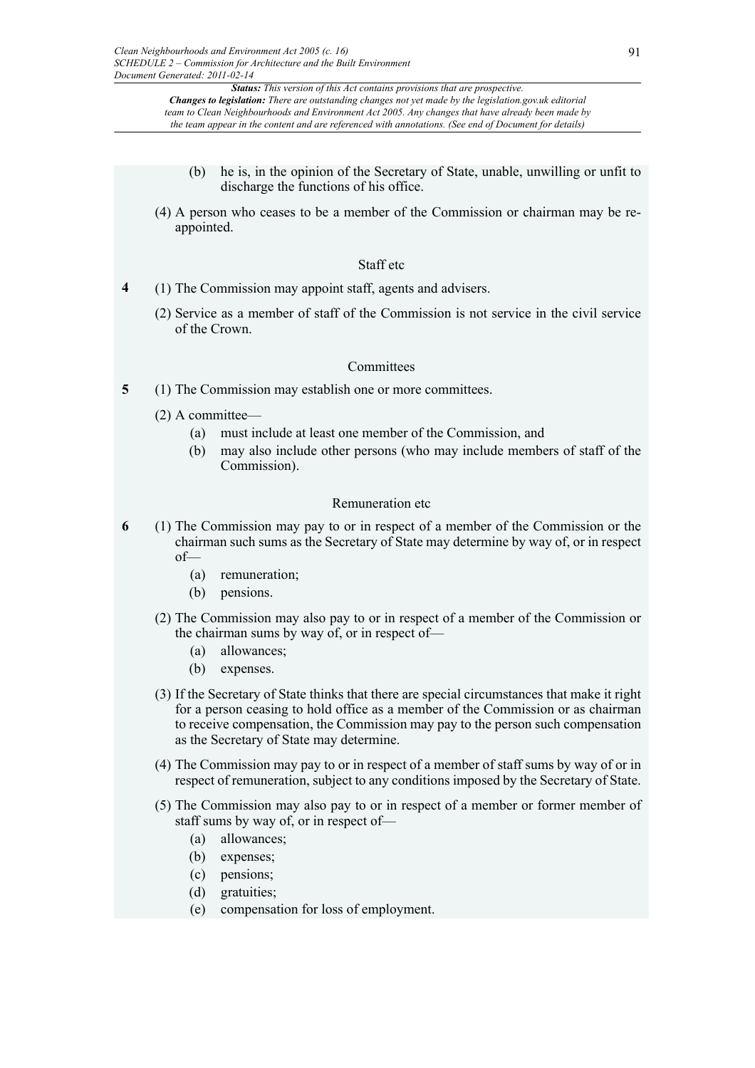(b) he is, in the opinion of the Secretary of State, unable, unwilling or unfit to discharge the functions of his office.

(4) A person who ceases to be a member of the Commission or chairman may be re-appointed.

### Staff etc

**4** (1) The Commission may appoint staff, agents and advisers.

(2) Service as a member of staff of the Commission is not service in the civil service of the Crown.

### Committees

**5** (1) The Commission may establish one or more committees.

(2) A committee—

- (a) must include at least one member of the Commission, and
- (b) may also include other persons (who may include members of staff of the Commission).

### Remuneration etc

**6** (1) The Commission may pay to or in respect of a member of the Commission or the chairman such sums as the Secretary of State may determine by way of, or in respect of—

- (a) remuneration;
- (b) pensions.

(2) The Commission may also pay to or in respect of a member of the Commission or the chairman sums by way of, or in respect of—

- (a) allowances;
- (b) expenses.

(3) If the Secretary of State thinks that there are special circumstances that make it right for a person ceasing to hold office as a member of the Commission or as chairman to receive compensation, the Commission may pay to the person such compensation as the Secretary of State may determine.

(4) The Commission may pay to or in respect of a member of staff sums by way of or in respect of remuneration, subject to any conditions imposed by the Secretary of State.

(5) The Commission may also pay to or in respect of a member or former member of staff sums by way of, or in respect of—

- (a) allowances;
- (b) expenses;
- (c) pensions;
- (d) gratuities;
- (e) compensation for loss of employment.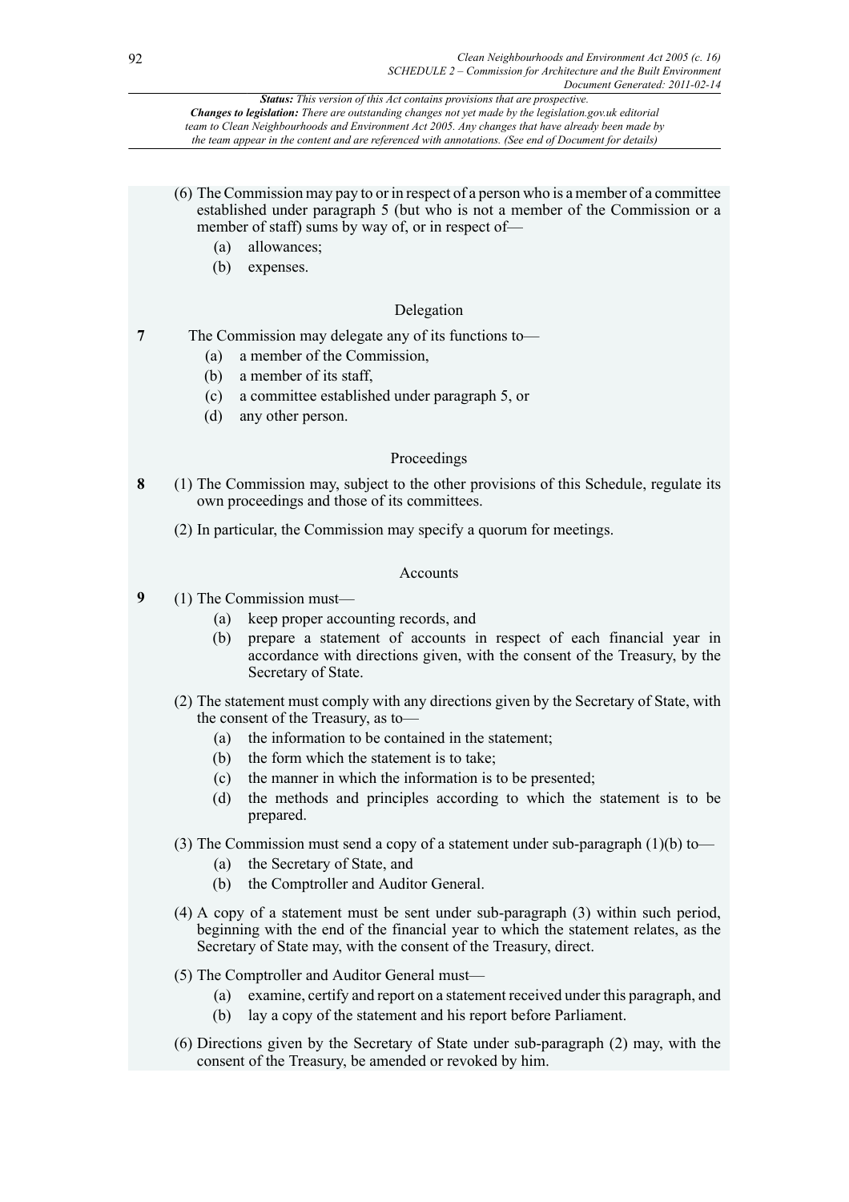(6) The Commission may pay to or in respect of a person who is a member of a committee established under paragraph 5 (but who is not a member of the Commission or a member of staff) sums by way of, or in respect of—

(a) allowances;

(b) expenses.

### Delegation

**7** The Commission may delegate any of its functions to—

(a) a member of the Commission,

(b) a member of its staff,

(c) a committee established under paragraph 5, or

(d) any other person.

### Proceedings

**8** (1) The Commission may, subject to the other provisions of this Schedule, regulate its own proceedings and those of its committees.

(2) In particular, the Commission may specify a quorum for meetings.

### Accounts

**9** (1) The Commission must—

(a) keep proper accounting records, and

(b) prepare a statement of accounts in respect of each financial year in accordance with directions given, with the consent of the Treasury, by the Secretary of State.

(2) The statement must comply with any directions given by the Secretary of State, with the consent of the Treasury, as to—

(a) the information to be contained in the statement;

(b) the form which the statement is to take;

(c) the manner in which the information is to be presented;

(d) the methods and principles according to which the statement is to be prepared.

(3) The Commission must send a copy of a statement under sub-paragraph (1)(b) to—

(a) the Secretary of State, and

(b) the Comptroller and Auditor General.

(4) A copy of a statement must be sent under sub-paragraph (3) within such period, beginning with the end of the financial year to which the statement relates, as the Secretary of State may, with the consent of the Treasury, direct.

(5) The Comptroller and Auditor General must—

(a) examine, certify and report on a statement received under this paragraph, and

(b) lay a copy of the statement and his report before Parliament.

(6) Directions given by the Secretary of State under sub-paragraph (2) may, with the consent of the Treasury, be amended or revoked by him.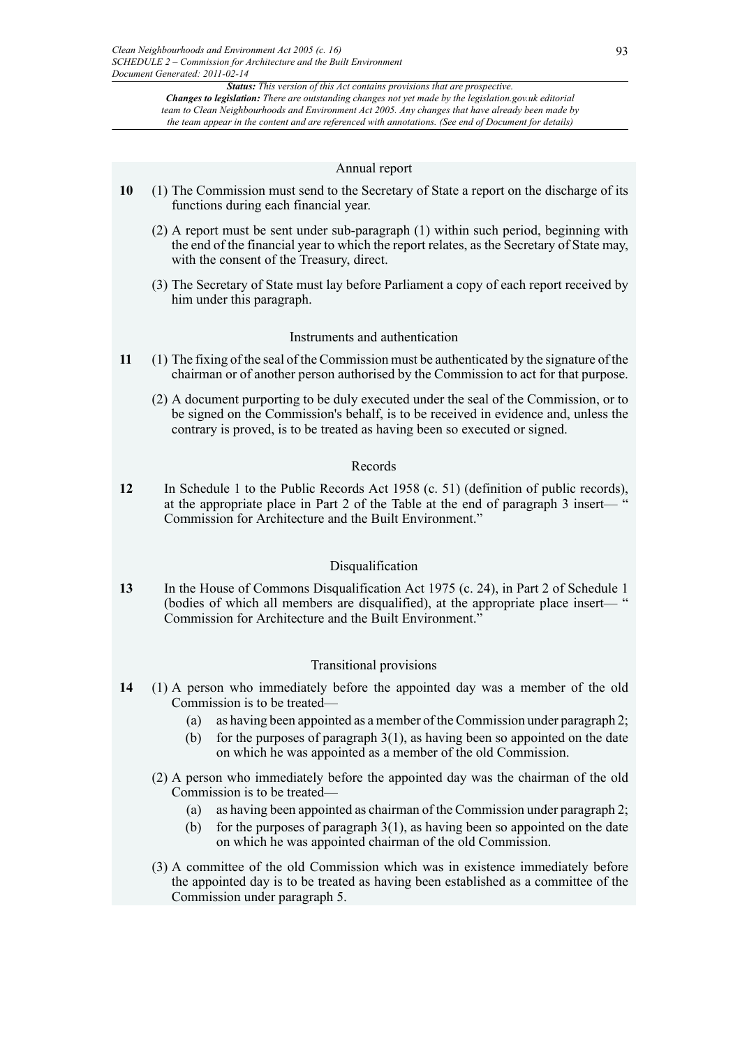### Annual report

**10** (1) The Commission must send to the Secretary of State a report on the discharge of its functions during each financial year.

(2) A report must be sent under sub-paragraph (1) within such period, beginning with the end of the financial year to which the report relates, as the Secretary of State may, with the consent of the Treasury, direct.

(3) The Secretary of State must lay before Parliament a copy of each report received by him under this paragraph.

### Instruments and authentication

**11** (1) The fixing of the seal of the Commission must be authenticated by the signature of the chairman or of another person authorised by the Commission to act for that purpose.

(2) A document purporting to be duly executed under the seal of the Commission, or to be signed on the Commission's behalf, is to be received in evidence and, unless the contrary is proved, is to be treated as having been so executed or signed.

### Records

**12** In Schedule 1 to the Public Records Act 1958 (c. 51) (definition of public records), at the appropriate place in Part 2 of the Table at the end of paragraph 3 insert— " Commission for Architecture and the Built Environment."

### Disqualification

**13** In the House of Commons Disqualification Act 1975 (c. 24), in Part 2 of Schedule 1 (bodies of which all members are disqualified), at the appropriate place insert— " Commission for Architecture and the Built Environment."

### Transitional provisions

**14** (1) A person who immediately before the appointed day was a member of the old Commission is to be treated—

(a) as having been appointed as a member of the Commission under paragraph 2;

(b) for the purposes of paragraph 3(1), as having been so appointed on the date on which he was appointed as a member of the old Commission.

(2) A person who immediately before the appointed day was the chairman of the old Commission is to be treated—

(a) as having been appointed as chairman of the Commission under paragraph 2;

(b) for the purposes of paragraph 3(1), as having been so appointed on the date on which he was appointed chairman of the old Commission.

(3) A committee of the old Commission which was in existence immediately before the appointed day is to be treated as having been established as a committee of the Commission under paragraph 5.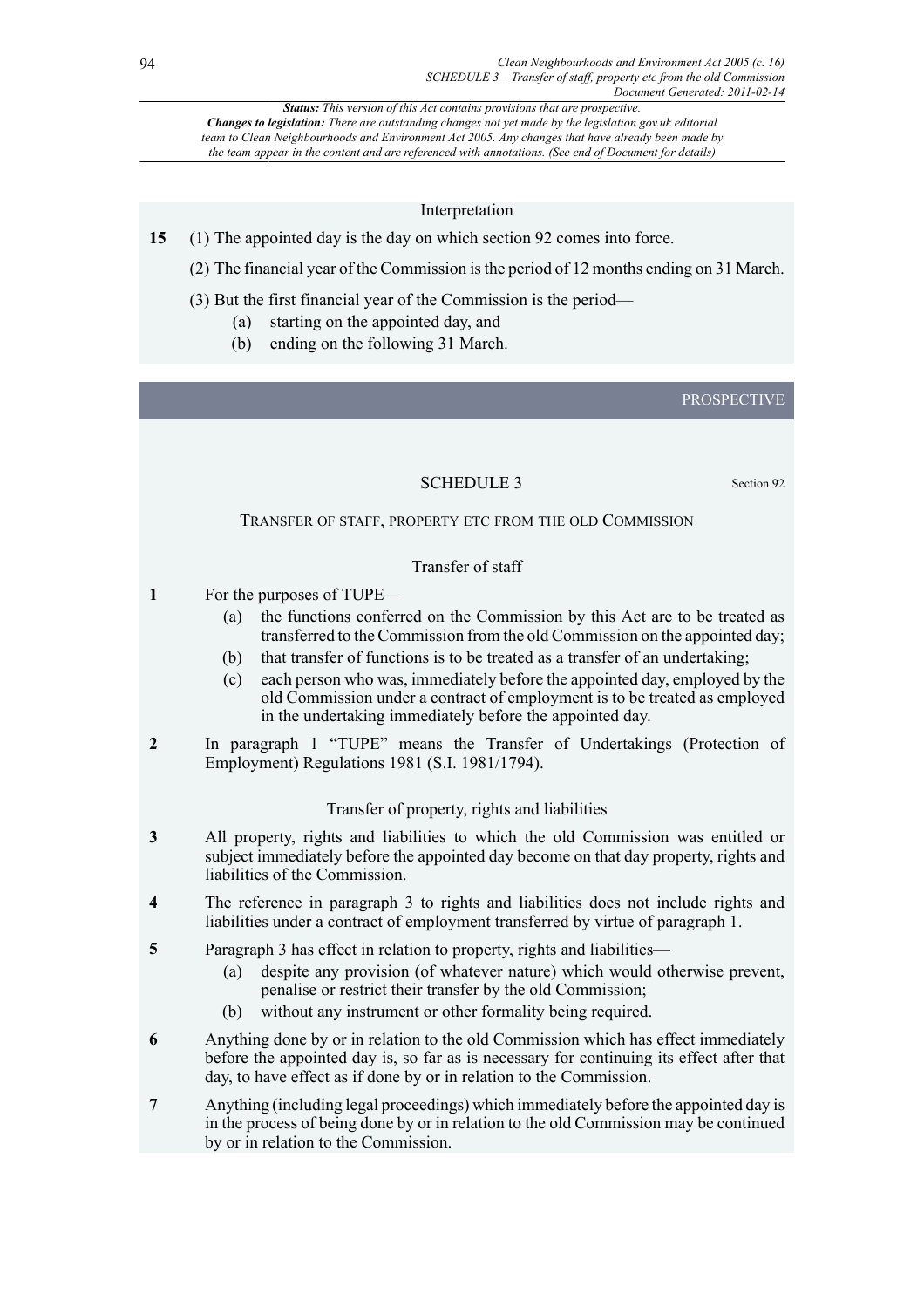### Interpretation

**15** (1) The appointed day is the day on which section 92 comes into force.

(2) The financial year of the Commission is the period of 12 months ending on 31 March.

(3) But the first financial year of the Commission is the period—

- (a) starting on the appointed day, and
- (b) ending on the following 31 March.

PROSPECTIVE

## SCHEDULE 3

Section 92

### TRANSFER OF STAFF, PROPERTY ETC FROM THE OLD COMMISSION

#### Transfer of staff

**1** For the purposes of TUPE—

- (a) the functions conferred on the Commission by this Act are to be treated as transferred to the Commission from the old Commission on the appointed day;
- (b) that transfer of functions is to be treated as a transfer of an undertaking;
- (c) each person who was, immediately before the appointed day, employed by the old Commission under a contract of employment is to be treated as employed in the undertaking immediately before the appointed day.

**2** In paragraph 1 "TUPE" means the Transfer of Undertakings (Protection of Employment) Regulations 1981 (S.I. 1981/1794).

#### Transfer of property, rights and liabilities

**3** All property, rights and liabilities to which the old Commission was entitled or subject immediately before the appointed day become on that day property, rights and liabilities of the Commission.

**4** The reference in paragraph 3 to rights and liabilities does not include rights and liabilities under a contract of employment transferred by virtue of paragraph 1.

**5** Paragraph 3 has effect in relation to property, rights and liabilities—

- (a) despite any provision (of whatever nature) which would otherwise prevent, penalise or restrict their transfer by the old Commission;
- (b) without any instrument or other formality being required.

**6** Anything done by or in relation to the old Commission which has effect immediately before the appointed day is, so far as is necessary for continuing its effect after that day, to have effect as if done by or in relation to the Commission.

**7** Anything (including legal proceedings) which immediately before the appointed day is in the process of being done by or in relation to the old Commission may be continued by or in relation to the Commission.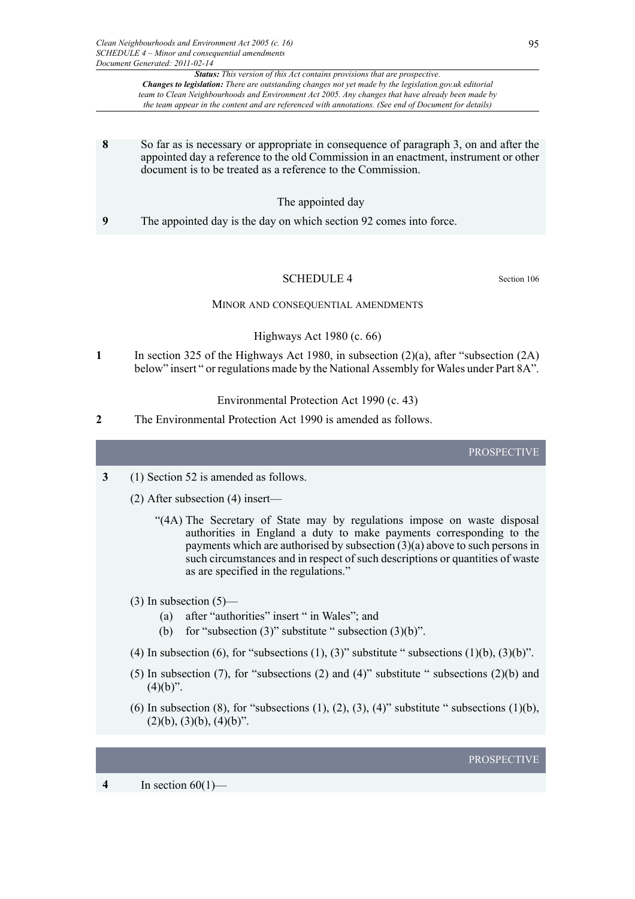**8** So far as is necessary or appropriate in consequence of paragraph 3, on and after the appointed day a reference to the old Commission in an enactment, instrument or other document is to be treated as a reference to the Commission.

*The appointed day*

**9** The appointed day is the day on which section 92 comes into force.

## SCHEDULE 4

Section 106

### MINOR AND CONSEQUENTIAL AMENDMENTS

*Highways Act 1980 (c. 66)*

**1** In section 325 of the Highways Act 1980, in subsection (2)(a), after "subsection (2A) below" insert " or regulations made by the National Assembly for Wales under Part 8A".

*Environmental Protection Act 1990 (c. 43)*

**2** The Environmental Protection Act 1990 is amended as follows.

PROSPECTIVE

**3** (1) Section 52 is amended as follows.

(2) After subsection (4) insert—

> "(4A) The Secretary of State may by regulations impose on waste disposal authorities in England a duty to make payments corresponding to the payments which are authorised by subsection (3)(a) above to such persons in such circumstances and in respect of such descriptions or quantities of waste as are specified in the regulations."

(3) In subsection (5)—

- (a) after "authorities" insert " in Wales"; and
- (b) for "subsection (3)" substitute " subsection (3)(b)".

(4) In subsection (6), for "subsections (1), (3)" substitute " subsections (1)(b), (3)(b)".

(5) In subsection (7), for "subsections (2) and (4)" substitute " subsections (2)(b) and (4)(b)".

(6) In subsection (8), for "subsections (1), (2), (3), (4)" substitute " subsections (1)(b), (2)(b), (3)(b), (4)(b)".

PROSPECTIVE

**4** In section 60(1)—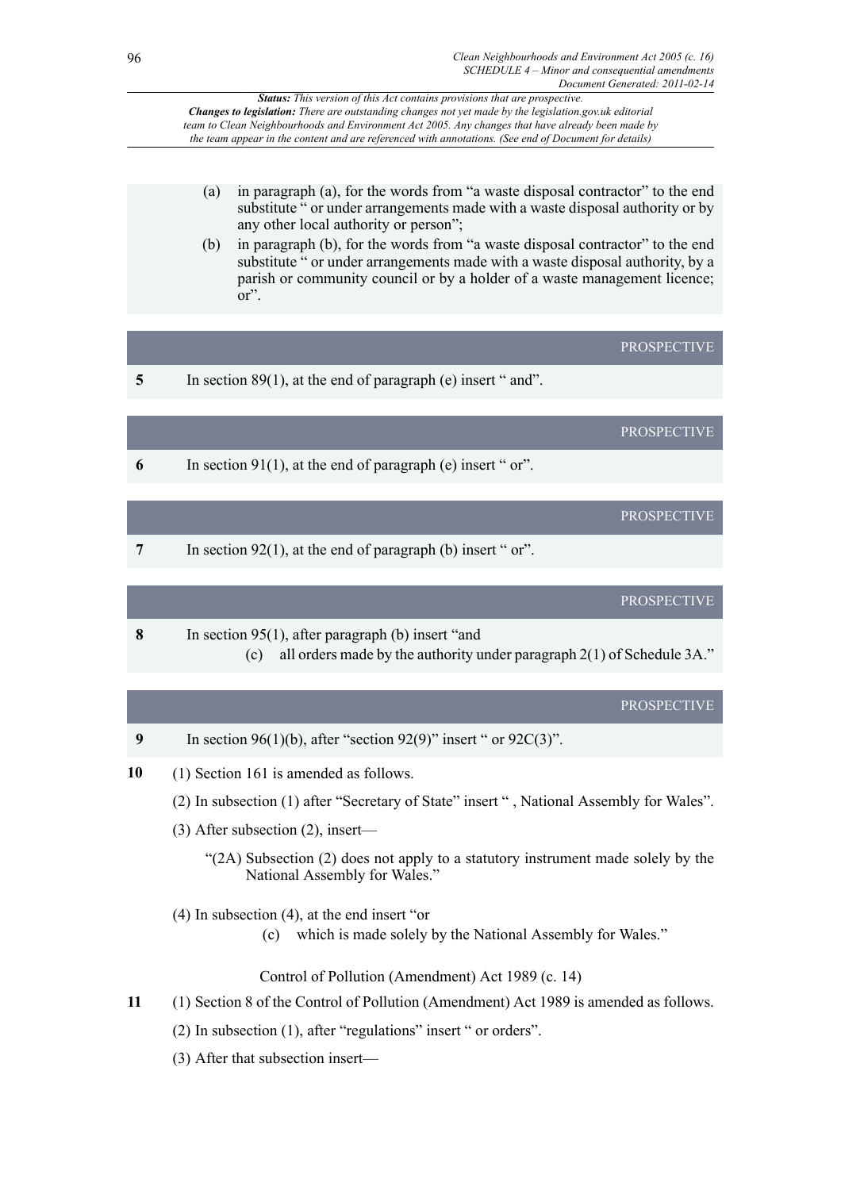*Status: This version of this Act contains provisions that are prospective.*
*Changes to legislation: There are outstanding changes not yet made by the legislation.gov.uk editorial team to Clean Neighbourhoods and Environment Act 2005. Any changes that have already been made by the team appear in the content and are referenced with annotations. (See end of Document for details)*

(a) in paragraph (a), for the words from "a waste disposal contractor" to the end substitute " or under arrangements made with a waste disposal authority or by any other local authority or person";

(b) in paragraph (b), for the words from "a waste disposal contractor" to the end substitute " or under arrangements made with a waste disposal authority, by a parish or community council or by a holder of a waste management licence; or".

PROSPECTIVE

**5** In section 89(1), at the end of paragraph (e) insert " and".

PROSPECTIVE

**6** In section 91(1), at the end of paragraph (e) insert " or".

PROSPECTIVE

**7** In section 92(1), at the end of paragraph (b) insert " or".

PROSPECTIVE

**8** In section 95(1), after paragraph (b) insert "and

(c) all orders made by the authority under paragraph 2(1) of Schedule 3A."

PROSPECTIVE

**9** In section 96(1)(b), after "section 92(9)" insert " or 92C(3)".

**10** (1) Section 161 is amended as follows.

(2) In subsection (1) after "Secretary of State" insert " , National Assembly for Wales".

(3) After subsection (2), insert—

"(2A) Subsection (2) does not apply to a statutory instrument made solely by the National Assembly for Wales."

(4) In subsection (4), at the end insert "or

(c) which is made solely by the National Assembly for Wales."

Control of Pollution (Amendment) Act 1989 (c. 14)

**11** (1) Section 8 of the Control of Pollution (Amendment) Act 1989 is amended as follows.

(2) In subsection (1), after "regulations" insert " or orders".

(3) After that subsection insert—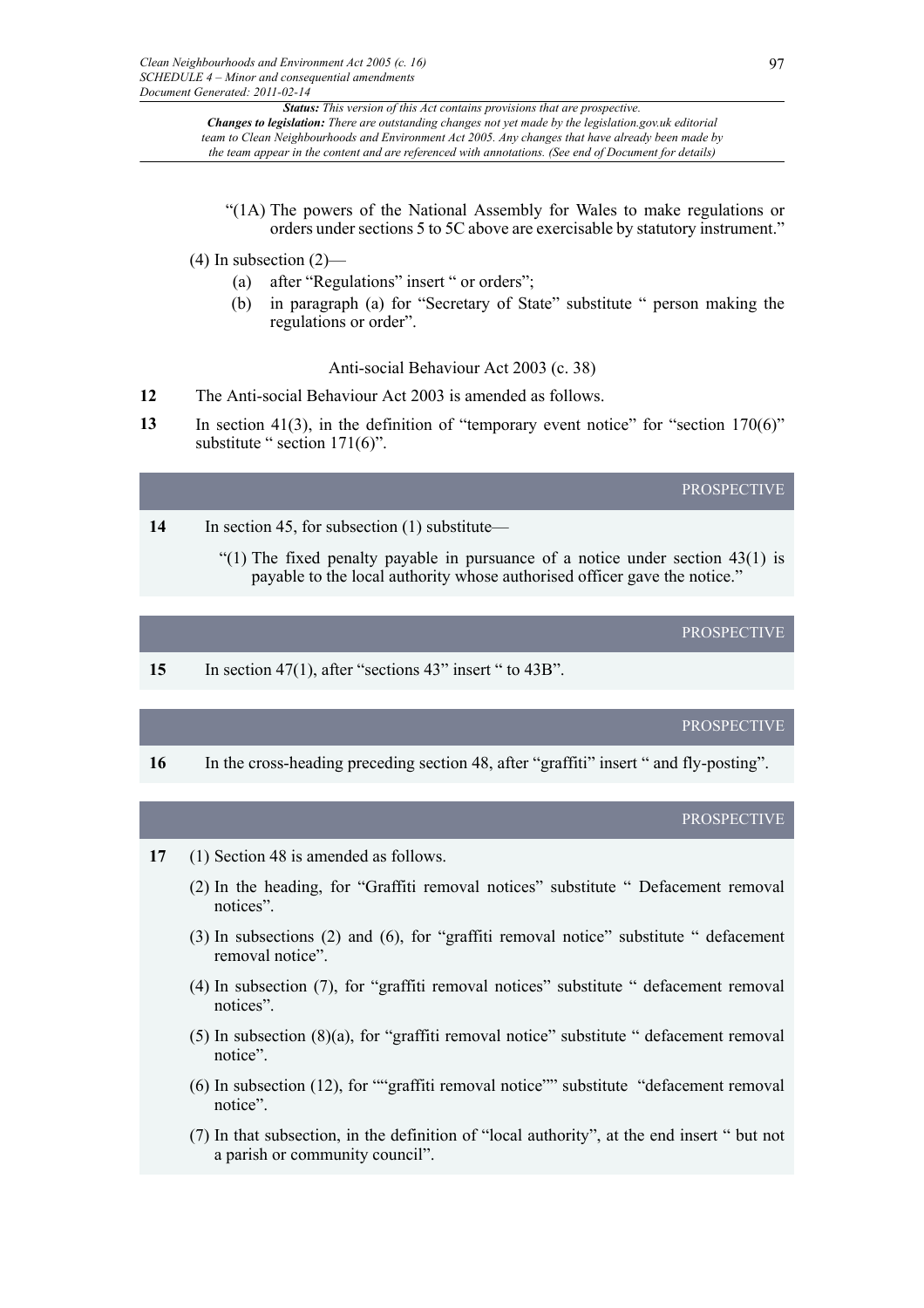"(1A) The powers of the National Assembly for Wales to make regulations or orders under sections 5 to 5C above are exercisable by statutory instrument."

(4) In subsection (2)—

(a) after "Regulations" insert " or orders";

(b) in paragraph (a) for "Secretary of State" substitute " person making the regulations or order".

Anti-social Behaviour Act 2003 (c. 38)

**12** The Anti-social Behaviour Act 2003 is amended as follows.

**13** In section 41(3), in the definition of "temporary event notice" for "section 170(6)" substitute " section 171(6)".

PROSPECTIVE

**14** In section 45, for subsection (1) substitute—

"(1) The fixed penalty payable in pursuance of a notice under section 43(1) is payable to the local authority whose authorised officer gave the notice."

PROSPECTIVE

**15** In section 47(1), after "sections 43" insert " to 43B".

PROSPECTIVE

**16** In the cross-heading preceding section 48, after "graffiti" insert " and fly-posting".

PROSPECTIVE

**17** (1) Section 48 is amended as follows.

(2) In the heading, for "Graffiti removal notices" substitute " Defacement removal notices".

(3) In subsections (2) and (6), for "graffiti removal notice" substitute " defacement removal notice".

(4) In subsection (7), for "graffiti removal notices" substitute " defacement removal notices".

(5) In subsection (8)(a), for "graffiti removal notice" substitute " defacement removal notice".

(6) In subsection (12), for ""graffiti removal notice"" substitute "defacement removal notice".

(7) In that subsection, in the definition of "local authority", at the end insert " but not a parish or community council".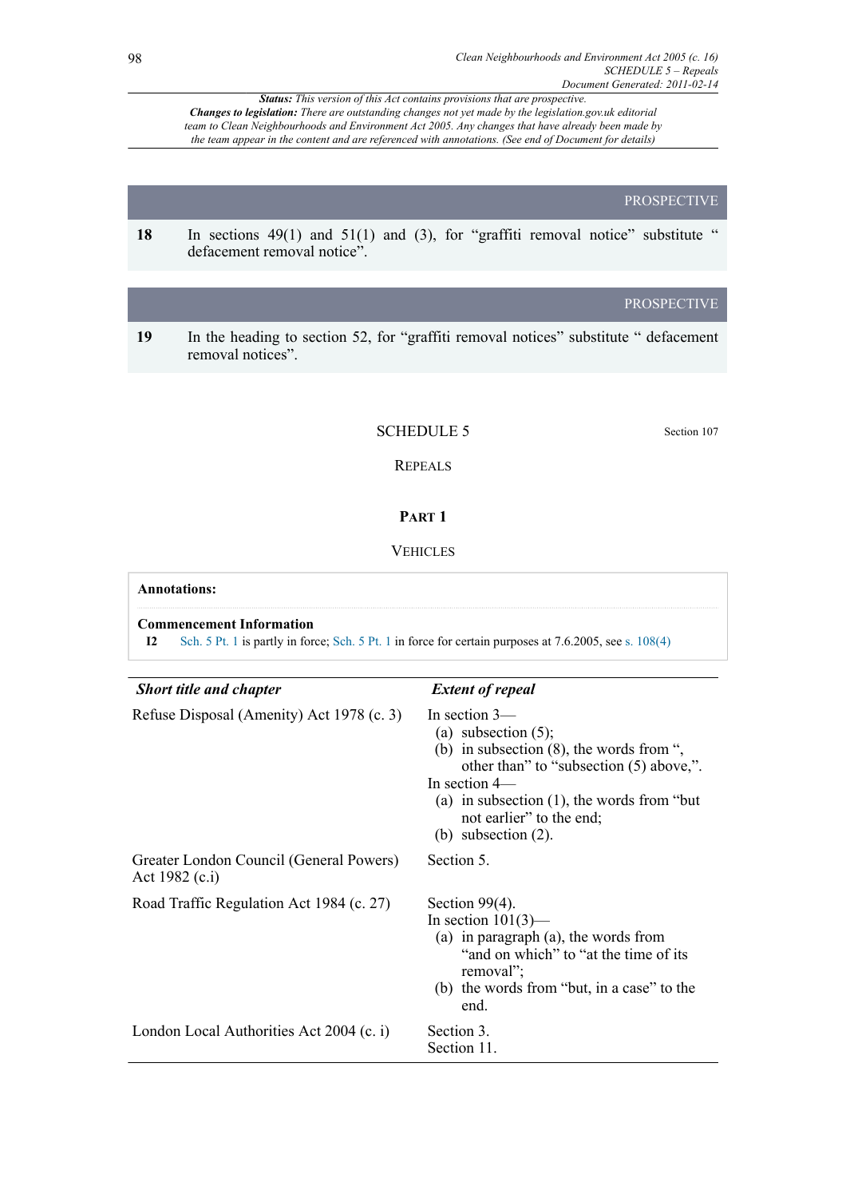*Status:* This version of this Act contains provisions that are prospective.
*Changes to legislation:* There are outstanding changes not yet made by the legislation.gov.uk editorial team to Clean Neighbourhoods and Environment Act 2005. Any changes that have already been made by the team appear in the content and are referenced with annotations. (See end of Document for details)

PROSPECTIVE

**18** In sections 49(1) and 51(1) and (3), for "graffiti removal notice" substitute " defacement removal notice".

PROSPECTIVE

**19** In the heading to section 52, for "graffiti removal notices" substitute " defacement removal notices".

## SCHEDULE 5

Section 107

REPEALS

### PART 1

VEHICLES

**Annotations:**

**Commencement Information**

**I2** Sch. 5 Pt. 1 is partly in force; Sch. 5 Pt. 1 in force for certain purposes at 7.6.2005, see s. 108(4)

| *Short title and chapter* | *Extent of repeal* |
|---|---|
| Refuse Disposal (Amenity) Act 1978 (c. 3) | In section 3— (a) subsection (5); (b) in subsection (8), the words from ", other than" to "subsection (5) above,". In section 4— (a) in subsection (1), the words from "but not earlier" to the end; (b) subsection (2). |
| Greater London Council (General Powers) Act 1982 (c.i) | Section 5. |
| Road Traffic Regulation Act 1984 (c. 27) | Section 99(4). In section 101(3)— (a) in paragraph (a), the words from "and on which" to "at the time of its removal"; (b) the words from "but, in a case" to the end. |
| London Local Authorities Act 2004 (c. i) | Section 3. Section 11. |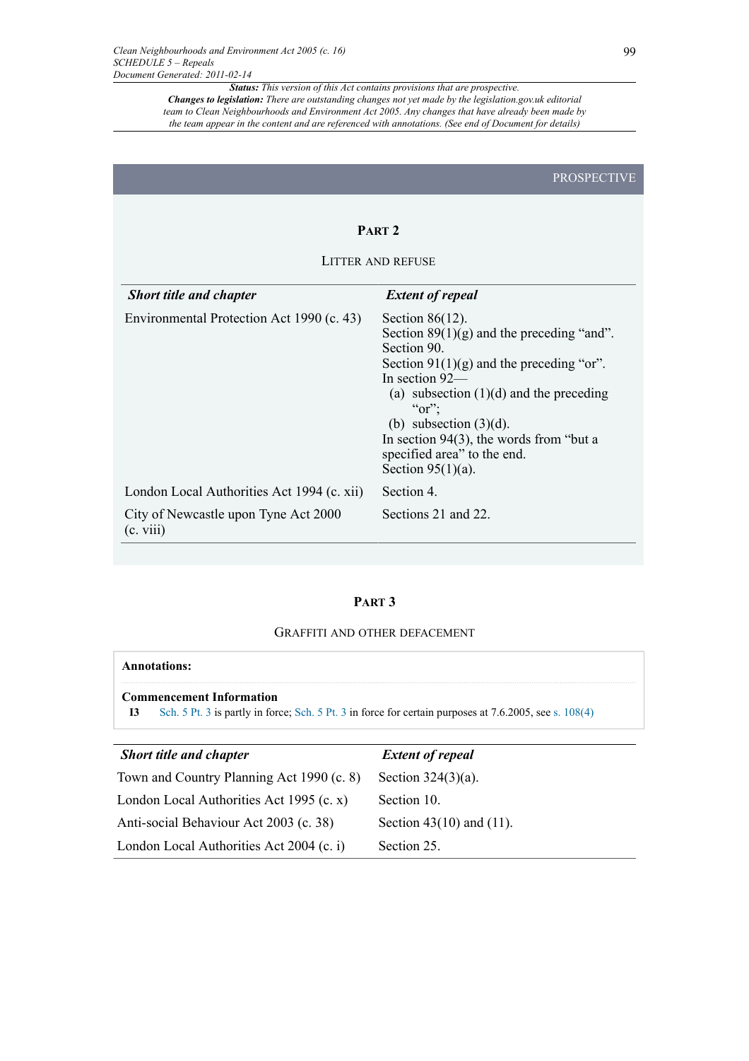PROSPECTIVE

## PART 2

### LITTER AND REFUSE

| *Short title and chapter* | *Extent of repeal* |
|---|---|
| Environmental Protection Act 1990 (c. 43) | Section 86(12).<br>Section 89(1)(g) and the preceding "and".<br>Section 90.<br>Section 91(1)(g) and the preceding "or".<br>In section 92—<br>(a) subsection (1)(d) and the preceding "or";<br>(b) subsection (3)(d).<br>In section 94(3), the words from "but a specified area" to the end.<br>Section 95(1)(a). |
| London Local Authorities Act 1994 (c. xii) | Section 4. |
| City of Newcastle upon Tyne Act 2000 (c. viii) | Sections 21 and 22. |

## PART 3

### GRAFFITI AND OTHER DEFACEMENT

**Annotations:**

**Commencement Information**

**I3** Sch. 5 Pt. 3 is partly in force; Sch. 5 Pt. 3 in force for certain purposes at 7.6.2005, see s. 108(4)

| *Short title and chapter* | *Extent of repeal* |
|---|---|
| Town and Country Planning Act 1990 (c. 8) | Section 324(3)(a). |
| London Local Authorities Act 1995 (c. x) | Section 10. |
| Anti-social Behaviour Act 2003 (c. 38) | Section 43(10) and (11). |
| London Local Authorities Act 2004 (c. i) | Section 25. |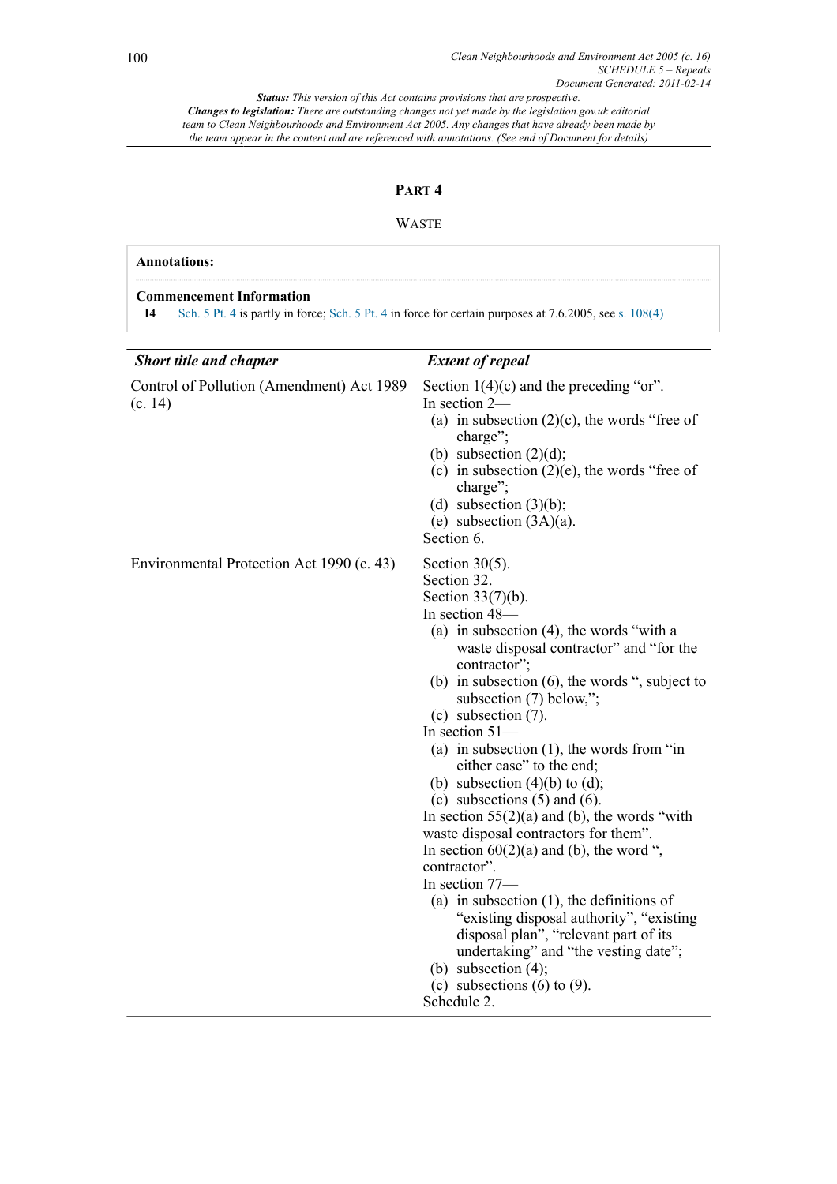**Status:** *This version of this Act contains provisions that are prospective.*
**Changes to legislation:** *There are outstanding changes not yet made by the legislation.gov.uk editorial team to Clean Neighbourhoods and Environment Act 2005. Any changes that have already been made by the team appear in the content and are referenced with annotations. (See end of Document for details)*

## PART 4

### WASTE

**Annotations:**

**Commencement Information**

**I4** Sch. 5 Pt. 4 is partly in force; Sch. 5 Pt. 4 in force for certain purposes at 7.6.2005, see s. 108(4)

| *Short title and chapter* | *Extent of repeal* |
|---|---|
| Control of Pollution (Amendment) Act 1989 (c. 14) | Section 1(4)(c) and the preceding "or".<br>In section 2—<br>(a) in subsection (2)(c), the words "free of charge";<br>(b) subsection (2)(d);<br>(c) in subsection (2)(e), the words "free of charge";<br>(d) subsection (3)(b);<br>(e) subsection (3A)(a).<br>Section 6. |
| Environmental Protection Act 1990 (c. 43) | Section 30(5).<br>Section 32.<br>Section 33(7)(b).<br>In section 48—<br>(a) in subsection (4), the words "with a waste disposal contractor" and "for the contractor";<br>(b) in subsection (6), the words ", subject to subsection (7) below,";<br>(c) subsection (7).<br>In section 51—<br>(a) in subsection (1), the words from "in either case" to the end;<br>(b) subsection (4)(b) to (d);<br>(c) subsections (5) and (6).<br>In section 55(2)(a) and (b), the words "with waste disposal contractors for them".<br>In section 60(2)(a) and (b), the word ", contractor".<br>In section 77—<br>(a) in subsection (1), the definitions of "existing disposal authority", "existing disposal plan", "relevant part of its undertaking" and "the vesting date";<br>(b) subsection (4);<br>(c) subsections (6) to (9).<br>Schedule 2. |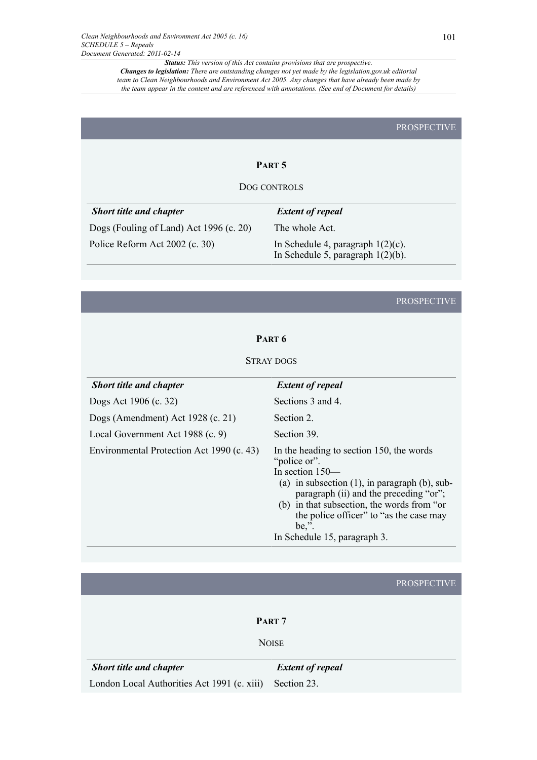PROSPECTIVE

## PART 5

### DOG CONTROLS

| *Short title and chapter* | *Extent of repeal* |
|---|---|
| Dogs (Fouling of Land) Act 1996 (c. 20) | The whole Act. |
| Police Reform Act 2002 (c. 30) | In Schedule 4, paragraph 1(2)(c).<br>In Schedule 5, paragraph 1(2)(b). |

PROSPECTIVE

## PART 6

### STRAY DOGS

| *Short title and chapter* | *Extent of repeal* |
|---|---|
| Dogs Act 1906 (c. 32) | Sections 3 and 4. |
| Dogs (Amendment) Act 1928 (c. 21) | Section 2. |
| Local Government Act 1988 (c. 9) | Section 39. |
| Environmental Protection Act 1990 (c. 43) | In the heading to section 150, the words "police or".<br>In section 150—<br>(a) in subsection (1), in paragraph (b), sub-paragraph (ii) and the preceding "or";<br>(b) in that subsection, the words from "or the police officer" to "as the case may be,".<br>In Schedule 15, paragraph 3. |

PROSPECTIVE

## PART 7

### NOISE

| *Short title and chapter* | *Extent of repeal* |
|---|---|
| London Local Authorities Act 1991 (c. xiii) | Section 23. |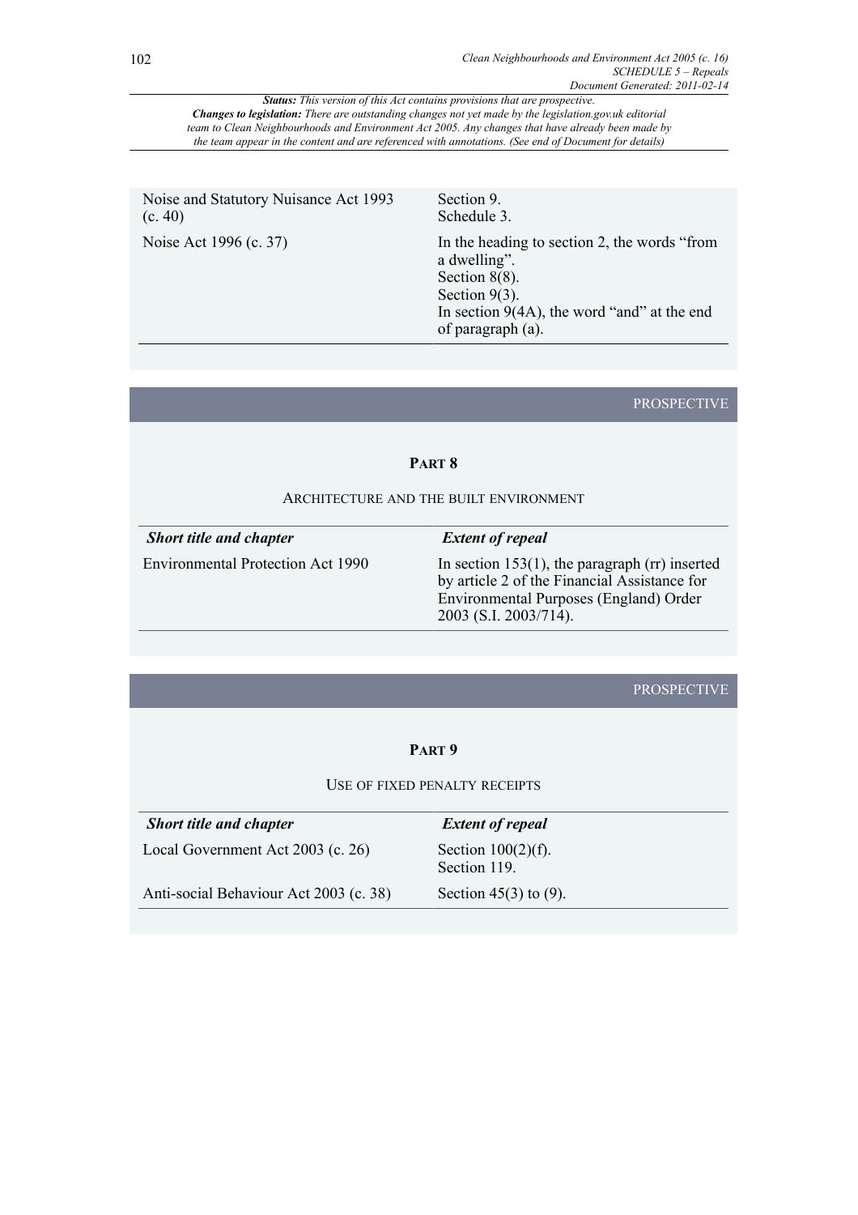*Status: This version of this Act contains provisions that are prospective.*
*Changes to legislation: There are outstanding changes not yet made by the legislation.gov.uk editorial team to Clean Neighbourhoods and Environment Act 2005. Any changes that have already been made by the team appear in the content and are referenced with annotations. (See end of Document for details)*

| | |
|---|---|
| Noise and Statutory Nuisance Act 1993 (c. 40) | Section 9.<br>Schedule 3. |
| Noise Act 1996 (c. 37) | In the heading to section 2, the words "from a dwelling".<br>Section 8(8).<br>Section 9(3).<br>In section 9(4A), the word "and" at the end of paragraph (a). |

PROSPECTIVE

## PART 8

### ARCHITECTURE AND THE BUILT ENVIRONMENT

| *Short title and chapter* | *Extent of repeal* |
|---|---|
| Environmental Protection Act 1990 | In section 153(1), the paragraph (rr) inserted by article 2 of the Financial Assistance for Environmental Purposes (England) Order 2003 (S.I. 2003/714). |

PROSPECTIVE

## PART 9

### USE OF FIXED PENALTY RECEIPTS

| *Short title and chapter* | *Extent of repeal* |
|---|---|
| Local Government Act 2003 (c. 26) | Section 100(2)(f).<br>Section 119. |
| Anti-social Behaviour Act 2003 (c. 38) | Section 45(3) to (9). |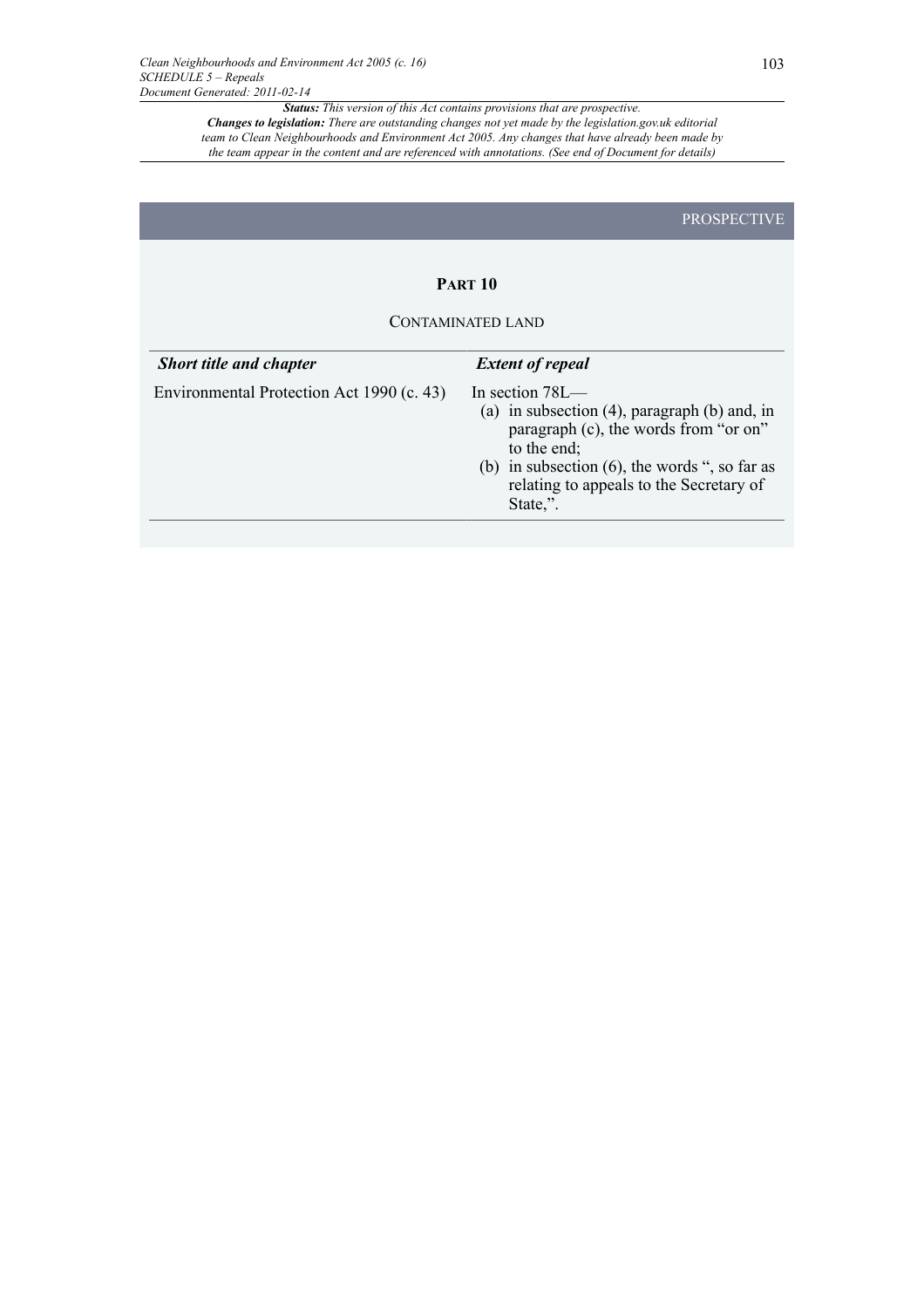*Status: This version of this Act contains provisions that are prospective.*
*Changes to legislation: There are outstanding changes not yet made by the legislation.gov.uk editorial team to Clean Neighbourhoods and Environment Act 2005. Any changes that have already been made by the team appear in the content and are referenced with annotations. (See end of Document for details)*

PROSPECTIVE

## PART 10

### CONTAMINATED LAND

| ***Short title and chapter*** | ***Extent of repeal*** |
| --- | --- |
| Environmental Protection Act 1990 (c. 43) | In section 78L— (a) in subsection (4), paragraph (b) and, in paragraph (c), the words from "or on" to the end; (b) in subsection (6), the words ", so far as relating to appeals to the Secretary of State,". |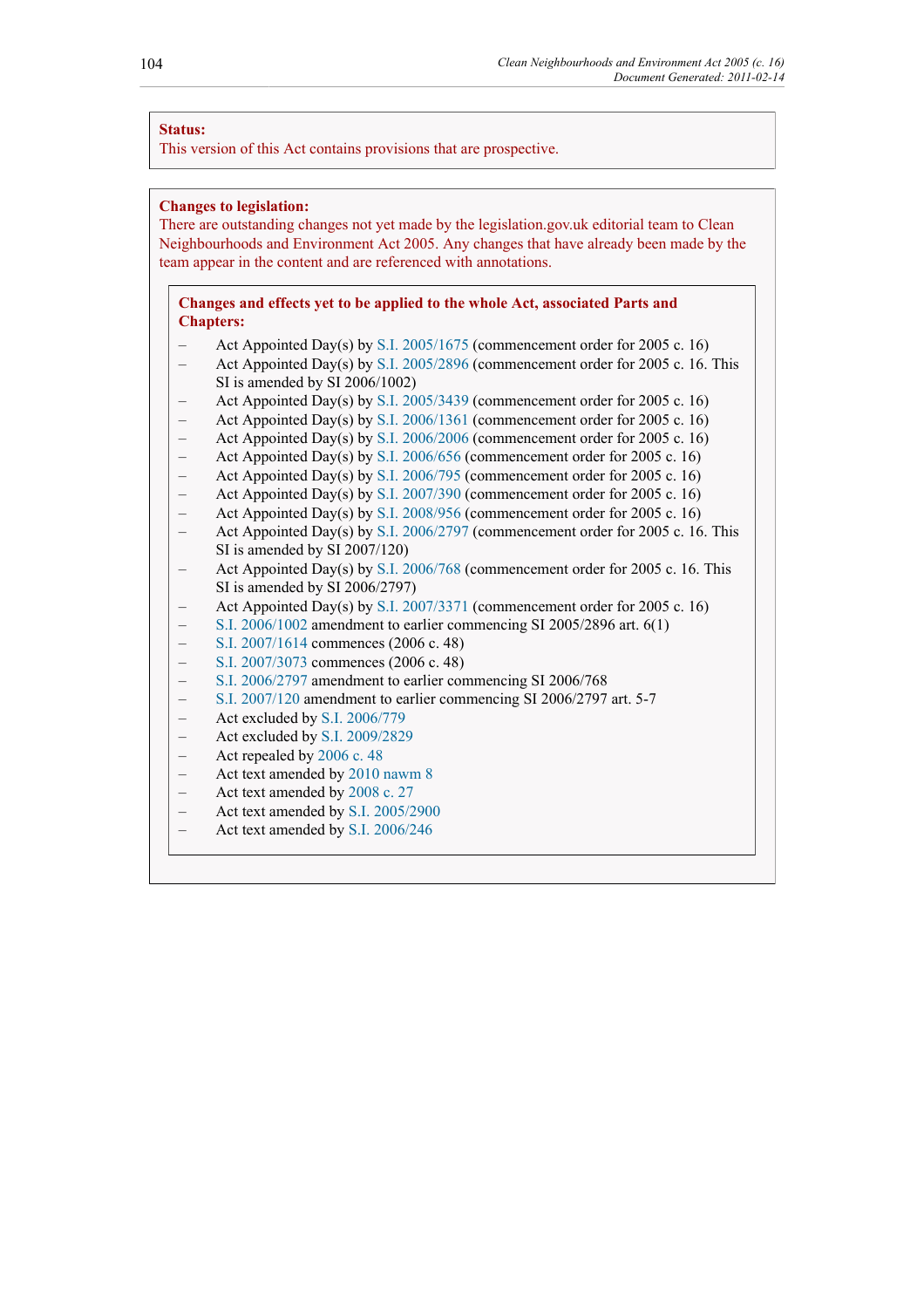**Status:**
This version of this Act contains provisions that are prospective.

**Changes to legislation:**
There are outstanding changes not yet made by the legislation.gov.uk editorial team to Clean Neighbourhoods and Environment Act 2005. Any changes that have already been made by the team appear in the content and are referenced with annotations.

**Changes and effects yet to be applied to the whole Act, associated Parts and Chapters:**

- Act Appointed Day(s) by S.I. 2005/1675 (commencement order for 2005 c. 16)
- Act Appointed Day(s) by S.I. 2005/2896 (commencement order for 2005 c. 16. This SI is amended by SI 2006/1002)
- Act Appointed Day(s) by S.I. 2005/3439 (commencement order for 2005 c. 16)
- Act Appointed Day(s) by S.I. 2006/1361 (commencement order for 2005 c. 16)
- Act Appointed Day(s) by S.I. 2006/2006 (commencement order for 2005 c. 16)
- Act Appointed Day(s) by S.I. 2006/656 (commencement order for 2005 c. 16)
- Act Appointed Day(s) by S.I. 2006/795 (commencement order for 2005 c. 16)
- Act Appointed Day(s) by S.I. 2007/390 (commencement order for 2005 c. 16)
- Act Appointed Day(s) by S.I. 2008/956 (commencement order for 2005 c. 16)
- Act Appointed Day(s) by S.I. 2006/2797 (commencement order for 2005 c. 16. This SI is amended by SI 2007/120)
- Act Appointed Day(s) by S.I. 2006/768 (commencement order for 2005 c. 16. This SI is amended by SI 2006/2797)
- Act Appointed Day(s) by S.I. 2007/3371 (commencement order for 2005 c. 16)
- S.I. 2006/1002 amendment to earlier commencing SI 2005/2896 art. 6(1)
- S.I. 2007/1614 commences (2006 c. 48)
- S.I. 2007/3073 commences (2006 c. 48)
- S.I. 2006/2797 amendment to earlier commencing SI 2006/768
- S.I. 2007/120 amendment to earlier commencing SI 2006/2797 art. 5-7
- Act excluded by S.I. 2006/779
- Act excluded by S.I. 2009/2829
- Act repealed by 2006 c. 48
- Act text amended by 2010 nawm 8
- Act text amended by 2008 c. 27
- Act text amended by S.I. 2005/2900
- Act text amended by S.I. 2006/246